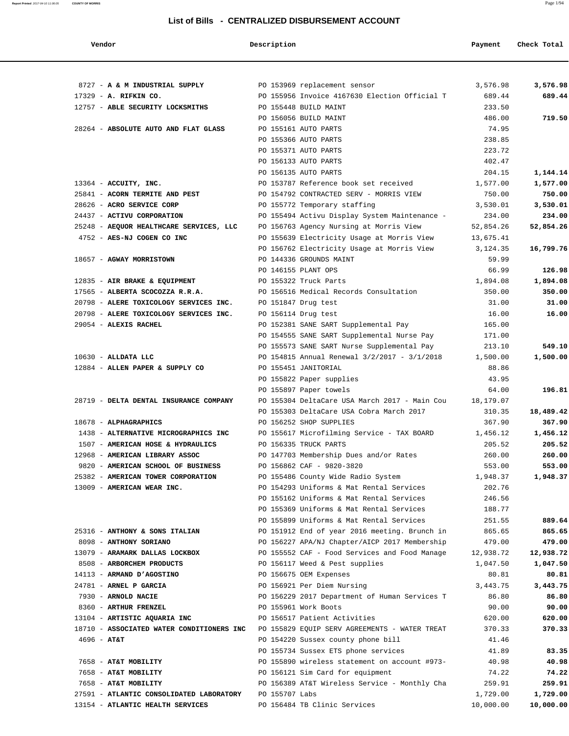# List of Bills - CENTRALIZED DISBURSEMENT ACCOUNT

| Vendor | Description | Payment | Check Total |
|---|---|---|---|
| 8727 - **A & M INDUSTRIAL SUPPLY** | PO 153969 replacement sensor | 3,576.98 | **3,576.98** |
| 17329 - **A. RIFKIN CO.** | PO 155956 Invoice 4167630 Election Official T | 689.44 | **689.44** |
| 12757 - **ABLE SECURITY LOCKSMITHS** | PO 155448 BUILD MAINT | 233.50 | |
| | PO 156056 BUILD MAINT | 486.00 | **719.50** |
| 28264 - **ABSOLUTE AUTO AND FLAT GLASS** | PO 155161 AUTO PARTS | 74.95 | |
| | PO 155366 AUTO PARTS | 238.85 | |
| | PO 155371 AUTO PARTS | 223.72 | |
| | PO 156133 AUTO PARTS | 402.47 | |
| | PO 156135 AUTO PARTS | 204.15 | **1,144.14** |
| 13364 - **ACCUITY, INC.** | PO 153787 Reference book set received | 1,577.00 | **1,577.00** |
| 25841 - **ACORN TERMITE AND PEST** | PO 154792 CONTRACTED SERV - MORRIS VIEW | 750.00 | **750.00** |
| 28626 - **ACRO SERVICE CORP** | PO 155772 Temporary staffing | 3,530.01 | **3,530.01** |
| 24437 - **ACTIVU CORPORATION** | PO 155494 Activu Display System Maintenance - | 234.00 | **234.00** |
| 25248 - **AEQUOR HEALTHCARE SERVICES, LLC** | PO 156763 Agency Nursing at Morris View | 52,854.26 | **52,854.26** |
| 4752 - **AES-NJ COGEN CO INC** | PO 155639 Electricity Usage at Morris View | 13,675.41 | |
| | PO 156762 Electricity Usage at Morris View | 3,124.35 | **16,799.76** |
| 18657 - **AGWAY MORRISTOWN** | PO 144336 GROUNDS MAINT | 59.99 | |
| | PO 146155 PLANT OPS | 66.99 | **126.98** |
| 12835 - **AIR BRAKE & EQUIPMENT** | PO 155322 Truck Parts | 1,894.08 | **1,894.08** |
| 17565 - **ALBERTA SCOCOZZA R.R.A.** | PO 156516 Medical Records Consultation | 350.00 | **350.00** |
| 20798 - **ALERE TOXICOLOGY SERVICES INC.** | PO 151847 Drug test | 31.00 | **31.00** |
| 20798 - **ALERE TOXICOLOGY SERVICES INC.** | PO 156114 Drug test | 16.00 | **16.00** |
| 29054 - **ALEXIS RACHEL** | PO 152381 SANE SART Supplemental Pay | 165.00 | |
| | PO 154555 SANE SART Supplemental Nurse Pay | 171.00 | |
| | PO 155573 SANE SART Nurse Supplemental Pay | 213.10 | **549.10** |
| 10630 - **ALLDATA LLC** | PO 154815 Annual Renewal 3/2/2017 - 3/1/2018 | 1,500.00 | **1,500.00** |
| 12884 - **ALLEN PAPER & SUPPLY CO** | PO 155451 JANITORIAL | 88.86 | |
| | PO 155822 Paper supplies | 43.95 | |
| | PO 155897 Paper towels | 64.00 | **196.81** |
| 28719 - **DELTA DENTAL INSURANCE COMPANY** | PO 155304 DeltaCare USA March 2017 - Main Cou | 18,179.07 | |
| | PO 155303 DeltaCare USA Cobra March 2017 | 310.35 | **18,489.42** |
| 18678 - **ALPHAGRAPHICS** | PO 156252 SHOP SUPPLIES | 367.90 | **367.90** |
| 1438 - **ALTERNATIVE MICROGRAPHICS INC** | PO 155617 Microfilming Service - TAX BOARD | 1,456.12 | **1,456.12** |
| 1507 - **AMERICAN HOSE & HYDRAULICS** | PO 156335 TRUCK PARTS | 205.52 | **205.52** |
| 12968 - **AMERICAN LIBRARY ASSOC** | PO 147703 Membership Dues and/or Rates | 260.00 | **260.00** |
| 9820 - **AMERICAN SCHOOL OF BUSINESS** | PO 156862 CAF - 9820-3820 | 553.00 | **553.00** |
| 25382 - **AMERICAN TOWER CORPORATION** | PO 155486 County Wide Radio System | 1,948.37 | **1,948.37** |
| 13009 - **AMERICAN WEAR INC.** | PO 154293 Uniforms & Mat Rental Services | 202.76 | |
| | PO 155162 Uniforms & Mat Rental Services | 246.56 | |
| | PO 155369 Uniforms & Mat Rental Services | 188.77 | |
| | PO 155899 Uniforms & Mat Rental Services | 251.55 | **889.64** |
| 25316 - **ANTHONY & SONS ITALIAN** | PO 151912 End of year 2016 meeting. Brunch in | 865.65 | **865.65** |
| 8098 - **ANTHONY SORIANO** | PO 156227 APA/NJ Chapter/AICP 2017 Membership | 479.00 | **479.00** |
| 13079 - **ARAMARK DALLAS LOCKBOX** | PO 155552 CAF - Food Services and Food Manage | 12,938.72 | **12,938.72** |
| 8508 - **ARBORCHEM PRODUCTS** | PO 156117 Weed & Pest supplies | 1,047.50 | **1,047.50** |
| 14113 - **ARMAND D'AGOSTINO** | PO 156675 OEM Expenses | 80.81 | **80.81** |
| 24781 - **ARNEL P GARCIA** | PO 156921 Per Diem Nursing | 3,443.75 | **3,443.75** |
| 7930 - **ARNOLD NACIE** | PO 156229 2017 Department of Human Services T | 86.80 | **86.80** |
| 8360 - **ARTHUR FRENZEL** | PO 155961 Work Boots | 90.00 | **90.00** |
| 13104 - **ARTISTIC AQUARIA INC** | PO 156517 Patient Activities | 620.00 | **620.00** |
| 18710 - **ASSOCIATED WATER CONDITIONERS INC** | PO 155829 EQUIP SERV AGREEMENTS - WATER TREAT | 370.33 | **370.33** |
| 4696 - **AT&T** | PO 154220 Sussex county phone bill | 41.46 | |
| | PO 155734 Sussex ETS phone services | 41.89 | **83.35** |
| 7658 - **AT&T MOBILITY** | PO 155890 wireless statement on account #973- | 40.98 | **40.98** |
| 7658 - **AT&T MOBILITY** | PO 156121 Sim Card for equipment | 74.22 | **74.22** |
| 7658 - **AT&T MOBILITY** | PO 156389 AT&T Wireless Service - Monthly Cha | 259.91 | **259.91** |
| 27591 - **ATLANTIC CONSOLIDATED LABORATORY** | PO 155707 Labs | 1,729.00 | **1,729.00** |
| 13154 - **ATLANTIC HEALTH SERVICES** | PO 156484 TB Clinic Services | 10,000.00 | **10,000.00** |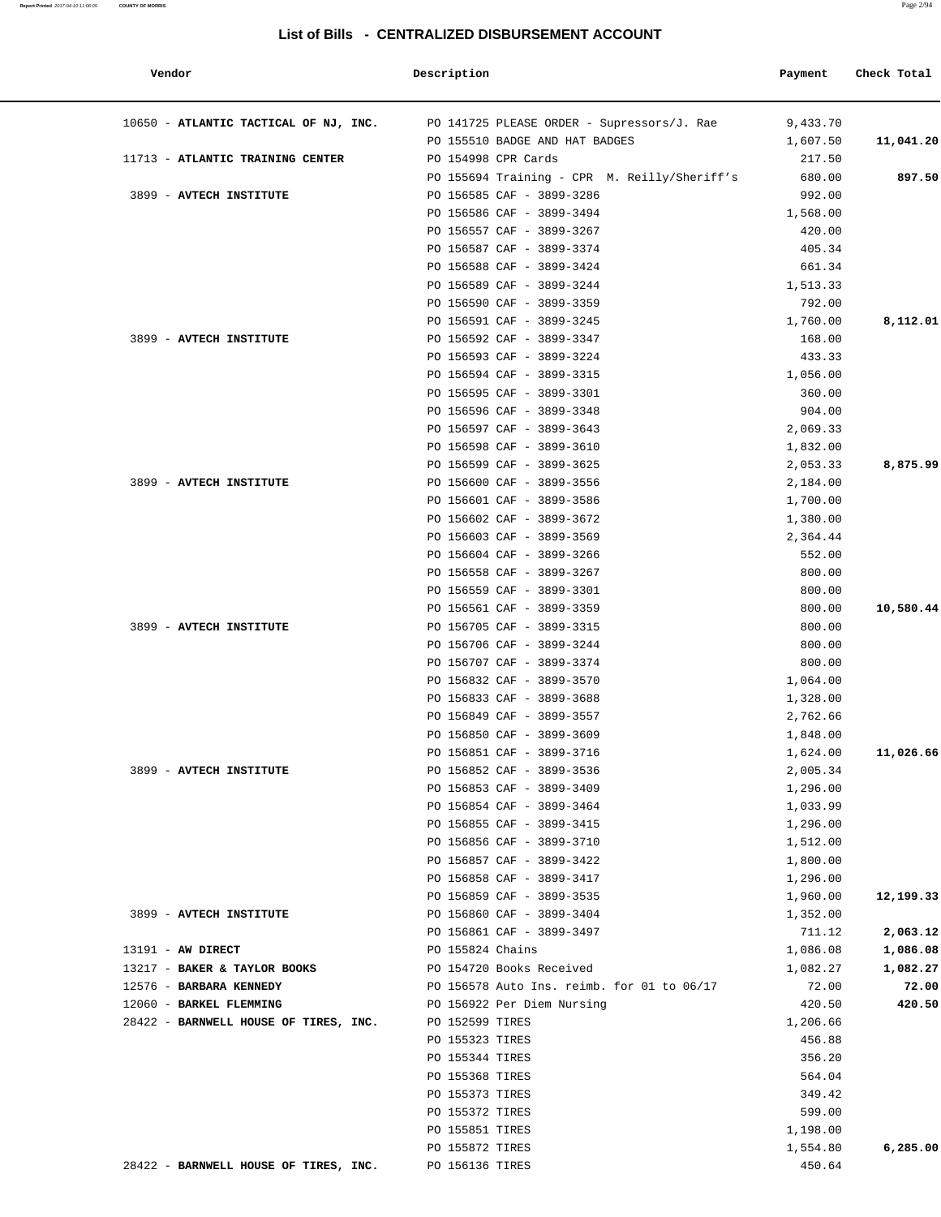## List of Bills - CENTRALIZED DISBURSEMENT ACCOUNT

| Vendor | Description | Payment | Check Total |
|---|---|---|---|
| 10650 - **ATLANTIC TACTICAL OF NJ, INC.** | PO 141725 PLEASE ORDER - Supressors/J. Rae | 9,433.70 | |
| | PO 155510 BADGE AND HAT BADGES | 1,607.50 | **11,041.20** |
| 11713 - **ATLANTIC TRAINING CENTER** | PO 154998 CPR Cards | 217.50 | |
| | PO 155694 Training - CPR M. Reilly/Sheriff's | 680.00 | **897.50** |
| 3899 - **AVTECH INSTITUTE** | PO 156585 CAF - 3899-3286 | 992.00 | |
| | PO 156586 CAF - 3899-3494 | 1,568.00 | |
| | PO 156557 CAF - 3899-3267 | 420.00 | |
| | PO 156587 CAF - 3899-3374 | 405.34 | |
| | PO 156588 CAF - 3899-3424 | 661.34 | |
| | PO 156589 CAF - 3899-3244 | 1,513.33 | |
| | PO 156590 CAF - 3899-3359 | 792.00 | |
| | PO 156591 CAF - 3899-3245 | 1,760.00 | **8,112.01** |
| 3899 - **AVTECH INSTITUTE** | PO 156592 CAF - 3899-3347 | 168.00 | |
| | PO 156593 CAF - 3899-3224 | 433.33 | |
| | PO 156594 CAF - 3899-3315 | 1,056.00 | |
| | PO 156595 CAF - 3899-3301 | 360.00 | |
| | PO 156596 CAF - 3899-3348 | 904.00 | |
| | PO 156597 CAF - 3899-3643 | 2,069.33 | |
| | PO 156598 CAF - 3899-3610 | 1,832.00 | |
| | PO 156599 CAF - 3899-3625 | 2,053.33 | **8,875.99** |
| 3899 - **AVTECH INSTITUTE** | PO 156600 CAF - 3899-3556 | 2,184.00 | |
| | PO 156601 CAF - 3899-3586 | 1,700.00 | |
| | PO 156602 CAF - 3899-3672 | 1,380.00 | |
| | PO 156603 CAF - 3899-3569 | 2,364.44 | |
| | PO 156604 CAF - 3899-3266 | 552.00 | |
| | PO 156558 CAF - 3899-3267 | 800.00 | |
| | PO 156559 CAF - 3899-3301 | 800.00 | |
| | PO 156561 CAF - 3899-3359 | 800.00 | **10,580.44** |
| 3899 - **AVTECH INSTITUTE** | PO 156705 CAF - 3899-3315 | 800.00 | |
| | PO 156706 CAF - 3899-3244 | 800.00 | |
| | PO 156707 CAF - 3899-3374 | 800.00 | |
| | PO 156832 CAF - 3899-3570 | 1,064.00 | |
| | PO 156833 CAF - 3899-3688 | 1,328.00 | |
| | PO 156849 CAF - 3899-3557 | 2,762.66 | |
| | PO 156850 CAF - 3899-3609 | 1,848.00 | |
| | PO 156851 CAF - 3899-3716 | 1,624.00 | **11,026.66** |
| 3899 - **AVTECH INSTITUTE** | PO 156852 CAF - 3899-3536 | 2,005.34 | |
| | PO 156853 CAF - 3899-3409 | 1,296.00 | |
| | PO 156854 CAF - 3899-3464 | 1,033.99 | |
| | PO 156855 CAF - 3899-3415 | 1,296.00 | |
| | PO 156856 CAF - 3899-3710 | 1,512.00 | |
| | PO 156857 CAF - 3899-3422 | 1,800.00 | |
| | PO 156858 CAF - 3899-3417 | 1,296.00 | |
| | PO 156859 CAF - 3899-3535 | 1,960.00 | **12,199.33** |
| 3899 - **AVTECH INSTITUTE** | PO 156860 CAF - 3899-3404 | 1,352.00 | |
| | PO 156861 CAF - 3899-3497 | 711.12 | **2,063.12** |
| 13191 - **AW DIRECT** | PO 155824 Chains | 1,086.08 | **1,086.08** |
| 13217 - **BAKER & TAYLOR BOOKS** | PO 154720 Books Received | 1,082.27 | **1,082.27** |
| 12576 - **BARBARA KENNEDY** | PO 156578 Auto Ins. reimb. for 01 to 06/17 | 72.00 | **72.00** |
| 12060 - **BARKEL FLEMMING** | PO 156922 Per Diem Nursing | 420.50 | **420.50** |
| 28422 - **BARNWELL HOUSE OF TIRES, INC.** | PO 152599 TIRES | 1,206.66 | |
| | PO 155323 TIRES | 456.88 | |
| | PO 155344 TIRES | 356.20 | |
| | PO 155368 TIRES | 564.04 | |
| | PO 155373 TIRES | 349.42 | |
| | PO 155372 TIRES | 599.00 | |
| | PO 155851 TIRES | 1,198.00 | |
| | PO 155872 TIRES | 1,554.80 | **6,285.00** |
| 28422 - **BARNWELL HOUSE OF TIRES, INC.** | PO 156136 TIRES | 450.64 | |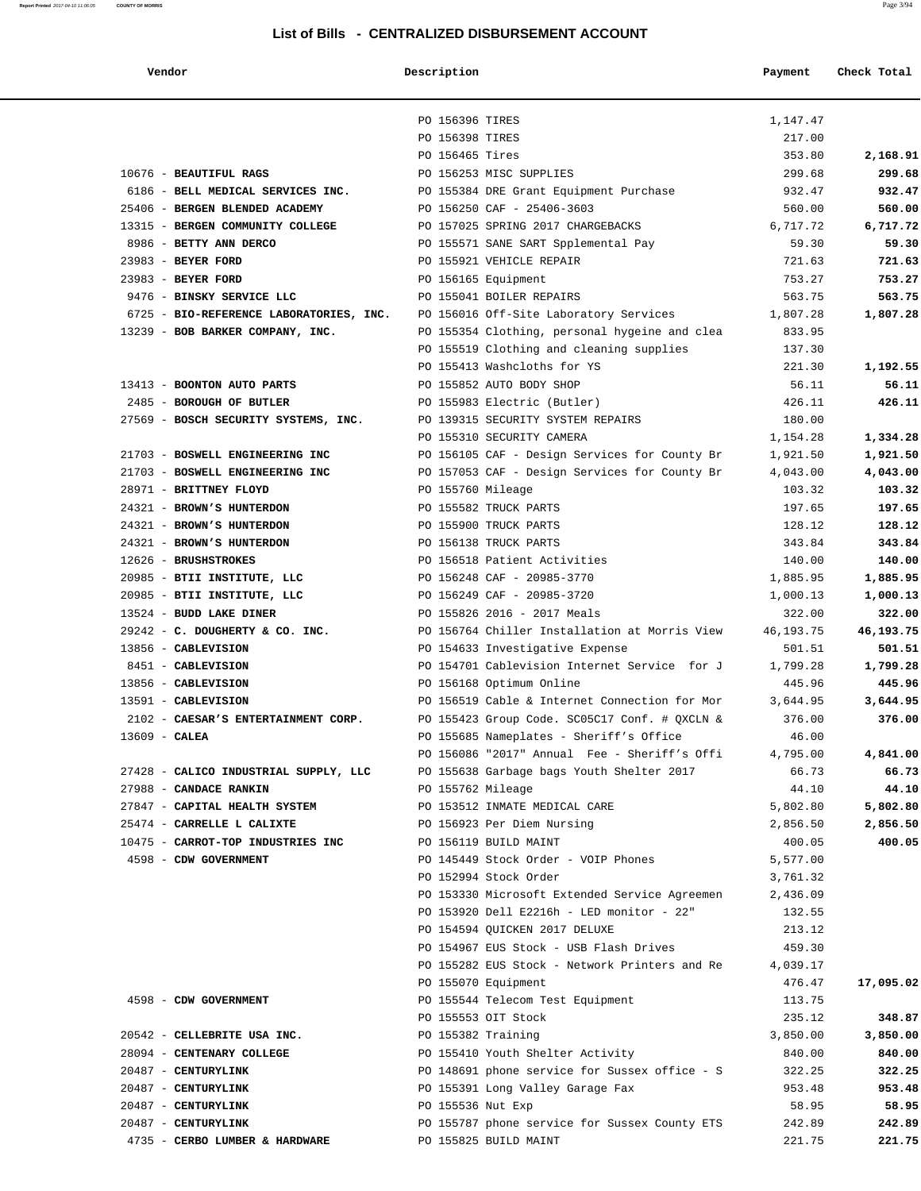## List of Bills - CENTRALIZED DISBURSEMENT ACCOUNT

| Vendor | Description | Payment | Check Total |
|---|---|---|---|
| | PO 156396 TIRES | 1,147.47 | |
| | PO 156398 TIRES | 217.00 | |
| | PO 156465 Tires | 353.80 | **2,168.91** |
| 10676 - **BEAUTIFUL RAGS** | PO 156253 MISC SUPPLIES | 299.68 | **299.68** |
| 6186 - **BELL MEDICAL SERVICES INC.** | PO 155384 DRE Grant Equipment Purchase | 932.47 | **932.47** |
| 25406 - **BERGEN BLENDED ACADEMY** | PO 156250 CAF - 25406-3603 | 560.00 | **560.00** |
| 13315 - **BERGEN COMMUNITY COLLEGE** | PO 157025 SPRING 2017 CHARGEBACKS | 6,717.72 | **6,717.72** |
| 8986 - **BETTY ANN DERCO** | PO 155571 SANE SART Spplemental Pay | 59.30 | **59.30** |
| 23983 - **BEYER FORD** | PO 155921 VEHICLE REPAIR | 721.63 | **721.63** |
| 23983 - **BEYER FORD** | PO 156165 Equipment | 753.27 | **753.27** |
| 9476 - **BINSKY SERVICE LLC** | PO 155041 BOILER REPAIRS | 563.75 | **563.75** |
| 6725 - **BIO-REFERENCE LABORATORIES, INC.** | PO 156016 Off-Site Laboratory Services | 1,807.28 | **1,807.28** |
| 13239 - **BOB BARKER COMPANY, INC.** | PO 155354 Clothing, personal hygeine and clea | 833.95 | |
| | PO 155519 Clothing and cleaning supplies | 137.30 | |
| | PO 155413 Washcloths for YS | 221.30 | **1,192.55** |
| 13413 - **BOONTON AUTO PARTS** | PO 155852 AUTO BODY SHOP | 56.11 | **56.11** |
| 2485 - **BOROUGH OF BUTLER** | PO 155983 Electric (Butler) | 426.11 | **426.11** |
| 27569 - **BOSCH SECURITY SYSTEMS, INC.** | PO 139315 SECURITY SYSTEM REPAIRS | 180.00 | |
| | PO 155310 SECURITY CAMERA | 1,154.28 | **1,334.28** |
| 21703 - **BOSWELL ENGINEERING INC** | PO 156105 CAF - Design Services for County Br | 1,921.50 | **1,921.50** |
| 21703 - **BOSWELL ENGINEERING INC** | PO 157053 CAF - Design Services for County Br | 4,043.00 | **4,043.00** |
| 28971 - **BRITTNEY FLOYD** | PO 155760 Mileage | 103.32 | **103.32** |
| 24321 - **BROWN'S HUNTERDON** | PO 155582 TRUCK PARTS | 197.65 | **197.65** |
| 24321 - **BROWN'S HUNTERDON** | PO 155900 TRUCK PARTS | 128.12 | **128.12** |
| 24321 - **BROWN'S HUNTERDON** | PO 156138 TRUCK PARTS | 343.84 | **343.84** |
| 12626 - **BRUSHSTROKES** | PO 156518 Patient Activities | 140.00 | **140.00** |
| 20985 - **BTII INSTITUTE, LLC** | PO 156248 CAF - 20985-3770 | 1,885.95 | **1,885.95** |
| 20985 - **BTII INSTITUTE, LLC** | PO 156249 CAF - 20985-3720 | 1,000.13 | **1,000.13** |
| 13524 - **BUDD LAKE DINER** | PO 155826 2016 - 2017 Meals | 322.00 | **322.00** |
| 29242 - **C. DOUGHERTY & CO. INC.** | PO 156764 Chiller Installation at Morris View | 46,193.75 | **46,193.75** |
| 13856 - **CABLEVISION** | PO 154633 Investigative Expense | 501.51 | **501.51** |
| 8451 - **CABLEVISION** | PO 154701 Cablevision Internet Service for J | 1,799.28 | **1,799.28** |
| 13856 - **CABLEVISION** | PO 156168 Optimum Online | 445.96 | **445.96** |
| 13591 - **CABLEVISION** | PO 156519 Cable & Internet Connection for Mor | 3,644.95 | **3,644.95** |
| 2102 - **CAESAR'S ENTERTAINMENT CORP.** | PO 155423 Group Code. SC05C17 Conf. # QXCLN & | 376.00 | **376.00** |
| 13609 - **CALEA** | PO 155685 Nameplates - Sheriff's Office | 46.00 | |
| | PO 156086 "2017" Annual Fee - Sheriff's Offi | 4,795.00 | **4,841.00** |
| 27428 - **CALICO INDUSTRIAL SUPPLY, LLC** | PO 155638 Garbage bags Youth Shelter 2017 | 66.73 | **66.73** |
| 27988 - **CANDACE RANKIN** | PO 155762 Mileage | 44.10 | **44.10** |
| 27847 - **CAPITAL HEALTH SYSTEM** | PO 153512 INMATE MEDICAL CARE | 5,802.80 | **5,802.80** |
| 25474 - **CARRELLE L CALIXTE** | PO 156923 Per Diem Nursing | 2,856.50 | **2,856.50** |
| 10475 - **CARROT-TOP INDUSTRIES INC** | PO 156119 BUILD MAINT | 400.05 | **400.05** |
| 4598 - **CDW GOVERNMENT** | PO 145449 Stock Order - VOIP Phones | 5,577.00 | |
| | PO 152994 Stock Order | 3,761.32 | |
| | PO 153330 Microsoft Extended Service Agreemen | 2,436.09 | |
| | PO 153920 Dell E2216h - LED monitor - 22" | 132.55 | |
| | PO 154594 QUICKEN 2017 DELUXE | 213.12 | |
| | PO 154967 EUS Stock - USB Flash Drives | 459.30 | |
| | PO 155282 EUS Stock - Network Printers and Re | 4,039.17 | |
| | PO 155070 Equipment | 476.47 | **17,095.02** |
| 4598 - **CDW GOVERNMENT** | PO 155544 Telecom Test Equipment | 113.75 | |
| | PO 155553 OIT Stock | 235.12 | **348.87** |
| 20542 - **CELLEBRITE USA INC.** | PO 155382 Training | 3,850.00 | **3,850.00** |
| 28094 - **CENTENARY COLLEGE** | PO 155410 Youth Shelter Activity | 840.00 | **840.00** |
| 20487 - **CENTURYLINK** | PO 148691 phone service for Sussex office - S | 322.25 | **322.25** |
| 20487 - **CENTURYLINK** | PO 155391 Long Valley Garage Fax | 953.48 | **953.48** |
| 20487 - **CENTURYLINK** | PO 155536 Nut Exp | 58.95 | **58.95** |
| 20487 - **CENTURYLINK** | PO 155787 phone service for Sussex County ETS | 242.89 | **242.89** |
| 4735 - **CERBO LUMBER & HARDWARE** | PO 155825 BUILD MAINT | 221.75 | **221.75** |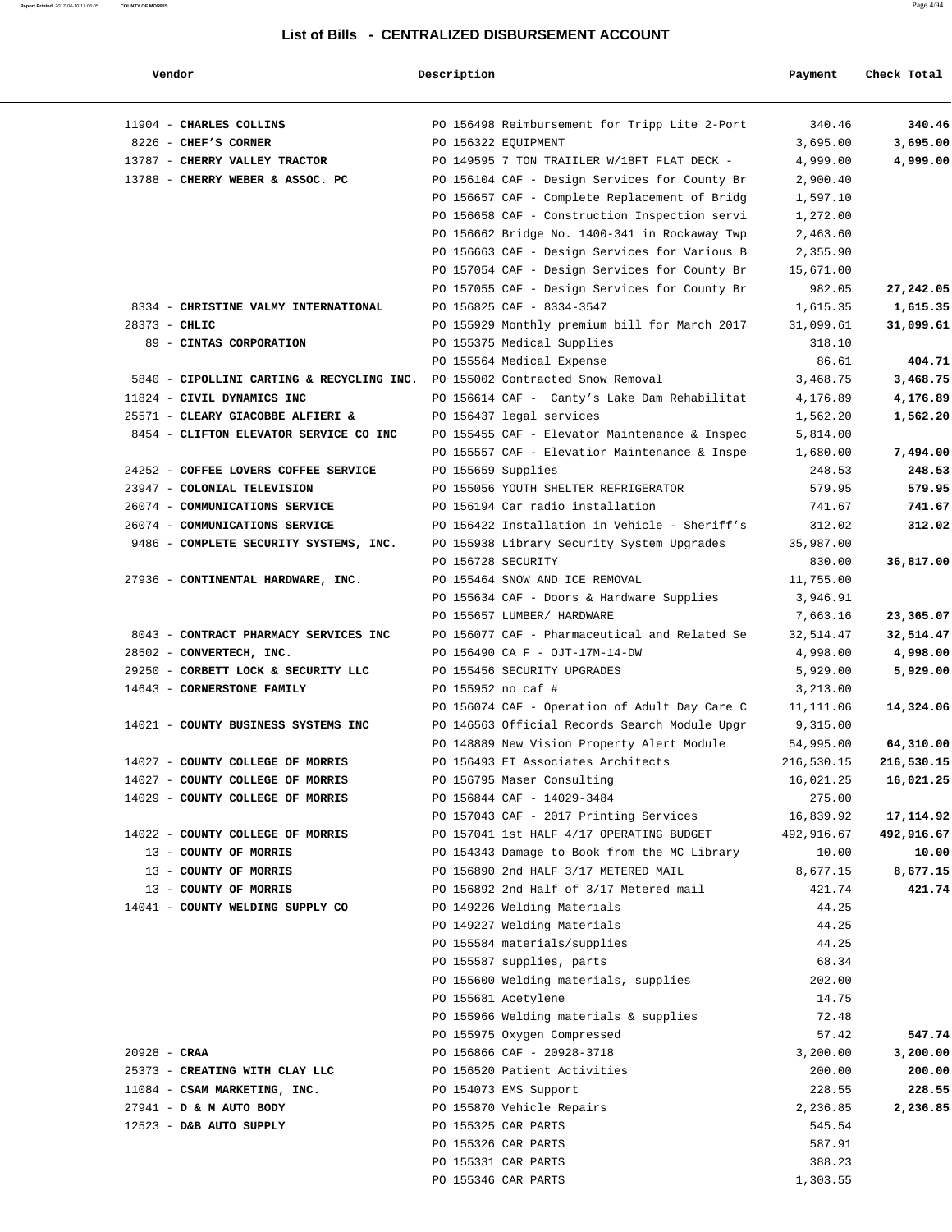## List of Bills - CENTRALIZED DISBURSEMENT ACCOUNT

| Vendor | Description | Payment | Check Total |
|---|---|---|---|
| 11904 - **CHARLES COLLINS** | PO 156498 Reimbursement for Tripp Lite 2-Port | 340.46 | **340.46** |
| 8226 - **CHEF'S CORNER** | PO 156322 EQUIPMENT | 3,695.00 | **3,695.00** |
| 13787 - **CHERRY VALLEY TRACTOR** | PO 149595 7 TON TRAIILER W/18FT FLAT DECK - | 4,999.00 | **4,999.00** |
| 13788 - **CHERRY WEBER & ASSOC. PC** | PO 156104 CAF - Design Services for County Br | 2,900.40 | |
| | PO 156657 CAF - Complete Replacement of Bridg | 1,597.10 | |
| | PO 156658 CAF - Construction Inspection servi | 1,272.00 | |
| | PO 156662 Bridge No. 1400-341 in Rockaway Twp | 2,463.60 | |
| | PO 156663 CAF - Design Services for Various B | 2,355.90 | |
| | PO 157054 CAF - Design Services for County Br | 15,671.00 | |
| | PO 157055 CAF - Design Services for County Br | 982.05 | **27,242.05** |
| 8334 - **CHRISTINE VALMY INTERNATIONAL** | PO 156825 CAF - 8334-3547 | 1,615.35 | **1,615.35** |
| 28373 - **CHLIC** | PO 155929 Monthly premium bill for March 2017 | 31,099.61 | **31,099.61** |
| 89 - **CINTAS CORPORATION** | PO 155375 Medical Supplies | 318.10 | |
| | PO 155564 Medical Expense | 86.61 | **404.71** |
| 5840 - **CIPOLLINI CARTING & RECYCLING INC.** | PO 155002 Contracted Snow Removal | 3,468.75 | **3,468.75** |
| 11824 - **CIVIL DYNAMICS INC** | PO 156614 CAF - Canty's Lake Dam Rehabilitat | 4,176.89 | **4,176.89** |
| 25571 - **CLEARY GIACOBBE ALFIERI &** | PO 156437 legal services | 1,562.20 | **1,562.20** |
| 8454 - **CLIFTON ELEVATOR SERVICE CO INC** | PO 155455 CAF - Elevator Maintenance & Inspec | 5,814.00 | |
| | PO 155557 CAF - Elevatior Maintenance & Inspe | 1,680.00 | **7,494.00** |
| 24252 - **COFFEE LOVERS COFFEE SERVICE** | PO 155659 Supplies | 248.53 | **248.53** |
| 23947 - **COLONIAL TELEVISION** | PO 155056 YOUTH SHELTER REFRIGERATOR | 579.95 | **579.95** |
| 26074 - **COMMUNICATIONS SERVICE** | PO 156194 Car radio installation | 741.67 | **741.67** |
| 26074 - **COMMUNICATIONS SERVICE** | PO 156422 Installation in Vehicle - Sheriff's | 312.02 | **312.02** |
| 9486 - **COMPLETE SECURITY SYSTEMS, INC.** | PO 155938 Library Security System Upgrades | 35,987.00 | |
| | PO 156728 SECURITY | 830.00 | **36,817.00** |
| 27936 - **CONTINENTAL HARDWARE, INC.** | PO 155464 SNOW AND ICE REMOVAL | 11,755.00 | |
| | PO 155634 CAF - Doors & Hardware Supplies | 3,946.91 | |
| | PO 155657 LUMBER/ HARDWARE | 7,663.16 | **23,365.07** |
| 8043 - **CONTRACT PHARMACY SERVICES INC** | PO 156077 CAF - Pharmaceutical and Related Se | 32,514.47 | **32,514.47** |
| 28502 - **CONVERTECH, INC.** | PO 156490 CA F - OJT-17M-14-DW | 4,998.00 | **4,998.00** |
| 29250 - **CORBETT LOCK & SECURITY LLC** | PO 155456 SECURITY UPGRADES | 5,929.00 | **5,929.00** |
| 14643 - **CORNERSTONE FAMILY** | PO 155952 no caf # | 3,213.00 | |
| | PO 156074 CAF - Operation of Adult Day Care C | 11,111.06 | **14,324.06** |
| 14021 - **COUNTY BUSINESS SYSTEMS INC** | PO 146563 Official Records Search Module Upgr | 9,315.00 | |
| | PO 148889 New Vision Property Alert Module | 54,995.00 | **64,310.00** |
| 14027 - **COUNTY COLLEGE OF MORRIS** | PO 156493 EI Associates Architects | 216,530.15 | **216,530.15** |
| 14027 - **COUNTY COLLEGE OF MORRIS** | PO 156795 Maser Consulting | 16,021.25 | **16,021.25** |
| 14029 - **COUNTY COLLEGE OF MORRIS** | PO 156844 CAF - 14029-3484 | 275.00 | |
| | PO 157043 CAF - 2017 Printing Services | 16,839.92 | **17,114.92** |
| 14022 - **COUNTY COLLEGE OF MORRIS** | PO 157041 1st HALF 4/17 OPERATING BUDGET | 492,916.67 | **492,916.67** |
| 13 - **COUNTY OF MORRIS** | PO 154343 Damage to Book from the MC Library | 10.00 | **10.00** |
| 13 - **COUNTY OF MORRIS** | PO 156890 2nd HALF 3/17 METERED MAIL | 8,677.15 | **8,677.15** |
| 13 - **COUNTY OF MORRIS** | PO 156892 2nd Half of 3/17 Metered mail | 421.74 | **421.74** |
| 14041 - **COUNTY WELDING SUPPLY CO** | PO 149226 Welding Materials | 44.25 | |
| | PO 149227 Welding Materials | 44.25 | |
| | PO 155584 materials/supplies | 44.25 | |
| | PO 155587 supplies, parts | 68.34 | |
| | PO 155600 Welding materials, supplies | 202.00 | |
| | PO 155681 Acetylene | 14.75 | |
| | PO 155966 Welding materials & supplies | 72.48 | |
| | PO 155975 Oxygen Compressed | 57.42 | **547.74** |
| 20928 - **CRAA** | PO 156866 CAF - 20928-3718 | 3,200.00 | **3,200.00** |
| 25373 - **CREATING WITH CLAY LLC** | PO 156520 Patient Activities | 200.00 | **200.00** |
| 11084 - **CSAM MARKETING, INC.** | PO 154073 EMS Support | 228.55 | **228.55** |
| 27941 - **D & M AUTO BODY** | PO 155870 Vehicle Repairs | 2,236.85 | **2,236.85** |
| 12523 - **D&B AUTO SUPPLY** | PO 155325 CAR PARTS | 545.54 | |
| | PO 155326 CAR PARTS | 587.91 | |
| | PO 155331 CAR PARTS | 388.23 | |
| | PO 155346 CAR PARTS | 1,303.55 | |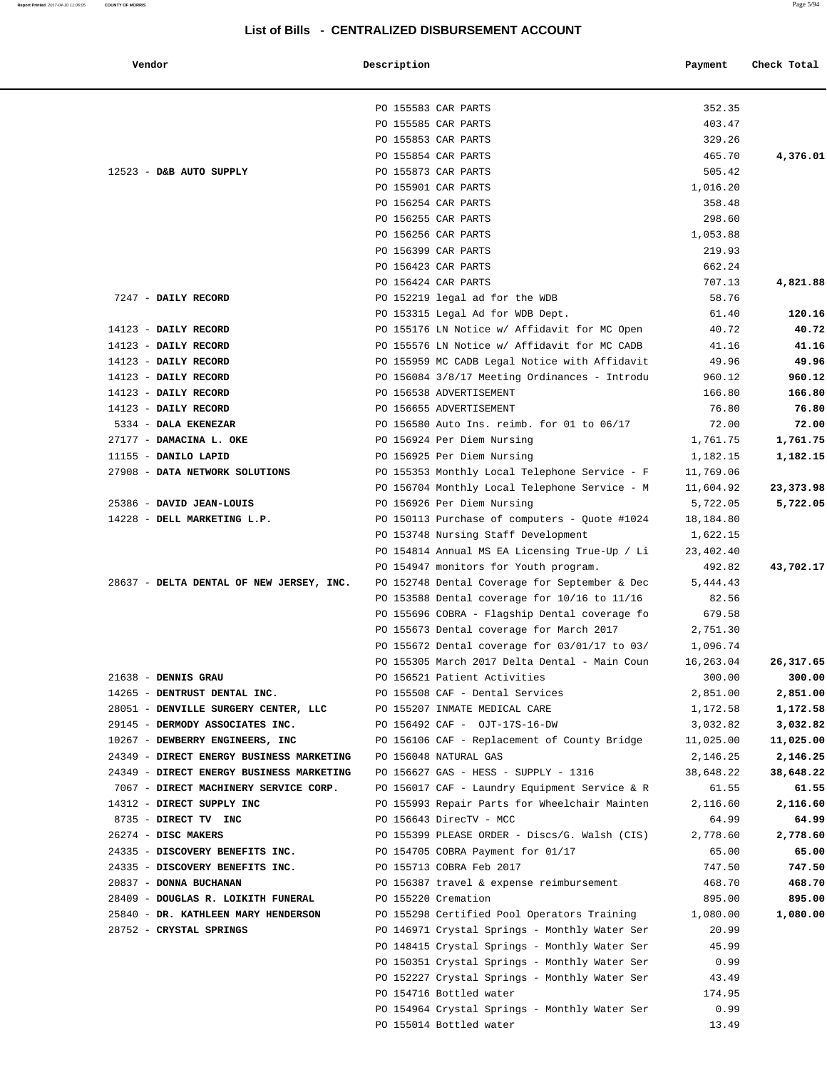# List of Bills - CENTRALIZED DISBURSEMENT ACCOUNT

| Vendor | Description | Payment | Check Total |
|---|---|---|---|
| | PO 155583 CAR PARTS | 352.35 | |
| | PO 155585 CAR PARTS | 403.47 | |
| | PO 155853 CAR PARTS | 329.26 | |
| | PO 155854 CAR PARTS | 465.70 | **4,376.01** |
| 12523 - **D&B AUTO SUPPLY** | PO 155873 CAR PARTS | 505.42 | |
| | PO 155901 CAR PARTS | 1,016.20 | |
| | PO 156254 CAR PARTS | 358.48 | |
| | PO 156255 CAR PARTS | 298.60 | |
| | PO 156256 CAR PARTS | 1,053.88 | |
| | PO 156399 CAR PARTS | 219.93 | |
| | PO 156423 CAR PARTS | 662.24 | |
| | PO 156424 CAR PARTS | 707.13 | **4,821.88** |
| 7247 - **DAILY RECORD** | PO 152219 legal ad for the WDB | 58.76 | |
| | PO 153315 Legal Ad for WDB Dept. | 61.40 | **120.16** |
| 14123 - **DAILY RECORD** | PO 155176 LN Notice w/ Affidavit for MC Open | 40.72 | **40.72** |
| 14123 - **DAILY RECORD** | PO 155576 LN Notice w/ Affidavit for MC CADB | 41.16 | **41.16** |
| 14123 - **DAILY RECORD** | PO 155959 MC CADB Legal Notice with Affidavit | 49.96 | **49.96** |
| 14123 - **DAILY RECORD** | PO 156084 3/8/17 Meeting Ordinances - Introdu | 960.12 | **960.12** |
| 14123 - **DAILY RECORD** | PO 156538 ADVERTISEMENT | 166.80 | **166.80** |
| 14123 - **DAILY RECORD** | PO 156655 ADVERTISEMENT | 76.80 | **76.80** |
| 5334 - **DALA EKENEZAR** | PO 156580 Auto Ins. reimb. for 01 to 06/17 | 72.00 | **72.00** |
| 27177 - **DAMACINA L. OKE** | PO 156924 Per Diem Nursing | 1,761.75 | **1,761.75** |
| 11155 - **DANILO LAPID** | PO 156925 Per Diem Nursing | 1,182.15 | **1,182.15** |
| 27908 - **DATA NETWORK SOLUTIONS** | PO 155353 Monthly Local Telephone Service - F | 11,769.06 | |
| | PO 156704 Monthly Local Telephone Service - M | 11,604.92 | **23,373.98** |
| 25386 - **DAVID JEAN-LOUIS** | PO 156926 Per Diem Nursing | 5,722.05 | **5,722.05** |
| 14228 - **DELL MARKETING L.P.** | PO 150113 Purchase of computers - Quote #1024 | 18,184.80 | |
| | PO 153748 Nursing Staff Development | 1,622.15 | |
| | PO 154814 Annual MS EA Licensing True-Up / Li | 23,402.40 | |
| | PO 154947 monitors for Youth program. | 492.82 | **43,702.17** |
| 28637 - **DELTA DENTAL OF NEW JERSEY, INC.** | PO 152748 Dental Coverage for September & Dec | 5,444.43 | |
| | PO 153588 Dental coverage for 10/16 to 11/16 | 82.56 | |
| | PO 155696 COBRA - Flagship Dental coverage fo | 679.58 | |
| | PO 155673 Dental coverage for March 2017 | 2,751.30 | |
| | PO 155672 Dental coverage for 03/01/17 to 03/ | 1,096.74 | |
| | PO 155305 March 2017 Delta Dental - Main Coun | 16,263.04 | **26,317.65** |
| 21638 - **DENNIS GRAU** | PO 156521 Patient Activities | 300.00 | **300.00** |
| 14265 - **DENTRUST DENTAL INC.** | PO 155508 CAF - Dental Services | 2,851.00 | **2,851.00** |
| 28051 - **DENVILLE SURGERY CENTER, LLC** | PO 155207 INMATE MEDICAL CARE | 1,172.58 | **1,172.58** |
| 29145 - **DERMODY ASSOCIATES INC.** | PO 156492 CAF - OJT-17S-16-DW | 3,032.82 | **3,032.82** |
| 10267 - **DEWBERRY ENGINEERS, INC** | PO 156106 CAF - Replacement of County Bridge | 11,025.00 | **11,025.00** |
| 24349 - **DIRECT ENERGY BUSINESS MARKETING** | PO 156048 NATURAL GAS | 2,146.25 | **2,146.25** |
| 24349 - **DIRECT ENERGY BUSINESS MARKETING** | PO 156627 GAS - HESS - SUPPLY - 1316 | 38,648.22 | **38,648.22** |
| 7067 - **DIRECT MACHINERY SERVICE CORP.** | PO 156017 CAF - Laundry Equipment Service & R | 61.55 | **61.55** |
| 14312 - **DIRECT SUPPLY INC** | PO 155993 Repair Parts for Wheelchair Mainten | 2,116.60 | **2,116.60** |
| 8735 - **DIRECT TV INC** | PO 156643 DirecTV - MCC | 64.99 | **64.99** |
| 26274 - **DISC MAKERS** | PO 155399 PLEASE ORDER - Discs/G. Walsh (CIS) | 2,778.60 | **2,778.60** |
| 24335 - **DISCOVERY BENEFITS INC.** | PO 154705 COBRA Payment for 01/17 | 65.00 | **65.00** |
| 24335 - **DISCOVERY BENEFITS INC.** | PO 155713 COBRA Feb 2017 | 747.50 | **747.50** |
| 20837 - **DONNA BUCHANAN** | PO 156387 travel & expense reimbursement | 468.70 | **468.70** |
| 28409 - **DOUGLAS R. LOIKITH FUNERAL** | PO 155220 Cremation | 895.00 | **895.00** |
| 25840 - **DR. KATHLEEN MARY HENDERSON** | PO 155298 Certified Pool Operators Training | 1,080.00 | **1,080.00** |
| 28752 - **CRYSTAL SPRINGS** | PO 146971 Crystal Springs - Monthly Water Ser | 20.99 | |
| | PO 148415 Crystal Springs - Monthly Water Ser | 45.99 | |
| | PO 150351 Crystal Springs - Monthly Water Ser | 0.99 | |
| | PO 152227 Crystal Springs - Monthly Water Ser | 43.49 | |
| | PO 154716 Bottled water | 174.95 | |
| | PO 154964 Crystal Springs - Monthly Water Ser | 0.99 | |
| | PO 155014 Bottled water | 13.49 | |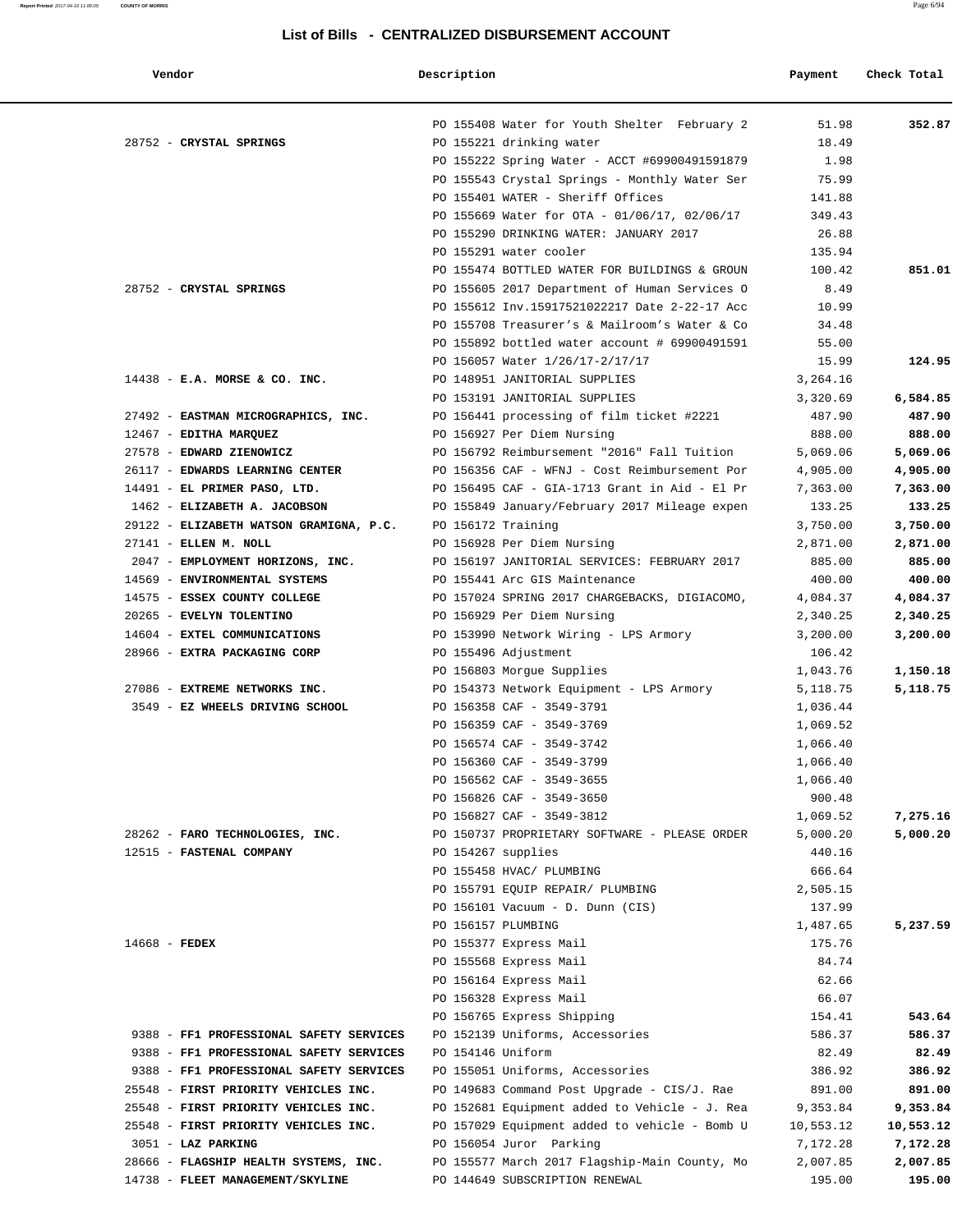## List of Bills - CENTRALIZED DISBURSEMENT ACCOUNT

| Vendor | Description | Payment | Check Total |
|---|---|---|---|
| | PO 155408 Water for Youth Shelter February 2 | 51.98 | **352.87** |
| 28752 - **CRYSTAL SPRINGS** | PO 155221 drinking water | 18.49 | |
| | PO 155222 Spring Water - ACCT #69900491591879 | 1.98 | |
| | PO 155543 Crystal Springs - Monthly Water Ser | 75.99 | |
| | PO 155401 WATER - Sheriff Offices | 141.88 | |
| | PO 155669 Water for OTA - 01/06/17, 02/06/17 | 349.43 | |
| | PO 155290 DRINKING WATER: JANUARY 2017 | 26.88 | |
| | PO 155291 water cooler | 135.94 | |
| | PO 155474 BOTTLED WATER FOR BUILDINGS & GROUN | 100.42 | **851.01** |
| 28752 - **CRYSTAL SPRINGS** | PO 155605 2017 Department of Human Services O | 8.49 | |
| | PO 155612 Inv.15917521022217 Date 2-22-17 Acc | 10.99 | |
| | PO 155708 Treasurer's & Mailroom's Water & Co | 34.48 | |
| | PO 155892 bottled water account # 69900491591 | 55.00 | |
| | PO 156057 Water 1/26/17-2/17/17 | 15.99 | **124.95** |
| 14438 - **E.A. MORSE & CO. INC.** | PO 148951 JANITORIAL SUPPLIES | 3,264.16 | |
| | PO 153191 JANITORIAL SUPPLIES | 3,320.69 | **6,584.85** |
| 27492 - **EASTMAN MICROGRAPHICS, INC.** | PO 156441 processing of film ticket #2221 | 487.90 | **487.90** |
| 12467 - **EDITHA MARQUEZ** | PO 156927 Per Diem Nursing | 888.00 | **888.00** |
| 27578 - **EDWARD ZIENOWICZ** | PO 156792 Reimbursement "2016" Fall Tuition | 5,069.06 | **5,069.06** |
| 26117 - **EDWARDS LEARNING CENTER** | PO 156356 CAF - WFNJ - Cost Reimbursement Por | 4,905.00 | **4,905.00** |
| 14491 - **EL PRIMER PASO, LTD.** | PO 156495 CAF - GIA-1713 Grant in Aid - El Pr | 7,363.00 | **7,363.00** |
| 1462 - **ELIZABETH A. JACOBSON** | PO 155849 January/February 2017 Mileage expen | 133.25 | **133.25** |
| 29122 - **ELIZABETH WATSON GRAMIGNA, P.C.** | PO 156172 Training | 3,750.00 | **3,750.00** |
| 27141 - **ELLEN M. NOLL** | PO 156928 Per Diem Nursing | 2,871.00 | **2,871.00** |
| 2047 - **EMPLOYMENT HORIZONS, INC.** | PO 156197 JANITORIAL SERVICES: FEBRUARY 2017 | 885.00 | **885.00** |
| 14569 - **ENVIRONMENTAL SYSTEMS** | PO 155441 Arc GIS Maintenance | 400.00 | **400.00** |
| 14575 - **ESSEX COUNTY COLLEGE** | PO 157024 SPRING 2017 CHARGEBACKS, DIGIACOMO, | 4,084.37 | **4,084.37** |
| 20265 - **EVELYN TOLENTINO** | PO 156929 Per Diem Nursing | 2,340.25 | **2,340.25** |
| 14604 - **EXTEL COMMUNICATIONS** | PO 153990 Network Wiring - LPS Armory | 3,200.00 | **3,200.00** |
| 28966 - **EXTRA PACKAGING CORP** | PO 155496 Adjustment | 106.42 | |
| | PO 156803 Morgue Supplies | 1,043.76 | **1,150.18** |
| 27086 - **EXTREME NETWORKS INC.** | PO 154373 Network Equipment - LPS Armory | 5,118.75 | **5,118.75** |
| 3549 - **EZ WHEELS DRIVING SCHOOL** | PO 156358 CAF - 3549-3791 | 1,036.44 | |
| | PO 156359 CAF - 3549-3769 | 1,069.52 | |
| | PO 156574 CAF - 3549-3742 | 1,066.40 | |
| | PO 156360 CAF - 3549-3799 | 1,066.40 | |
| | PO 156562 CAF - 3549-3655 | 1,066.40 | |
| | PO 156826 CAF - 3549-3650 | 900.48 | |
| | PO 156827 CAF - 3549-3812 | 1,069.52 | **7,275.16** |
| 28262 - **FARO TECHNOLOGIES, INC.** | PO 150737 PROPRIETARY SOFTWARE - PLEASE ORDER | 5,000.20 | **5,000.20** |
| 12515 - **FASTENAL COMPANY** | PO 154267 supplies | 440.16 | |
| | PO 155458 HVAC/ PLUMBING | 666.64 | |
| | PO 155791 EQUIP REPAIR/ PLUMBING | 2,505.15 | |
| | PO 156101 Vacuum - D. Dunn (CIS) | 137.99 | |
| | PO 156157 PLUMBING | 1,487.65 | **5,237.59** |
| 14668 - **FEDEX** | PO 155377 Express Mail | 175.76 | |
| | PO 155568 Express Mail | 84.74 | |
| | PO 156164 Express Mail | 62.66 | |
| | PO 156328 Express Mail | 66.07 | |
| | PO 156765 Express Shipping | 154.41 | **543.64** |
| 9388 - **FF1 PROFESSIONAL SAFETY SERVICES** | PO 152139 Uniforms, Accessories | 586.37 | **586.37** |
| 9388 - **FF1 PROFESSIONAL SAFETY SERVICES** | PO 154146 Uniform | 82.49 | **82.49** |
| 9388 - **FF1 PROFESSIONAL SAFETY SERVICES** | PO 155051 Uniforms, Accessories | 386.92 | **386.92** |
| 25548 - **FIRST PRIORITY VEHICLES INC.** | PO 149683 Command Post Upgrade - CIS/J. Rae | 891.00 | **891.00** |
| 25548 - **FIRST PRIORITY VEHICLES INC.** | PO 152681 Equipment added to Vehicle - J. Rea | 9,353.84 | **9,353.84** |
| 25548 - **FIRST PRIORITY VEHICLES INC.** | PO 157029 Equipment added to vehicle - Bomb U | 10,553.12 | **10,553.12** |
| 3051 - **LAZ PARKING** | PO 156054 Juror Parking | 7,172.28 | **7,172.28** |
| 28666 - **FLAGSHIP HEALTH SYSTEMS, INC.** | PO 155577 March 2017 Flagship-Main County, Mo | 2,007.85 | **2,007.85** |
| 14738 - **FLEET MANAGEMENT/SKYLINE** | PO 144649 SUBSCRIPTION RENEWAL | 195.00 | **195.00** |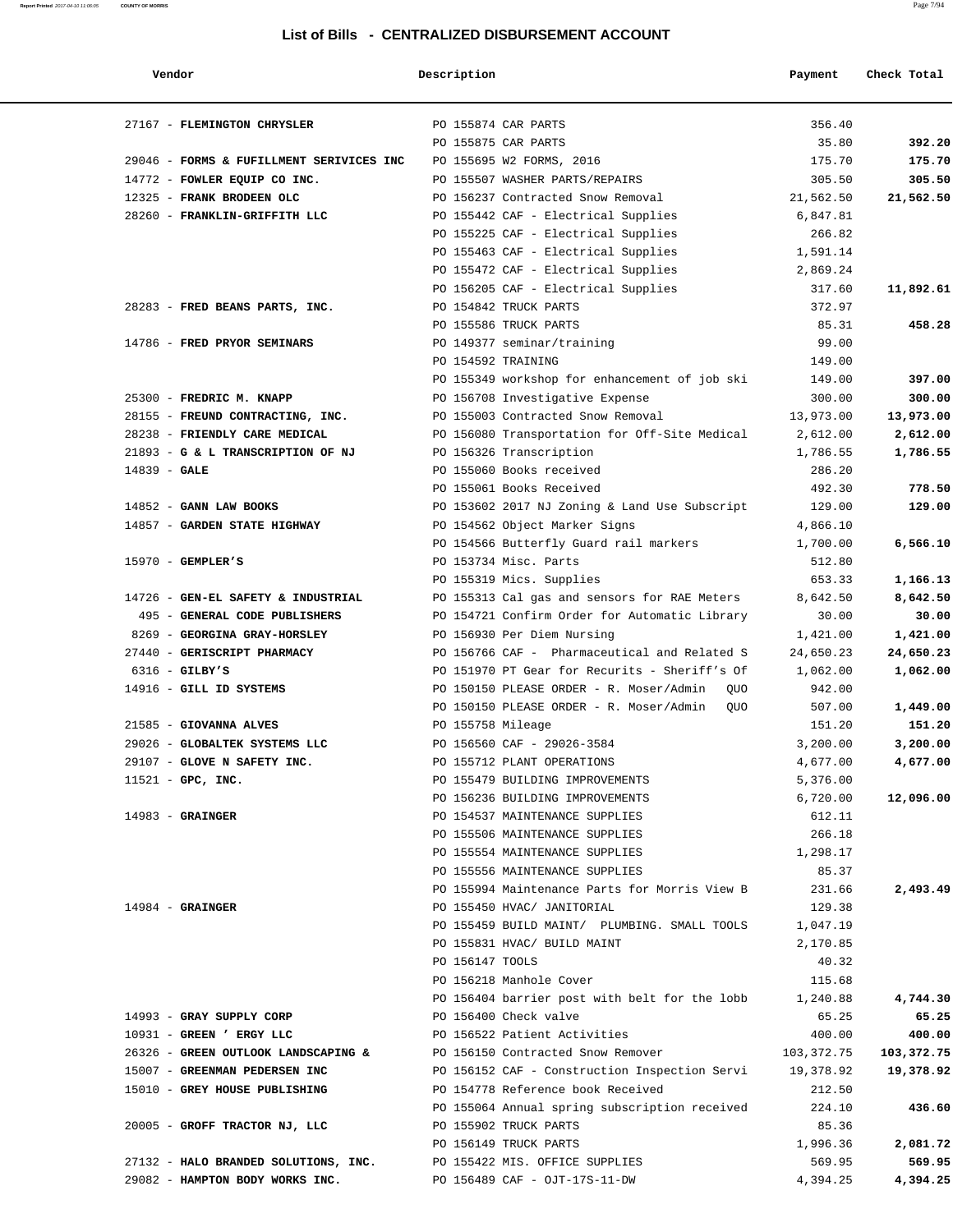## List of Bills - CENTRALIZED DISBURSEMENT ACCOUNT

| Vendor | Description | Payment | Check Total |
|---|---|---|---|
| 27167 - **FLEMINGTON CHRYSLER** | PO 155874 CAR PARTS | 356.40 | |
| | PO 155875 CAR PARTS | 35.80 | **392.20** |
| 29046 - **FORMS & FUFILLMENT SERIVICES INC** | PO 155695 W2 FORMS, 2016 | 175.70 | **175.70** |
| 14772 - **FOWLER EQUIP CO INC.** | PO 155507 WASHER PARTS/REPAIRS | 305.50 | **305.50** |
| 12325 - **FRANK BRODEEN OLC** | PO 156237 Contracted Snow Removal | 21,562.50 | **21,562.50** |
| 28260 - **FRANKLIN-GRIFFITH LLC** | PO 155442 CAF - Electrical Supplies | 6,847.81 | |
| | PO 155225 CAF - Electrical Supplies | 266.82 | |
| | PO 155463 CAF - Electrical Supplies | 1,591.14 | |
| | PO 155472 CAF - Electrical Supplies | 2,869.24 | |
| | PO 156205 CAF - Electrical Supplies | 317.60 | **11,892.61** |
| 28283 - **FRED BEANS PARTS, INC.** | PO 154842 TRUCK PARTS | 372.97 | |
| | PO 155586 TRUCK PARTS | 85.31 | **458.28** |
| 14786 - **FRED PRYOR SEMINARS** | PO 149377 seminar/training | 99.00 | |
| | PO 154592 TRAINING | 149.00 | |
| | PO 155349 workshop for enhancement of job ski | 149.00 | **397.00** |
| 25300 - **FREDRIC M. KNAPP** | PO 156708 Investigative Expense | 300.00 | **300.00** |
| 28155 - **FREUND CONTRACTING, INC.** | PO 155003 Contracted Snow Removal | 13,973.00 | **13,973.00** |
| 28238 - **FRIENDLY CARE MEDICAL** | PO 156080 Transportation for Off-Site Medical | 2,612.00 | **2,612.00** |
| 21893 - **G & L TRANSCRIPTION OF NJ** | PO 156326 Transcription | 1,786.55 | **1,786.55** |
| 14839 - **GALE** | PO 155060 Books received | 286.20 | |
| | PO 155061 Books Received | 492.30 | **778.50** |
| 14852 - **GANN LAW BOOKS** | PO 153602 2017 NJ Zoning & Land Use Subscript | 129.00 | **129.00** |
| 14857 - **GARDEN STATE HIGHWAY** | PO 154562 Object Marker Signs | 4,866.10 | |
| | PO 154566 Butterfly Guard rail markers | 1,700.00 | **6,566.10** |
| 15970 - **GEMPLER'S** | PO 153734 Misc. Parts | 512.80 | |
| | PO 155319 Mics. Supplies | 653.33 | **1,166.13** |
| 14726 - **GEN-EL SAFETY & INDUSTRIAL** | PO 155313 Cal gas and sensors for RAE Meters | 8,642.50 | **8,642.50** |
| 495 - **GENERAL CODE PUBLISHERS** | PO 154721 Confirm Order for Automatic Library | 30.00 | **30.00** |
| 8269 - **GEORGINA GRAY-HORSLEY** | PO 156930 Per Diem Nursing | 1,421.00 | **1,421.00** |
| 27440 - **GERISCRIPT PHARMACY** | PO 156766 CAF - Pharmaceutical and Related S | 24,650.23 | **24,650.23** |
| 6316 - **GILBY'S** | PO 151970 PT Gear for Recurits - Sheriff's Of | 1,062.00 | **1,062.00** |
| 14916 - **GILL ID SYSTEMS** | PO 150150 PLEASE ORDER - R. Moser/Admin QUO | 942.00 | |
| | PO 150150 PLEASE ORDER - R. Moser/Admin QUO | 507.00 | **1,449.00** |
| 21585 - **GIOVANNA ALVES** | PO 155758 Mileage | 151.20 | **151.20** |
| 29026 - **GLOBALTEK SYSTEMS LLC** | PO 156560 CAF - 29026-3584 | 3,200.00 | **3,200.00** |
| 29107 - **GLOVE N SAFETY INC.** | PO 155712 PLANT OPERATIONS | 4,677.00 | **4,677.00** |
| 11521 - **GPC, INC.** | PO 155479 BUILDING IMPROVEMENTS | 5,376.00 | |
| | PO 156236 BUILDING IMPROVEMENTS | 6,720.00 | **12,096.00** |
| 14983 - **GRAINGER** | PO 154537 MAINTENANCE SUPPLIES | 612.11 | |
| | PO 155506 MAINTENANCE SUPPLIES | 266.18 | |
| | PO 155554 MAINTENANCE SUPPLIES | 1,298.17 | |
| | PO 155556 MAINTENANCE SUPPLIES | 85.37 | |
| | PO 155994 Maintenance Parts for Morris View B | 231.66 | **2,493.49** |
| 14984 - **GRAINGER** | PO 155450 HVAC/ JANITORIAL | 129.38 | |
| | PO 155459 BUILD MAINT/ PLUMBING. SMALL TOOLS | 1,047.19 | |
| | PO 155831 HVAC/ BUILD MAINT | 2,170.85 | |
| | PO 156147 TOOLS | 40.32 | |
| | PO 156218 Manhole Cover | 115.68 | |
| | PO 156404 barrier post with belt for the lobb | 1,240.88 | **4,744.30** |
| 14993 - **GRAY SUPPLY CORP** | PO 156400 Check valve | 65.25 | **65.25** |
| 10931 - **GREEN ' ERGY LLC** | PO 156522 Patient Activities | 400.00 | **400.00** |
| 26326 - **GREEN OUTLOOK LANDSCAPING &** | PO 156150 Contracted Snow Remover | 103,372.75 | **103,372.75** |
| 15007 - **GREENMAN PEDERSEN INC** | PO 156152 CAF - Construction Inspection Servi | 19,378.92 | **19,378.92** |
| 15010 - **GREY HOUSE PUBLISHING** | PO 154778 Reference book Received | 212.50 | |
| | PO 155064 Annual spring subscription received | 224.10 | **436.60** |
| 20005 - **GROFF TRACTOR NJ, LLC** | PO 155902 TRUCK PARTS | 85.36 | |
| | PO 156149 TRUCK PARTS | 1,996.36 | **2,081.72** |
| 27132 - **HALO BRANDED SOLUTIONS, INC.** | PO 155422 MIS. OFFICE SUPPLIES | 569.95 | **569.95** |
| 29082 - **HAMPTON BODY WORKS INC.** | PO 156489 CAF - OJT-17S-11-DW | 4,394.25 | **4,394.25** |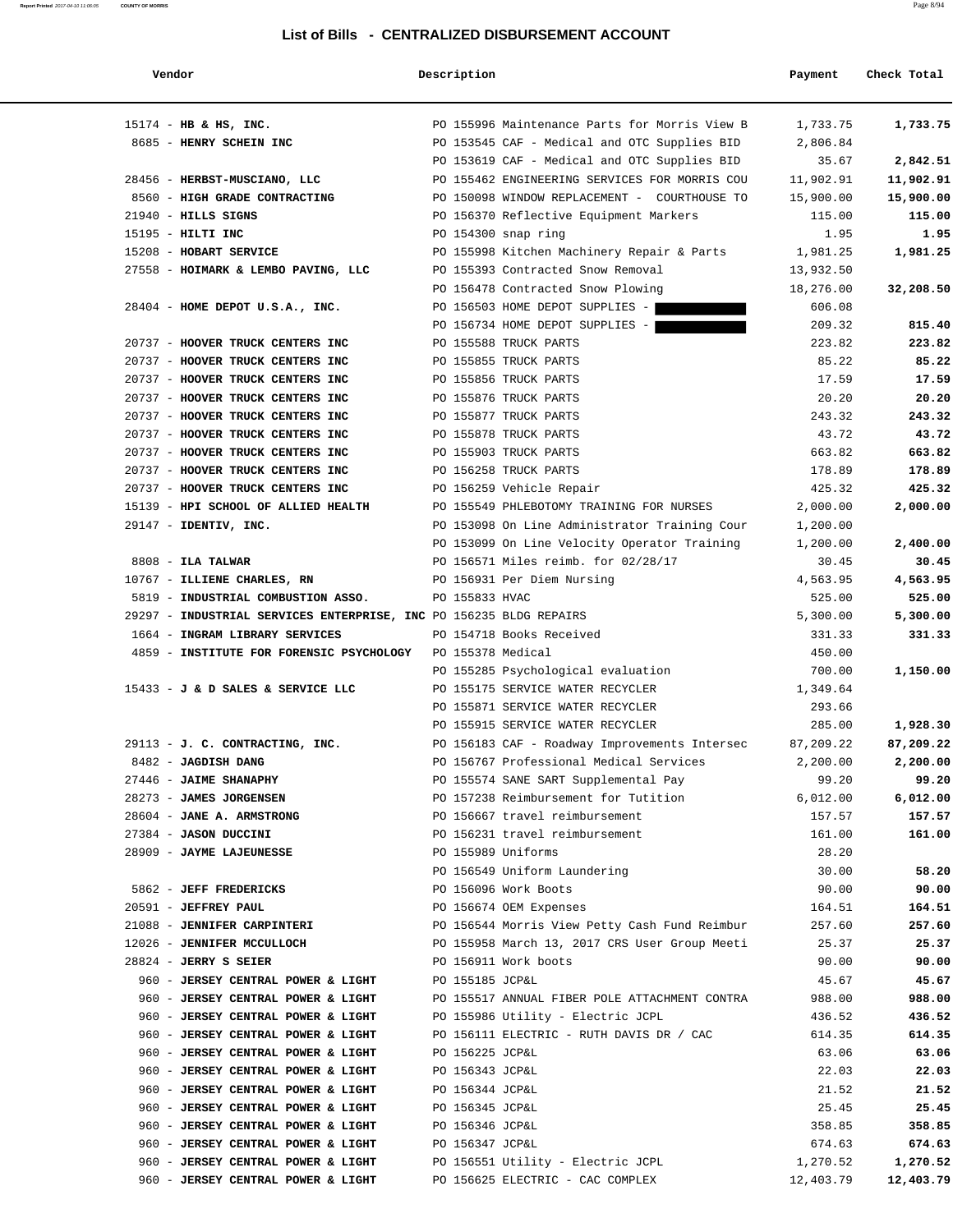## List of Bills - CENTRALIZED DISBURSEMENT ACCOUNT

| Vendor | Description | Payment | Check Total |
|---|---|---|---|
| 15174 - **HB & HS, INC.** | PO 155996 Maintenance Parts for Morris View B | 1,733.75 | **1,733.75** |
| 8685 - **HENRY SCHEIN INC** | PO 153545 CAF - Medical and OTC Supplies BID | 2,806.84 | |
| | PO 153619 CAF - Medical and OTC Supplies BID | 35.67 | **2,842.51** |
| 28456 - **HERBST-MUSCIANO, LLC** | PO 155462 ENGINEERING SERVICES FOR MORRIS COU | 11,902.91 | **11,902.91** |
| 8560 - **HIGH GRADE CONTRACTING** | PO 150098 WINDOW REPLACEMENT - COURTHOUSE TO | 15,900.00 | **15,900.00** |
| 21940 - **HILLS SIGNS** | PO 156370 Reflective Equipment Markers | 115.00 | **115.00** |
| 15195 - **HILTI INC** | PO 154300 snap ring | 1.95 | **1.95** |
| 15208 - **HOBART SERVICE** | PO 155998 Kitchen Machinery Repair & Parts | 1,981.25 | **1,981.25** |
| 27558 - **HOIMARK & LEMBO PAVING, LLC** | PO 155393 Contracted Snow Removal | 13,932.50 | |
| | PO 156478 Contracted Snow Plowing | 18,276.00 | **32,208.50** |
| 28404 - **HOME DEPOT U.S.A., INC.** | PO 156503 HOME DEPOT SUPPLIES - | 606.08 | |
| | PO 156734 HOME DEPOT SUPPLIES - | 209.32 | **815.40** |
| 20737 - **HOOVER TRUCK CENTERS INC** | PO 155588 TRUCK PARTS | 223.82 | **223.82** |
| 20737 - **HOOVER TRUCK CENTERS INC** | PO 155855 TRUCK PARTS | 85.22 | **85.22** |
| 20737 - **HOOVER TRUCK CENTERS INC** | PO 155856 TRUCK PARTS | 17.59 | **17.59** |
| 20737 - **HOOVER TRUCK CENTERS INC** | PO 155876 TRUCK PARTS | 20.20 | **20.20** |
| 20737 - **HOOVER TRUCK CENTERS INC** | PO 155877 TRUCK PARTS | 243.32 | **243.32** |
| 20737 - **HOOVER TRUCK CENTERS INC** | PO 155878 TRUCK PARTS | 43.72 | **43.72** |
| 20737 - **HOOVER TRUCK CENTERS INC** | PO 155903 TRUCK PARTS | 663.82 | **663.82** |
| 20737 - **HOOVER TRUCK CENTERS INC** | PO 156258 TRUCK PARTS | 178.89 | **178.89** |
| 20737 - **HOOVER TRUCK CENTERS INC** | PO 156259 Vehicle Repair | 425.32 | **425.32** |
| 15139 - **HPI SCHOOL OF ALLIED HEALTH** | PO 155549 PHLEBOTOMY TRAINING FOR NURSES | 2,000.00 | **2,000.00** |
| 29147 - **IDENTIV, INC.** | PO 153098 On Line Administrator Training Cour | 1,200.00 | |
| | PO 153099 On Line Velocity Operator Training | 1,200.00 | **2,400.00** |
| 8808 - **ILA TALWAR** | PO 156571 Miles reimb. for 02/28/17 | 30.45 | **30.45** |
| 10767 - **ILLIENE CHARLES, RN** | PO 156931 Per Diem Nursing | 4,563.95 | **4,563.95** |
| 5819 - **INDUSTRIAL COMBUSTION ASSO.** | PO 155833 HVAC | 525.00 | **525.00** |
| 29297 - **INDUSTRIAL SERVICES ENTERPRISE, INC** | PO 156235 BLDG REPAIRS | 5,300.00 | **5,300.00** |
| 1664 - **INGRAM LIBRARY SERVICES** | PO 154718 Books Received | 331.33 | **331.33** |
| 4859 - **INSTITUTE FOR FORENSIC PSYCHOLOGY** | PO 155378 Medical | 450.00 | |
| | PO 155285 Psychological evaluation | 700.00 | **1,150.00** |
| 15433 - **J & D SALES & SERVICE LLC** | PO 155175 SERVICE WATER RECYCLER | 1,349.64 | |
| | PO 155871 SERVICE WATER RECYCLER | 293.66 | |
| | PO 155915 SERVICE WATER RECYCLER | 285.00 | **1,928.30** |
| 29113 - **J. C. CONTRACTING, INC.** | PO 156183 CAF - Roadway Improvements Intersec | 87,209.22 | **87,209.22** |
| 8482 - **JAGDISH DANG** | PO 156767 Professional Medical Services | 2,200.00 | **2,200.00** |
| 27446 - **JAIME SHANAPHY** | PO 155574 SANE SART Supplemental Pay | 99.20 | **99.20** |
| 28273 - **JAMES JORGENSEN** | PO 157238 Reimbursement for Tutition | 6,012.00 | **6,012.00** |
| 28604 - **JANE A. ARMSTRONG** | PO 156667 travel reimbursement | 157.57 | **157.57** |
| 27384 - **JASON DUCCINI** | PO 156231 travel reimbursement | 161.00 | **161.00** |
| 28909 - **JAYME LAJEUNESSE** | PO 155989 Uniforms | 28.20 | |
| | PO 156549 Uniform Laundering | 30.00 | **58.20** |
| 5862 - **JEFF FREDERICKS** | PO 156096 Work Boots | 90.00 | **90.00** |
| 20591 - **JEFFREY PAUL** | PO 156674 OEM Expenses | 164.51 | **164.51** |
| 21088 - **JENNIFER CARPINTERI** | PO 156544 Morris View Petty Cash Fund Reimbur | 257.60 | **257.60** |
| 12026 - **JENNIFER MCCULLOCH** | PO 155958 March 13, 2017 CRS User Group Meeti | 25.37 | **25.37** |
| 28824 - **JERRY S SEIER** | PO 156911 Work boots | 90.00 | **90.00** |
| 960 - **JERSEY CENTRAL POWER & LIGHT** | PO 155185 JCP&L | 45.67 | **45.67** |
| 960 - **JERSEY CENTRAL POWER & LIGHT** | PO 155517 ANNUAL FIBER POLE ATTACHMENT CONTRA | 988.00 | **988.00** |
| 960 - **JERSEY CENTRAL POWER & LIGHT** | PO 155986 Utility - Electric JCPL | 436.52 | **436.52** |
| 960 - **JERSEY CENTRAL POWER & LIGHT** | PO 156111 ELECTRIC - RUTH DAVIS DR / CAC | 614.35 | **614.35** |
| 960 - **JERSEY CENTRAL POWER & LIGHT** | PO 156225 JCP&L | 63.06 | **63.06** |
| 960 - **JERSEY CENTRAL POWER & LIGHT** | PO 156343 JCP&L | 22.03 | **22.03** |
| 960 - **JERSEY CENTRAL POWER & LIGHT** | PO 156344 JCP&L | 21.52 | **21.52** |
| 960 - **JERSEY CENTRAL POWER & LIGHT** | PO 156345 JCP&L | 25.45 | **25.45** |
| 960 - **JERSEY CENTRAL POWER & LIGHT** | PO 156346 JCP&L | 358.85 | **358.85** |
| 960 - **JERSEY CENTRAL POWER & LIGHT** | PO 156347 JCP&L | 674.63 | **674.63** |
| 960 - **JERSEY CENTRAL POWER & LIGHT** | PO 156551 Utility - Electric JCPL | 1,270.52 | **1,270.52** |
| 960 - **JERSEY CENTRAL POWER & LIGHT** | PO 156625 ELECTRIC - CAC COMPLEX | 12,403.79 | **12,403.79** |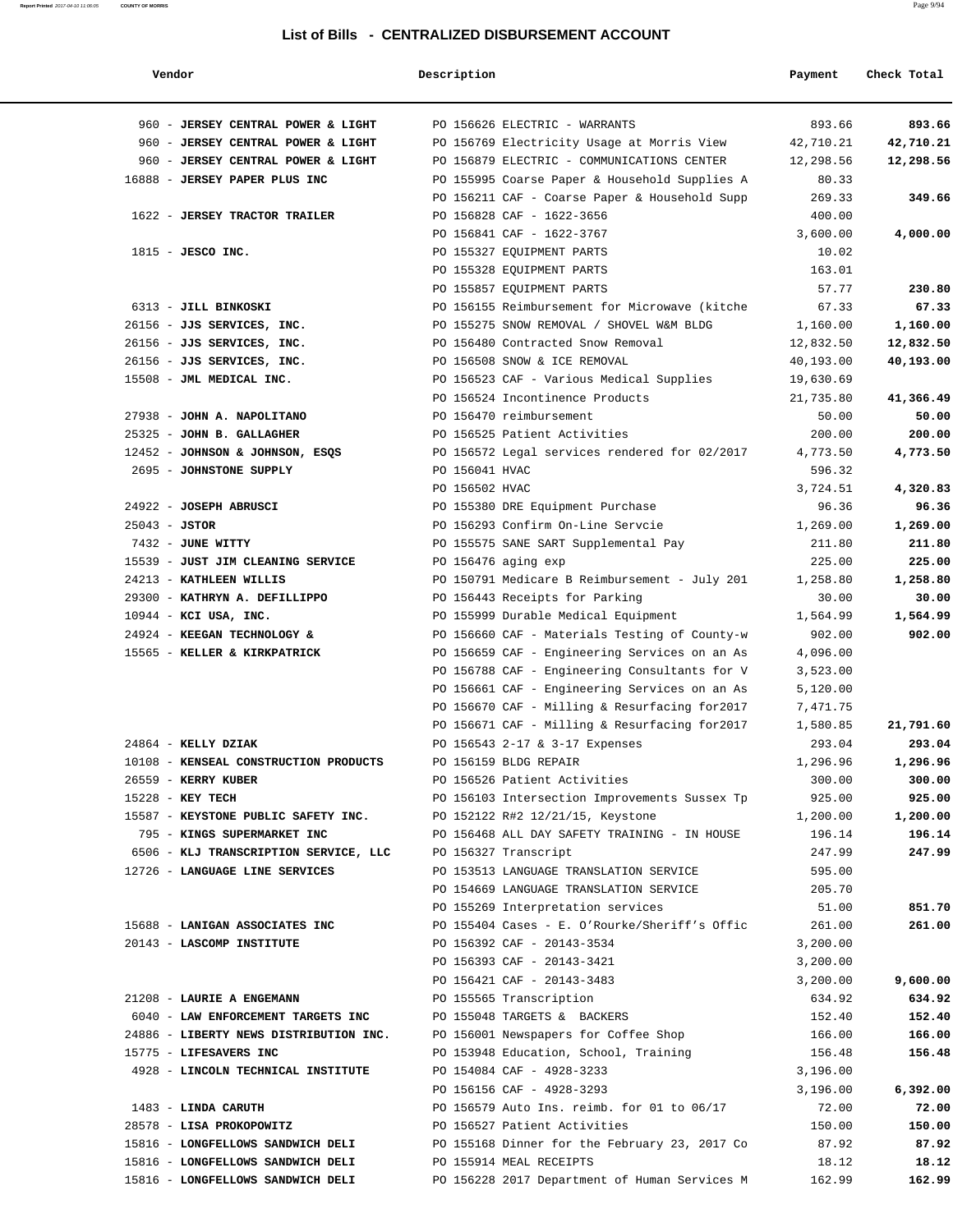## List of Bills - CENTRALIZED DISBURSEMENT ACCOUNT

| Vendor | Description | Payment | Check Total |
|---|---|---|---|
| 960 - **JERSEY CENTRAL POWER & LIGHT** | PO 156626 ELECTRIC - WARRANTS | 893.66 | **893.66** |
| 960 - **JERSEY CENTRAL POWER & LIGHT** | PO 156769 Electricity Usage at Morris View | 42,710.21 | **42,710.21** |
| 960 - **JERSEY CENTRAL POWER & LIGHT** | PO 156879 ELECTRIC - COMMUNICATIONS CENTER | 12,298.56 | **12,298.56** |
| 16888 - **JERSEY PAPER PLUS INC** | PO 155995 Coarse Paper & Household Supplies A | 80.33 | |
| | PO 156211 CAF - Coarse Paper & Household Supp | 269.33 | **349.66** |
| 1622 - **JERSEY TRACTOR TRAILER** | PO 156828 CAF - 1622-3656 | 400.00 | |
| | PO 156841 CAF - 1622-3767 | 3,600.00 | **4,000.00** |
| 1815 - **JESCO INC.** | PO 155327 EQUIPMENT PARTS | 10.02 | |
| | PO 155328 EQUIPMENT PARTS | 163.01 | |
| | PO 155857 EQUIPMENT PARTS | 57.77 | **230.80** |
| 6313 - **JILL BINKOSKI** | PO 156155 Reimbursement for Microwave (kitche | 67.33 | **67.33** |
| 26156 - **JJS SERVICES, INC.** | PO 155275 SNOW REMOVAL / SHOVEL W&M BLDG | 1,160.00 | **1,160.00** |
| 26156 - **JJS SERVICES, INC.** | PO 156480 Contracted Snow Removal | 12,832.50 | **12,832.50** |
| 26156 - **JJS SERVICES, INC.** | PO 156508 SNOW & ICE REMOVAL | 40,193.00 | **40,193.00** |
| 15508 - **JML MEDICAL INC.** | PO 156523 CAF - Various Medical Supplies | 19,630.69 | |
| | PO 156524 Incontinence Products | 21,735.80 | **41,366.49** |
| 27938 - **JOHN A. NAPOLITANO** | PO 156470 reimbursement | 50.00 | **50.00** |
| 25325 - **JOHN B. GALLAGHER** | PO 156525 Patient Activities | 200.00 | **200.00** |
| 12452 - **JOHNSON & JOHNSON, ESQS** | PO 156572 Legal services rendered for 02/2017 | 4,773.50 | **4,773.50** |
| 2695 - **JOHNSTONE SUPPLY** | PO 156041 HVAC | 596.32 | |
| | PO 156502 HVAC | 3,724.51 | **4,320.83** |
| 24922 - **JOSEPH ABRUSCI** | PO 155380 DRE Equipment Purchase | 96.36 | **96.36** |
| 25043 - **JSTOR** | PO 156293 Confirm On-Line Servcie | 1,269.00 | **1,269.00** |
| 7432 - **JUNE WITTY** | PO 155575 SANE SART Supplemental Pay | 211.80 | **211.80** |
| 15539 - **JUST JIM CLEANING SERVICE** | PO 156476 aging exp | 225.00 | **225.00** |
| 24213 - **KATHLEEN WILLIS** | PO 150791 Medicare B Reimbursement - July 201 | 1,258.80 | **1,258.80** |
| 29300 - **KATHRYN A. DEFILLIPPO** | PO 156443 Receipts for Parking | 30.00 | **30.00** |
| 10944 - **KCI USA, INC.** | PO 155999 Durable Medical Equipment | 1,564.99 | **1,564.99** |
| 24924 - **KEEGAN TECHNOLOGY &** | PO 156660 CAF - Materials Testing of County-w | 902.00 | **902.00** |
| 15565 - **KELLER & KIRKPATRICK** | PO 156659 CAF - Engineering Services on an As | 4,096.00 | |
| | PO 156788 CAF - Engineering Consultants for V | 3,523.00 | |
| | PO 156661 CAF - Engineering Services on an As | 5,120.00 | |
| | PO 156670 CAF - Milling & Resurfacing for2017 | 7,471.75 | |
| | PO 156671 CAF - Milling & Resurfacing for2017 | 1,580.85 | **21,791.60** |
| 24864 - **KELLY DZIAK** | PO 156543 2-17 & 3-17 Expenses | 293.04 | **293.04** |
| 10108 - **KENSEAL CONSTRUCTION PRODUCTS** | PO 156159 BLDG REPAIR | 1,296.96 | **1,296.96** |
| 26559 - **KERRY KUBER** | PO 156526 Patient Activities | 300.00 | **300.00** |
| 15228 - **KEY TECH** | PO 156103 Intersection Improvements Sussex Tp | 925.00 | **925.00** |
| 15587 - **KEYSTONE PUBLIC SAFETY INC.** | PO 152122 R#2 12/21/15, Keystone | 1,200.00 | **1,200.00** |
| 795 - **KINGS SUPERMARKET INC** | PO 156468 ALL DAY SAFETY TRAINING - IN HOUSE | 196.14 | **196.14** |
| 6506 - **KLJ TRANSCRIPTION SERVICE, LLC** | PO 156327 Transcript | 247.99 | **247.99** |
| 12726 - **LANGUAGE LINE SERVICES** | PO 153513 LANGUAGE TRANSLATION SERVICE | 595.00 | |
| | PO 154669 LANGUAGE TRANSLATION SERVICE | 205.70 | |
| | PO 155269 Interpretation services | 51.00 | **851.70** |
| 15688 - **LANIGAN ASSOCIATES INC** | PO 155404 Cases - E. O'Rourke/Sheriff's Offic | 261.00 | **261.00** |
| 20143 - **LASCOMP INSTITUTE** | PO 156392 CAF - 20143-3534 | 3,200.00 | |
| | PO 156393 CAF - 20143-3421 | 3,200.00 | |
| | PO 156421 CAF - 20143-3483 | 3,200.00 | **9,600.00** |
| 21208 - **LAURIE A ENGEMANN** | PO 155565 Transcription | 634.92 | **634.92** |
| 6040 - **LAW ENFORCEMENT TARGETS INC** | PO 155048 TARGETS & BACKERS | 152.40 | **152.40** |
| 24886 - **LIBERTY NEWS DISTRIBUTION INC.** | PO 156001 Newspapers for Coffee Shop | 166.00 | **166.00** |
| 15775 - **LIFESAVERS INC** | PO 153948 Education, School, Training | 156.48 | **156.48** |
| 4928 - **LINCOLN TECHNICAL INSTITUTE** | PO 154084 CAF - 4928-3233 | 3,196.00 | |
| | PO 156156 CAF - 4928-3293 | 3,196.00 | **6,392.00** |
| 1483 - **LINDA CARUTH** | PO 156579 Auto Ins. reimb. for 01 to 06/17 | 72.00 | **72.00** |
| 28578 - **LISA PROKOPOWITZ** | PO 156527 Patient Activities | 150.00 | **150.00** |
| 15816 - **LONGFELLOWS SANDWICH DELI** | PO 155168 Dinner for the February 23, 2017 Co | 87.92 | **87.92** |
| 15816 - **LONGFELLOWS SANDWICH DELI** | PO 155914 MEAL RECEIPTS | 18.12 | **18.12** |
| 15816 - **LONGFELLOWS SANDWICH DELI** | PO 156228 2017 Department of Human Services M | 162.99 | **162.99** |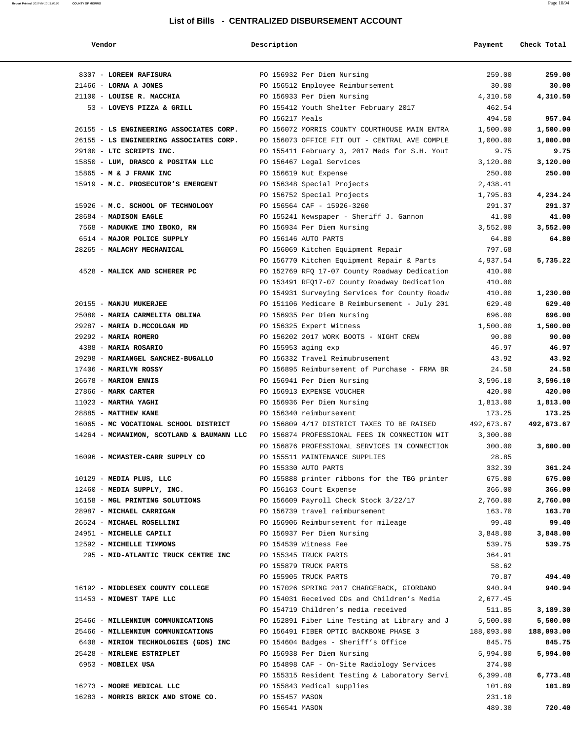## List of Bills - CENTRALIZED DISBURSEMENT ACCOUNT

| Vendor | Description | Payment | Check Total |
|---|---|---|---|
| 8307 - **LOREEN RAFISURA** | PO 156932 Per Diem Nursing | 259.00 | **259.00** |
| 21466 - **LORNA A JONES** | PO 156512 Employee Reimbursement | 30.00 | **30.00** |
| 21100 - **LOUISE R. MACCHIA** | PO 156933 Per Diem Nursing | 4,310.50 | **4,310.50** |
| 53 - **LOVEYS PIZZA & GRILL** | PO 155412 Youth Shelter February 2017 | 462.54 | |
| | PO 156217 Meals | 494.50 | **957.04** |
| 26155 - **LS ENGINEERING ASSOCIATES CORP.** | PO 156072 MORRIS COUNTY COURTHOUSE MAIN ENTRA | 1,500.00 | **1,500.00** |
| 26155 - **LS ENGINEERING ASSOCIATES CORP.** | PO 156073 OFFICE FIT OUT - CENTRAL AVE COMPLE | 1,000.00 | **1,000.00** |
| 29100 - **LTC SCRIPTS INC.** | PO 155411 February 3, 2017 Meds for S.H. Yout | 9.75 | **9.75** |
| 15850 - **LUM, DRASCO & POSITAN LLC** | PO 156467 Legal Services | 3,120.00 | **3,120.00** |
| 15865 - **M & J FRANK INC** | PO 156619 Nut Expense | 250.00 | **250.00** |
| 15919 - **M.C. PROSECUTOR'S EMERGENT** | PO 156348 Special Projects | 2,438.41 | |
| | PO 156752 Special Projects | 1,795.83 | **4,234.24** |
| 15926 - **M.C. SCHOOL OF TECHNOLOGY** | PO 156564 CAF - 15926-3260 | 291.37 | **291.37** |
| 28684 - **MADISON EAGLE** | PO 155241 Newspaper - Sheriff J. Gannon | 41.00 | **41.00** |
| 7568 - **MADUKWE IMO IBOKO, RN** | PO 156934 Per Diem Nursing | 3,552.00 | **3,552.00** |
| 6514 - **MAJOR POLICE SUPPLY** | PO 156146 AUTO PARTS | 64.80 | **64.80** |
| 28265 - **MALACHY MECHANICAL** | PO 156069 Kitchen Equipment Repair | 797.68 | |
| | PO 156770 Kitchen Equipment Repair & Parts | 4,937.54 | **5,735.22** |
| 4528 - **MALICK AND SCHERER PC** | PO 152769 RFQ 17-07 County Roadway Dedication | 410.00 | |
| | PO 153491 RFQ17-07 County Roadway Dedication | 410.00 | |
| | PO 154931 Surveying Services for County Roadw | 410.00 | **1,230.00** |
| 20155 - **MANJU MUKERJEE** | PO 151106 Medicare B Reimbursement - July 201 | 629.40 | **629.40** |
| 25080 - **MARIA CARMELITA OBLINA** | PO 156935 Per Diem Nursing | 696.00 | **696.00** |
| 29287 - **MARIA D.MCCOLGAN MD** | PO 156325 Expert Witness | 1,500.00 | **1,500.00** |
| 29292 - **MARIA ROMERO** | PO 156202 2017 WORK BOOTS - NIGHT CREW | 90.00 | **90.00** |
| 4388 - **MARIA ROSARIO** | PO 155953 aging exp | 46.97 | **46.97** |
| 29298 - **MARIANGEL SANCHEZ-BUGALLO** | PO 156332 Travel Reimubrusement | 43.92 | **43.92** |
| 17406 - **MARILYN ROSSY** | PO 156895 Reimbursement of Purchase - FRMA BR | 24.58 | **24.58** |
| 26678 - **MARION ENNIS** | PO 156941 Per Diem Nursing | 3,596.10 | **3,596.10** |
| 27866 - **MARK CARTER** | PO 156913 EXPENSE VOUCHER | 420.00 | **420.00** |
| 11023 - **MARTHA YAGHI** | PO 156936 Per Diem Nursing | 1,813.00 | **1,813.00** |
| 28885 - **MATTHEW KANE** | PO 156340 reimbursement | 173.25 | **173.25** |
| 16065 - **MC VOCATIONAL SCHOOL DISTRICT** | PO 156809 4/17 DISTRICT TAXES TO BE RAISED | 492,673.67 | **492,673.67** |
| 14264 - **MCMANIMON, SCOTLAND & BAUMANN LLC** | PO 156874 PROFESSIONAL FEES IN CONNECTION WIT | 3,300.00 | |
| | PO 156876 PROFESSIONAL SERVICES IN CONNECTION | 300.00 | **3,600.00** |
| 16096 - **MCMASTER-CARR SUPPLY CO** | PO 155511 MAINTENANCE SUPPLIES | 28.85 | |
| | PO 155330 AUTO PARTS | 332.39 | **361.24** |
| 10129 - **MEDIA PLUS, LLC** | PO 155888 printer ribbons for the TBG printer | 675.00 | **675.00** |
| 12460 - **MEDIA SUPPLY, INC.** | PO 156163 Court Expense | 366.00 | **366.00** |
| 16158 - **MGL PRINTING SOLUTIONS** | PO 156609 Payroll Check Stock 3/22/17 | 2,760.00 | **2,760.00** |
| 28987 - **MICHAEL CARRIGAN** | PO 156739 travel reimbursement | 163.70 | **163.70** |
| 26524 - **MICHAEL ROSELLINI** | PO 156906 Reimbursement for mileage | 99.40 | **99.40** |
| 24951 - **MICHELLE CAPILI** | PO 156937 Per Diem Nursing | 3,848.00 | **3,848.00** |
| 12592 - **MICHELLE TIMMONS** | PO 154539 Witness Fee | 539.75 | **539.75** |
| 295 - **MID-ATLANTIC TRUCK CENTRE INC** | PO 155345 TRUCK PARTS | 364.91 | |
| | PO 155879 TRUCK PARTS | 58.62 | |
| | PO 155905 TRUCK PARTS | 70.87 | **494.40** |
| 16192 - **MIDDLESEX COUNTY COLLEGE** | PO 157026 SPRING 2017 CHARGEBACK, GIORDANO | 940.94 | **940.94** |
| 11453 - **MIDWEST TAPE LLC** | PO 154031 Received CDs and Children's Media | 2,677.45 | |
| | PO 154719 Children's media received | 511.85 | **3,189.30** |
| 25466 - **MILLENNIUM COMMUNICATIONS** | PO 152891 Fiber Line Testing at Library and J | 5,500.00 | **5,500.00** |
| 25466 - **MILLENNIUM COMMUNICATIONS** | PO 156491 FIBER OPTIC BACKBONE PHASE 3 | 188,093.00 | **188,093.00** |
| 6408 - **MIRION TECHNOLOGIES (GDS) INC** | PO 154604 Badges - Sheriff's Office | 845.75 | **845.75** |
| 25428 - **MIRLENE ESTRIPLET** | PO 156938 Per Diem Nursing | 5,994.00 | **5,994.00** |
| 6953 - **MOBILEX USA** | PO 154898 CAF - On-Site Radiology Services | 374.00 | |
| | PO 155315 Resident Testing & Laboratory Servi | 6,399.48 | **6,773.48** |
| 16273 - **MOORE MEDICAL LLC** | PO 155843 Medical supplies | 101.89 | **101.89** |
| 16283 - **MORRIS BRICK AND STONE CO.** | PO 155457 MASON | 231.10 | |
| | PO 156541 MASON | 489.30 | **720.40** |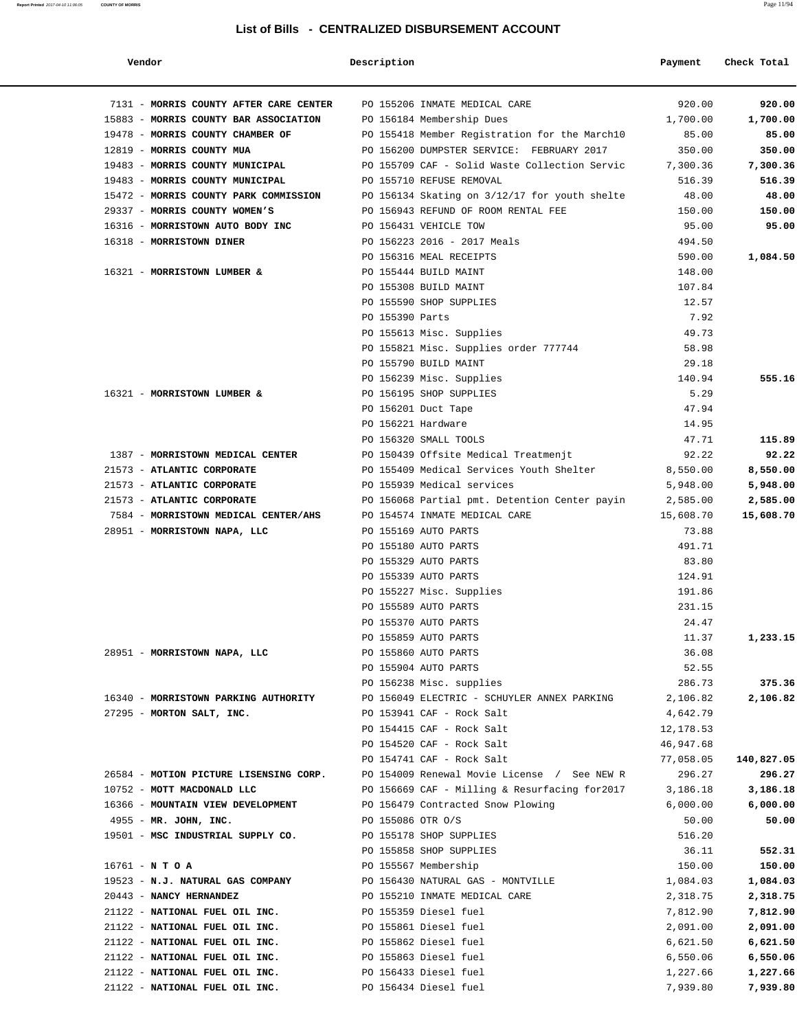## List of Bills - CENTRALIZED DISBURSEMENT ACCOUNT

| Vendor | Description | Payment | Check Total |
|---|---|---|---|
| 7131 - **MORRIS COUNTY AFTER CARE CENTER** | PO 155206 INMATE MEDICAL CARE | 920.00 | **920.00** |
| 15883 - **MORRIS COUNTY BAR ASSOCIATION** | PO 156184 Membership Dues | 1,700.00 | **1,700.00** |
| 19478 - **MORRIS COUNTY CHAMBER OF** | PO 155418 Member Registration for the March10 | 85.00 | **85.00** |
| 12819 - **MORRIS COUNTY MUA** | PO 156200 DUMPSTER SERVICE: FEBRUARY 2017 | 350.00 | **350.00** |
| 19483 - **MORRIS COUNTY MUNICIPAL** | PO 155709 CAF - Solid Waste Collection Servic | 7,300.36 | **7,300.36** |
| 19483 - **MORRIS COUNTY MUNICIPAL** | PO 155710 REFUSE REMOVAL | 516.39 | **516.39** |
| 15472 - **MORRIS COUNTY PARK COMMISSION** | PO 156134 Skating on 3/12/17 for youth shelte | 48.00 | **48.00** |
| 29337 - **MORRIS COUNTY WOMEN'S** | PO 156943 REFUND OF ROOM RENTAL FEE | 150.00 | **150.00** |
| 16316 - **MORRISTOWN AUTO BODY INC** | PO 156431 VEHICLE TOW | 95.00 | **95.00** |
| 16318 - **MORRISTOWN DINER** | PO 156223 2016 - 2017 Meals | 494.50 | |
| | PO 156316 MEAL RECEIPTS | 590.00 | **1,084.50** |
| 16321 - **MORRISTOWN LUMBER &** | PO 155444 BUILD MAINT | 148.00 | |
| | PO 155308 BUILD MAINT | 107.84 | |
| | PO 155590 SHOP SUPPLIES | 12.57 | |
| | PO 155390 Parts | 7.92 | |
| | PO 155613 Misc. Supplies | 49.73 | |
| | PO 155821 Misc. Supplies order 777744 | 58.98 | |
| | PO 155790 BUILD MAINT | 29.18 | |
| | PO 156239 Misc. Supplies | 140.94 | **555.16** |
| 16321 - **MORRISTOWN LUMBER &** | PO 156195 SHOP SUPPLIES | 5.29 | |
| | PO 156201 Duct Tape | 47.94 | |
| | PO 156221 Hardware | 14.95 | |
| | PO 156320 SMALL TOOLS | 47.71 | **115.89** |
| 1387 - **MORRISTOWN MEDICAL CENTER** | PO 150439 Offsite Medical Treatmenjt | 92.22 | **92.22** |
| 21573 - **ATLANTIC CORPORATE** | PO 155409 Medical Services Youth Shelter | 8,550.00 | **8,550.00** |
| 21573 - **ATLANTIC CORPORATE** | PO 155939 Medical services | 5,948.00 | **5,948.00** |
| 21573 - **ATLANTIC CORPORATE** | PO 156068 Partial pmt. Detention Center payin | 2,585.00 | **2,585.00** |
| 7584 - **MORRISTOWN MEDICAL CENTER/AHS** | PO 154574 INMATE MEDICAL CARE | 15,608.70 | **15,608.70** |
| 28951 - **MORRISTOWN NAPA, LLC** | PO 155169 AUTO PARTS | 73.88 | |
| | PO 155180 AUTO PARTS | 491.71 | |
| | PO 155329 AUTO PARTS | 83.80 | |
| | PO 155339 AUTO PARTS | 124.91 | |
| | PO 155227 Misc. Supplies | 191.86 | |
| | PO 155589 AUTO PARTS | 231.15 | |
| | PO 155370 AUTO PARTS | 24.47 | |
| | PO 155859 AUTO PARTS | 11.37 | **1,233.15** |
| 28951 - **MORRISTOWN NAPA, LLC** | PO 155860 AUTO PARTS | 36.08 | |
| | PO 155904 AUTO PARTS | 52.55 | |
| | PO 156238 Misc. supplies | 286.73 | **375.36** |
| 16340 - **MORRISTOWN PARKING AUTHORITY** | PO 156049 ELECTRIC - SCHUYLER ANNEX PARKING | 2,106.82 | **2,106.82** |
| 27295 - **MORTON SALT, INC.** | PO 153941 CAF - Rock Salt | 4,642.79 | |
| | PO 154415 CAF - Rock Salt | 12,178.53 | |
| | PO 154520 CAF - Rock Salt | 46,947.68 | |
| | PO 154741 CAF - Rock Salt | 77,058.05 | **140,827.05** |
| 26584 - **MOTION PICTURE LISENSING CORP.** | PO 154009 Renewal Movie License / See NEW R | 296.27 | **296.27** |
| 10752 - **MOTT MACDONALD LLC** | PO 156669 CAF - Milling & Resurfacing for2017 | 3,186.18 | **3,186.18** |
| 16366 - **MOUNTAIN VIEW DEVELOPMENT** | PO 156479 Contracted Snow Plowing | 6,000.00 | **6,000.00** |
| 4955 - **MR. JOHN, INC.** | PO 155086 OTR O/S | 50.00 | **50.00** |
| 19501 - **MSC INDUSTRIAL SUPPLY CO.** | PO 155178 SHOP SUPPLIES | 516.20 | |
| | PO 155858 SHOP SUPPLIES | 36.11 | **552.31** |
| 16761 - **N T O A** | PO 155567 Membership | 150.00 | **150.00** |
| 19523 - **N.J. NATURAL GAS COMPANY** | PO 156430 NATURAL GAS - MONTVILLE | 1,084.03 | **1,084.03** |
| 20443 - **NANCY HERNANDEZ** | PO 155210 INMATE MEDICAL CARE | 2,318.75 | **2,318.75** |
| 21122 - **NATIONAL FUEL OIL INC.** | PO 155359 Diesel fuel | 7,812.90 | **7,812.90** |
| 21122 - **NATIONAL FUEL OIL INC.** | PO 155861 Diesel fuel | 2,091.00 | **2,091.00** |
| 21122 - **NATIONAL FUEL OIL INC.** | PO 155862 Diesel fuel | 6,621.50 | **6,621.50** |
| 21122 - **NATIONAL FUEL OIL INC.** | PO 155863 Diesel fuel | 6,550.06 | **6,550.06** |
| 21122 - **NATIONAL FUEL OIL INC.** | PO 156433 Diesel fuel | 1,227.66 | **1,227.66** |
| 21122 - **NATIONAL FUEL OIL INC.** | PO 156434 Diesel fuel | 7,939.80 | **7,939.80** |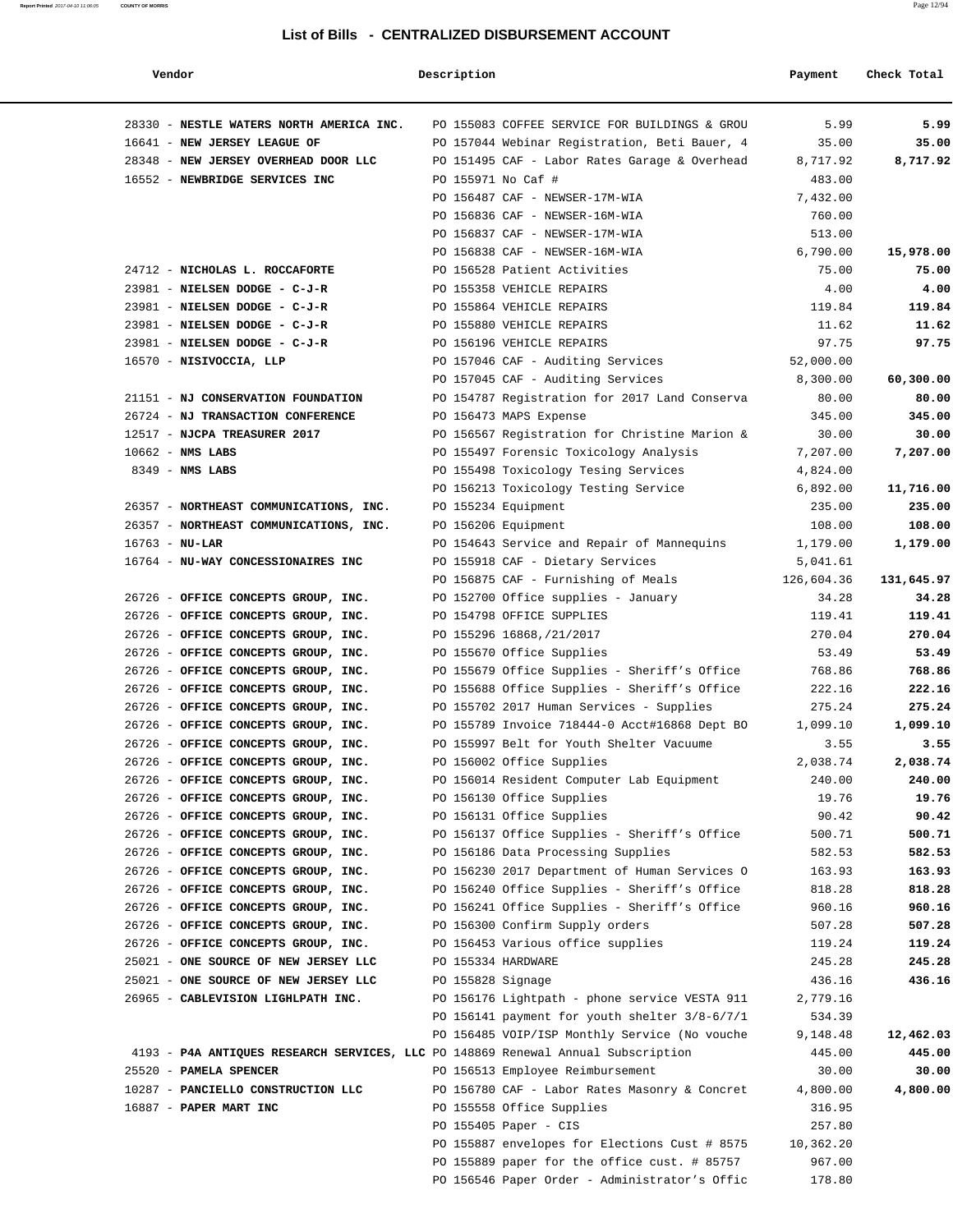# List of Bills - CENTRALIZED DISBURSEMENT ACCOUNT

| Vendor | Description | Payment | Check Total |
|---|---|---|---|
| 28330 - **NESTLE WATERS NORTH AMERICA INC.** | PO 155083 COFFEE SERVICE FOR BUILDINGS & GROU | 5.99 | **5.99** |
| 16641 - **NEW JERSEY LEAGUE OF** | PO 157044 Webinar Registration, Beti Bauer, 4 | 35.00 | **35.00** |
| 28348 - **NEW JERSEY OVERHEAD DOOR LLC** | PO 151495 CAF - Labor Rates Garage & Overhead | 8,717.92 | **8,717.92** |
| 16552 - **NEWBRIDGE SERVICES INC** | PO 155971 No Caf # | 483.00 | |
| | PO 156487 CAF - NEWSER-17M-WIA | 7,432.00 | |
| | PO 156836 CAF - NEWSER-16M-WIA | 760.00 | |
| | PO 156837 CAF - NEWSER-17M-WIA | 513.00 | |
| | PO 156838 CAF - NEWSER-16M-WIA | 6,790.00 | **15,978.00** |
| 24712 - **NICHOLAS L. ROCCAFORTE** | PO 156528 Patient Activities | 75.00 | **75.00** |
| 23981 - **NIELSEN DODGE - C-J-R** | PO 155358 VEHICLE REPAIRS | 4.00 | **4.00** |
| 23981 - **NIELSEN DODGE - C-J-R** | PO 155864 VEHICLE REPAIRS | 119.84 | **119.84** |
| 23981 - **NIELSEN DODGE - C-J-R** | PO 155880 VEHICLE REPAIRS | 11.62 | **11.62** |
| 23981 - **NIELSEN DODGE - C-J-R** | PO 156196 VEHICLE REPAIRS | 97.75 | **97.75** |
| 16570 - **NISIVOCCIA, LLP** | PO 157046 CAF - Auditing Services | 52,000.00 | |
| | PO 157045 CAF - Auditing Services | 8,300.00 | **60,300.00** |
| 21151 - **NJ CONSERVATION FOUNDATION** | PO 154787 Registration for 2017 Land Conserva | 80.00 | **80.00** |
| 26724 - **NJ TRANSACTION CONFERENCE** | PO 156473 MAPS Expense | 345.00 | **345.00** |
| 12517 - **NJCPA TREASURER 2017** | PO 156567 Registration for Christine Marion & | 30.00 | **30.00** |
| 10662 - **NMS LABS** | PO 155497 Forensic Toxicology Analysis | 7,207.00 | **7,207.00** |
| 8349 - **NMS LABS** | PO 155498 Toxicology Tesing Services | 4,824.00 | |
| | PO 156213 Toxicology Testing Service | 6,892.00 | **11,716.00** |
| 26357 - **NORTHEAST COMMUNICATIONS, INC.** | PO 155234 Equipment | 235.00 | **235.00** |
| 26357 - **NORTHEAST COMMUNICATIONS, INC.** | PO 156206 Equipment | 108.00 | **108.00** |
| 16763 - **NU-LAR** | PO 154643 Service and Repair of Mannequins | 1,179.00 | **1,179.00** |
| 16764 - **NU-WAY CONCESSIONAIRES INC** | PO 155918 CAF - Dietary Services | 5,041.61 | |
| | PO 156875 CAF - Furnishing of Meals | 126,604.36 | **131,645.97** |
| 26726 - **OFFICE CONCEPTS GROUP, INC.** | PO 152700 Office supplies - January | 34.28 | **34.28** |
| 26726 - **OFFICE CONCEPTS GROUP, INC.** | PO 154798 OFFICE SUPPLIES | 119.41 | **119.41** |
| 26726 - **OFFICE CONCEPTS GROUP, INC.** | PO 155296 16868,/21/2017 | 270.04 | **270.04** |
| 26726 - **OFFICE CONCEPTS GROUP, INC.** | PO 155670 Office Supplies | 53.49 | **53.49** |
| 26726 - **OFFICE CONCEPTS GROUP, INC.** | PO 155679 Office Supplies - Sheriff's Office | 768.86 | **768.86** |
| 26726 - **OFFICE CONCEPTS GROUP, INC.** | PO 155688 Office Supplies - Sheriff's Office | 222.16 | **222.16** |
| 26726 - **OFFICE CONCEPTS GROUP, INC.** | PO 155702 2017 Human Services - Supplies | 275.24 | **275.24** |
| 26726 - **OFFICE CONCEPTS GROUP, INC.** | PO 155789 Invoice 718444-0 Acct#16868 Dept BO | 1,099.10 | **1,099.10** |
| 26726 - **OFFICE CONCEPTS GROUP, INC.** | PO 155997 Belt for Youth Shelter Vacuume | 3.55 | **3.55** |
| 26726 - **OFFICE CONCEPTS GROUP, INC.** | PO 156002 Office Supplies | 2,038.74 | **2,038.74** |
| 26726 - **OFFICE CONCEPTS GROUP, INC.** | PO 156014 Resident Computer Lab Equipment | 240.00 | **240.00** |
| 26726 - **OFFICE CONCEPTS GROUP, INC.** | PO 156130 Office Supplies | 19.76 | **19.76** |
| 26726 - **OFFICE CONCEPTS GROUP, INC.** | PO 156131 Office Supplies | 90.42 | **90.42** |
| 26726 - **OFFICE CONCEPTS GROUP, INC.** | PO 156137 Office Supplies - Sheriff's Office | 500.71 | **500.71** |
| 26726 - **OFFICE CONCEPTS GROUP, INC.** | PO 156186 Data Processing Supplies | 582.53 | **582.53** |
| 26726 - **OFFICE CONCEPTS GROUP, INC.** | PO 156230 2017 Department of Human Services O | 163.93 | **163.93** |
| 26726 - **OFFICE CONCEPTS GROUP, INC.** | PO 156240 Office Supplies - Sheriff's Office | 818.28 | **818.28** |
| 26726 - **OFFICE CONCEPTS GROUP, INC.** | PO 156241 Office Supplies - Sheriff's Office | 960.16 | **960.16** |
| 26726 - **OFFICE CONCEPTS GROUP, INC.** | PO 156300 Confirm Supply orders | 507.28 | **507.28** |
| 26726 - **OFFICE CONCEPTS GROUP, INC.** | PO 156453 Various office supplies | 119.24 | **119.24** |
| 25021 - **ONE SOURCE OF NEW JERSEY LLC** | PO 155334 HARDWARE | 245.28 | **245.28** |
| 25021 - **ONE SOURCE OF NEW JERSEY LLC** | PO 155828 Signage | 436.16 | **436.16** |
| 26965 - **CABLEVISION LIGHLPATH INC.** | PO 156176 Lightpath - phone service VESTA 911 | 2,779.16 | |
| | PO 156141 payment for youth shelter 3/8-6/7/1 | 534.39 | |
| | PO 156485 VOIP/ISP Monthly Service (No vouche | 9,148.48 | **12,462.03** |
| 4193 - **P4A ANTIQUES RESEARCH SERVICES, LLC** | PO 148869 Renewal Annual Subscription | 445.00 | **445.00** |
| 25520 - **PAMELA SPENCER** | PO 156513 Employee Reimbursement | 30.00 | **30.00** |
| 10287 - **PANCIELLO CONSTRUCTION LLC** | PO 156780 CAF - Labor Rates Masonry & Concret | 4,800.00 | **4,800.00** |
| 16887 - **PAPER MART INC** | PO 155558 Office Supplies | 316.95 | |
| | PO 155405 Paper - CIS | 257.80 | |
| | PO 155887 envelopes for Elections Cust # 8575 | 10,362.20 | |
| | PO 155889 paper for the office cust. # 85757 | 967.00 | |
| | PO 156546 Paper Order - Administrator's Offic | 178.80 | |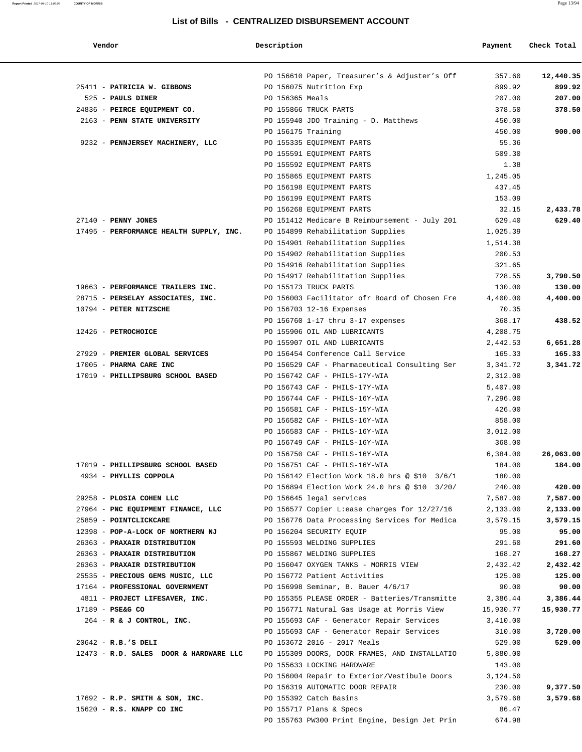## List of Bills - CENTRALIZED DISBURSEMENT ACCOUNT

| Vendor | Description | Payment | Check Total |
|---|---|---|---|
| | PO 156610 Paper, Treasurer's & Adjuster's Off | 357.60 | **12,440.35** |
| 25411 - **PATRICIA W. GIBBONS** | PO 156075 Nutrition Exp | 899.92 | **899.92** |
| 525 - **PAULS DINER** | PO 156365 Meals | 207.00 | **207.00** |
| 24836 - **PEIRCE EQUIPMENT CO.** | PO 155866 TRUCK PARTS | 378.50 | **378.50** |
| 2163 - **PENN STATE UNIVERSITY** | PO 155940 JDO Training - D. Matthews | 450.00 | |
| | PO 156175 Training | 450.00 | **900.00** |
| 9232 - **PENNJERSEY MACHINERY, LLC** | PO 155335 EQUIPMENT PARTS | 55.36 | |
| | PO 155591 EQUIPMENT PARTS | 509.30 | |
| | PO 155592 EQUIPMENT PARTS | 1.38 | |
| | PO 155865 EQUIPMENT PARTS | 1,245.05 | |
| | PO 156198 EQUIPMENT PARTS | 437.45 | |
| | PO 156199 EQUIPMENT PARTS | 153.09 | |
| | PO 156268 EQUIPMENT PARTS | 32.15 | **2,433.78** |
| 27140 - **PENNY JONES** | PO 151412 Medicare B Reimbursement - July 201 | 629.40 | **629.40** |
| 17495 - **PERFORMANCE HEALTH SUPPLY, INC.** | PO 154899 Rehabilitation Supplies | 1,025.39 | |
| | PO 154901 Rehabilitation Supplies | 1,514.38 | |
| | PO 154902 Rehabilitation Supplies | 200.53 | |
| | PO 154916 Rehabilitation Supplies | 321.65 | |
| | PO 154917 Rehabilitation Supplies | 728.55 | **3,790.50** |
| 19663 - **PERFORMANCE TRAILERS INC.** | PO 155173 TRUCK PARTS | 130.00 | **130.00** |
| 28715 - **PERSELAY ASSOCIATES, INC.** | PO 156003 Facilitator ofr Board of Chosen Fre | 4,400.00 | **4,400.00** |
| 10794 - **PETER NITZSCHE** | PO 156703 12-16 Expenses | 70.35 | |
| | PO 156760 1-17 thru 3-17 expenses | 368.17 | **438.52** |
| 12426 - **PETROCHOICE** | PO 155906 OIL AND LUBRICANTS | 4,208.75 | |
| | PO 155907 OIL AND LUBRICANTS | 2,442.53 | **6,651.28** |
| 27929 - **PREMIER GLOBAL SERVICES** | PO 156454 Conference Call Service | 165.33 | **165.33** |
| 17005 - **PHARMA CARE INC** | PO 156529 CAF - Pharmaceutical Consulting Ser | 3,341.72 | **3,341.72** |
| 17019 - **PHILLIPSBURG SCHOOL BASED** | PO 156742 CAF - PHILS-17Y-WIA | 2,312.00 | |
| | PO 156743 CAF - PHILS-17Y-WIA | 5,407.00 | |
| | PO 156744 CAF - PHILS-16Y-WIA | 7,296.00 | |
| | PO 156581 CAF - PHILS-15Y-WIA | 426.00 | |
| | PO 156582 CAF - PHILS-16Y-WIA | 858.00 | |
| | PO 156583 CAF - PHILS-16Y-WIA | 3,012.00 | |
| | PO 156749 CAF - PHILS-16Y-WIA | 368.00 | |
| | PO 156750 CAF - PHILS-16Y-WIA | 6,384.00 | **26,063.00** |
| 17019 - **PHILLIPSBURG SCHOOL BASED** | PO 156751 CAF - PHILS-16Y-WIA | 184.00 | **184.00** |
| 4934 - **PHYLLIS COPPOLA** | PO 156142 Election Work 18.0 hrs @ $10 3/6/1 | 180.00 | |
| | PO 156894 Election Work 24.0 hrs @ $10 3/20/ | 240.00 | **420.00** |
| 29258 - **PLOSIA COHEN LLC** | PO 156645 legal services | 7,587.00 | **7,587.00** |
| 27964 - **PNC EQUIPMENT FINANCE, LLC** | PO 156577 Copier L:ease charges for 12/27/16 | 2,133.00 | **2,133.00** |
| 25859 - **POINTCLICKCARE** | PO 156776 Data Processing Services for Medica | 3,579.15 | **3,579.15** |
| 12398 - **POP-A-LOCK OF NORTHERN NJ** | PO 156204 SECURITY EQUIP | 95.00 | **95.00** |
| 26363 - **PRAXAIR DISTRIBUTION** | PO 155593 WELDING SUPPLIES | 291.60 | **291.60** |
| 26363 - **PRAXAIR DISTRIBUTION** | PO 155867 WELDING SUPPLIES | 168.27 | **168.27** |
| 26363 - **PRAXAIR DISTRIBUTION** | PO 156047 OXYGEN TANKS - MORRIS VIEW | 2,432.42 | **2,432.42** |
| 25535 - **PRECIOUS GEMS MUSIC, LLC** | PO 156772 Patient Activities | 125.00 | **125.00** |
| 17164 - **PROFESSIONAL GOVERNMENT** | PO 156998 Seminar, B. Bauer 4/6/17 | 90.00 | **90.00** |
| 4811 - **PROJECT LIFESAVER, INC.** | PO 155355 PLEASE ORDER - Batteries/Transmitte | 3,386.44 | **3,386.44** |
| 17189 - **PSE&G CO** | PO 156771 Natural Gas Usage at Morris View | 15,930.77 | **15,930.77** |
| 264 - **R & J CONTROL, INC.** | PO 155693 CAF - Generator Repair Services | 3,410.00 | |
| | PO 155693 CAF - Generator Repair Services | 310.00 | **3,720.00** |
| 20642 - **R.B.'S DELI** | PO 153672 2016 - 2017 Meals | 529.00 | **529.00** |
| 12473 - **R.D. SALES DOOR & HARDWARE LLC** | PO 155309 DOORS, DOOR FRAMES, AND INSTALLATIO | 5,880.00 | |
| | PO 155633 LOCKING HARDWARE | 143.00 | |
| | PO 156004 Repair to Exterior/Vestibule Doors | 3,124.50 | |
| | PO 156319 AUTOMATIC DOOR REPAIR | 230.00 | **9,377.50** |
| 17692 - **R.P. SMITH & SON, INC.** | PO 155392 Catch Basins | 3,579.68 | **3,579.68** |
| 15620 - **R.S. KNAPP CO INC** | PO 155717 Plans & Specs | 86.47 | |
| | PO 155763 PW300 Print Engine, Design Jet Prin | 674.98 | |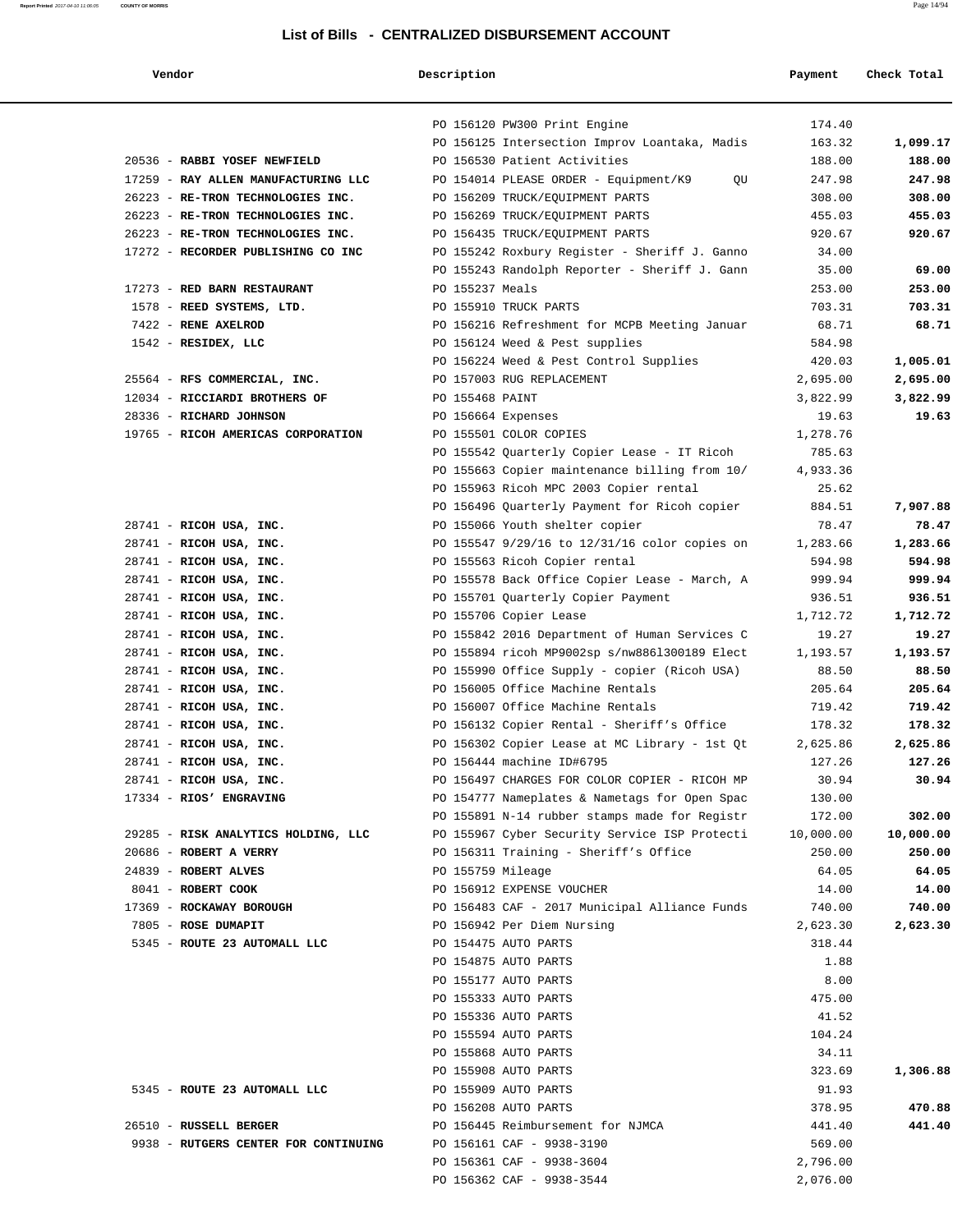# List of Bills - CENTRALIZED DISBURSEMENT ACCOUNT

| Vendor | Description | Payment | Check Total |
|---|---|---|---|
| | PO 156120 PW300 Print Engine | 174.40 | |
| | PO 156125 Intersection Improv Loantaka, Madis | 163.32 | **1,099.17** |
| 20536 - **RABBI YOSEF NEWFIELD** | PO 156530 Patient Activities | 188.00 | **188.00** |
| 17259 - **RAY ALLEN MANUFACTURING LLC** | PO 154014 PLEASE ORDER - Equipment/K9 QU | 247.98 | **247.98** |
| 26223 - **RE-TRON TECHNOLOGIES INC.** | PO 156209 TRUCK/EQUIPMENT PARTS | 308.00 | **308.00** |
| 26223 - **RE-TRON TECHNOLOGIES INC.** | PO 156269 TRUCK/EQUIPMENT PARTS | 455.03 | **455.03** |
| 26223 - **RE-TRON TECHNOLOGIES INC.** | PO 156435 TRUCK/EQUIPMENT PARTS | 920.67 | **920.67** |
| 17272 - **RECORDER PUBLISHING CO INC** | PO 155242 Roxbury Register - Sheriff J. Ganno | 34.00 | |
| | PO 155243 Randolph Reporter - Sheriff J. Gann | 35.00 | **69.00** |
| 17273 - **RED BARN RESTAURANT** | PO 155237 Meals | 253.00 | **253.00** |
| 1578 - **REED SYSTEMS, LTD.** | PO 155910 TRUCK PARTS | 703.31 | **703.31** |
| 7422 - **RENE AXELROD** | PO 156216 Refreshment for MCPB Meeting Januar | 68.71 | **68.71** |
| 1542 - **RESIDEX, LLC** | PO 156124 Weed & Pest supplies | 584.98 | |
| | PO 156224 Weed & Pest Control Supplies | 420.03 | **1,005.01** |
| 25564 - **RFS COMMERCIAL, INC.** | PO 157003 RUG REPLACEMENT | 2,695.00 | **2,695.00** |
| 12034 - **RICCIARDI BROTHERS OF** | PO 155468 PAINT | 3,822.99 | **3,822.99** |
| 28336 - **RICHARD JOHNSON** | PO 156664 Expenses | 19.63 | **19.63** |
| 19765 - **RICOH AMERICAS CORPORATION** | PO 155501 COLOR COPIES | 1,278.76 | |
| | PO 155542 Quarterly Copier Lease - IT Ricoh | 785.63 | |
| | PO 155663 Copier maintenance billing from 10/ | 4,933.36 | |
| | PO 155963 Ricoh MPC 2003 Copier rental | 25.62 | |
| | PO 156496 Quarterly Payment for Ricoh copier | 884.51 | **7,907.88** |
| 28741 - **RICOH USA, INC.** | PO 155066 Youth shelter copier | 78.47 | **78.47** |
| 28741 - **RICOH USA, INC.** | PO 155547 9/29/16 to 12/31/16 color copies on | 1,283.66 | **1,283.66** |
| 28741 - **RICOH USA, INC.** | PO 155563 Ricoh Copier rental | 594.98 | **594.98** |
| 28741 - **RICOH USA, INC.** | PO 155578 Back Office Copier Lease - March, A | 999.94 | **999.94** |
| 28741 - **RICOH USA, INC.** | PO 155701 Quarterly Copier Payment | 936.51 | **936.51** |
| 28741 - **RICOH USA, INC.** | PO 155706 Copier Lease | 1,712.72 | **1,712.72** |
| 28741 - **RICOH USA, INC.** | PO 155842 2016 Department of Human Services C | 19.27 | **19.27** |
| 28741 - **RICOH USA, INC.** | PO 155894 ricoh MP9002sp s/nw886l300189 Elect | 1,193.57 | **1,193.57** |
| 28741 - **RICOH USA, INC.** | PO 155990 Office Supply - copier (Ricoh USA) | 88.50 | **88.50** |
| 28741 - **RICOH USA, INC.** | PO 156005 Office Machine Rentals | 205.64 | **205.64** |
| 28741 - **RICOH USA, INC.** | PO 156007 Office Machine Rentals | 719.42 | **719.42** |
| 28741 - **RICOH USA, INC.** | PO 156132 Copier Rental - Sheriff's Office | 178.32 | **178.32** |
| 28741 - **RICOH USA, INC.** | PO 156302 Copier Lease at MC Library - 1st Qt | 2,625.86 | **2,625.86** |
| 28741 - **RICOH USA, INC.** | PO 156444 machine ID#6795 | 127.26 | **127.26** |
| 28741 - **RICOH USA, INC.** | PO 156497 CHARGES FOR COLOR COPIER - RICOH MP | 30.94 | **30.94** |
| 17334 - **RIOS' ENGRAVING** | PO 154777 Nameplates & Nametags for Open Spac | 130.00 | |
| | PO 155891 N-14 rubber stamps made for Registr | 172.00 | **302.00** |
| 29285 - **RISK ANALYTICS HOLDING, LLC** | PO 155967 Cyber Security Service ISP Protecti | 10,000.00 | **10,000.00** |
| 20686 - **ROBERT A VERRY** | PO 156311 Training - Sheriff's Office | 250.00 | **250.00** |
| 24839 - **ROBERT ALVES** | PO 155759 Mileage | 64.05 | **64.05** |
| 8041 - **ROBERT COOK** | PO 156912 EXPENSE VOUCHER | 14.00 | **14.00** |
| 17369 - **ROCKAWAY BOROUGH** | PO 156483 CAF - 2017 Municipal Alliance Funds | 740.00 | **740.00** |
| 7805 - **ROSE DUMAPIT** | PO 156942 Per Diem Nursing | 2,623.30 | **2,623.30** |
| 5345 - **ROUTE 23 AUTOMALL LLC** | PO 154475 AUTO PARTS | 318.44 | |
| | PO 154875 AUTO PARTS | 1.88 | |
| | PO 155177 AUTO PARTS | 8.00 | |
| | PO 155333 AUTO PARTS | 475.00 | |
| | PO 155336 AUTO PARTS | 41.52 | |
| | PO 155594 AUTO PARTS | 104.24 | |
| | PO 155868 AUTO PARTS | 34.11 | |
| | PO 155908 AUTO PARTS | 323.69 | **1,306.88** |
| 5345 - **ROUTE 23 AUTOMALL LLC** | PO 155909 AUTO PARTS | 91.93 | |
| | PO 156208 AUTO PARTS | 378.95 | **470.88** |
| 26510 - **RUSSELL BERGER** | PO 156445 Reimbursement for NJMCA | 441.40 | **441.40** |
| 9938 - **RUTGERS CENTER FOR CONTINUING** | PO 156161 CAF - 9938-3190 | 569.00 | |
| | PO 156361 CAF - 9938-3604 | 2,796.00 | |
| | PO 156362 CAF - 9938-3544 | 2,076.00 | |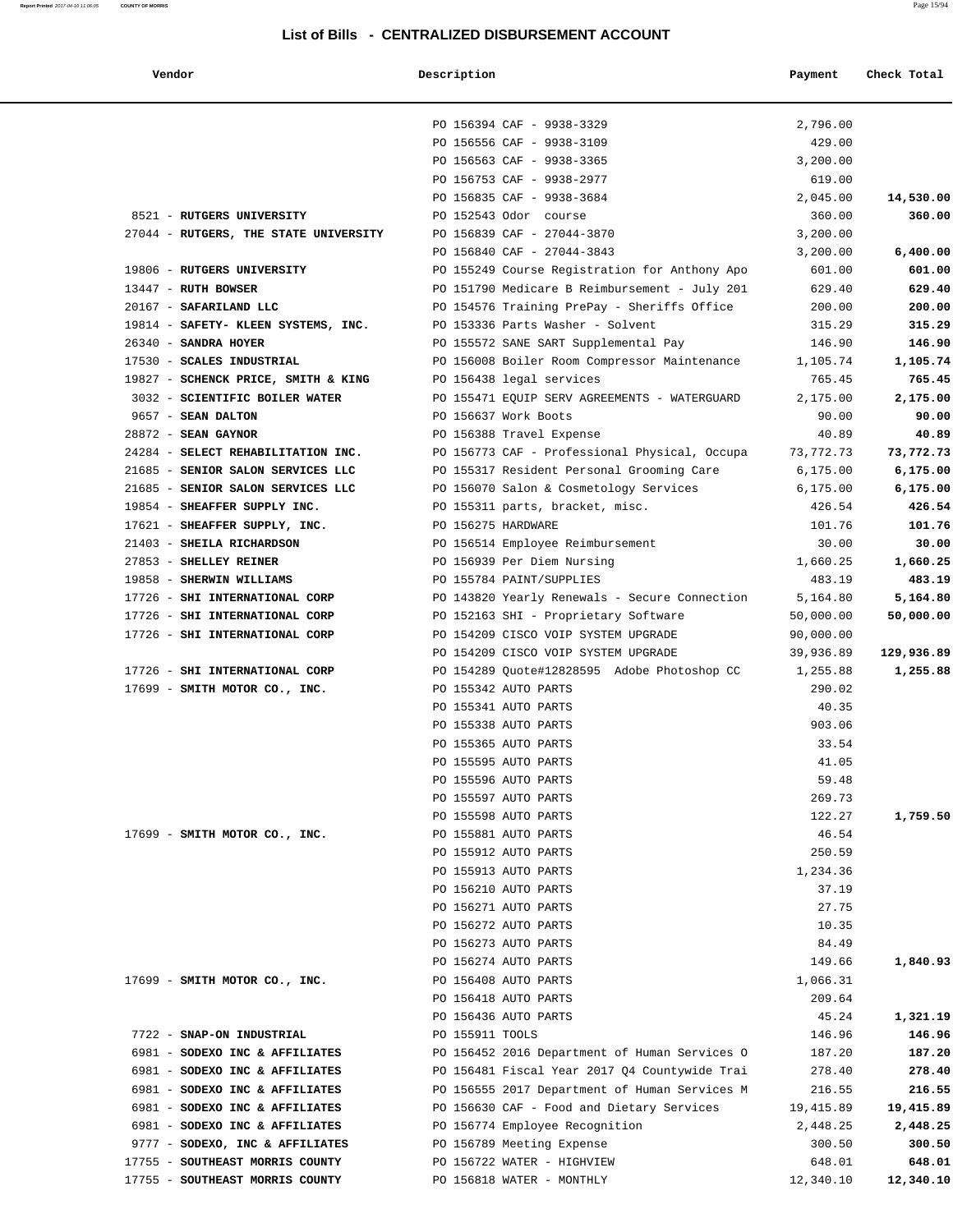## List of Bills - CENTRALIZED DISBURSEMENT ACCOUNT

| Vendor | Description | Payment | Check Total |
|---|---|---|---|
| | PO 156394 CAF - 9938-3329 | 2,796.00 | |
| | PO 156556 CAF - 9938-3109 | 429.00 | |
| | PO 156563 CAF - 9938-3365 | 3,200.00 | |
| | PO 156753 CAF - 9938-2977 | 619.00 | |
| | PO 156835 CAF - 9938-3684 | 2,045.00 | **14,530.00** |
| 8521 - **RUTGERS UNIVERSITY** | PO 152543 Odor course | 360.00 | **360.00** |
| 27044 - **RUTGERS, THE STATE UNIVERSITY** | PO 156839 CAF - 27044-3870 | 3,200.00 | |
| | PO 156840 CAF - 27044-3843 | 3,200.00 | **6,400.00** |
| 19806 - **RUTGERS UNIVERSITY** | PO 155249 Course Registration for Anthony Apo | 601.00 | **601.00** |
| 13447 - **RUTH BOWSER** | PO 151790 Medicare B Reimbursement - July 201 | 629.40 | **629.40** |
| 20167 - **SAFARILAND LLC** | PO 154576 Training PrePay - Sheriffs Office | 200.00 | **200.00** |
| 19814 - **SAFETY- KLEEN SYSTEMS, INC.** | PO 153336 Parts Washer - Solvent | 315.29 | **315.29** |
| 26340 - **SANDRA HOYER** | PO 155572 SANE SART Supplemental Pay | 146.90 | **146.90** |
| 17530 - **SCALES INDUSTRIAL** | PO 156008 Boiler Room Compressor Maintenance | 1,105.74 | **1,105.74** |
| 19827 - **SCHENCK PRICE, SMITH & KING** | PO 156438 legal services | 765.45 | **765.45** |
| 3032 - **SCIENTIFIC BOILER WATER** | PO 155471 EQUIP SERV AGREEMENTS - WATERGUARD | 2,175.00 | **2,175.00** |
| 9657 - **SEAN DALTON** | PO 156637 Work Boots | 90.00 | **90.00** |
| 28872 - **SEAN GAYNOR** | PO 156388 Travel Expense | 40.89 | **40.89** |
| 24284 - **SELECT REHABILITATION INC.** | PO 156773 CAF - Professional Physical, Occupa | 73,772.73 | **73,772.73** |
| 21685 - **SENIOR SALON SERVICES LLC** | PO 155317 Resident Personal Grooming Care | 6,175.00 | **6,175.00** |
| 21685 - **SENIOR SALON SERVICES LLC** | PO 156070 Salon & Cosmetology Services | 6,175.00 | **6,175.00** |
| 19854 - **SHEAFFER SUPPLY INC.** | PO 155311 parts, bracket, misc. | 426.54 | **426.54** |
| 17621 - **SHEAFFER SUPPLY, INC.** | PO 156275 HARDWARE | 101.76 | **101.76** |
| 21403 - **SHEILA RICHARDSON** | PO 156514 Employee Reimbursement | 30.00 | **30.00** |
| 27853 - **SHELLEY REINER** | PO 156939 Per Diem Nursing | 1,660.25 | **1,660.25** |
| 19858 - **SHERWIN WILLIAMS** | PO 155784 PAINT/SUPPLIES | 483.19 | **483.19** |
| 17726 - **SHI INTERNATIONAL CORP** | PO 143820 Yearly Renewals - Secure Connection | 5,164.80 | **5,164.80** |
| 17726 - **SHI INTERNATIONAL CORP** | PO 152163 SHI - Proprietary Software | 50,000.00 | **50,000.00** |
| 17726 - **SHI INTERNATIONAL CORP** | PO 154209 CISCO VOIP SYSTEM UPGRADE | 90,000.00 | |
| | PO 154209 CISCO VOIP SYSTEM UPGRADE | 39,936.89 | **129,936.89** |
| 17726 - **SHI INTERNATIONAL CORP** | PO 154289 Quote#12828595 Adobe Photoshop CC | 1,255.88 | **1,255.88** |
| 17699 - **SMITH MOTOR CO., INC.** | PO 155342 AUTO PARTS | 290.02 | |
| | PO 155341 AUTO PARTS | 40.35 | |
| | PO 155338 AUTO PARTS | 903.06 | |
| | PO 155365 AUTO PARTS | 33.54 | |
| | PO 155595 AUTO PARTS | 41.05 | |
| | PO 155596 AUTO PARTS | 59.48 | |
| | PO 155597 AUTO PARTS | 269.73 | |
| | PO 155598 AUTO PARTS | 122.27 | **1,759.50** |
| 17699 - **SMITH MOTOR CO., INC.** | PO 155881 AUTO PARTS | 46.54 | |
| | PO 155912 AUTO PARTS | 250.59 | |
| | PO 155913 AUTO PARTS | 1,234.36 | |
| | PO 156210 AUTO PARTS | 37.19 | |
| | PO 156271 AUTO PARTS | 27.75 | |
| | PO 156272 AUTO PARTS | 10.35 | |
| | PO 156273 AUTO PARTS | 84.49 | |
| | PO 156274 AUTO PARTS | 149.66 | **1,840.93** |
| 17699 - **SMITH MOTOR CO., INC.** | PO 156408 AUTO PARTS | 1,066.31 | |
| | PO 156418 AUTO PARTS | 209.64 | |
| | PO 156436 AUTO PARTS | 45.24 | **1,321.19** |
| 7722 - **SNAP-ON INDUSTRIAL** | PO 155911 TOOLS | 146.96 | **146.96** |
| 6981 - **SODEXO INC & AFFILIATES** | PO 156452 2016 Department of Human Services O | 187.20 | **187.20** |
| 6981 - **SODEXO INC & AFFILIATES** | PO 156481 Fiscal Year 2017 Q4 Countywide Trai | 278.40 | **278.40** |
| 6981 - **SODEXO INC & AFFILIATES** | PO 156555 2017 Department of Human Services M | 216.55 | **216.55** |
| 6981 - **SODEXO INC & AFFILIATES** | PO 156630 CAF - Food and Dietary Services | 19,415.89 | **19,415.89** |
| 6981 - **SODEXO INC & AFFILIATES** | PO 156774 Employee Recognition | 2,448.25 | **2,448.25** |
| 9777 - **SODEXO, INC & AFFILIATES** | PO 156789 Meeting Expense | 300.50 | **300.50** |
| 17755 - **SOUTHEAST MORRIS COUNTY** | PO 156722 WATER - HIGHVIEW | 648.01 | **648.01** |
| 17755 - **SOUTHEAST MORRIS COUNTY** | PO 156818 WATER - MONTHLY | 12,340.10 | **12,340.10** |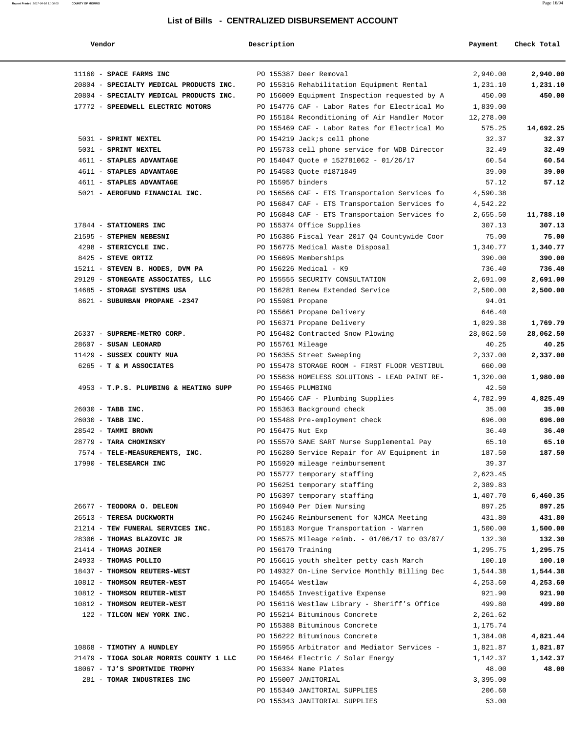# List of Bills - CENTRALIZED DISBURSEMENT ACCOUNT

| Vendor | Description | Payment | Check Total |
|---|---|---|---|
| 11160 - **SPACE FARMS INC** | PO 155387 Deer Removal | 2,940.00 | **2,940.00** |
| 20804 - **SPECIALTY MEDICAL PRODUCTS INC.** | PO 155316 Rehabilitation Equipment Rental | 1,231.10 | **1,231.10** |
| 20804 - **SPECIALTY MEDICAL PRODUCTS INC.** | PO 156009 Equipment Inspection requested by A | 450.00 | **450.00** |
| 17772 - **SPEEDWELL ELECTRIC MOTORS** | PO 154776 CAF - Labor Rates for Electrical Mo | 1,839.00 | |
| | PO 155184 Reconditioning of Air Handler Motor | 12,278.00 | |
| | PO 155469 CAF - Labor Rates for Electrical Mo | 575.25 | **14,692.25** |
| 5031 - **SPRINT NEXTEL** | PO 154219 Jack;s cell phone | 32.37 | **32.37** |
| 5031 - **SPRINT NEXTEL** | PO 155733 cell phone service for WDB Director | 32.49 | **32.49** |
| 4611 - **STAPLES ADVANTAGE** | PO 154047 Quote # 152781062 - 01/26/17 | 60.54 | **60.54** |
| 4611 - **STAPLES ADVANTAGE** | PO 154583 Quote #1871849 | 39.00 | **39.00** |
| 4611 - **STAPLES ADVANTAGE** | PO 155957 binders | 57.12 | **57.12** |
| 5021 - **AEROFUND FINANCIAL INC.** | PO 156566 CAF - ETS Transportaion Services fo | 4,590.38 | |
| | PO 156847 CAF - ETS Transportaion Services fo | 4,542.22 | |
| | PO 156848 CAF - ETS Transportaion Services fo | 2,655.50 | **11,788.10** |
| 17844 - **STATIONERS INC** | PO 155374 Office Supplies | 307.13 | **307.13** |
| 21595 - **STEPHEN NEBESNI** | PO 156386 Fiscal Year 2017 Q4 Countywide Coor | 75.00 | **75.00** |
| 4298 - **STERICYCLE INC.** | PO 156775 Medical Waste Disposal | 1,340.77 | **1,340.77** |
| 8425 - **STEVE ORTIZ** | PO 156695 Memberships | 390.00 | **390.00** |
| 15211 - **STEVEN B. HODES, DVM PA** | PO 156226 Medical - K9 | 736.40 | **736.40** |
| 29129 - **STONEGATE ASSOCIATES, LLC** | PO 155555 SECURITY CONSULTATION | 2,691.00 | **2,691.00** |
| 14685 - **STORAGE SYSTEMS USA** | PO 156281 Renew Extended Service | 2,500.00 | **2,500.00** |
| 8621 - **SUBURBAN PROPANE -2347** | PO 155981 Propane | 94.01 | |
| | PO 155661 Propane Delivery | 646.40 | |
| | PO 156371 Propane Delivery | 1,029.38 | **1,769.79** |
| 26337 - **SUPREME-METRO CORP.** | PO 156482 Contracted Snow Plowing | 28,062.50 | **28,062.50** |
| 28607 - **SUSAN LEONARD** | PO 155761 Mileage | 40.25 | **40.25** |
| 11429 - **SUSSEX COUNTY MUA** | PO 156355 Street Sweeping | 2,337.00 | **2,337.00** |
| 6265 - **T & M ASSOCIATES** | PO 155478 STORAGE ROOM - FIRST FLOOR VESTIBUL | 660.00 | |
| | PO 155636 HOMELESS SOLUTIONS - LEAD PAINT RE- | 1,320.00 | **1,980.00** |
| 4953 - **T.P.S. PLUMBING & HEATING SUPP** | PO 155465 PLUMBING | 42.50 | |
| | PO 155466 CAF - Plumbing Supplies | 4,782.99 | **4,825.49** |
| 26030 - **TABB INC.** | PO 155363 Background check | 35.00 | **35.00** |
| 26030 - **TABB INC.** | PO 155488 Pre-employment check | 696.00 | **696.00** |
| 28542 - **TAMMI BROWN** | PO 156475 Nut Exp | 36.40 | **36.40** |
| 28779 - **TARA CHOMINSKY** | PO 155570 SANE SART Nurse Supplemental Pay | 65.10 | **65.10** |
| 7574 - **TELE-MEASUREMENTS, INC.** | PO 156280 Service Repair for AV Equipment in | 187.50 | **187.50** |
| 17990 - **TELESEARCH INC** | PO 155920 mileage reimbursement | 39.37 | |
| | PO 155777 temporary staffing | 2,623.45 | |
| | PO 156251 temporary staffing | 2,389.83 | |
| | PO 156397 temporary staffing | 1,407.70 | **6,460.35** |
| 26677 - **TEODORA O. DELEON** | PO 156940 Per Diem Nursing | 897.25 | **897.25** |
| 26513 - **TERESA DUCKWORTH** | PO 156246 Reimbursement for NJMCA Meeting | 431.80 | **431.80** |
| 21214 - **TEW FUNERAL SERVICES INC.** | PO 155183 Morgue Transportation - Warren | 1,500.00 | **1,500.00** |
| 28306 - **THOMAS BLAZOVIC JR** | PO 156575 Mileage reimb. - 01/06/17 to 03/07/ | 132.30 | **132.30** |
| 21414 - **THOMAS JOINER** | PO 156170 Training | 1,295.75 | **1,295.75** |
| 24933 - **THOMAS POLLIO** | PO 156615 youth shelter petty cash March | 100.10 | **100.10** |
| 18437 - **THOMSON REUTERS-WEST** | PO 149327 On-Line Service Monthly Billing Dec | 1,544.38 | **1,544.38** |
| 10812 - **THOMSON REUTER-WEST** | PO 154654 Westlaw | 4,253.60 | **4,253.60** |
| 10812 - **THOMSON REUTER-WEST** | PO 154655 Investigative Expense | 921.90 | **921.90** |
| 10812 - **THOMSON REUTER-WEST** | PO 156116 Westlaw Library - Sheriff's Office | 499.80 | **499.80** |
| 122 - **TILCON NEW YORK INC.** | PO 155214 Bituminous Concrete | 2,261.62 | |
| | PO 155388 Bituminous Concrete | 1,175.74 | |
| | PO 156222 Bituminous Concrete | 1,384.08 | **4,821.44** |
| 10868 - **TIMOTHY A HUNDLEY** | PO 155955 Arbitrator and Mediator Services - | 1,821.87 | **1,821.87** |
| 21479 - **TIOGA SOLAR MORRIS COUNTY 1 LLC** | PO 156464 Electric / Solar Energy | 1,142.37 | **1,142.37** |
| 18067 - **TJ'S SPORTWIDE TROPHY** | PO 156334 Name Plates | 48.00 | **48.00** |
| 281 - **TOMAR INDUSTRIES INC** | PO 155007 JANITORIAL | 3,395.00 | |
| | PO 155340 JANITORIAL SUPPLIES | 206.60 | |
| | PO 155343 JANITORIAL SUPPLIES | 53.00 | |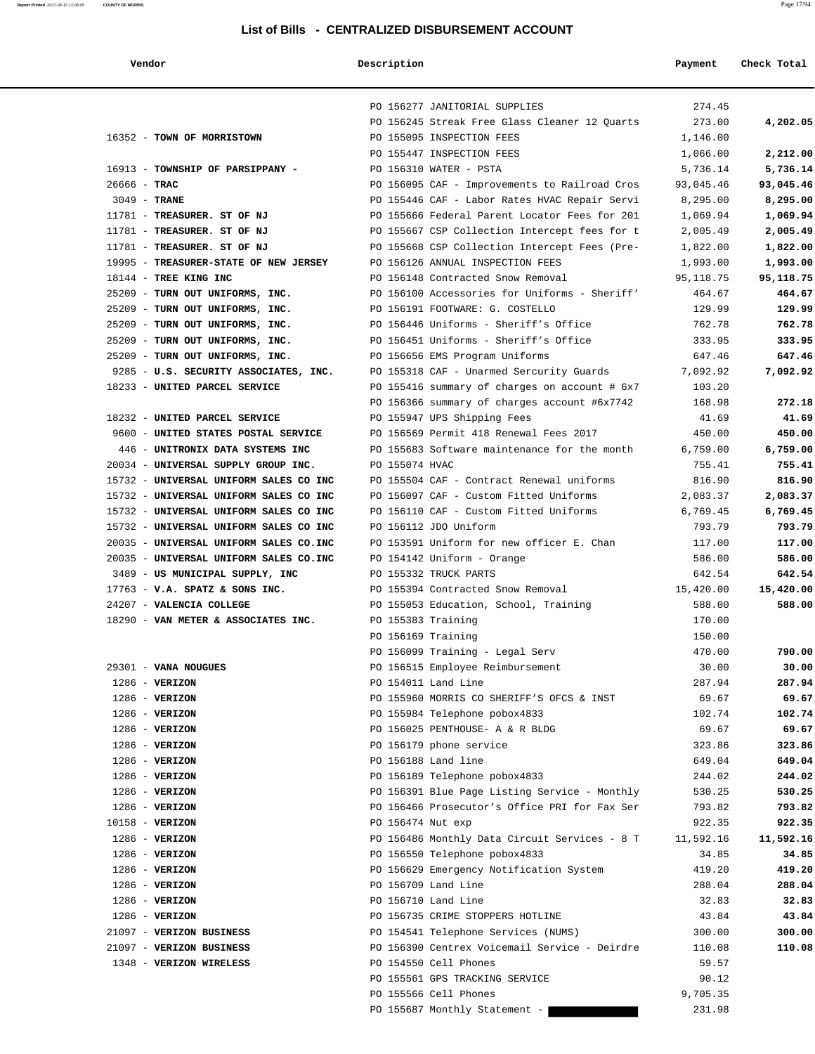# List of Bills - CENTRALIZED DISBURSEMENT ACCOUNT

| Vendor | Description | Payment | Check Total |
|---|---|---|---|
| | PO 156277 JANITORIAL SUPPLIES | 274.45 | |
| | PO 156245 Streak Free Glass Cleaner 12 Quarts | 273.00 | **4,202.05** |
| 16352 - **TOWN OF MORRISTOWN** | PO 155095 INSPECTION FEES | 1,146.00 | |
| | PO 155447 INSPECTION FEES | 1,066.00 | **2,212.00** |
| 16913 - **TOWNSHIP OF PARSIPPANY -** | PO 156310 WATER - PSTA | 5,736.14 | **5,736.14** |
| 26666 - **TRAC** | PO 156095 CAF - Improvements to Railroad Cros | 93,045.46 | **93,045.46** |
| 3049 - **TRANE** | PO 155446 CAF - Labor Rates HVAC Repair Servi | 8,295.00 | **8,295.00** |
| 11781 - **TREASURER. ST OF NJ** | PO 155666 Federal Parent Locator Fees for 201 | 1,069.94 | **1,069.94** |
| 11781 - **TREASURER. ST OF NJ** | PO 155667 CSP Collection Intercept fees for t | 2,005.49 | **2,005.49** |
| 11781 - **TREASURER. ST OF NJ** | PO 155668 CSP Collection Intercept Fees (Pre- | 1,822.00 | **1,822.00** |
| 19995 - **TREASURER-STATE OF NEW JERSEY** | PO 156126 ANNUAL INSPECTION FEES | 1,993.00 | **1,993.00** |
| 18144 - **TREE KING INC** | PO 156148 Contracted Snow Removal | 95,118.75 | **95,118.75** |
| 25209 - **TURN OUT UNIFORMS, INC.** | PO 156100 Accessories for Uniforms - Sheriff' | 464.67 | **464.67** |
| 25209 - **TURN OUT UNIFORMS, INC.** | PO 156191 FOOTWARE: G. COSTELLO | 129.99 | **129.99** |
| 25209 - **TURN OUT UNIFORMS, INC.** | PO 156446 Uniforms - Sheriff's Office | 762.78 | **762.78** |
| 25209 - **TURN OUT UNIFORMS, INC.** | PO 156451 Uniforms - Sheriff's Office | 333.95 | **333.95** |
| 25209 - **TURN OUT UNIFORMS, INC.** | PO 156656 EMS Program Uniforms | 647.46 | **647.46** |
| 9285 - **U.S. SECURITY ASSOCIATES, INC.** | PO 155318 CAF - Unarmed Sercurity Guards | 7,092.92 | **7,092.92** |
| 18233 - **UNITED PARCEL SERVICE** | PO 155416 summary of charges on account # 6x7 | 103.20 | |
| | PO 156366 summary of charges account #6x7742 | 168.98 | **272.18** |
| 18232 - **UNITED PARCEL SERVICE** | PO 155947 UPS Shipping Fees | 41.69 | **41.69** |
| 9600 - **UNITED STATES POSTAL SERVICE** | PO 156569 Permit 418 Renewal Fees 2017 | 450.00 | **450.00** |
| 446 - **UNITRONIX DATA SYSTEMS INC** | PO 155683 Software maintenance for the month | 6,759.00 | **6,759.00** |
| 20034 - **UNIVERSAL SUPPLY GROUP INC.** | PO 155074 HVAC | 755.41 | **755.41** |
| 15732 - **UNIVERSAL UNIFORM SALES CO INC** | PO 155504 CAF - Contract Renewal uniforms | 816.90 | **816.90** |
| 15732 - **UNIVERSAL UNIFORM SALES CO INC** | PO 156097 CAF - Custom Fitted Uniforms | 2,083.37 | **2,083.37** |
| 15732 - **UNIVERSAL UNIFORM SALES CO INC** | PO 156110 CAF - Custom Fitted Uniforms | 6,769.45 | **6,769.45** |
| 15732 - **UNIVERSAL UNIFORM SALES CO INC** | PO 156112 JDO Uniform | 793.79 | **793.79** |
| 20035 - **UNIVERSAL UNIFORM SALES CO.INC** | PO 153591 Uniform for new officer E. Chan | 117.00 | **117.00** |
| 20035 - **UNIVERSAL UNIFORM SALES CO.INC** | PO 154142 Uniform - Orange | 586.00 | **586.00** |
| 3489 - **US MUNICIPAL SUPPLY, INC** | PO 155332 TRUCK PARTS | 642.54 | **642.54** |
| 17763 - **V.A. SPATZ & SONS INC.** | PO 155394 Contracted Snow Removal | 15,420.00 | **15,420.00** |
| 24207 - **VALENCIA COLLEGE** | PO 155053 Education, School, Training | 588.00 | **588.00** |
| 18290 - **VAN METER & ASSOCIATES INC.** | PO 155383 Training | 170.00 | |
| | PO 156169 Training | 150.00 | |
| | PO 156099 Training - Legal Serv | 470.00 | **790.00** |
| 29301 - **VANA NOUGUES** | PO 156515 Employee Reimbursement | 30.00 | **30.00** |
| 1286 - **VERIZON** | PO 154011 Land Line | 287.94 | **287.94** |
| 1286 - **VERIZON** | PO 155960 MORRIS CO SHERIFF'S OFCS & INST | 69.67 | **69.67** |
| 1286 - **VERIZON** | PO 155984 Telephone pobox4833 | 102.74 | **102.74** |
| 1286 - **VERIZON** | PO 156025 PENTHOUSE- A & R BLDG | 69.67 | **69.67** |
| 1286 - **VERIZON** | PO 156179 phone service | 323.86 | **323.86** |
| 1286 - **VERIZON** | PO 156188 Land line | 649.04 | **649.04** |
| 1286 - **VERIZON** | PO 156189 Telephone pobox4833 | 244.02 | **244.02** |
| 1286 - **VERIZON** | PO 156391 Blue Page Listing Service - Monthly | 530.25 | **530.25** |
| 1286 - **VERIZON** | PO 156466 Prosecutor's Office PRI for Fax Ser | 793.82 | **793.82** |
| 10158 - **VERIZON** | PO 156474 Nut exp | 922.35 | **922.35** |
| 1286 - **VERIZON** | PO 156486 Monthly Data Circuit Services - 8 T | 11,592.16 | **11,592.16** |
| 1286 - **VERIZON** | PO 156550 Telephone pobox4833 | 34.85 | **34.85** |
| 1286 - **VERIZON** | PO 156629 Emergency Notification System | 419.20 | **419.20** |
| 1286 - **VERIZON** | PO 156709 Land Line | 288.04 | **288.04** |
| 1286 - **VERIZON** | PO 156710 Land Line | 32.83 | **32.83** |
| 1286 - **VERIZON** | PO 156735 CRIME STOPPERS HOTLINE | 43.84 | **43.84** |
| 21097 - **VERIZON BUSINESS** | PO 154541 Telephone Services (NUMS) | 300.00 | **300.00** |
| 21097 - **VERIZON BUSINESS** | PO 156390 Centrex Voicemail Service - Deirdre | 110.08 | **110.08** |
| 1348 - **VERIZON WIRELESS** | PO 154550 Cell Phones | 59.57 | |
| | PO 155561 GPS TRACKING SERVICE | 90.12 | |
| | PO 155566 Cell Phones | 9,705.35 | |
| | PO 155687 Monthly Statement - | 231.98 | |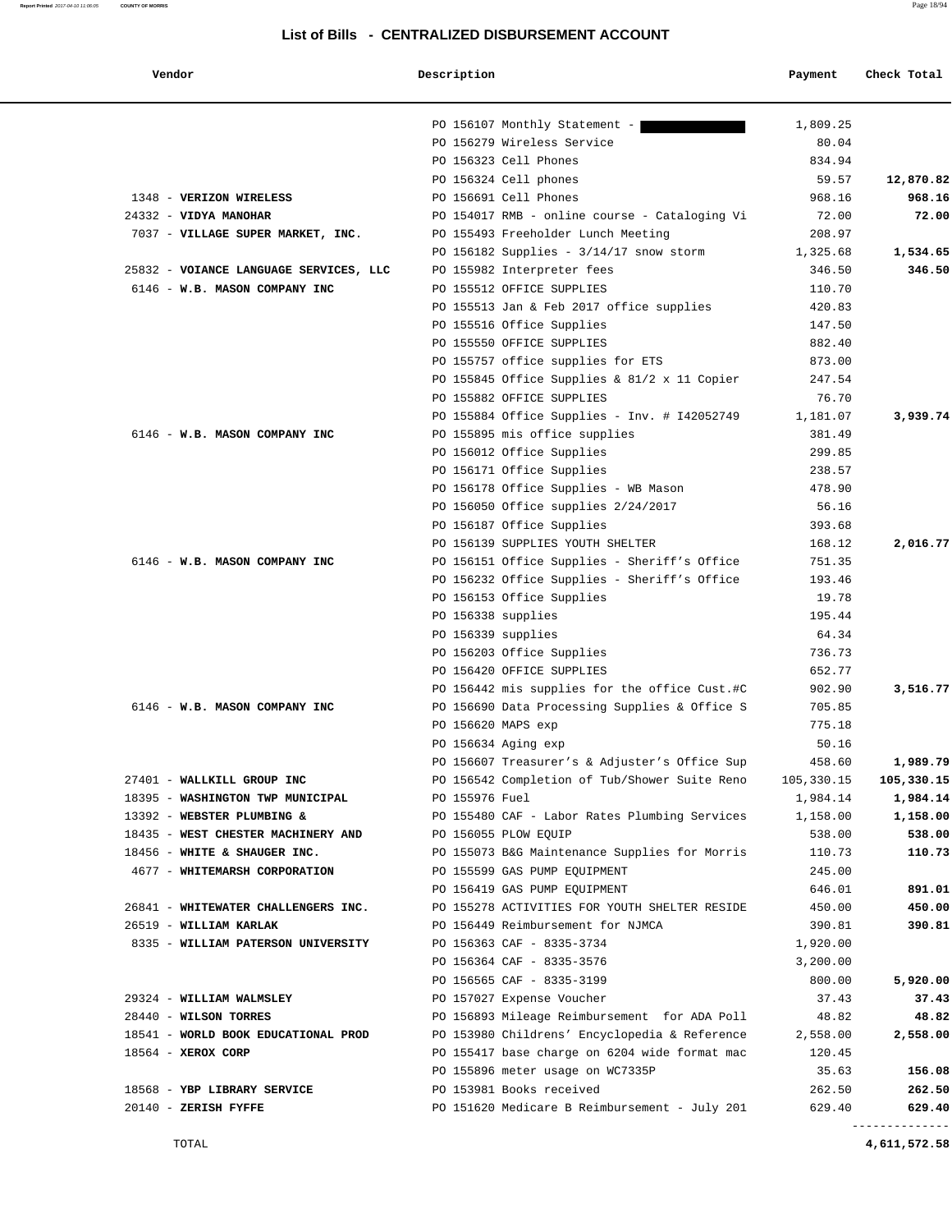## List of Bills - CENTRALIZED DISBURSEMENT ACCOUNT

| Vendor | Description | Payment | Check Total |
|---|---|---|---|
| | PO 156107 Monthly Statement - ███████ | 1,809.25 | |
| | PO 156279 Wireless Service | 80.04 | |
| | PO 156323 Cell Phones | 834.94 | |
| | PO 156324 Cell phones | 59.57 | **12,870.82** |
| 1348 - **VERIZON WIRELESS** | PO 156691 Cell Phones | 968.16 | **968.16** |
| 24332 - **VIDYA MANOHAR** | PO 154017 RMB - online course - Cataloging Vi | 72.00 | **72.00** |
| 7037 - **VILLAGE SUPER MARKET, INC.** | PO 155493 Freeholder Lunch Meeting | 208.97 | |
| | PO 156182 Supplies - 3/14/17 snow storm | 1,325.68 | **1,534.65** |
| 25832 - **VOIANCE LANGUAGE SERVICES, LLC** | PO 155982 Interpreter fees | 346.50 | **346.50** |
| 6146 - **W.B. MASON COMPANY INC** | PO 155512 OFFICE SUPPLIES | 110.70 | |
| | PO 155513 Jan & Feb 2017 office supplies | 420.83 | |
| | PO 155516 Office Supplies | 147.50 | |
| | PO 155550 OFFICE SUPPLIES | 882.40 | |
| | PO 155757 office supplies for ETS | 873.00 | |
| | PO 155845 Office Supplies & 81/2 x 11 Copier | 247.54 | |
| | PO 155882 OFFICE SUPPLIES | 76.70 | |
| | PO 155884 Office Supplies - Inv. # I42052749 | 1,181.07 | **3,939.74** |
| 6146 - **W.B. MASON COMPANY INC** | PO 155895 mis office supplies | 381.49 | |
| | PO 156012 Office Supplies | 299.85 | |
| | PO 156171 Office Supplies | 238.57 | |
| | PO 156178 Office Supplies - WB Mason | 478.90 | |
| | PO 156050 Office supplies 2/24/2017 | 56.16 | |
| | PO 156187 Office Supplies | 393.68 | |
| | PO 156139 SUPPLIES YOUTH SHELTER | 168.12 | **2,016.77** |
| 6146 - **W.B. MASON COMPANY INC** | PO 156151 Office Supplies - Sheriff's Office | 751.35 | |
| | PO 156232 Office Supplies - Sheriff's Office | 193.46 | |
| | PO 156153 Office Supplies | 19.78 | |
| | PO 156338 supplies | 195.44 | |
| | PO 156339 supplies | 64.34 | |
| | PO 156203 Office Supplies | 736.73 | |
| | PO 156420 OFFICE SUPPLIES | 652.77 | |
| | PO 156442 mis supplies for the office Cust.#C | 902.90 | **3,516.77** |
| 6146 - **W.B. MASON COMPANY INC** | PO 156690 Data Processing Supplies & Office S | 705.85 | |
| | PO 156620 MAPS exp | 775.18 | |
| | PO 156634 Aging exp | 50.16 | |
| | PO 156607 Treasurer's & Adjuster's Office Sup | 458.60 | **1,989.79** |
| 27401 - **WALLKILL GROUP INC** | PO 156542 Completion of Tub/Shower Suite Reno | 105,330.15 | **105,330.15** |
| 18395 - **WASHINGTON TWP MUNICIPAL** | PO 155976 Fuel | 1,984.14 | **1,984.14** |
| 13392 - **WEBSTER PLUMBING &** | PO 155480 CAF - Labor Rates Plumbing Services | 1,158.00 | **1,158.00** |
| 18435 - **WEST CHESTER MACHINERY AND** | PO 156055 PLOW EQUIP | 538.00 | **538.00** |
| 18456 - **WHITE & SHAUGER INC.** | PO 155073 B&G Maintenance Supplies for Morris | 110.73 | **110.73** |
| 4677 - **WHITEMARSH CORPORATION** | PO 155599 GAS PUMP EQUIPMENT | 245.00 | |
| | PO 156419 GAS PUMP EQUIPMENT | 646.01 | **891.01** |
| 26841 - **WHITEWATER CHALLENGERS INC.** | PO 155278 ACTIVITIES FOR YOUTH SHELTER RESIDE | 450.00 | **450.00** |
| 26519 - **WILLIAM KARLAK** | PO 156449 Reimbursement for NJMCA | 390.81 | **390.81** |
| 8335 - **WILLIAM PATERSON UNIVERSITY** | PO 156363 CAF - 8335-3734 | 1,920.00 | |
| | PO 156364 CAF - 8335-3576 | 3,200.00 | |
| | PO 156565 CAF - 8335-3199 | 800.00 | **5,920.00** |
| 29324 - **WILLIAM WALMSLEY** | PO 157027 Expense Voucher | 37.43 | **37.43** |
| 28440 - **WILSON TORRES** | PO 156893 Mileage Reimbursement for ADA Poll | 48.82 | **48.82** |
| 18541 - **WORLD BOOK EDUCATIONAL PROD** | PO 153980 Childrens' Encyclopedia & Reference | 2,558.00 | **2,558.00** |
| 18564 - **XEROX CORP** | PO 155417 base charge on 6204 wide format mac | 120.45 | |
| | PO 155896 meter usage on WC7335P | 35.63 | **156.08** |
| 18568 - **YBP LIBRARY SERVICE** | PO 153981 Books received | 262.50 | **262.50** |
| 20140 - **ZERISH FYFFE** | PO 151620 Medicare B Reimbursement - July 201 | 629.40 | **629.40** |
| TOTAL | | | **4,611,572.58** |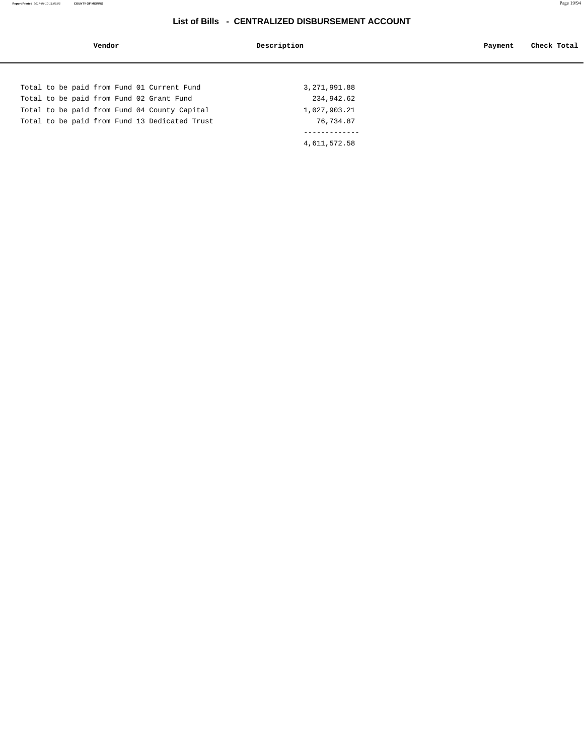# List of Bills - CENTRALIZED DISBURSEMENT ACCOUNT

| Vendor | Description | Payment | Check Total |
| --- | --- | --- | --- |

| | |
| --- | --- |
| Total to be paid from Fund 01 Current Fund | 3,271,991.88 |
| Total to be paid from Fund 02 Grant Fund | 234,942.62 |
| Total to be paid from Fund 04 County Capital | 1,027,903.21 |
| Total to be paid from Fund 13 Dedicated Trust | 76,734.87 |
| | ------------- |
| | 4,611,572.58 |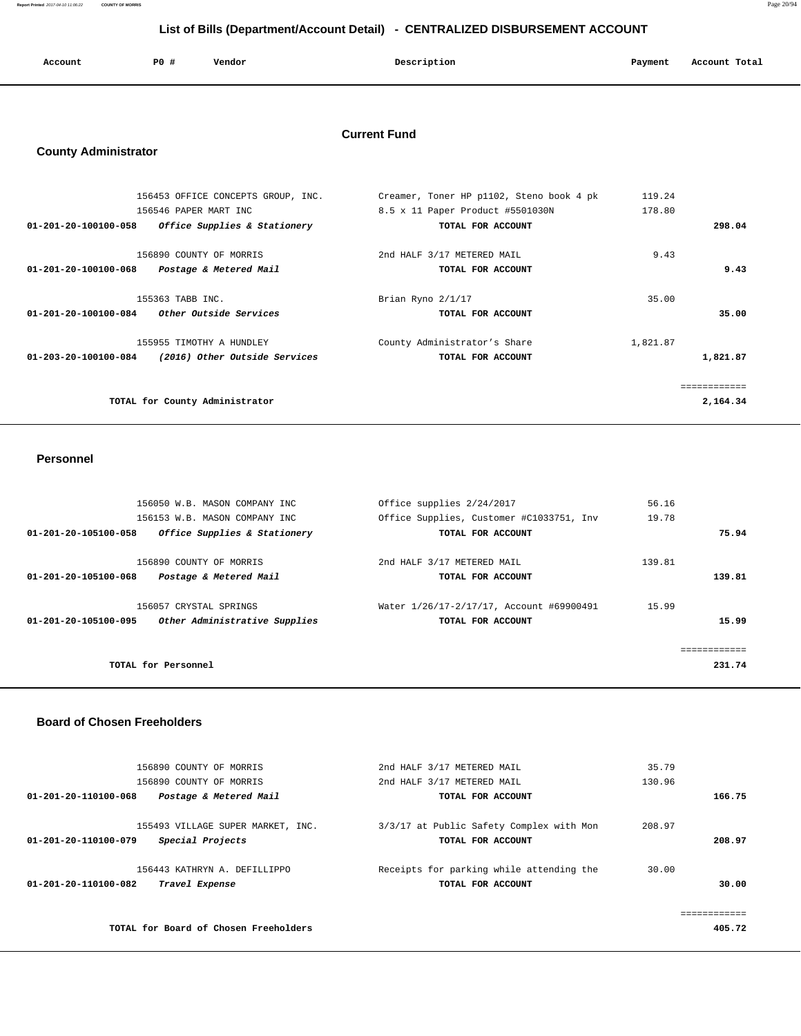## List of Bills (Department/Account Detail) - CENTRALIZED DISBURSEMENT ACCOUNT

### Current Fund

### County Administrator

| Account | PO # | Vendor | Description | Payment | Account Total |
|---|---|---|---|---|---|
| | 156453 | OFFICE CONCEPTS GROUP, INC. | Creamer, Toner HP p1102, Steno book 4 pk | 119.24 | |
| | 156546 | PAPER MART INC | 8.5 x 11 Paper Product #5501030N | 178.80 | |
| 01-201-20-100100-058 | | *Office Supplies & Stationery* | TOTAL FOR ACCOUNT | | 298.04 |
| | 156890 | COUNTY OF MORRIS | 2nd HALF 3/17 METERED MAIL | 9.43 | |
| 01-201-20-100100-068 | | *Postage & Metered Mail* | TOTAL FOR ACCOUNT | | 9.43 |
| | 155363 | TABB INC. | Brian Ryno 2/1/17 | 35.00 | |
| 01-201-20-100100-084 | | *Other Outside Services* | TOTAL FOR ACCOUNT | | 35.00 |
| | 155955 | TIMOTHY A HUNDLEY | County Administrator's Share | 1,821.87 | |
| 01-203-20-100100-084 | | *(2016) Other Outside Services* | TOTAL FOR ACCOUNT | | 1,821.87 |
| | | | | | ============ |
| | | TOTAL for County Administrator | | | 2,164.34 |

### Personnel

| Account | PO # | Vendor | Description | Payment | Account Total |
|---|---|---|---|---|---|
| | 156050 | W.B. MASON COMPANY INC | Office supplies 2/24/2017 | 56.16 | |
| | 156153 | W.B. MASON COMPANY INC | Office Supplies, Customer #C1033751, Inv | 19.78 | |
| 01-201-20-105100-058 | | *Office Supplies & Stationery* | TOTAL FOR ACCOUNT | | 75.94 |
| | 156890 | COUNTY OF MORRIS | 2nd HALF 3/17 METERED MAIL | 139.81 | |
| 01-201-20-105100-068 | | *Postage & Metered Mail* | TOTAL FOR ACCOUNT | | 139.81 |
| | 156057 | CRYSTAL SPRINGS | Water 1/26/17-2/17/17, Account #69900491 | 15.99 | |
| 01-201-20-105100-095 | | *Other Administrative Supplies* | TOTAL FOR ACCOUNT | | 15.99 |
| | | | | | ============ |
| | | TOTAL for Personnel | | | 231.74 |

### Board of Chosen Freeholders

| Account | PO # | Vendor | Description | Payment | Account Total |
|---|---|---|---|---|---|
| | 156890 | COUNTY OF MORRIS | 2nd HALF 3/17 METERED MAIL | 35.79 | |
| | 156890 | COUNTY OF MORRIS | 2nd HALF 3/17 METERED MAIL | 130.96 | |
| 01-201-20-110100-068 | | *Postage & Metered Mail* | TOTAL FOR ACCOUNT | | 166.75 |
| | 155493 | VILLAGE SUPER MARKET, INC. | 3/3/17 at Public Safety Complex with Mon | 208.97 | |
| 01-201-20-110100-079 | | *Special Projects* | TOTAL FOR ACCOUNT | | 208.97 |
| | 156443 | KATHRYN A. DEFILLIPPO | Receipts for parking while attending the | 30.00 | |
| 01-201-20-110100-082 | | *Travel Expense* | TOTAL FOR ACCOUNT | | 30.00 |
| | | | | | ============ |
| | | TOTAL for Board of Chosen Freeholders | | | 405.72 |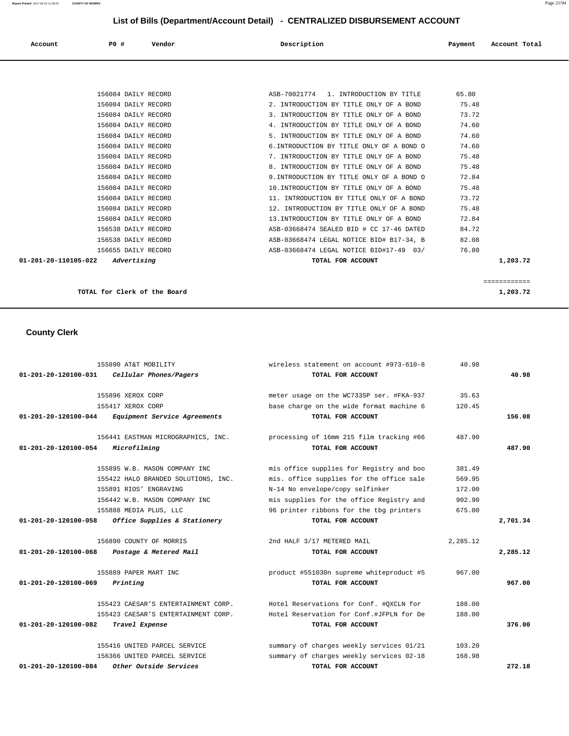# List of Bills (Department/Account Detail) - CENTRALIZED DISBURSEMENT ACCOUNT

| Account | PO # | Vendor | Description | Payment | Account Total |
|---|---|---|---|---|---|
| | 156084 | DAILY RECORD | ASB-70021774 1. INTRODUCTION BY TITLE | 65.80 | |
| | 156084 | DAILY RECORD | 2. INTRODUCTION BY TITLE ONLY OF A BOND | 75.48 | |
| | 156084 | DAILY RECORD | 3. INTRODUCTION BY TITLE ONLY OF A BOND | 73.72 | |
| | 156084 | DAILY RECORD | 4. INTRODUCTION BY TITLE ONLY OF A BOND | 74.60 | |
| | 156084 | DAILY RECORD | 5. INTRODUCTION BY TITLE ONLY OF A BOND | 74.60 | |
| | 156084 | DAILY RECORD | 6.INTRODUCTION BY TITLE ONLY OF A BOND O | 74.60 | |
| | 156084 | DAILY RECORD | 7. INTRODUCTION BY TITLE ONLY OF A BOND | 75.48 | |
| | 156084 | DAILY RECORD | 8. INTRODUCTION BY TITLE ONLY OF A BOND | 75.48 | |
| | 156084 | DAILY RECORD | 9.INTRODUCTION BY TITLE ONLY OF A BOND O | 72.84 | |
| | 156084 | DAILY RECORD | 10.INTRODUCTION BY TITLE ONLY OF A BOND | 75.48 | |
| | 156084 | DAILY RECORD | 11. INTRODUCTION BY TITLE ONLY OF A BOND | 73.72 | |
| | 156084 | DAILY RECORD | 12. INTRODUCTION BY TITLE ONLY OF A BOND | 75.48 | |
| | 156084 | DAILY RECORD | 13.INTRODUCTION BY TITLE ONLY OF A BOND | 72.84 | |
| | 156538 | DAILY RECORD | ASB-03668474 SEALED BID # CC 17-46 DATED | 84.72 | |
| | 156538 | DAILY RECORD | ASB-03668474 LEGAL NOTICE BID# B17-34, B | 82.08 | |
| | 156655 | DAILY RECORD | ASB-03668474 LEGAL NOTICE BID#17-49 03/ | 76.80 | |
| **01-201-20-110105-022** | *Advertising* | | **TOTAL FOR ACCOUNT** | | **1,203.72** |
| | | | | | ============ |
| **TOTAL for Clerk of the Board** | | | | | **1,203.72** |

## County Clerk

| Account | PO # | Vendor | Description | Payment | Account Total |
|---|---|---|---|---|---|
| | 155890 | AT&T MOBILITY | wireless statement on account #973-610-8 | 40.98 | |
| **01-201-20-120100-031** | *Cellular Phones/Pagers* | | **TOTAL FOR ACCOUNT** | | **40.98** |
| | 155896 | XEROX CORP | meter usage on the WC7335P ser. #FKA-937 | 35.63 | |
| | 155417 | XEROX CORP | base charge on the wide format machine 6 | 120.45 | |
| **01-201-20-120100-044** | *Equipment Service Agreements* | | **TOTAL FOR ACCOUNT** | | **156.08** |
| | 156441 | EASTMAN MICROGRAPHICS, INC. | processing of 16mm 215 film tracking #66 | 487.90 | |
| **01-201-20-120100-054** | *Microfilming* | | **TOTAL FOR ACCOUNT** | | **487.90** |
| | 155895 | W.B. MASON COMPANY INC | mis office supplies for Registry and boo | 381.49 | |
| | 155422 | HALO BRANDED SOLUTIONS, INC. | mis. office supplies for the office sale | 569.95 | |
| | 155891 | RIOS' ENGRAVING | N-14 No envelope/copy selfinker | 172.00 | |
| | 156442 | W.B. MASON COMPANY INC | mis supplies for the office Registry and | 902.90 | |
| | 155888 | MEDIA PLUS, LLC | 96 printer ribbons for the tbg printers | 675.00 | |
| **01-201-20-120100-058** | *Office Supplies & Stationery* | | **TOTAL FOR ACCOUNT** | | **2,701.34** |
| | 156890 | COUNTY OF MORRIS | 2nd HALF 3/17 METERED MAIL | 2,285.12 | |
| **01-201-20-120100-068** | *Postage & Metered Mail* | | **TOTAL FOR ACCOUNT** | | **2,285.12** |
| | 155889 | PAPER MART INC | product #551030n supreme whiteproduct #5 | 967.00 | |
| **01-201-20-120100-069** | *Printing* | | **TOTAL FOR ACCOUNT** | | **967.00** |
| | 155423 | CAESAR'S ENTERTAINMENT CORP. | Hotel Reservations for Conf. #QXCLN for | 188.00 | |
| | 155423 | CAESAR'S ENTERTAINMENT CORP. | Hotel Reservation for Conf.#JFPLN for De | 188.00 | |
| **01-201-20-120100-082** | *Travel Expense* | | **TOTAL FOR ACCOUNT** | | **376.00** |
| | 155416 | UNITED PARCEL SERVICE | summary of charges weekly services 01/21 | 103.20 | |
| | 156366 | UNITED PARCEL SERVICE | summary of charges weekly services 02-18 | 168.98 | |
| **01-201-20-120100-084** | *Other Outside Services* | | **TOTAL FOR ACCOUNT** | | **272.18** |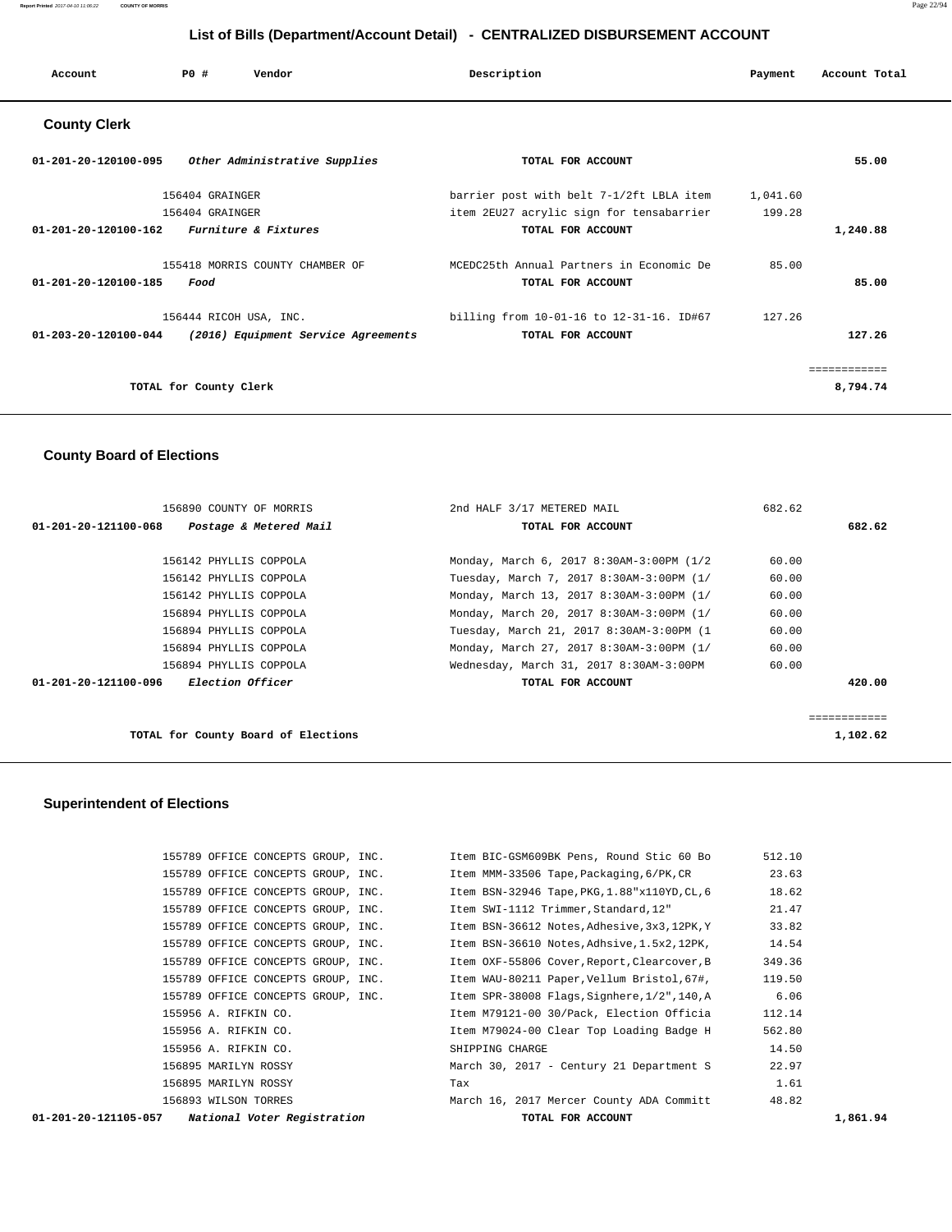## List of Bills (Department/Account Detail) - CENTRALIZED DISBURSEMENT ACCOUNT

| Account | PO # | Vendor | Description | Payment | Account Total |
|---|---|---|---|---|---|

### County Clerk

| Account | PO # | Vendor | Description | Payment | Account Total |
|---|---|---|---|---|---|
| 01-201-20-120100-095 | | *Other Administrative Supplies* | **TOTAL FOR ACCOUNT** | | 55.00 |
| | 156404 | GRAINGER | barrier post with belt 7-1/2ft LBLA item | 1,041.60 | |
| | 156404 | GRAINGER | item 2EU27 acrylic sign for tensabarrier | 199.28 | |
| 01-201-20-120100-162 | | *Furniture & Fixtures* | **TOTAL FOR ACCOUNT** | | 1,240.88 |
| | 155418 | MORRIS COUNTY CHAMBER OF | MCEDC25th Annual Partners in Economic De | 85.00 | |
| 01-201-20-120100-185 | | *Food* | **TOTAL FOR ACCOUNT** | | 85.00 |
| | 156444 | RICOH USA, INC. | billing from 10-01-16 to 12-31-16. ID#67 | 127.26 | |
| 01-203-20-120100-044 | | *(2016) Equipment Service Agreements* | **TOTAL FOR ACCOUNT** | | 127.26 |
| | | | | | ============ |
| | | **TOTAL for County Clerk** | | | 8,794.74 |

### County Board of Elections

| Account | PO # | Vendor | Description | Payment | Account Total |
|---|---|---|---|---|---|
| | 156890 | COUNTY OF MORRIS | 2nd HALF 3/17 METERED MAIL | 682.62 | |
| 01-201-20-121100-068 | | *Postage & Metered Mail* | **TOTAL FOR ACCOUNT** | | 682.62 |
| | 156142 | PHYLLIS COPPOLA | Monday, March 6, 2017 8:30AM-3:00PM (1/2 | 60.00 | |
| | 156142 | PHYLLIS COPPOLA | Tuesday, March 7, 2017 8:30AM-3:00PM (1/ | 60.00 | |
| | 156142 | PHYLLIS COPPOLA | Monday, March 13, 2017 8:30AM-3:00PM (1/ | 60.00 | |
| | 156894 | PHYLLIS COPPOLA | Monday, March 20, 2017 8:30AM-3:00PM (1/ | 60.00 | |
| | 156894 | PHYLLIS COPPOLA | Tuesday, March 21, 2017 8:30AM-3:00PM (1 | 60.00 | |
| | 156894 | PHYLLIS COPPOLA | Monday, March 27, 2017 8:30AM-3:00PM (1/ | 60.00 | |
| | 156894 | PHYLLIS COPPOLA | Wednesday, March 31, 2017 8:30AM-3:00PM | 60.00 | |
| 01-201-20-121100-096 | | *Election Officer* | **TOTAL FOR ACCOUNT** | | 420.00 |
| | | | | | ============ |
| | | **TOTAL for County Board of Elections** | | | 1,102.62 |

### Superintendent of Elections

| Account | PO # | Vendor | Description | Payment | Account Total |
|---|---|---|---|---|---|
| | 155789 | OFFICE CONCEPTS GROUP, INC. | Item BIC-GSM609BK Pens, Round Stic 60 Bo | 512.10 | |
| | 155789 | OFFICE CONCEPTS GROUP, INC. | Item MMM-33506 Tape,Packaging,6/PK,CR | 23.63 | |
| | 155789 | OFFICE CONCEPTS GROUP, INC. | Item BSN-32946 Tape,PKG,1.88"x110YD,CL,6 | 18.62 | |
| | 155789 | OFFICE CONCEPTS GROUP, INC. | Item SWI-1112 Trimmer,Standard,12" | 21.47 | |
| | 155789 | OFFICE CONCEPTS GROUP, INC. | Item BSN-36612 Notes,Adhesive,3x3,12PK,Y | 33.82 | |
| | 155789 | OFFICE CONCEPTS GROUP, INC. | Item BSN-36610 Notes,Adhsive,1.5x2,12PK, | 14.54 | |
| | 155789 | OFFICE CONCEPTS GROUP, INC. | Item OXF-55806 Cover,Report,Clearcover,B | 349.36 | |
| | 155789 | OFFICE CONCEPTS GROUP, INC. | Item WAU-80211 Paper,Vellum Bristol,67#, | 119.50 | |
| | 155789 | OFFICE CONCEPTS GROUP, INC. | Item SPR-38008 Flags,Signhere,1/2",140,A | 6.06 | |
| | 155956 | A. RIFKIN CO. | Item M79121-00 30/Pack, Election Officia | 112.14 | |
| | 155956 | A. RIFKIN CO. | Item M79024-00 Clear Top Loading Badge H | 562.80 | |
| | 155956 | A. RIFKIN CO. | SHIPPING CHARGE | 14.50 | |
| | 156895 | MARILYN ROSSY | March 30, 2017 - Century 21 Department S | 22.97 | |
| | 156895 | MARILYN ROSSY | Tax | 1.61 | |
| | 156893 | WILSON TORRES | March 16, 2017 Mercer County ADA Committ | 48.82 | |
| 01-201-20-121105-057 | | *National Voter Registration* | **TOTAL FOR ACCOUNT** | | 1,861.94 |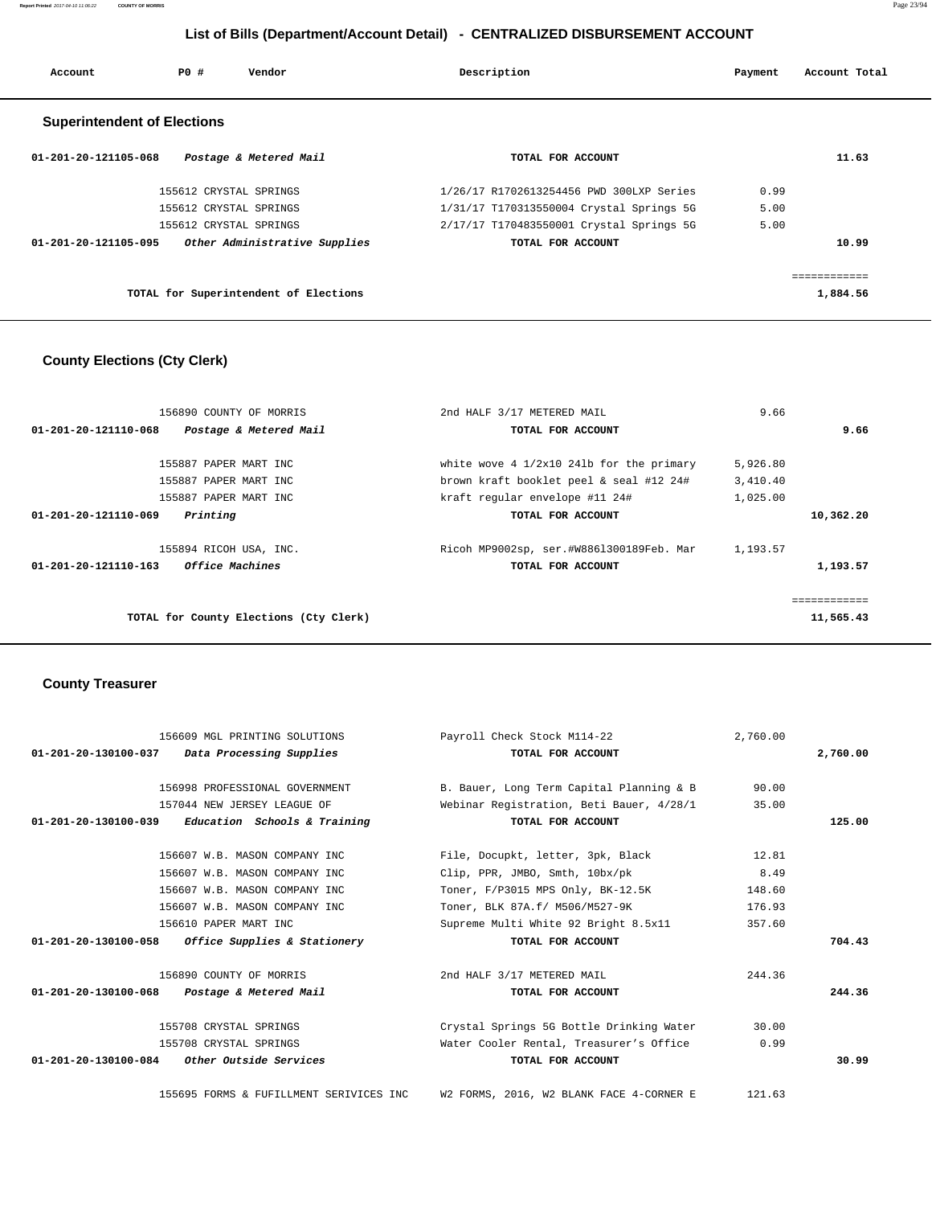## List of Bills (Department/Account Detail) - CENTRALIZED DISBURSEMENT ACCOUNT

| Account | PO # | Vendor | Description | Payment | Account Total |
|---|---|---|---|---|---|

### Superintendent of Elections

| Account | PO # | Vendor | Description | Payment | Account Total |
|---|---|---|---|---|---|
| 01-201-20-121105-068 | | *Postage & Metered Mail* | TOTAL FOR ACCOUNT | | 11.63 |
| | 155612 | CRYSTAL SPRINGS | 1/26/17 R1702613254456 PWD 300LXP Series | 0.99 | |
| | 155612 | CRYSTAL SPRINGS | 1/31/17 T170313550004 Crystal Springs 5G | 5.00 | |
| | 155612 | CRYSTAL SPRINGS | 2/17/17 T170483550001 Crystal Springs 5G | 5.00 | |
| 01-201-20-121105-095 | | *Other Administrative Supplies* | TOTAL FOR ACCOUNT | | 10.99 |
| | | TOTAL for Superintendent of Elections | | | 1,884.56 |

### County Elections (Cty Clerk)

| Account | PO # | Vendor | Description | Payment | Account Total |
|---|---|---|---|---|---|
| | 156890 | COUNTY OF MORRIS | 2nd HALF 3/17 METERED MAIL | 9.66 | |
| 01-201-20-121110-068 | | *Postage & Metered Mail* | TOTAL FOR ACCOUNT | | 9.66 |
| | 155887 | PAPER MART INC | white wove 4 1/2x10 24lb for the primary | 5,926.80 | |
| | 155887 | PAPER MART INC | brown kraft booklet peel & seal #12 24# | 3,410.40 | |
| | 155887 | PAPER MART INC | kraft regular envelope #11 24# | 1,025.00 | |
| 01-201-20-121110-069 | | *Printing* | TOTAL FOR ACCOUNT | | 10,362.20 |
| | 155894 | RICOH USA, INC. | Ricoh MP9002sp, ser.#W886l300189Feb. Mar | 1,193.57 | |
| 01-201-20-121110-163 | | *Office Machines* | TOTAL FOR ACCOUNT | | 1,193.57 |
| | | TOTAL for County Elections (Cty Clerk) | | | 11,565.43 |

### County Treasurer

| Account | PO # | Vendor | Description | Payment | Account Total |
|---|---|---|---|---|---|
| | 156609 | MGL PRINTING SOLUTIONS | Payroll Check Stock M114-22 | 2,760.00 | |
| 01-201-20-130100-037 | | *Data Processing Supplies* | TOTAL FOR ACCOUNT | | 2,760.00 |
| | 156998 | PROFESSIONAL GOVERNMENT | B. Bauer, Long Term Capital Planning & B | 90.00 | |
| | 157044 | NEW JERSEY LEAGUE OF | Webinar Registration, Beti Bauer, 4/28/1 | 35.00 | |
| 01-201-20-130100-039 | | *Education Schools & Training* | TOTAL FOR ACCOUNT | | 125.00 |
| | 156607 | W.B. MASON COMPANY INC | File, Docupkt, letter, 3pk, Black | 12.81 | |
| | 156607 | W.B. MASON COMPANY INC | Clip, PPR, JMBO, Smth, 10bx/pk | 8.49 | |
| | 156607 | W.B. MASON COMPANY INC | Toner, F/P3015 MPS Only, BK-12.5K | 148.60 | |
| | 156607 | W.B. MASON COMPANY INC | Toner, BLK 87A.f/ M506/M527-9K | 176.93 | |
| | 156610 | PAPER MART INC | Supreme Multi White 92 Bright 8.5x11 | 357.60 | |
| 01-201-20-130100-058 | | *Office Supplies & Stationery* | TOTAL FOR ACCOUNT | | 704.43 |
| | 156890 | COUNTY OF MORRIS | 2nd HALF 3/17 METERED MAIL | 244.36 | |
| 01-201-20-130100-068 | | *Postage & Metered Mail* | TOTAL FOR ACCOUNT | | 244.36 |
| | 155708 | CRYSTAL SPRINGS | Crystal Springs 5G Bottle Drinking Water | 30.00 | |
| | 155708 | CRYSTAL SPRINGS | Water Cooler Rental, Treasurer's Office | 0.99 | |
| 01-201-20-130100-084 | | *Other Outside Services* | TOTAL FOR ACCOUNT | | 30.99 |
| | 155695 | FORMS & FUFILLMENT SERIVICES INC | W2 FORMS, 2016, W2 BLANK FACE 4-CORNER E | 121.63 | |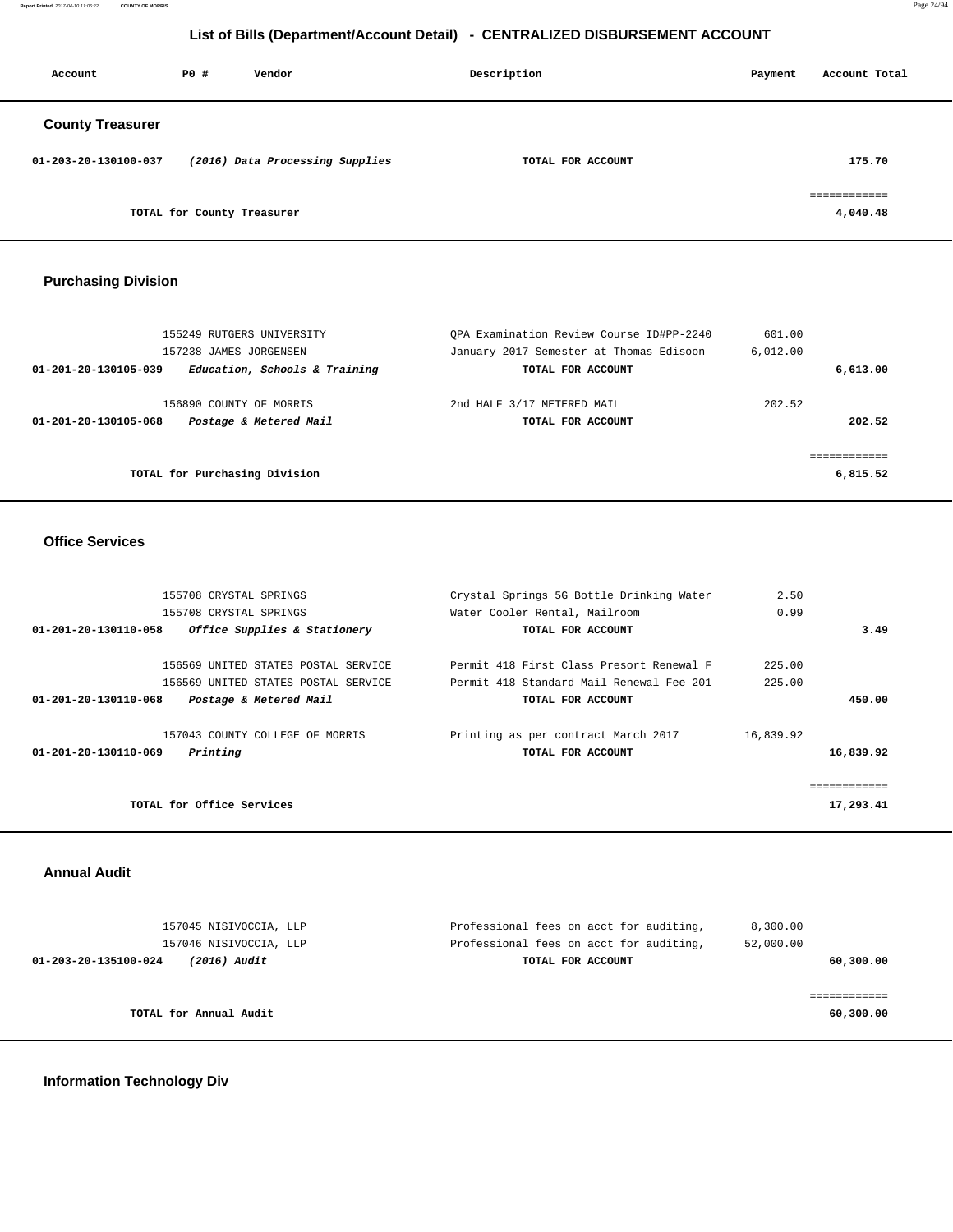## List of Bills (Department/Account Detail) - CENTRALIZED DISBURSEMENT ACCOUNT

| Account | PO # | Vendor | Description | Payment | Account Total |
|---|---|---|---|---|---|

### County Treasurer

| Account | PO # | Vendor | Description | Payment | Account Total |
|---|---|---|---|---|---|
| 01-203-20-130100-037 | | *(2016) Data Processing Supplies* | **TOTAL FOR ACCOUNT** | | 175.70 |
| | | | | | ============ |
| | | **TOTAL for County Treasurer** | | | 4,040.48 |

### Purchasing Division

| Account | PO # | Vendor | Description | Payment | Account Total |
|---|---|---|---|---|---|
| | 155249 | RUTGERS UNIVERSITY | QPA Examination Review Course ID#PP-2240 | 601.00 | |
| | 157238 | JAMES JORGENSEN | January 2017 Semester at Thomas Edisoon | 6,012.00 | |
| 01-201-20-130105-039 | | *Education, Schools & Training* | **TOTAL FOR ACCOUNT** | | 6,613.00 |
| | 156890 | COUNTY OF MORRIS | 2nd HALF 3/17 METERED MAIL | 202.52 | |
| 01-201-20-130105-068 | | *Postage & Metered Mail* | **TOTAL FOR ACCOUNT** | | 202.52 |
| | | | | | ============ |
| | | **TOTAL for Purchasing Division** | | | 6,815.52 |

### Office Services

| Account | PO # | Vendor | Description | Payment | Account Total |
|---|---|---|---|---|---|
| | 155708 | CRYSTAL SPRINGS | Crystal Springs 5G Bottle Drinking Water | 2.50 | |
| | 155708 | CRYSTAL SPRINGS | Water Cooler Rental, Mailroom | 0.99 | |
| 01-201-20-130110-058 | | *Office Supplies & Stationery* | **TOTAL FOR ACCOUNT** | | 3.49 |
| | 156569 | UNITED STATES POSTAL SERVICE | Permit 418 First Class Presort Renewal F | 225.00 | |
| | 156569 | UNITED STATES POSTAL SERVICE | Permit 418 Standard Mail Renewal Fee 201 | 225.00 | |
| 01-201-20-130110-068 | | *Postage & Metered Mail* | **TOTAL FOR ACCOUNT** | | 450.00 |
| | 157043 | COUNTY COLLEGE OF MORRIS | Printing as per contract March 2017 | 16,839.92 | |
| 01-201-20-130110-069 | | *Printing* | **TOTAL FOR ACCOUNT** | | 16,839.92 |
| | | | | | ============ |
| | | **TOTAL for Office Services** | | | 17,293.41 |

### Annual Audit

| Account | PO # | Vendor | Description | Payment | Account Total |
|---|---|---|---|---|---|
| | 157045 | NISIVOCCIA, LLP | Professional fees on acct for auditing, | 8,300.00 | |
| | 157046 | NISIVOCCIA, LLP | Professional fees on acct for auditing, | 52,000.00 | |
| 01-203-20-135100-024 | | *(2016) Audit* | **TOTAL FOR ACCOUNT** | | 60,300.00 |
| | | | | | ============ |
| | | **TOTAL for Annual Audit** | | | 60,300.00 |

### Information Technology Div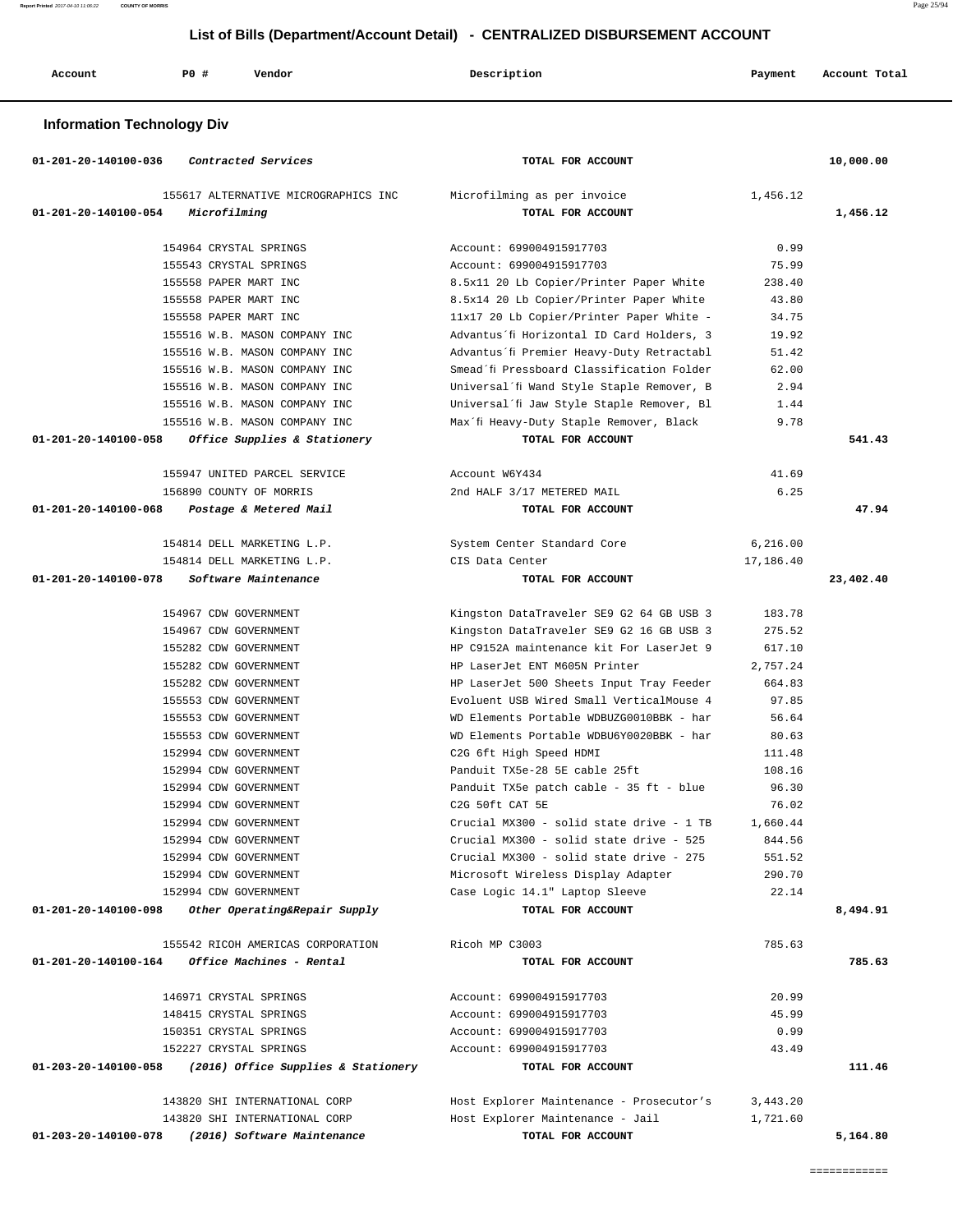## List of Bills (Department/Account Detail) - CENTRALIZED DISBURSEMENT ACCOUNT

| Account | PO # | Vendor | Description | Payment | Account Total |
|---|---|---|---|---|---|

### Information Technology Div

| Account | PO # | Vendor | Description | Payment | Account Total |
|---|---|---|---|---|---|
| 01-201-20-140100-036 | | *Contracted Services* | TOTAL FOR ACCOUNT | | 10,000.00 |
| | 155617 | ALTERNATIVE MICROGRAPHICS INC | Microfilming as per invoice | 1,456.12 | |
| 01-201-20-140100-054 | | *Microfilming* | TOTAL FOR ACCOUNT | | 1,456.12 |
| | 154964 | CRYSTAL SPRINGS | Account: 699004915917703 | 0.99 | |
| | 155543 | CRYSTAL SPRINGS | Account: 699004915917703 | 75.99 | |
| | 155558 | PAPER MART INC | 8.5x11 20 Lb Copier/Printer Paper White | 238.40 | |
| | 155558 | PAPER MART INC | 8.5x14 20 Lb Copier/Printer Paper White | 43.80 | |
| | 155558 | PAPER MART INC | 11x17 20 Lb Copier/Printer Paper White - | 34.75 | |
| | 155516 | W.B. MASON COMPANY INC | Advantus´fi Horizontal ID Card Holders, 3 | 19.92 | |
| | 155516 | W.B. MASON COMPANY INC | Advantus´fi Premier Heavy-Duty Retractabl | 51.42 | |
| | 155516 | W.B. MASON COMPANY INC | Smead´fi Pressboard Classification Folder | 62.00 | |
| | 155516 | W.B. MASON COMPANY INC | Universal´fi Wand Style Staple Remover, B | 2.94 | |
| | 155516 | W.B. MASON COMPANY INC | Universal´fi Jaw Style Staple Remover, Bl | 1.44 | |
| | 155516 | W.B. MASON COMPANY INC | Max´fi Heavy-Duty Staple Remover, Black | 9.78 | |
| 01-201-20-140100-058 | | *Office Supplies & Stationery* | TOTAL FOR ACCOUNT | | 541.43 |
| | 155947 | UNITED PARCEL SERVICE | Account W6Y434 | 41.69 | |
| | 156890 | COUNTY OF MORRIS | 2nd HALF 3/17 METERED MAIL | 6.25 | |
| 01-201-20-140100-068 | | *Postage & Metered Mail* | TOTAL FOR ACCOUNT | | 47.94 |
| | 154814 | DELL MARKETING L.P. | System Center Standard Core | 6,216.00 | |
| | 154814 | DELL MARKETING L.P. | CIS Data Center | 17,186.40 | |
| 01-201-20-140100-078 | | *Software Maintenance* | TOTAL FOR ACCOUNT | | 23,402.40 |
| | 154967 | CDW GOVERNMENT | Kingston DataTraveler SE9 G2 64 GB USB 3 | 183.78 | |
| | 154967 | CDW GOVERNMENT | Kingston DataTraveler SE9 G2 16 GB USB 3 | 275.52 | |
| | 155282 | CDW GOVERNMENT | HP C9152A maintenance kit For LaserJet 9 | 617.10 | |
| | 155282 | CDW GOVERNMENT | HP LaserJet ENT M605N Printer | 2,757.24 | |
| | 155282 | CDW GOVERNMENT | HP LaserJet 500 Sheets Input Tray Feeder | 664.83 | |
| | 155553 | CDW GOVERNMENT | Evoluent USB Wired Small VerticalMouse 4 | 97.85 | |
| | 155553 | CDW GOVERNMENT | WD Elements Portable WDBUZG0010BBK - har | 56.64 | |
| | 155553 | CDW GOVERNMENT | WD Elements Portable WDBU6Y0020BBK - har | 80.63 | |
| | 152994 | CDW GOVERNMENT | C2G 6ft High Speed HDMI | 111.48 | |
| | 152994 | CDW GOVERNMENT | Panduit TX5e-28 5E cable 25ft | 108.16 | |
| | 152994 | CDW GOVERNMENT | Panduit TX5e patch cable - 35 ft - blue | 96.30 | |
| | 152994 | CDW GOVERNMENT | C2G 50ft CAT 5E | 76.02 | |
| | 152994 | CDW GOVERNMENT | Crucial MX300 - solid state drive - 1 TB | 1,660.44 | |
| | 152994 | CDW GOVERNMENT | Crucial MX300 - solid state drive - 525 | 844.56 | |
| | 152994 | CDW GOVERNMENT | Crucial MX300 - solid state drive - 275 | 551.52 | |
| | 152994 | CDW GOVERNMENT | Microsoft Wireless Display Adapter | 290.70 | |
| | 152994 | CDW GOVERNMENT | Case Logic 14.1" Laptop Sleeve | 22.14 | |
| 01-201-20-140100-098 | | *Other Operating&Repair Supply* | TOTAL FOR ACCOUNT | | 8,494.91 |
| | 155542 | RICOH AMERICAS CORPORATION | Ricoh MP C3003 | 785.63 | |
| 01-201-20-140100-164 | | *Office Machines - Rental* | TOTAL FOR ACCOUNT | | 785.63 |
| | 146971 | CRYSTAL SPRINGS | Account: 699004915917703 | 20.99 | |
| | 148415 | CRYSTAL SPRINGS | Account: 699004915917703 | 45.99 | |
| | 150351 | CRYSTAL SPRINGS | Account: 699004915917703 | 0.99 | |
| | 152227 | CRYSTAL SPRINGS | Account: 699004915917703 | 43.49 | |
| 01-203-20-140100-058 | | *(2016) Office Supplies & Stationery* | TOTAL FOR ACCOUNT | | 111.46 |
| | 143820 | SHI INTERNATIONAL CORP | Host Explorer Maintenance - Prosecutor's | 3,443.20 | |
| | 143820 | SHI INTERNATIONAL CORP | Host Explorer Maintenance - Jail | 1,721.60 | |
| 01-203-20-140100-078 | | *(2016) Software Maintenance* | TOTAL FOR ACCOUNT | | 5,164.80 |

============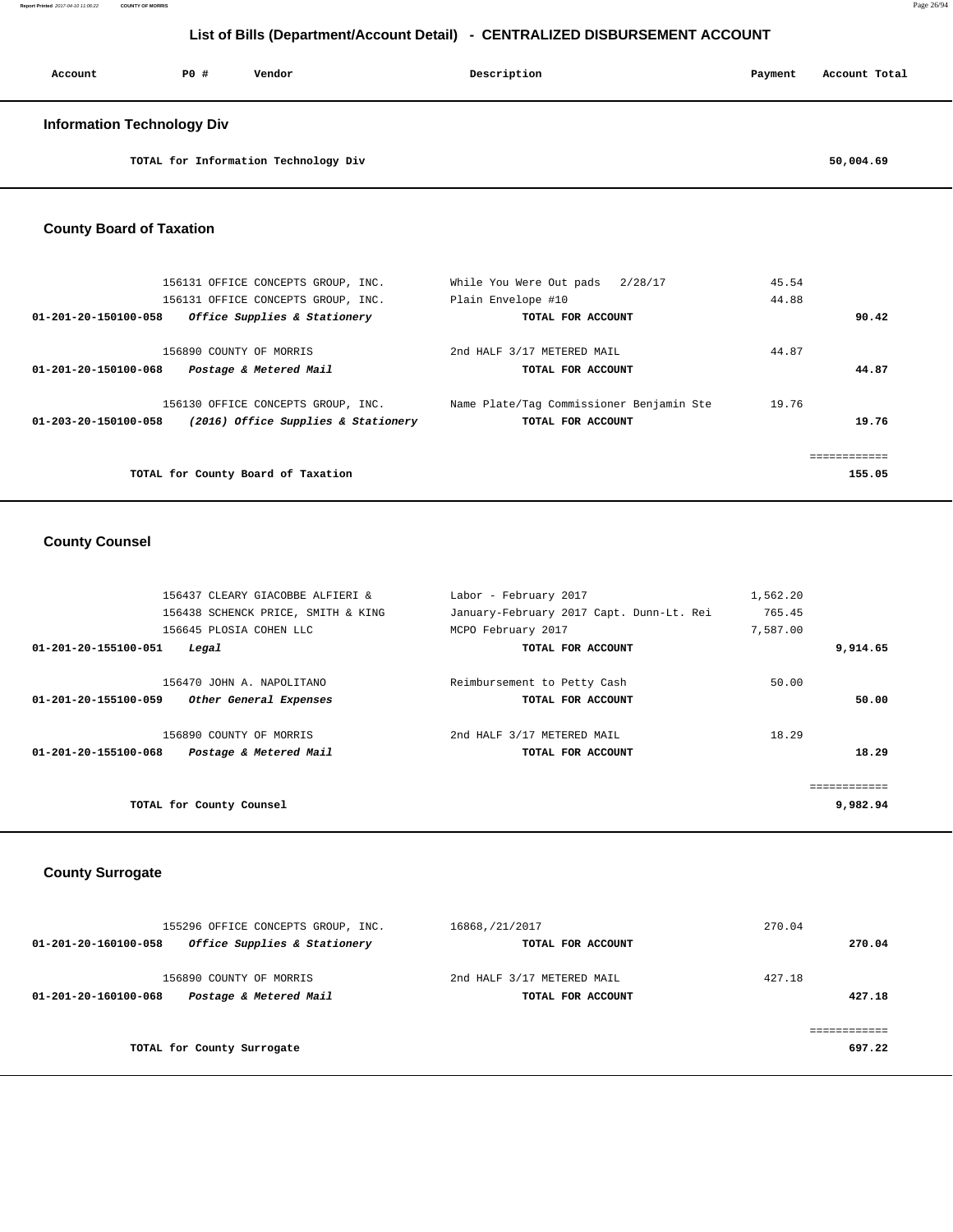# List of Bills (Department/Account Detail) - CENTRALIZED DISBURSEMENT ACCOUNT

| Account | PO # | Vendor | Description | Payment | Account Total |
|---|---|---|---|---|---|

## Information Technology Div

| | | | | | |
|---|---|---|---|---|---|
| | | TOTAL for Information Technology Div | | | 50,004.69 |

## County Board of Taxation

| Account | PO # | Vendor | Description | Payment | Account Total |
|---|---|---|---|---|---|
| | 156131 | OFFICE CONCEPTS GROUP, INC. | While You Were Out pads 2/28/17 | 45.54 | |
| | 156131 | OFFICE CONCEPTS GROUP, INC. | Plain Envelope #10 | 44.88 | |
| 01-201-20-150100-058 | | *Office Supplies & Stationery* | TOTAL FOR ACCOUNT | | 90.42 |
| | 156890 | COUNTY OF MORRIS | 2nd HALF 3/17 METERED MAIL | 44.87 | |
| 01-201-20-150100-068 | | *Postage & Metered Mail* | TOTAL FOR ACCOUNT | | 44.87 |
| | 156130 | OFFICE CONCEPTS GROUP, INC. | Name Plate/Tag Commissioner Benjamin Ste | 19.76 | |
| 01-203-20-150100-058 | | *(2016) Office Supplies & Stationery* | TOTAL FOR ACCOUNT | | 19.76 |
| | | TOTAL for County Board of Taxation | | | 155.05 |

## County Counsel

| Account | PO # | Vendor | Description | Payment | Account Total |
|---|---|---|---|---|---|
| | 156437 | CLEARY GIACOBBE ALFIERI & | Labor - February 2017 | 1,562.20 | |
| | 156438 | SCHENCK PRICE, SMITH & KING | January-February 2017 Capt. Dunn-Lt. Rei | 765.45 | |
| | 156645 | PLOSIA COHEN LLC | MCPO February 2017 | 7,587.00 | |
| 01-201-20-155100-051 | | *Legal* | TOTAL FOR ACCOUNT | | 9,914.65 |
| | 156470 | JOHN A. NAPOLITANO | Reimbursement to Petty Cash | 50.00 | |
| 01-201-20-155100-059 | | *Other General Expenses* | TOTAL FOR ACCOUNT | | 50.00 |
| | 156890 | COUNTY OF MORRIS | 2nd HALF 3/17 METERED MAIL | 18.29 | |
| 01-201-20-155100-068 | | *Postage & Metered Mail* | TOTAL FOR ACCOUNT | | 18.29 |
| | | TOTAL for County Counsel | | | 9,982.94 |

## County Surrogate

| Account | PO # | Vendor | Description | Payment | Account Total |
|---|---|---|---|---|---|
| | 155296 | OFFICE CONCEPTS GROUP, INC. | 16868,/21/2017 | 270.04 | |
| 01-201-20-160100-058 | | *Office Supplies & Stationery* | TOTAL FOR ACCOUNT | | 270.04 |
| | 156890 | COUNTY OF MORRIS | 2nd HALF 3/17 METERED MAIL | 427.18 | |
| 01-201-20-160100-068 | | *Postage & Metered Mail* | TOTAL FOR ACCOUNT | | 427.18 |
| | | TOTAL for County Surrogate | | | 697.22 |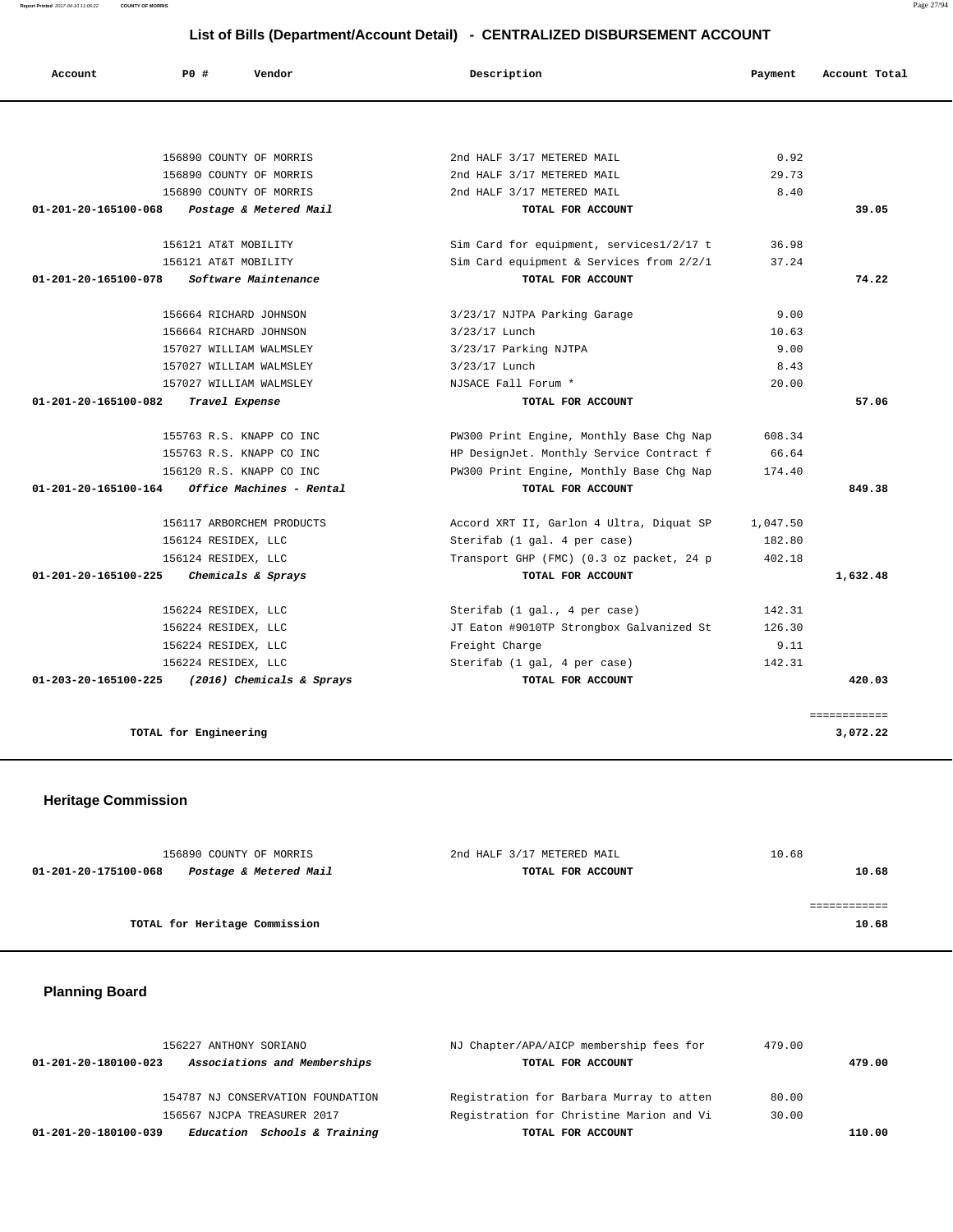## List of Bills (Department/Account Detail) - CENTRALIZED DISBURSEMENT ACCOUNT

| Account | PO # | Vendor | Description | Payment | Account Total |
|---|---|---|---|---|---|
| | 156890 | COUNTY OF MORRIS | 2nd HALF 3/17 METERED MAIL | 0.92 | |
| | 156890 | COUNTY OF MORRIS | 2nd HALF 3/17 METERED MAIL | 29.73 | |
| | 156890 | COUNTY OF MORRIS | 2nd HALF 3/17 METERED MAIL | 8.40 | |
| **01-201-20-165100-068** | | ***Postage & Metered Mail*** | **TOTAL FOR ACCOUNT** | | **39.05** |
| | 156121 | AT&T MOBILITY | Sim Card for equipment, services1/2/17 t | 36.98 | |
| | 156121 | AT&T MOBILITY | Sim Card equipment & Services from 2/2/1 | 37.24 | |
| **01-201-20-165100-078** | | ***Software Maintenance*** | **TOTAL FOR ACCOUNT** | | **74.22** |
| | 156664 | RICHARD JOHNSON | 3/23/17 NJTPA Parking Garage | 9.00 | |
| | 156664 | RICHARD JOHNSON | 3/23/17 Lunch | 10.63 | |
| | 157027 | WILLIAM WALMSLEY | 3/23/17 Parking NJTPA | 9.00 | |
| | 157027 | WILLIAM WALMSLEY | 3/23/17 Lunch | 8.43 | |
| | 157027 | WILLIAM WALMSLEY | NJSACE Fall Forum * | 20.00 | |
| **01-201-20-165100-082** | | ***Travel Expense*** | **TOTAL FOR ACCOUNT** | | **57.06** |
| | 155763 | R.S. KNAPP CO INC | PW300 Print Engine, Monthly Base Chg Nap | 608.34 | |
| | 155763 | R.S. KNAPP CO INC | HP DesignJet. Monthly Service Contract f | 66.64 | |
| | 156120 | R.S. KNAPP CO INC | PW300 Print Engine, Monthly Base Chg Nap | 174.40 | |
| **01-201-20-165100-164** | | ***Office Machines - Rental*** | **TOTAL FOR ACCOUNT** | | **849.38** |
| | 156117 | ARBORCHEM PRODUCTS | Accord XRT II, Garlon 4 Ultra, Diquat SP | 1,047.50 | |
| | 156124 | RESIDEX, LLC | Sterifab (1 gal. 4 per case) | 182.80 | |
| | 156124 | RESIDEX, LLC | Transport GHP (FMC) (0.3 oz packet, 24 p | 402.18 | |
| **01-201-20-165100-225** | | ***Chemicals & Sprays*** | **TOTAL FOR ACCOUNT** | | **1,632.48** |
| | 156224 | RESIDEX, LLC | Sterifab (1 gal., 4 per case) | 142.31 | |
| | 156224 | RESIDEX, LLC | JT Eaton #9010TP Strongbox Galvanized St | 126.30 | |
| | 156224 | RESIDEX, LLC | Freight Charge | 9.11 | |
| | 156224 | RESIDEX, LLC | Sterifab (1 gal, 4 per case) | 142.31 | |
| **01-203-20-165100-225** | | ***(2016) Chemicals & Sprays*** | **TOTAL FOR ACCOUNT** | | **420.03** |
| | | | | | ============ |
| | **TOTAL for Engineering** | | | | **3,072.22** |

### Heritage Commission

| Account | PO # | Vendor | Description | Payment | Account Total |
|---|---|---|---|---|---|
| | 156890 | COUNTY OF MORRIS | 2nd HALF 3/17 METERED MAIL | 10.68 | |
| **01-201-20-175100-068** | | ***Postage & Metered Mail*** | **TOTAL FOR ACCOUNT** | | **10.68** |
| | | | | | ============ |
| | **TOTAL for Heritage Commission** | | | | **10.68** |

### Planning Board

| Account | PO # | Vendor | Description | Payment | Account Total |
|---|---|---|---|---|---|
| | 156227 | ANTHONY SORIANO | NJ Chapter/APA/AICP membership fees for | 479.00 | |
| **01-201-20-180100-023** | | ***Associations and Memberships*** | **TOTAL FOR ACCOUNT** | | **479.00** |
| | 154787 | NJ CONSERVATION FOUNDATION | Registration for Barbara Murray to atten | 80.00 | |
| | 156567 | NJCPA TREASURER 2017 | Registration for Christine Marion and Vi | 30.00 | |
| **01-201-20-180100-039** | | ***Education Schools & Training*** | **TOTAL FOR ACCOUNT** | | **110.00** |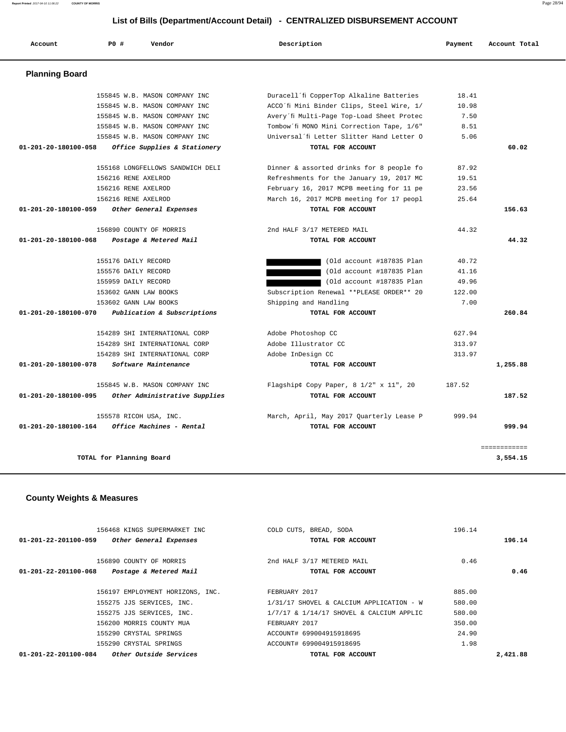# List of Bills (Department/Account Detail) - CENTRALIZED DISBURSEMENT ACCOUNT

| Account | PO # | Vendor | Description | Payment | Account Total |
|---|---|---|---|---|---|

## Planning Board

| Account | PO # | Vendor | Description | Payment | Account Total |
|---|---|---|---|---|---|
| | 155845 | W.B. MASON COMPANY INC | Duracell´fi CopperTop Alkaline Batteries | 18.41 | |
| | 155845 | W.B. MASON COMPANY INC | ACCO´fi Mini Binder Clips, Steel Wire, 1/ | 10.98 | |
| | 155845 | W.B. MASON COMPANY INC | Avery´fi Multi-Page Top-Load Sheet Protec | 7.50 | |
| | 155845 | W.B. MASON COMPANY INC | Tombow´fi MONO Mini Correction Tape, 1/6" | 8.51 | |
| | 155845 | W.B. MASON COMPANY INC | Universal´fi Letter Slitter Hand Letter O | 5.06 | |
| **01-201-20-180100-058** | | ***Office Supplies & Stationery*** | **TOTAL FOR ACCOUNT** | | **60.02** |
| | 155168 | LONGFELLOWS SANDWICH DELI | Dinner & assorted drinks for 8 people fo | 87.92 | |
| | 156216 | RENE AXELROD | Refreshments for the January 19, 2017 MC | 19.51 | |
| | 156216 | RENE AXELROD | February 16, 2017 MCPB meeting for 11 pe | 23.56 | |
| | 156216 | RENE AXELROD | March 16, 2017 MCPB meeting for 17 peopl | 25.64 | |
| **01-201-20-180100-059** | | ***Other General Expenses*** | **TOTAL FOR ACCOUNT** | | **156.63** |
| | 156890 | COUNTY OF MORRIS | 2nd HALF 3/17 METERED MAIL | 44.32 | |
| **01-201-20-180100-068** | | ***Postage & Metered Mail*** | **TOTAL FOR ACCOUNT** | | **44.32** |
| | 155176 | DAILY RECORD | (Old account #187835 Plan | 40.72 | |
| | 155576 | DAILY RECORD | (Old account #187835 Plan | 41.16 | |
| | 155959 | DAILY RECORD | (Old account #187835 Plan | 49.96 | |
| | 153602 | GANN LAW BOOKS | Subscription Renewal **PLEASE ORDER** 20 | 122.00 | |
| | 153602 | GANN LAW BOOKS | Shipping and Handling | 7.00 | |
| **01-201-20-180100-070** | | ***Publication & Subscriptions*** | **TOTAL FOR ACCOUNT** | | **260.84** |
| | 154289 | SHI INTERNATIONAL CORP | Adobe Photoshop CC | 627.94 | |
| | 154289 | SHI INTERNATIONAL CORP | Adobe Illustrator CC | 313.97 | |
| | 154289 | SHI INTERNATIONAL CORP | Adobe InDesign CC | 313.97 | |
| **01-201-20-180100-078** | | ***Software Maintenance*** | **TOTAL FOR ACCOUNT** | | **1,255.88** |
| | 155845 | W.B. MASON COMPANY INC | Flagship¢ Copy Paper, 8 1/2" x 11", 20 | 187.52 | |
| **01-201-20-180100-095** | | ***Other Administrative Supplies*** | **TOTAL FOR ACCOUNT** | | **187.52** |
| | 155578 | RICOH USA, INC. | March, April, May 2017 Quarterly Lease P | 999.94 | |
| **01-201-20-180100-164** | | ***Office Machines - Rental*** | **TOTAL FOR ACCOUNT** | | **999.94** |
| | | | | | ============ |
| | **TOTAL for Planning Board** | | | | **3,554.15** |

## County Weights & Measures

| Account | PO # | Vendor | Description | Payment | Account Total |
|---|---|---|---|---|---|
| | 156468 | KINGS SUPERMARKET INC | COLD CUTS, BREAD, SODA | 196.14 | |
| **01-201-22-201100-059** | | ***Other General Expenses*** | **TOTAL FOR ACCOUNT** | | **196.14** |
| | 156890 | COUNTY OF MORRIS | 2nd HALF 3/17 METERED MAIL | 0.46 | |
| **01-201-22-201100-068** | | ***Postage & Metered Mail*** | **TOTAL FOR ACCOUNT** | | **0.46** |
| | 156197 | EMPLOYMENT HORIZONS, INC. | FEBRUARY 2017 | 885.00 | |
| | 155275 | JJS SERVICES, INC. | 1/31/17 SHOVEL & CALCIUM APPLICATION - W | 580.00 | |
| | 155275 | JJS SERVICES, INC. | 1/7/17 & 1/14/17 SHOVEL & CALCIUM APPLIC | 580.00 | |
| | 156200 | MORRIS COUNTY MUA | FEBRUARY 2017 | 350.00 | |
| | 155290 | CRYSTAL SPRINGS | ACCOUNT# 699004915918695 | 24.90 | |
| | 155290 | CRYSTAL SPRINGS | ACCOUNT# 699004915918695 | 1.98 | |
| **01-201-22-201100-084** | | ***Other Outside Services*** | **TOTAL FOR ACCOUNT** | | **2,421.88** |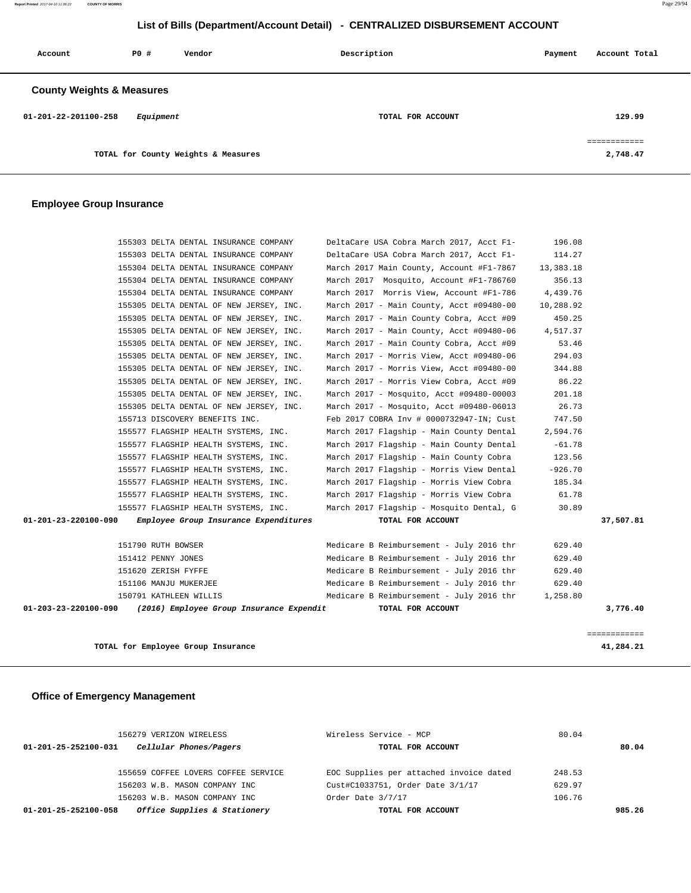# List of Bills (Department/Account Detail) - CENTRALIZED DISBURSEMENT ACCOUNT

| Account | PO # | Vendor | Description | Payment | Account Total |
|---|---|---|---|---|---|

## County Weights & Measures

| Account | PO # | Vendor | Description | Payment | Account Total |
|---|---|---|---|---|---|
| 01-201-22-201100-258 | *Equipment* | | TOTAL FOR ACCOUNT | | 129.99 |
| | | | | | ============ |
| | TOTAL for County Weights & Measures | | | | 2,748.47 |

## Employee Group Insurance

| Account | PO # | Vendor | Description | Payment | Account Total |
|---|---|---|---|---|---|
| | 155303 | DELTA DENTAL INSURANCE COMPANY | DeltaCare USA Cobra March 2017, Acct F1- | 196.08 | |
| | 155303 | DELTA DENTAL INSURANCE COMPANY | DeltaCare USA Cobra March 2017, Acct F1- | 114.27 | |
| | 155304 | DELTA DENTAL INSURANCE COMPANY | March 2017 Main County, Account #F1-7867 | 13,383.18 | |
| | 155304 | DELTA DENTAL INSURANCE COMPANY | March 2017 Mosquito, Account #F1-786760 | 356.13 | |
| | 155304 | DELTA DENTAL INSURANCE COMPANY | March 2017 Morris View, Account #F1-786 | 4,439.76 | |
| | 155305 | DELTA DENTAL OF NEW JERSEY, INC. | March 2017 - Main County, Acct #09480-00 | 10,288.92 | |
| | 155305 | DELTA DENTAL OF NEW JERSEY, INC. | March 2017 - Main County Cobra, Acct #09 | 450.25 | |
| | 155305 | DELTA DENTAL OF NEW JERSEY, INC. | March 2017 - Main County, Acct #09480-06 | 4,517.37 | |
| | 155305 | DELTA DENTAL OF NEW JERSEY, INC. | March 2017 - Main County Cobra, Acct #09 | 53.46 | |
| | 155305 | DELTA DENTAL OF NEW JERSEY, INC. | March 2017 - Morris View, Acct #09480-06 | 294.03 | |
| | 155305 | DELTA DENTAL OF NEW JERSEY, INC. | March 2017 - Morris View, Acct #09480-00 | 344.88 | |
| | 155305 | DELTA DENTAL OF NEW JERSEY, INC. | March 2017 - Morris View Cobra, Acct #09 | 86.22 | |
| | 155305 | DELTA DENTAL OF NEW JERSEY, INC. | March 2017 - Mosquito, Acct #09480-00003 | 201.18 | |
| | 155305 | DELTA DENTAL OF NEW JERSEY, INC. | March 2017 - Mosquito, Acct #09480-06013 | 26.73 | |
| | 155713 | DISCOVERY BENEFITS INC. | Feb 2017 COBRA Inv # 0000732947-IN; Cust | 747.50 | |
| | 155577 | FLAGSHIP HEALTH SYSTEMS, INC. | March 2017 Flagship - Main County Dental | 2,594.76 | |
| | 155577 | FLAGSHIP HEALTH SYSTEMS, INC. | March 2017 Flagship - Main County Dental | -61.78 | |
| | 155577 | FLAGSHIP HEALTH SYSTEMS, INC. | March 2017 Flagship - Main County Cobra | 123.56 | |
| | 155577 | FLAGSHIP HEALTH SYSTEMS, INC. | March 2017 Flagship - Morris View Dental | -926.70 | |
| | 155577 | FLAGSHIP HEALTH SYSTEMS, INC. | March 2017 Flagship - Morris View Cobra | 185.34 | |
| | 155577 | FLAGSHIP HEALTH SYSTEMS, INC. | March 2017 Flagship - Morris View Cobra | 61.78 | |
| | 155577 | FLAGSHIP HEALTH SYSTEMS, INC. | March 2017 Flagship - Mosquito Dental, G | 30.89 | |
| 01-201-23-220100-090 | *Employee Group Insurance Expenditures* | | TOTAL FOR ACCOUNT | | 37,507.81 |
| | 151790 | RUTH BOWSER | Medicare B Reimbursement - July 2016 thr | 629.40 | |
| | 151412 | PENNY JONES | Medicare B Reimbursement - July 2016 thr | 629.40 | |
| | 151620 | ZERISH FYFFE | Medicare B Reimbursement - July 2016 thr | 629.40 | |
| | 151106 | MANJU MUKERJEE | Medicare B Reimbursement - July 2016 thr | 629.40 | |
| | 150791 | KATHLEEN WILLIS | Medicare B Reimbursement - July 2016 thr | 1,258.80 | |
| 01-203-23-220100-090 | *(2016) Employee Group Insurance Expendit* | | TOTAL FOR ACCOUNT | | 3,776.40 |
| | | | | | ============ |
| | TOTAL for Employee Group Insurance | | | | 41,284.21 |

## Office of Emergency Management

| Account | PO # | Vendor | Description | Payment | Account Total |
|---|---|---|---|---|---|
| | 156279 | VERIZON WIRELESS | Wireless Service - MCP | 80.04 | |
| 01-201-25-252100-031 | *Cellular Phones/Pagers* | | TOTAL FOR ACCOUNT | | 80.04 |
| | 155659 | COFFEE LOVERS COFFEE SERVICE | EOC Supplies per attached invoice dated | 248.53 | |
| | 156203 | W.B. MASON COMPANY INC | Cust#C1033751, Order Date 3/1/17 | 629.97 | |
| | 156203 | W.B. MASON COMPANY INC | Order Date 3/7/17 | 106.76 | |
| 01-201-25-252100-058 | *Office Supplies & Stationery* | | TOTAL FOR ACCOUNT | | 985.26 |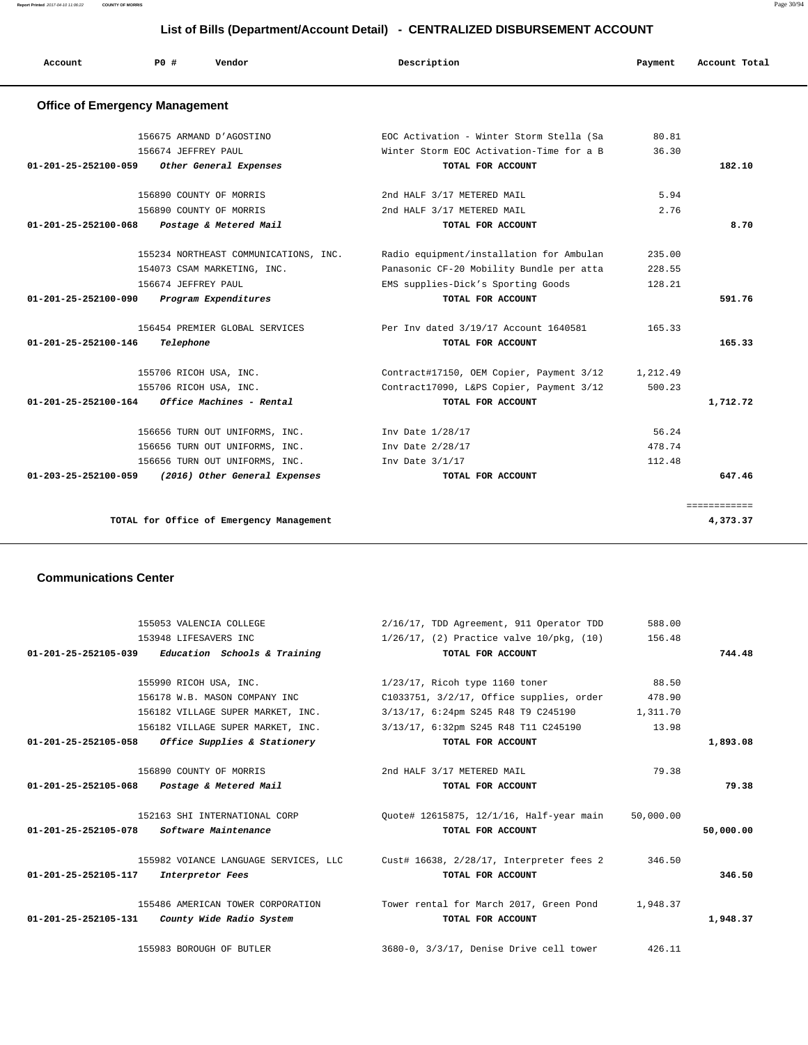# List of Bills (Department/Account Detail) - CENTRALIZED DISBURSEMENT ACCOUNT

| Account | PO # | Vendor | Description | Payment | Account Total |
|---|---|---|---|---|---|

## Office of Emergency Management

| Account | PO # | Vendor | Description | Payment | Account Total |
|---|---|---|---|---|---|
| | 156675 | ARMAND D'AGOSTINO | EOC Activation - Winter Storm Stella (Sa | 80.81 | |
| | 156674 | JEFFREY PAUL | Winter Storm EOC Activation-Time for a B | 36.30 | |
| 01-201-25-252100-059 | | *Other General Expenses* | TOTAL FOR ACCOUNT | | 182.10 |
| | 156890 | COUNTY OF MORRIS | 2nd HALF 3/17 METERED MAIL | 5.94 | |
| | 156890 | COUNTY OF MORRIS | 2nd HALF 3/17 METERED MAIL | 2.76 | |
| 01-201-25-252100-068 | | *Postage & Metered Mail* | TOTAL FOR ACCOUNT | | 8.70 |
| | 155234 | NORTHEAST COMMUNICATIONS, INC. | Radio equipment/installation for Ambulan | 235.00 | |
| | 154073 | CSAM MARKETING, INC. | Panasonic CF-20 Mobility Bundle per atta | 228.55 | |
| | 156674 | JEFFREY PAUL | EMS supplies-Dick's Sporting Goods | 128.21 | |
| 01-201-25-252100-090 | | *Program Expenditures* | TOTAL FOR ACCOUNT | | 591.76 |
| | 156454 | PREMIER GLOBAL SERVICES | Per Inv dated 3/19/17 Account 1640581 | 165.33 | |
| 01-201-25-252100-146 | | *Telephone* | TOTAL FOR ACCOUNT | | 165.33 |
| | 155706 | RICOH USA, INC. | Contract#17150, OEM Copier, Payment 3/12 | 1,212.49 | |
| | 155706 | RICOH USA, INC. | Contract17090, L&PS Copier, Payment 3/12 | 500.23 | |
| 01-201-25-252100-164 | | *Office Machines - Rental* | TOTAL FOR ACCOUNT | | 1,712.72 |
| | 156656 | TURN OUT UNIFORMS, INC. | Inv Date 1/28/17 | 56.24 | |
| | 156656 | TURN OUT UNIFORMS, INC. | Inv Date 2/28/17 | 478.74 | |
| | 156656 | TURN OUT UNIFORMS, INC. | Inv Date 3/1/17 | 112.48 | |
| 01-203-25-252100-059 | | *(2016) Other General Expenses* | TOTAL FOR ACCOUNT | | 647.46 |
| | | | | | ============ |
| | | TOTAL for Office of Emergency Management | | | 4,373.37 |

## Communications Center

| Account | PO # | Vendor | Description | Payment | Account Total |
|---|---|---|---|---|---|
| | 155053 | VALENCIA COLLEGE | 2/16/17, TDD Agreement, 911 Operator TDD | 588.00 | |
| | 153948 | LIFESAVERS INC | 1/26/17, (2) Practice valve 10/pkg, (10) | 156.48 | |
| 01-201-25-252105-039 | | *Education Schools & Training* | TOTAL FOR ACCOUNT | | 744.48 |
| | 155990 | RICOH USA, INC. | 1/23/17, Ricoh type 1160 toner | 88.50 | |
| | 156178 | W.B. MASON COMPANY INC | C1033751, 3/2/17, Office supplies, order | 478.90 | |
| | 156182 | VILLAGE SUPER MARKET, INC. | 3/13/17, 6:24pm S245 R48 T9 C245190 | 1,311.70 | |
| | 156182 | VILLAGE SUPER MARKET, INC. | 3/13/17, 6:32pm S245 R48 T11 C245190 | 13.98 | |
| 01-201-25-252105-058 | | *Office Supplies & Stationery* | TOTAL FOR ACCOUNT | | 1,893.08 |
| | 156890 | COUNTY OF MORRIS | 2nd HALF 3/17 METERED MAIL | 79.38 | |
| 01-201-25-252105-068 | | *Postage & Metered Mail* | TOTAL FOR ACCOUNT | | 79.38 |
| | 152163 | SHI INTERNATIONAL CORP | Quote# 12615875, 12/1/16, Half-year main | 50,000.00 | |
| 01-201-25-252105-078 | | *Software Maintenance* | TOTAL FOR ACCOUNT | | 50,000.00 |
| | 155982 | VOIANCE LANGUAGE SERVICES, LLC | Cust# 16638, 2/28/17, Interpreter fees 2 | 346.50 | |
| 01-201-25-252105-117 | | *Interpretor Fees* | TOTAL FOR ACCOUNT | | 346.50 |
| | 155486 | AMERICAN TOWER CORPORATION | Tower rental for March 2017, Green Pond | 1,948.37 | |
| 01-201-25-252105-131 | | *County Wide Radio System* | TOTAL FOR ACCOUNT | | 1,948.37 |
| | 155983 | BOROUGH OF BUTLER | 3680-0, 3/3/17, Denise Drive cell tower | 426.11 | |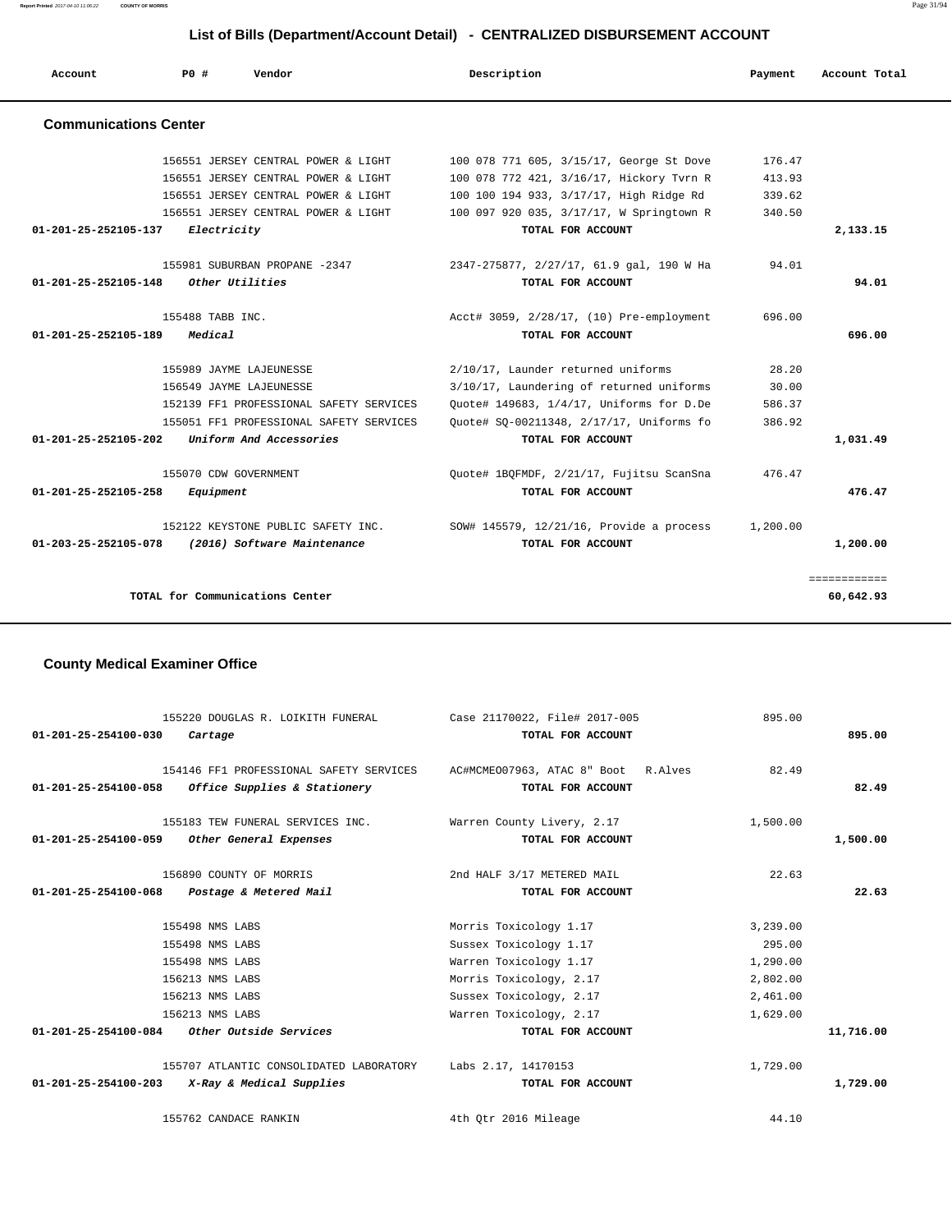## List of Bills (Department/Account Detail) - CENTRALIZED DISBURSEMENT ACCOUNT

| Account | PO # | Vendor | Description | Payment | Account Total |
|---|---|---|---|---|---|

### Communications Center

| Account | PO # | Vendor | Description | Payment | Account Total |
|---|---|---|---|---|---|
| | 156551 | JERSEY CENTRAL POWER & LIGHT | 100 078 771 605, 3/15/17, George St Dove | 176.47 | |
| | 156551 | JERSEY CENTRAL POWER & LIGHT | 100 078 772 421, 3/16/17, Hickory Tvrn R | 413.93 | |
| | 156551 | JERSEY CENTRAL POWER & LIGHT | 100 100 194 933, 3/17/17, High Ridge Rd | 339.62 | |
| | 156551 | JERSEY CENTRAL POWER & LIGHT | 100 097 920 035, 3/17/17, W Springtown R | 340.50 | |
| 01-201-25-252105-137 | | *Electricity* | TOTAL FOR ACCOUNT | | 2,133.15 |
| | 155981 | SUBURBAN PROPANE -2347 | 2347-275877, 2/27/17, 61.9 gal, 190 W Ha | 94.01 | |
| 01-201-25-252105-148 | | *Other Utilities* | TOTAL FOR ACCOUNT | | 94.01 |
| | 155488 | TABB INC. | Acct# 3059, 2/28/17, (10) Pre-employment | 696.00 | |
| 01-201-25-252105-189 | | *Medical* | TOTAL FOR ACCOUNT | | 696.00 |
| | 155989 | JAYME LAJEUNESSE | 2/10/17, Launder returned uniforms | 28.20 | |
| | 156549 | JAYME LAJEUNESSE | 3/10/17, Laundering of returned uniforms | 30.00 | |
| | 152139 | FF1 PROFESSIONAL SAFETY SERVICES | Quote# 149683, 1/4/17, Uniforms for D.De | 586.37 | |
| | 155051 | FF1 PROFESSIONAL SAFETY SERVICES | Quote# SQ-00211348, 2/17/17, Uniforms fo | 386.92 | |
| 01-201-25-252105-202 | | *Uniform And Accessories* | TOTAL FOR ACCOUNT | | 1,031.49 |
| | 155070 | CDW GOVERNMENT | Quote# 1BQFMDF, 2/21/17, Fujitsu ScanSna | 476.47 | |
| 01-201-25-252105-258 | | *Equipment* | TOTAL FOR ACCOUNT | | 476.47 |
| | 152122 | KEYSTONE PUBLIC SAFETY INC. | SOW# 145579, 12/21/16, Provide a process | 1,200.00 | |
| 01-203-25-252105-078 | | *(2016) Software Maintenance* | TOTAL FOR ACCOUNT | | 1,200.00 |
| | | | | | ============ |
| | | TOTAL for Communications Center | | | 60,642.93 |

### County Medical Examiner Office

| Account | PO # | Vendor | Description | Payment | Account Total |
|---|---|---|---|---|---|
| | 155220 | DOUGLAS R. LOIKITH FUNERAL | Case 21170022, File# 2017-005 | 895.00 | |
| 01-201-25-254100-030 | | *Cartage* | TOTAL FOR ACCOUNT | | 895.00 |
| | 154146 | FF1 PROFESSIONAL SAFETY SERVICES | AC#MCMEO07963, ATAC 8" Boot R.Alves | 82.49 | |
| 01-201-25-254100-058 | | *Office Supplies & Stationery* | TOTAL FOR ACCOUNT | | 82.49 |
| | 155183 | TEW FUNERAL SERVICES INC. | Warren County Livery, 2.17 | 1,500.00 | |
| 01-201-25-254100-059 | | *Other General Expenses* | TOTAL FOR ACCOUNT | | 1,500.00 |
| | 156890 | COUNTY OF MORRIS | 2nd HALF 3/17 METERED MAIL | 22.63 | |
| 01-201-25-254100-068 | | *Postage & Metered Mail* | TOTAL FOR ACCOUNT | | 22.63 |
| | 155498 | NMS LABS | Morris Toxicology 1.17 | 3,239.00 | |
| | 155498 | NMS LABS | Sussex Toxicology 1.17 | 295.00 | |
| | 155498 | NMS LABS | Warren Toxicology 1.17 | 1,290.00 | |
| | 156213 | NMS LABS | Morris Toxicology, 2.17 | 2,802.00 | |
| | 156213 | NMS LABS | Sussex Toxicology, 2.17 | 2,461.00 | |
| | 156213 | NMS LABS | Warren Toxicology, 2.17 | 1,629.00 | |
| 01-201-25-254100-084 | | *Other Outside Services* | TOTAL FOR ACCOUNT | | 11,716.00 |
| | 155707 | ATLANTIC CONSOLIDATED LABORATORY | Labs 2.17, 14170153 | 1,729.00 | |
| 01-201-25-254100-203 | | *X-Ray & Medical Supplies* | TOTAL FOR ACCOUNT | | 1,729.00 |
| | 155762 | CANDACE RANKIN | 4th Qtr 2016 Mileage | 44.10 | |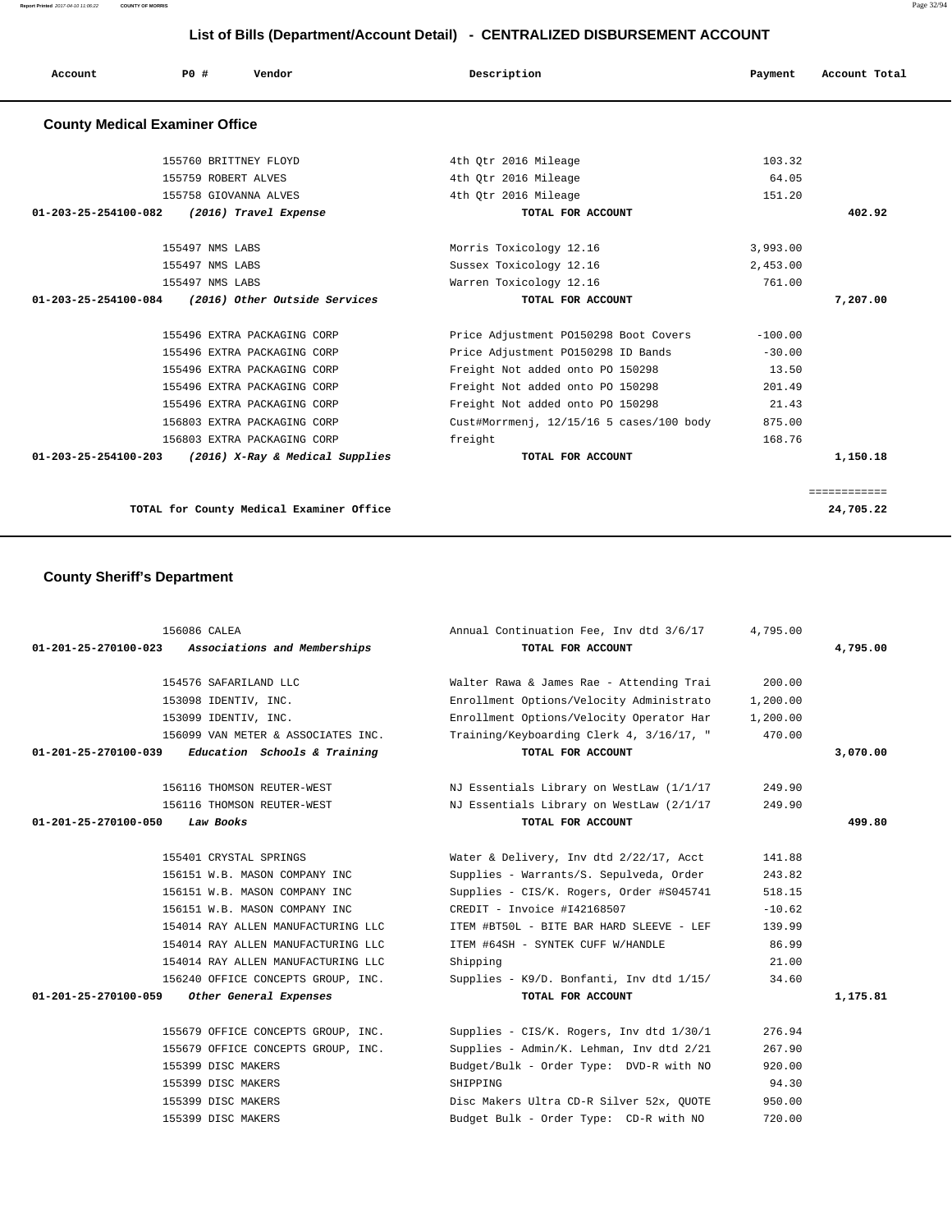## List of Bills (Department/Account Detail) - CENTRALIZED DISBURSEMENT ACCOUNT

| Account | PO # | Vendor | Description | Payment | Account Total |
|---|---|---|---|---|---|

### County Medical Examiner Office

| Account | PO # | Vendor | Description | Payment | Account Total |
|---|---|---|---|---|---|
| | 155760 | BRITTNEY FLOYD | 4th Qtr 2016 Mileage | 103.32 | |
| | 155759 | ROBERT ALVES | 4th Qtr 2016 Mileage | 64.05 | |
| | 155758 | GIOVANNA ALVES | 4th Qtr 2016 Mileage | 151.20 | |
| **01-203-25-254100-082** | | *(2016) Travel Expense* | **TOTAL FOR ACCOUNT** | | **402.92** |
| | 155497 | NMS LABS | Morris Toxicology 12.16 | 3,993.00 | |
| | 155497 | NMS LABS | Sussex Toxicology 12.16 | 2,453.00 | |
| | 155497 | NMS LABS | Warren Toxicology 12.16 | 761.00 | |
| **01-203-25-254100-084** | | *(2016) Other Outside Services* | **TOTAL FOR ACCOUNT** | | **7,207.00** |
| | 155496 | EXTRA PACKAGING CORP | Price Adjustment PO150298 Boot Covers | -100.00 | |
| | 155496 | EXTRA PACKAGING CORP | Price Adjustment PO150298 ID Bands | -30.00 | |
| | 155496 | EXTRA PACKAGING CORP | Freight Not added onto PO 150298 | 13.50 | |
| | 155496 | EXTRA PACKAGING CORP | Freight Not added onto PO 150298 | 201.49 | |
| | 155496 | EXTRA PACKAGING CORP | Freight Not added onto PO 150298 | 21.43 | |
| | 156803 | EXTRA PACKAGING CORP | Cust#Morrmenj, 12/15/16 5 cases/100 body | 875.00 | |
| | 156803 | EXTRA PACKAGING CORP | freight | 168.76 | |
| **01-203-25-254100-203** | | *(2016) X-Ray & Medical Supplies* | **TOTAL FOR ACCOUNT** | | **1,150.18** |

**TOTAL for County Medical Examiner Office** ............ **24,705.22**

### County Sheriff's Department

| Account | PO # | Vendor | Description | Payment | Account Total |
|---|---|---|---|---|---|
| | 156086 | CALEA | Annual Continuation Fee, Inv dtd 3/6/17 | 4,795.00 | |
| **01-201-25-270100-023** | | *Associations and Memberships* | **TOTAL FOR ACCOUNT** | | **4,795.00** |
| | 154576 | SAFARILAND LLC | Walter Rawa & James Rae - Attending Trai | 200.00 | |
| | 153098 | IDENTIV, INC. | Enrollment Options/Velocity Administrato | 1,200.00 | |
| | 153099 | IDENTIV, INC. | Enrollment Options/Velocity Operator Har | 1,200.00 | |
| | 156099 | VAN METER & ASSOCIATES INC. | Training/Keyboarding Clerk 4, 3/16/17, " | 470.00 | |
| **01-201-25-270100-039** | | *Education Schools & Training* | **TOTAL FOR ACCOUNT** | | **3,070.00** |
| | 156116 | THOMSON REUTER-WEST | NJ Essentials Library on WestLaw (1/1/17 | 249.90 | |
| | 156116 | THOMSON REUTER-WEST | NJ Essentials Library on WestLaw (2/1/17 | 249.90 | |
| **01-201-25-270100-050** | | *Law Books* | **TOTAL FOR ACCOUNT** | | **499.80** |
| | 155401 | CRYSTAL SPRINGS | Water & Delivery, Inv dtd 2/22/17, Acct | 141.88 | |
| | 156151 | W.B. MASON COMPANY INC | Supplies - Warrants/S. Sepulveda, Order | 243.82 | |
| | 156151 | W.B. MASON COMPANY INC | Supplies - CIS/K. Rogers, Order #S045741 | 518.15 | |
| | 156151 | W.B. MASON COMPANY INC | CREDIT - Invoice #I42168507 | -10.62 | |
| | 154014 | RAY ALLEN MANUFACTURING LLC | ITEM #BT50L - BITE BAR HARD SLEEVE - LEF | 139.99 | |
| | 154014 | RAY ALLEN MANUFACTURING LLC | ITEM #64SH - SYNTEK CUFF W/HANDLE | 86.99 | |
| | 154014 | RAY ALLEN MANUFACTURING LLC | Shipping | 21.00 | |
| | 156240 | OFFICE CONCEPTS GROUP, INC. | Supplies - K9/D. Bonfanti, Inv dtd 1/15/ | 34.60 | |
| **01-201-25-270100-059** | | *Other General Expenses* | **TOTAL FOR ACCOUNT** | | **1,175.81** |
| | 155679 | OFFICE CONCEPTS GROUP, INC. | Supplies - CIS/K. Rogers, Inv dtd 1/30/1 | 276.94 | |
| | 155679 | OFFICE CONCEPTS GROUP, INC. | Supplies - Admin/K. Lehman, Inv dtd 2/21 | 267.90 | |
| | 155399 | DISC MAKERS | Budget/Bulk - Order Type: DVD-R with NO | 920.00 | |
| | 155399 | DISC MAKERS | SHIPPING | 94.30 | |
| | 155399 | DISC MAKERS | Disc Makers Ultra CD-R Silver 52x, QUOTE | 950.00 | |
| | 155399 | DISC MAKERS | Budget Bulk - Order Type: CD-R with NO | 720.00 | |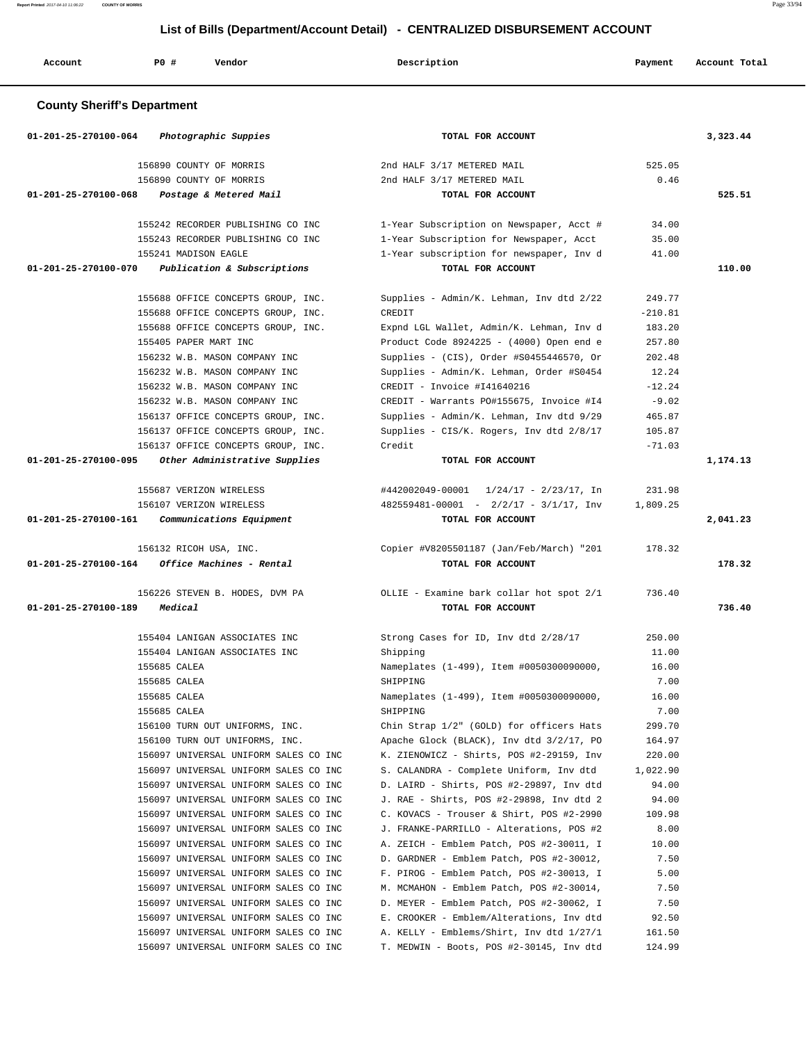## List of Bills (Department/Account Detail) - CENTRALIZED DISBURSEMENT ACCOUNT

| Account | PO # | Vendor | Description | Payment | Account Total |
|---|---|---|---|---|---|

### County Sheriff's Department

| Account | PO # | Vendor | Description | Payment | Account Total |
|---|---|---|---|---|---|
| 01-201-25-270100-064 | | *Photographic Suppies* | TOTAL FOR ACCOUNT | | 3,323.44 |
| | 156890 | COUNTY OF MORRIS | 2nd HALF 3/17 METERED MAIL | 525.05 | |
| | 156890 | COUNTY OF MORRIS | 2nd HALF 3/17 METERED MAIL | 0.46 | |
| 01-201-25-270100-068 | | *Postage & Metered Mail* | TOTAL FOR ACCOUNT | | 525.51 |
| | 155242 | RECORDER PUBLISHING CO INC | 1-Year Subscription on Newspaper, Acct # | 34.00 | |
| | 155243 | RECORDER PUBLISHING CO INC | 1-Year Subscription for Newspaper, Acct | 35.00 | |
| | 155241 | MADISON EAGLE | 1-Year subscription for newspaper, Inv d | 41.00 | |
| 01-201-25-270100-070 | | *Publication & Subscriptions* | TOTAL FOR ACCOUNT | | 110.00 |
| | 155688 | OFFICE CONCEPTS GROUP, INC. | Supplies - Admin/K. Lehman, Inv dtd 2/22 | 249.77 | |
| | 155688 | OFFICE CONCEPTS GROUP, INC. | CREDIT | -210.81 | |
| | 155688 | OFFICE CONCEPTS GROUP, INC. | Expnd LGL Wallet, Admin/K. Lehman, Inv d | 183.20 | |
| | 155405 | PAPER MART INC | Product Code 8924225 - (4000) Open end e | 257.80 | |
| | 156232 | W.B. MASON COMPANY INC | Supplies - (CIS), Order #S0455446570, Or | 202.48 | |
| | 156232 | W.B. MASON COMPANY INC | Supplies - Admin/K. Lehman, Order #S0454 | 12.24 | |
| | 156232 | W.B. MASON COMPANY INC | CREDIT - Invoice #I41640216 | -12.24 | |
| | 156232 | W.B. MASON COMPANY INC | CREDIT - Warrants PO#155675, Invoice #I4 | -9.02 | |
| | 156137 | OFFICE CONCEPTS GROUP, INC. | Supplies - Admin/K. Lehman, Inv dtd 9/29 | 465.87 | |
| | 156137 | OFFICE CONCEPTS GROUP, INC. | Supplies - CIS/K. Rogers, Inv dtd 2/8/17 | 105.87 | |
| | 156137 | OFFICE CONCEPTS GROUP, INC. | Credit | -71.03 | |
| 01-201-25-270100-095 | | *Other Administrative Supplies* | TOTAL FOR ACCOUNT | | 1,174.13 |
| | 155687 | VERIZON WIRELESS | #442002049-00001 1/24/17 - 2/23/17, In | 231.98 | |
| | 156107 | VERIZON WIRELESS | 482559481-00001 - 2/2/17 - 3/1/17, Inv | 1,809.25 | |
| 01-201-25-270100-161 | | *Communications Equipment* | TOTAL FOR ACCOUNT | | 2,041.23 |
| | 156132 | RICOH USA, INC. | Copier #V8205501187 (Jan/Feb/March) "201 | 178.32 | |
| 01-201-25-270100-164 | | *Office Machines - Rental* | TOTAL FOR ACCOUNT | | 178.32 |
| | 156226 | STEVEN B. HODES, DVM PA | OLLIE - Examine bark collar hot spot 2/1 | 736.40 | |
| 01-201-25-270100-189 | | *Medical* | TOTAL FOR ACCOUNT | | 736.40 |
| | 155404 | LANIGAN ASSOCIATES INC | Strong Cases for ID, Inv dtd 2/28/17 | 250.00 | |
| | 155404 | LANIGAN ASSOCIATES INC | Shipping | 11.00 | |
| | 155685 | CALEA | Nameplates (1-499), Item #0050300090000, | 16.00 | |
| | 155685 | CALEA | SHIPPING | 7.00 | |
| | 155685 | CALEA | Nameplates (1-499), Item #0050300090000, | 16.00 | |
| | 155685 | CALEA | SHIPPING | 7.00 | |
| | 156100 | TURN OUT UNIFORMS, INC. | Chin Strap 1/2" (GOLD) for officers Hats | 299.70 | |
| | 156100 | TURN OUT UNIFORMS, INC. | Apache Glock (BLACK), Inv dtd 3/2/17, PO | 164.97 | |
| | 156097 | UNIVERSAL UNIFORM SALES CO INC | K. ZIENOWICZ - Shirts, POS #2-29159, Inv | 220.00 | |
| | 156097 | UNIVERSAL UNIFORM SALES CO INC | S. CALANDRA - Complete Uniform, Inv dtd | 1,022.90 | |
| | 156097 | UNIVERSAL UNIFORM SALES CO INC | D. LAIRD - Shirts, POS #2-29897, Inv dtd | 94.00 | |
| | 156097 | UNIVERSAL UNIFORM SALES CO INC | J. RAE - Shirts, POS #2-29898, Inv dtd 2 | 94.00 | |
| | 156097 | UNIVERSAL UNIFORM SALES CO INC | C. KOVACS - Trouser & Shirt, POS #2-2990 | 109.98 | |
| | 156097 | UNIVERSAL UNIFORM SALES CO INC | J. FRANKE-PARRILLO - Alterations, POS #2 | 8.00 | |
| | 156097 | UNIVERSAL UNIFORM SALES CO INC | A. ZEICH - Emblem Patch, POS #2-30011, I | 10.00 | |
| | 156097 | UNIVERSAL UNIFORM SALES CO INC | D. GARDNER - Emblem Patch, POS #2-30012, | 7.50 | |
| | 156097 | UNIVERSAL UNIFORM SALES CO INC | F. PIROG - Emblem Patch, POS #2-30013, I | 5.00 | |
| | 156097 | UNIVERSAL UNIFORM SALES CO INC | M. MCMAHON - Emblem Patch, POS #2-30014, | 7.50 | |
| | 156097 | UNIVERSAL UNIFORM SALES CO INC | D. MEYER - Emblem Patch, POS #2-30062, I | 7.50 | |
| | 156097 | UNIVERSAL UNIFORM SALES CO INC | E. CROOKER - Emblem/Alterations, Inv dtd | 92.50 | |
| | 156097 | UNIVERSAL UNIFORM SALES CO INC | A. KELLY - Emblems/Shirt, Inv dtd 1/27/1 | 161.50 | |
| | 156097 | UNIVERSAL UNIFORM SALES CO INC | T. MEDWIN - Boots, POS #2-30145, Inv dtd | 124.99 | |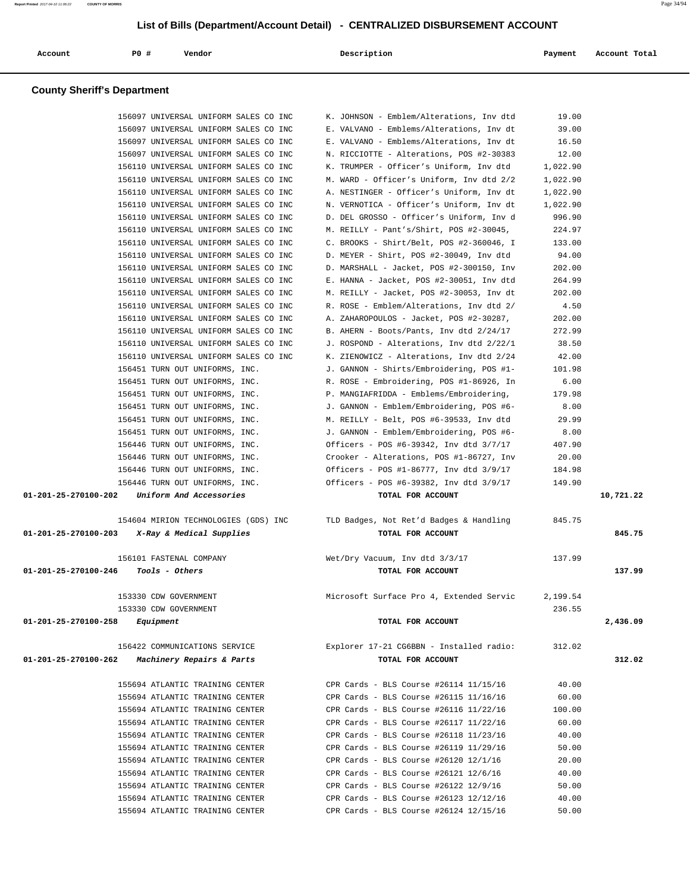# List of Bills (Department/Account Detail) - CENTRALIZED DISBURSEMENT ACCOUNT

| Account | PO # | Vendor | Description | Payment | Account Total |
|---|---|---|---|---|---|

## County Sheriff's Department

| Account | PO # | Vendor | Description | Payment | Account Total |
|---|---|---|---|---|---|
| | 156097 | UNIVERSAL UNIFORM SALES CO INC | K. JOHNSON - Emblem/Alterations, Inv dtd | 19.00 | |
| | 156097 | UNIVERSAL UNIFORM SALES CO INC | E. VALVANO - Emblems/Alterations, Inv dt | 39.00 | |
| | 156097 | UNIVERSAL UNIFORM SALES CO INC | E. VALVANO - Emblems/Alterations, Inv dt | 16.50 | |
| | 156097 | UNIVERSAL UNIFORM SALES CO INC | N. RICCIOTTE - Alterations, POS #2-30383 | 12.00 | |
| | 156110 | UNIVERSAL UNIFORM SALES CO INC | K. TRUMPER - Officer's Uniform, Inv dtd | 1,022.90 | |
| | 156110 | UNIVERSAL UNIFORM SALES CO INC | M. WARD - Officer's Uniform, Inv dtd 2/2 | 1,022.90 | |
| | 156110 | UNIVERSAL UNIFORM SALES CO INC | A. NESTINGER - Officer's Uniform, Inv dt | 1,022.90 | |
| | 156110 | UNIVERSAL UNIFORM SALES CO INC | N. VERNOTICA - Officer's Uniform, Inv dt | 1,022.90 | |
| | 156110 | UNIVERSAL UNIFORM SALES CO INC | D. DEL GROSSO - Officer's Uniform, Inv d | 996.90 | |
| | 156110 | UNIVERSAL UNIFORM SALES CO INC | M. REILLY - Pant's/Shirt, POS #2-30045, | 224.97 | |
| | 156110 | UNIVERSAL UNIFORM SALES CO INC | C. BROOKS - Shirt/Belt, POS #2-360046, I | 133.00 | |
| | 156110 | UNIVERSAL UNIFORM SALES CO INC | D. MEYER - Shirt, POS #2-30049, Inv dtd | 94.00 | |
| | 156110 | UNIVERSAL UNIFORM SALES CO INC | D. MARSHALL - Jacket, POS #2-300150, Inv | 202.00 | |
| | 156110 | UNIVERSAL UNIFORM SALES CO INC | E. HANNA - Jacket, POS #2-30051, Inv dtd | 264.99 | |
| | 156110 | UNIVERSAL UNIFORM SALES CO INC | M. REILLY - Jacket, POS #2-30053, Inv dt | 202.00 | |
| | 156110 | UNIVERSAL UNIFORM SALES CO INC | R. ROSE - Emblem/Alterations, Inv dtd 2/ | 4.50 | |
| | 156110 | UNIVERSAL UNIFORM SALES CO INC | A. ZAHAROPOULOS - Jacket, POS #2-30287, | 202.00 | |
| | 156110 | UNIVERSAL UNIFORM SALES CO INC | B. AHERN - Boots/Pants, Inv dtd 2/24/17 | 272.99 | |
| | 156110 | UNIVERSAL UNIFORM SALES CO INC | J. ROSPOND - Alterations, Inv dtd 2/22/1 | 38.50 | |
| | 156110 | UNIVERSAL UNIFORM SALES CO INC | K. ZIENOWICZ - Alterations, Inv dtd 2/24 | 42.00 | |
| | 156451 | TURN OUT UNIFORMS, INC. | J. GANNON - Shirts/Embroidering, POS #1- | 101.98 | |
| | 156451 | TURN OUT UNIFORMS, INC. | R. ROSE - Embroidering, POS #1-86926, In | 6.00 | |
| | 156451 | TURN OUT UNIFORMS, INC. | P. MANGIAFRIDDA - Emblems/Embroidering, | 179.98 | |
| | 156451 | TURN OUT UNIFORMS, INC. | J. GANNON - Emblem/Embroidering, POS #6- | 8.00 | |
| | 156451 | TURN OUT UNIFORMS, INC. | M. REILLY - Belt, POS #6-39533, Inv dtd | 29.99 | |
| | 156451 | TURN OUT UNIFORMS, INC. | J. GANNON - Emblem/Embroidering, POS #6- | 8.00 | |
| | 156446 | TURN OUT UNIFORMS, INC. | Officers - POS #6-39342, Inv dtd 3/7/17 | 407.90 | |
| | 156446 | TURN OUT UNIFORMS, INC. | Crooker - Alterations, POS #1-86727, Inv | 20.00 | |
| | 156446 | TURN OUT UNIFORMS, INC. | Officers - POS #1-86777, Inv dtd 3/9/17 | 184.98 | |
| | 156446 | TURN OUT UNIFORMS, INC. | Officers - POS #6-39382, Inv dtd 3/9/17 | 149.90 | |
| **01-201-25-270100-202** | *Uniform And Accessories* | | **TOTAL FOR ACCOUNT** | | **10,721.22** |
| | 154604 | MIRION TECHNOLOGIES (GDS) INC | TLD Badges, Not Ret'd Badges & Handling | 845.75 | |
| **01-201-25-270100-203** | *X-Ray & Medical Supplies* | | **TOTAL FOR ACCOUNT** | | **845.75** |
| | 156101 | FASTENAL COMPANY | Wet/Dry Vacuum, Inv dtd 3/3/17 | 137.99 | |
| **01-201-25-270100-246** | *Tools - Others* | | **TOTAL FOR ACCOUNT** | | **137.99** |
| | 153330 | CDW GOVERNMENT | Microsoft Surface Pro 4, Extended Servic | 2,199.54 | |
| | 153330 | CDW GOVERNMENT | | 236.55 | |
| **01-201-25-270100-258** | *Equipment* | | **TOTAL FOR ACCOUNT** | | **2,436.09** |
| | 156422 | COMMUNICATIONS SERVICE | Explorer 17-21 CG6BBN - Installed radio: | 312.02 | |
| **01-201-25-270100-262** | *Machinery Repairs & Parts* | | **TOTAL FOR ACCOUNT** | | **312.02** |
| | 155694 | ATLANTIC TRAINING CENTER | CPR Cards - BLS Course #26114 11/15/16 | 40.00 | |
| | 155694 | ATLANTIC TRAINING CENTER | CPR Cards - BLS Course #26115 11/16/16 | 60.00 | |
| | 155694 | ATLANTIC TRAINING CENTER | CPR Cards - BLS Course #26116 11/22/16 | 100.00 | |
| | 155694 | ATLANTIC TRAINING CENTER | CPR Cards - BLS Course #26117 11/22/16 | 60.00 | |
| | 155694 | ATLANTIC TRAINING CENTER | CPR Cards - BLS Course #26118 11/23/16 | 40.00 | |
| | 155694 | ATLANTIC TRAINING CENTER | CPR Cards - BLS Course #26119 11/29/16 | 50.00 | |
| | 155694 | ATLANTIC TRAINING CENTER | CPR Cards - BLS Course #26120 12/1/16 | 20.00 | |
| | 155694 | ATLANTIC TRAINING CENTER | CPR Cards - BLS Course #26121 12/6/16 | 40.00 | |
| | 155694 | ATLANTIC TRAINING CENTER | CPR Cards - BLS Course #26122 12/9/16 | 50.00 | |
| | 155694 | ATLANTIC TRAINING CENTER | CPR Cards - BLS Course #26123 12/12/16 | 40.00 | |
| | 155694 | ATLANTIC TRAINING CENTER | CPR Cards - BLS Course #26124 12/15/16 | 50.00 | |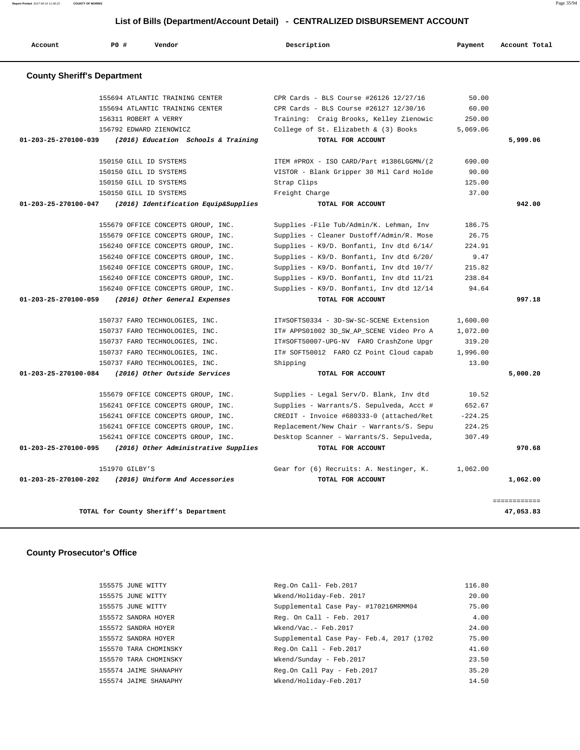## List of Bills (Department/Account Detail) - CENTRALIZED DISBURSEMENT ACCOUNT

| Account | PO # | Vendor | Description | Payment | Account Total |
|---|---|---|---|---|---|

### County Sheriff's Department

| Account | PO # | Vendor | Description | Payment | Account Total |
|---|---|---|---|---|---|
| | 155694 | ATLANTIC TRAINING CENTER | CPR Cards - BLS Course #26126 12/27/16 | 50.00 | |
| | 155694 | ATLANTIC TRAINING CENTER | CPR Cards - BLS Course #26127 12/30/16 | 60.00 | |
| | 156311 | ROBERT A VERRY | Training: Craig Brooks, Kelley Zienowic | 250.00 | |
| | 156792 | EDWARD ZIENOWICZ | College of St. Elizabeth & (3) Books | 5,069.06 | |
| **01-203-25-270100-039** | | ***(2016) Education Schools & Training*** | **TOTAL FOR ACCOUNT** | | **5,999.06** |
| | 150150 | GILL ID SYSTEMS | ITEM #PROX - ISO CARD/Part #1386LGGMN/(2 | 690.00 | |
| | 150150 | GILL ID SYSTEMS | VISTOR - Blank Gripper 30 Mil Card Holde | 90.00 | |
| | 150150 | GILL ID SYSTEMS | Strap Clips | 125.00 | |
| | 150150 | GILL ID SYSTEMS | Freight Charge | 37.00 | |
| **01-203-25-270100-047** | | ***(2016) Identification Equip&Supplies*** | **TOTAL FOR ACCOUNT** | | **942.00** |
| | 155679 | OFFICE CONCEPTS GROUP, INC. | Supplies -File Tub/Admin/K. Lehman, Inv | 186.75 | |
| | 155679 | OFFICE CONCEPTS GROUP, INC. | Supplies - Cleaner Dustoff/Admin/R. Mose | 26.75 | |
| | 156240 | OFFICE CONCEPTS GROUP, INC. | Supplies - K9/D. Bonfanti, Inv dtd 6/14/ | 224.91 | |
| | 156240 | OFFICE CONCEPTS GROUP, INC. | Supplies - K9/D. Bonfanti, Inv dtd 6/20/ | 9.47 | |
| | 156240 | OFFICE CONCEPTS GROUP, INC. | Supplies - K9/D. Bonfanti, Inv dtd 10/7/ | 215.82 | |
| | 156240 | OFFICE CONCEPTS GROUP, INC. | Supplies - K9/D. Bonfanti, Inv dtd 11/21 | 238.84 | |
| | 156240 | OFFICE CONCEPTS GROUP, INC. | Supplies - K9/D. Bonfanti, Inv dtd 12/14 | 94.64 | |
| **01-203-25-270100-059** | | ***(2016) Other General Expenses*** | **TOTAL FOR ACCOUNT** | | **997.18** |
| | 150737 | FARO TECHNOLOGIES, INC. | IT#SOFTS0334 - 3D-SW-SC-SCENE Extension | 1,600.00 | |
| | 150737 | FARO TECHNOLOGIES, INC. | IT# APPS01002 3D_SW_AP_SCENE Video Pro A | 1,072.00 | |
| | 150737 | FARO TECHNOLOGIES, INC. | IT#SOFT50007-UPG-NV FARO CrashZone Upgr | 319.20 | |
| | 150737 | FARO TECHNOLOGIES, INC. | IT# SOFT50012 FARO CZ Point Cloud capab | 1,996.00 | |
| | 150737 | FARO TECHNOLOGIES, INC. | Shipping | 13.00 | |
| **01-203-25-270100-084** | | ***(2016) Other Outside Services*** | **TOTAL FOR ACCOUNT** | | **5,000.20** |
| | 155679 | OFFICE CONCEPTS GROUP, INC. | Supplies - Legal Serv/D. Blank, Inv dtd | 10.52 | |
| | 156241 | OFFICE CONCEPTS GROUP, INC. | Supplies - Warrants/S. Sepulveda, Acct # | 652.67 | |
| | 156241 | OFFICE CONCEPTS GROUP, INC. | CREDIT - Invoice #680333-0 (attached/Ret | -224.25 | |
| | 156241 | OFFICE CONCEPTS GROUP, INC. | Replacement/New Chair - Warrants/S. Sepu | 224.25 | |
| | 156241 | OFFICE CONCEPTS GROUP, INC. | Desktop Scanner - Warrants/S. Sepulveda, | 307.49 | |
| **01-203-25-270100-095** | | ***(2016) Other Administrative Supplies*** | **TOTAL FOR ACCOUNT** | | **970.68** |
| | 151970 | GILBY'S | Gear for (6) Recruits: A. Nestinger, K. | 1,062.00 | |
| **01-203-25-270100-202** | | ***(2016) Uniform And Accessories*** | **TOTAL FOR ACCOUNT** | | **1,062.00** |
| | | | | | ============ |
| | | **TOTAL for County Sheriff's Department** | | | **47,053.83** |

### County Prosecutor's Office

| Account | PO # | Vendor | Description | Payment | Account Total |
|---|---|---|---|---|---|
| | 155575 | JUNE WITTY | Reg.On Call- Feb.2017 | 116.80 | |
| | 155575 | JUNE WITTY | Wkend/Holiday-Feb. 2017 | 20.00 | |
| | 155575 | JUNE WITTY | Supplemental Case Pay- #170216MRMM04 | 75.00 | |
| | 155572 | SANDRA HOYER | Reg. On Call - Feb. 2017 | 4.00 | |
| | 155572 | SANDRA HOYER | Wkend/Vac.- Feb.2017 | 24.00 | |
| | 155572 | SANDRA HOYER | Supplemental Case Pay- Feb.4, 2017 (1702 | 75.00 | |
| | 155570 | TARA CHOMINSKY | Reg.On Call - Feb.2017 | 41.60 | |
| | 155570 | TARA CHOMINSKY | Wkend/Sunday - Feb.2017 | 23.50 | |
| | 155574 | JAIME SHANAPHY | Reg.On Call Pay - Feb.2017 | 35.20 | |
| | 155574 | JAIME SHANAPHY | Wkend/Holiday-Feb.2017 | 14.50 | |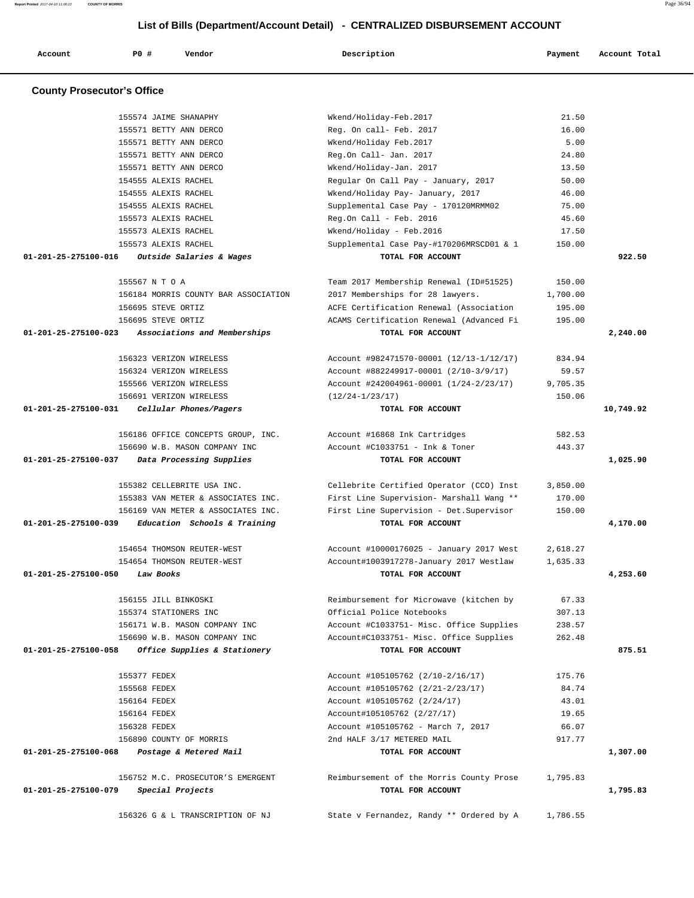## List of Bills (Department/Account Detail) - CENTRALIZED DISBURSEMENT ACCOUNT

| Account | PO # | Vendor | Description | Payment | Account Total |
|---|---|---|---|---|---|

### County Prosecutor's Office

| Account | PO # | Vendor | Description | Payment | Account Total |
|---|---|---|---|---|---|
| | 155574 | JAIME SHANAPHY | Wkend/Holiday-Feb.2017 | 21.50 | |
| | 155571 | BETTY ANN DERCO | Reg. On call- Feb. 2017 | 16.00 | |
| | 155571 | BETTY ANN DERCO | Wkend/Holiday Feb.2017 | 5.00 | |
| | 155571 | BETTY ANN DERCO | Reg.On Call- Jan. 2017 | 24.80 | |
| | 155571 | BETTY ANN DERCO | Wkend/Holiday-Jan. 2017 | 13.50 | |
| | 154555 | ALEXIS RACHEL | Regular On Call Pay - January, 2017 | 50.00 | |
| | 154555 | ALEXIS RACHEL | Wkend/Holiday Pay- January, 2017 | 46.00 | |
| | 154555 | ALEXIS RACHEL | Supplemental Case Pay - 170120MRMM02 | 75.00 | |
| | 155573 | ALEXIS RACHEL | Reg.On Call - Feb. 2016 | 45.60 | |
| | 155573 | ALEXIS RACHEL | Wkend/Holiday - Feb.2016 | 17.50 | |
| | 155573 | ALEXIS RACHEL | Supplemental Case Pay-#170206MRSCD01 & 1 | 150.00 | |
| 01-201-25-275100-016 | | *Outside Salaries & Wages* | TOTAL FOR ACCOUNT | | 922.50 |
| | 155567 | N T O A | Team 2017 Membership Renewal (ID#51525) | 150.00 | |
| | 156184 | MORRIS COUNTY BAR ASSOCIATION | 2017 Memberships for 28 lawyers. | 1,700.00 | |
| | 156695 | STEVE ORTIZ | ACFE Certification Renewal (Association | 195.00 | |
| | 156695 | STEVE ORTIZ | ACAMS Certification Renewal (Advanced Fi | 195.00 | |
| 01-201-25-275100-023 | | *Associations and Memberships* | TOTAL FOR ACCOUNT | | 2,240.00 |
| | 156323 | VERIZON WIRELESS | Account #982471570-00001 (12/13-1/12/17) | 834.94 | |
| | 156324 | VERIZON WIRELESS | Account #882249917-00001 (2/10-3/9/17) | 59.57 | |
| | 155566 | VERIZON WIRELESS | Account #242004961-00001 (1/24-2/23/17) | 9,705.35 | |
| | 156691 | VERIZON WIRELESS | (12/24-1/23/17) | 150.06 | |
| 01-201-25-275100-031 | | *Cellular Phones/Pagers* | TOTAL FOR ACCOUNT | | 10,749.92 |
| | 156186 | OFFICE CONCEPTS GROUP, INC. | Account #16868 Ink Cartridges | 582.53 | |
| | 156690 | W.B. MASON COMPANY INC | Account #C1033751 - Ink & Toner | 443.37 | |
| 01-201-25-275100-037 | | *Data Processing Supplies* | TOTAL FOR ACCOUNT | | 1,025.90 |
| | 155382 | CELLEBRITE USA INC. | Cellebrite Certified Operator (CCO) Inst | 3,850.00 | |
| | 155383 | VAN METER & ASSOCIATES INC. | First Line Supervision- Marshall Wang ** | 170.00 | |
| | 156169 | VAN METER & ASSOCIATES INC. | First Line Supervision - Det.Supervisor | 150.00 | |
| 01-201-25-275100-039 | | *Education Schools & Training* | TOTAL FOR ACCOUNT | | 4,170.00 |
| | 154654 | THOMSON REUTER-WEST | Account #10000176025 - January 2017 West | 2,618.27 | |
| | 154654 | THOMSON REUTER-WEST | Account#1003917278-January 2017 Westlaw | 1,635.33 | |
| 01-201-25-275100-050 | | *Law Books* | TOTAL FOR ACCOUNT | | 4,253.60 |
| | 156155 | JILL BINKOSKI | Reimbursement for Microwave (kitchen by | 67.33 | |
| | 155374 | STATIONERS INC | Official Police Notebooks | 307.13 | |
| | 156171 | W.B. MASON COMPANY INC | Account #C1033751- Misc. Office Supplies | 238.57 | |
| | 156690 | W.B. MASON COMPANY INC | Account#C1033751- Misc. Office Supplies | 262.48 | |
| 01-201-25-275100-058 | | *Office Supplies & Stationery* | TOTAL FOR ACCOUNT | | 875.51 |
| | 155377 | FEDEX | Account #105105762 (2/10-2/16/17) | 175.76 | |
| | 155568 | FEDEX | Account #105105762 (2/21-2/23/17) | 84.74 | |
| | 156164 | FEDEX | Account #105105762 (2/24/17) | 43.01 | |
| | 156164 | FEDEX | Account#105105762 (2/27/17) | 19.65 | |
| | 156328 | FEDEX | Account #105105762 - March 7, 2017 | 66.07 | |
| | 156890 | COUNTY OF MORRIS | 2nd HALF 3/17 METERED MAIL | 917.77 | |
| 01-201-25-275100-068 | | *Postage & Metered Mail* | TOTAL FOR ACCOUNT | | 1,307.00 |
| | 156752 | M.C. PROSECUTOR'S EMERGENT | Reimbursement of the Morris County Prose | 1,795.83 | |
| 01-201-25-275100-079 | | *Special Projects* | TOTAL FOR ACCOUNT | | 1,795.83 |
| | 156326 | G & L TRANSCRIPTION OF NJ | State v Fernandez, Randy ** Ordered by A | 1,786.55 | |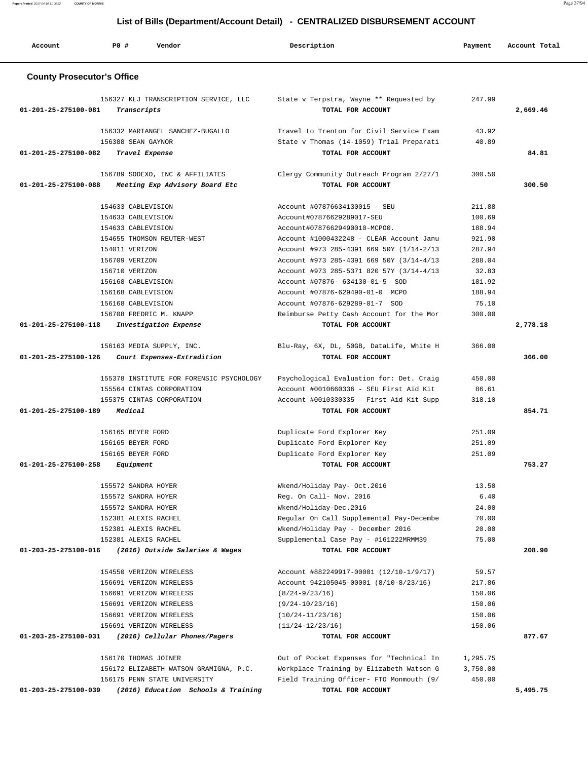## List of Bills (Department/Account Detail) - CENTRALIZED DISBURSEMENT ACCOUNT

| Account | PO # | Vendor | Description | Payment | Account Total |
|---|---|---|---|---|---|

### County Prosecutor's Office

| Account | PO # | Vendor | Description | Payment | Account Total |
|---|---|---|---|---|---|
| | 156327 | KLJ TRANSCRIPTION SERVICE, LLC | State v Terpstra, Wayne ** Requested by | 247.99 | |
| 01-201-25-275100-081 | | *Transcripts* | TOTAL FOR ACCOUNT | | 2,669.46 |
| | 156332 | MARIANGEL SANCHEZ-BUGALLO | Travel to Trenton for Civil Service Exam | 43.92 | |
| | 156388 | SEAN GAYNOR | State v Thomas (14-1059) Trial Preparati | 40.89 | |
| 01-201-25-275100-082 | | *Travel Expense* | TOTAL FOR ACCOUNT | | 84.81 |
| | 156789 | SODEXO, INC & AFFILIATES | Clergy Community Outreach Program 2/27/1 | 300.50 | |
| 01-201-25-275100-088 | | *Meeting Exp Advisory Board Etc* | TOTAL FOR ACCOUNT | | 300.50 |
| | 154633 | CABLEVISION | Account #07876634130015 - SEU | 211.88 | |
| | 154633 | CABLEVISION | Account#07876629289017-SEU | 100.69 | |
| | 154633 | CABLEVISION | Account#07876629490010-MCPO0. | 188.94 | |
| | 154655 | THOMSON REUTER-WEST | Account #1000432248 - CLEAR Account Janu | 921.90 | |
| | 154011 | VERIZON | Account #973 285-4391 669 50Y (1/14-2/13 | 287.94 | |
| | 156709 | VERIZON | Account #973 285-4391 669 50Y (3/14-4/13 | 288.04 | |
| | 156710 | VERIZON | Account #973 285-5371 820 57Y (3/14-4/13 | 32.83 | |
| | 156168 | CABLEVISION | Account #07876- 634130-01-5 SOD | 181.92 | |
| | 156168 | CABLEVISION | Account #07876-629490-01-0 MCPO | 188.94 | |
| | 156168 | CABLEVISION | Account #07876-629289-01-7 SOD | 75.10 | |
| | 156708 | FREDRIC M. KNAPP | Reimburse Petty Cash Account for the Mor | 300.00 | |
| 01-201-25-275100-118 | | *Investigation Expense* | TOTAL FOR ACCOUNT | | 2,778.18 |
| | 156163 | MEDIA SUPPLY, INC. | Blu-Ray, 6X, DL, 50GB, DataLife, White H | 366.00 | |
| 01-201-25-275100-126 | | *Court Expenses-Extradition* | TOTAL FOR ACCOUNT | | 366.00 |
| | 155378 | INSTITUTE FOR FORENSIC PSYCHOLOGY | Psychological Evaluation for: Det. Craig | 450.00 | |
| | 155564 | CINTAS CORPORATION | Account #0010660336 - SEU First Aid Kit | 86.61 | |
| | 155375 | CINTAS CORPORATION | Account #0010330335 - First Aid Kit Supp | 318.10 | |
| 01-201-25-275100-189 | | *Medical* | TOTAL FOR ACCOUNT | | 854.71 |
| | 156165 | BEYER FORD | Duplicate Ford Explorer Key | 251.09 | |
| | 156165 | BEYER FORD | Duplicate Ford Explorer Key | 251.09 | |
| | 156165 | BEYER FORD | Duplicate Ford Explorer Key | 251.09 | |
| 01-201-25-275100-258 | | *Equipment* | TOTAL FOR ACCOUNT | | 753.27 |
| | 155572 | SANDRA HOYER | Wkend/Holiday Pay- Oct.2016 | 13.50 | |
| | 155572 | SANDRA HOYER | Reg. On Call- Nov. 2016 | 6.40 | |
| | 155572 | SANDRA HOYER | Wkend/Holiday-Dec.2016 | 24.00 | |
| | 152381 | ALEXIS RACHEL | Regular On Call Supplemental Pay-Decembe | 70.00 | |
| | 152381 | ALEXIS RACHEL | Wkend/Holiday Pay - December 2016 | 20.00 | |
| | 152381 | ALEXIS RACHEL | Supplemental Case Pay - #161222MRMM39 | 75.00 | |
| 01-203-25-275100-016 | | *(2016) Outside Salaries & Wages* | TOTAL FOR ACCOUNT | | 208.90 |
| | 154550 | VERIZON WIRELESS | Account #882249917-00001 (12/10-1/9/17) | 59.57 | |
| | 156691 | VERIZON WIRELESS | Account 942105045-00001 (8/10-8/23/16) | 217.86 | |
| | 156691 | VERIZON WIRELESS | (8/24-9/23/16) | 150.06 | |
| | 156691 | VERIZON WIRELESS | (9/24-10/23/16) | 150.06 | |
| | 156691 | VERIZON WIRELESS | (10/24-11/23/16) | 150.06 | |
| | 156691 | VERIZON WIRELESS | (11/24-12/23/16) | 150.06 | |
| 01-203-25-275100-031 | | *(2016) Cellular Phones/Pagers* | TOTAL FOR ACCOUNT | | 877.67 |
| | 156170 | THOMAS JOINER | Out of Pocket Expenses for "Technical In | 1,295.75 | |
| | 156172 | ELIZABETH WATSON GRAMIGNA, P.C. | Workplace Training by Elizabeth Watson G | 3,750.00 | |
| | 156175 | PENN STATE UNIVERSITY | Field Training Officer- FTO Monmouth (9/ | 450.00 | |
| 01-203-25-275100-039 | | *(2016) Education Schools & Training* | TOTAL FOR ACCOUNT | | 5,495.75 |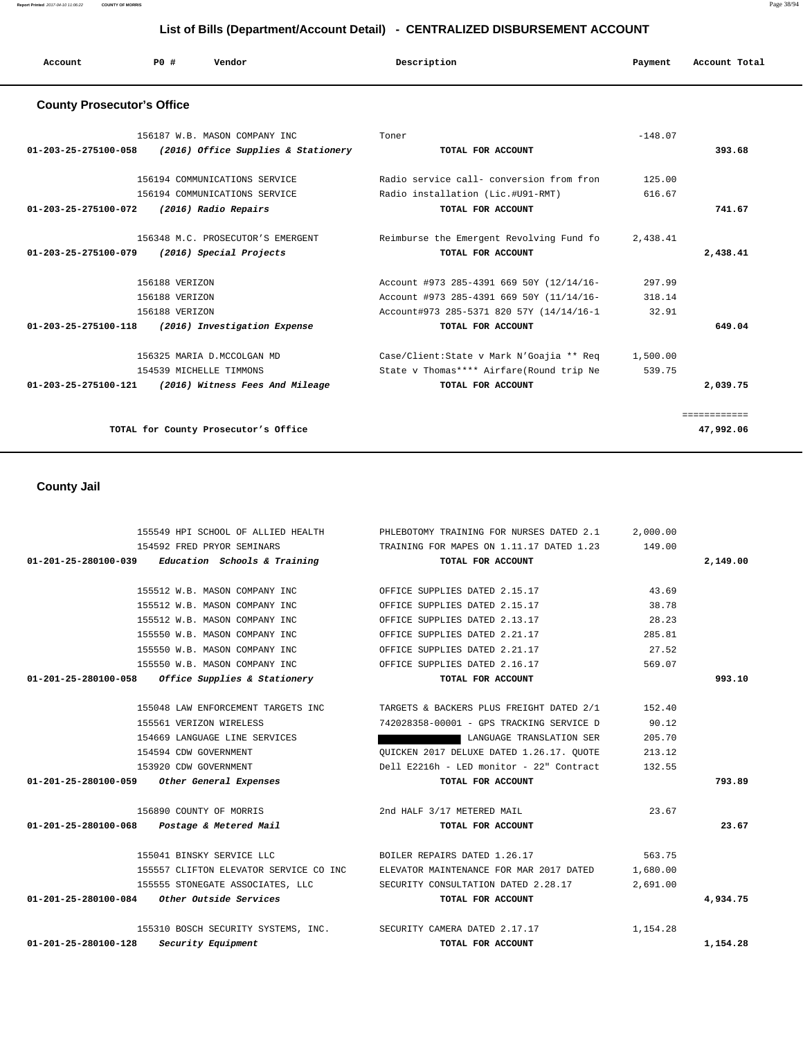## List of Bills (Department/Account Detail) - CENTRALIZED DISBURSEMENT ACCOUNT

| Account | PO # | Vendor | Description | Payment | Account Total |
|---|---|---|---|---|---|

### County Prosecutor's Office

| Account | PO # | Vendor | Description | Payment | Account Total |
|---|---|---|---|---|---|
| | 156187 | W.B. MASON COMPANY INC | Toner | -148.07 | |
| 01-203-25-275100-058 | | *(2016) Office Supplies & Stationery* | **TOTAL FOR ACCOUNT** | | **393.68** |
| | 156194 | COMMUNICATIONS SERVICE | Radio service call- conversion from fron | 125.00 | |
| | 156194 | COMMUNICATIONS SERVICE | Radio installation (Lic.#U91-RMT) | 616.67 | |
| 01-203-25-275100-072 | | *(2016) Radio Repairs* | **TOTAL FOR ACCOUNT** | | **741.67** |
| | 156348 | M.C. PROSECUTOR'S EMERGENT | Reimburse the Emergent Revolving Fund fo | 2,438.41 | |
| 01-203-25-275100-079 | | *(2016) Special Projects* | **TOTAL FOR ACCOUNT** | | **2,438.41** |
| | 156188 | VERIZON | Account #973 285-4391 669 50Y (12/14/16- | 297.99 | |
| | 156188 | VERIZON | Account #973 285-4391 669 50Y (11/14/16- | 318.14 | |
| | 156188 | VERIZON | Account#973 285-5371 820 57Y (14/14/16-1 | 32.91 | |
| 01-203-25-275100-118 | | *(2016) Investigation Expense* | **TOTAL FOR ACCOUNT** | | **649.04** |
| | 156325 | MARIA D.MCCOLGAN MD | Case/Client:State v Mark N'Goajia ** Req | 1,500.00 | |
| | 154539 | MICHELLE TIMMONS | State v Thomas**** Airfare(Round trip Ne | 539.75 | |
| 01-203-25-275100-121 | | *(2016) Witness Fees And Mileage* | **TOTAL FOR ACCOUNT** | | **2,039.75** |
| | | | | | ============ |
| | | **TOTAL for County Prosecutor's Office** | | | **47,992.06** |

### County Jail

| Account | PO # | Vendor | Description | Payment | Account Total |
|---|---|---|---|---|---|
| | 155549 | HPI SCHOOL OF ALLIED HEALTH | PHLEBOTOMY TRAINING FOR NURSES DATED 2.1 | 2,000.00 | |
| | 154592 | FRED PRYOR SEMINARS | TRAINING FOR MAPES ON 1.11.17 DATED 1.23 | 149.00 | |
| 01-201-25-280100-039 | | *Education Schools & Training* | **TOTAL FOR ACCOUNT** | | **2,149.00** |
| | 155512 | W.B. MASON COMPANY INC | OFFICE SUPPLIES DATED 2.15.17 | 43.69 | |
| | 155512 | W.B. MASON COMPANY INC | OFFICE SUPPLIES DATED 2.15.17 | 38.78 | |
| | 155512 | W.B. MASON COMPANY INC | OFFICE SUPPLIES DATED 2.13.17 | 28.23 | |
| | 155550 | W.B. MASON COMPANY INC | OFFICE SUPPLIES DATED 2.21.17 | 285.81 | |
| | 155550 | W.B. MASON COMPANY INC | OFFICE SUPPLIES DATED 2.21.17 | 27.52 | |
| | 155550 | W.B. MASON COMPANY INC | OFFICE SUPPLIES DATED 2.16.17 | 569.07 | |
| 01-201-25-280100-058 | | *Office Supplies & Stationery* | **TOTAL FOR ACCOUNT** | | **993.10** |
| | 155048 | LAW ENFORCEMENT TARGETS INC | TARGETS & BACKERS PLUS FREIGHT DATED 2/1 | 152.40 | |
| | 155561 | VERIZON WIRELESS | 742028358-00001 - GPS TRACKING SERVICE D | 90.12 | |
| | 154669 | LANGUAGE LINE SERVICES | LANGUAGE TRANSLATION SER | 205.70 | |
| | 154594 | CDW GOVERNMENT | QUICKEN 2017 DELUXE DATED 1.26.17. QUOTE | 213.12 | |
| | 153920 | CDW GOVERNMENT | Dell E2216h - LED monitor - 22" Contract | 132.55 | |
| 01-201-25-280100-059 | | *Other General Expenses* | **TOTAL FOR ACCOUNT** | | **793.89** |
| | 156890 | COUNTY OF MORRIS | 2nd HALF 3/17 METERED MAIL | 23.67 | |
| 01-201-25-280100-068 | | *Postage & Metered Mail* | **TOTAL FOR ACCOUNT** | | **23.67** |
| | 155041 | BINSKY SERVICE LLC | BOILER REPAIRS DATED 1.26.17 | 563.75 | |
| | 155557 | CLIFTON ELEVATOR SERVICE CO INC | ELEVATOR MAINTENANCE FOR MAR 2017 DATED | 1,680.00 | |
| | 155555 | STONEGATE ASSOCIATES, LLC | SECURITY CONSULTATION DATED 2.28.17 | 2,691.00 | |
| 01-201-25-280100-084 | | *Other Outside Services* | **TOTAL FOR ACCOUNT** | | **4,934.75** |
| | 155310 | BOSCH SECURITY SYSTEMS, INC. | SECURITY CAMERA DATED 2.17.17 | 1,154.28 | |
| 01-201-25-280100-128 | | *Security Equipment* | **TOTAL FOR ACCOUNT** | | **1,154.28** |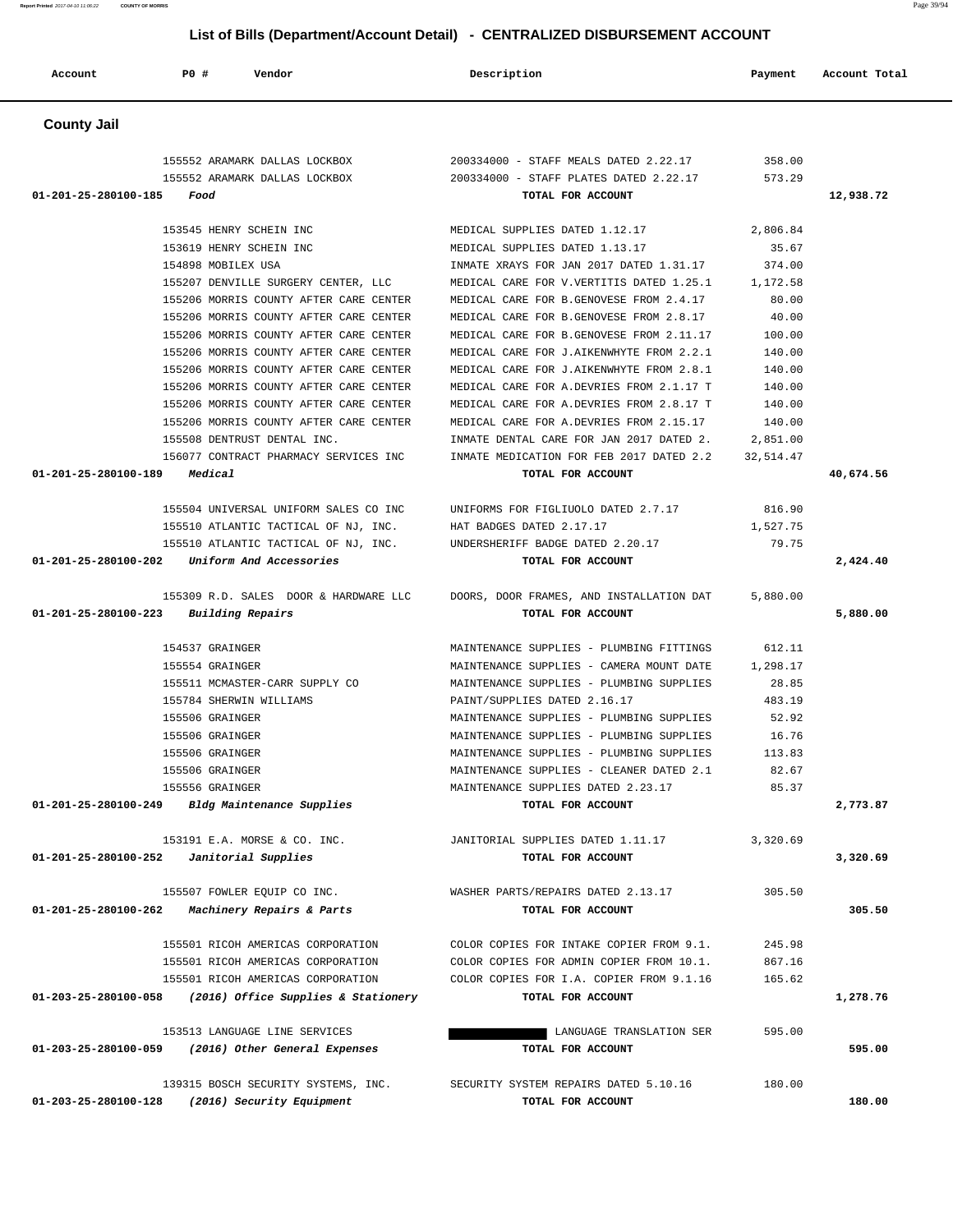## List of Bills (Department/Account Detail) - CENTRALIZED DISBURSEMENT ACCOUNT

| Account | PO # | Vendor | Description | Payment | Account Total |
|---|---|---|---|---|---|

### County Jail

| Account | PO # | Vendor | Description | Payment | Account Total |
|---|---|---|---|---|---|
| | 155552 | ARAMARK DALLAS LOCKBOX | 200334000 - STAFF MEALS DATED 2.22.17 | 358.00 | |
| | 155552 | ARAMARK DALLAS LOCKBOX | 200334000 - STAFF PLATES DATED 2.22.17 | 573.29 | |
| **01-201-25-280100-185** *Food* | | | **TOTAL FOR ACCOUNT** | | **12,938.72** |
| | 153545 | HENRY SCHEIN INC | MEDICAL SUPPLIES DATED 1.12.17 | 2,806.84 | |
| | 153619 | HENRY SCHEIN INC | MEDICAL SUPPLIES DATED 1.13.17 | 35.67 | |
| | 154898 | MOBILEX USA | INMATE XRAYS FOR JAN 2017 DATED 1.31.17 | 374.00 | |
| | 155207 | DENVILLE SURGERY CENTER, LLC | MEDICAL CARE FOR V.VERTITIS DATED 1.25.1 | 1,172.58 | |
| | 155206 | MORRIS COUNTY AFTER CARE CENTER | MEDICAL CARE FOR B.GENOVESE FROM 2.4.17 | 80.00 | |
| | 155206 | MORRIS COUNTY AFTER CARE CENTER | MEDICAL CARE FOR B.GENOVESE FROM 2.8.17 | 40.00 | |
| | 155206 | MORRIS COUNTY AFTER CARE CENTER | MEDICAL CARE FOR B.GENOVESE FROM 2.11.17 | 100.00 | |
| | 155206 | MORRIS COUNTY AFTER CARE CENTER | MEDICAL CARE FOR J.AIKENWHYTE FROM 2.2.1 | 140.00 | |
| | 155206 | MORRIS COUNTY AFTER CARE CENTER | MEDICAL CARE FOR J.AIKENWHYTE FROM 2.8.1 | 140.00 | |
| | 155206 | MORRIS COUNTY AFTER CARE CENTER | MEDICAL CARE FOR A.DEVRIES FROM 2.1.17 T | 140.00 | |
| | 155206 | MORRIS COUNTY AFTER CARE CENTER | MEDICAL CARE FOR A.DEVRIES FROM 2.8.17 T | 140.00 | |
| | 155206 | MORRIS COUNTY AFTER CARE CENTER | MEDICAL CARE FOR A.DEVRIES FROM 2.15.17 | 140.00 | |
| | 155508 | DENTRUST DENTAL INC. | INMATE DENTAL CARE FOR JAN 2017 DATED 2. | 2,851.00 | |
| | 156077 | CONTRACT PHARMACY SERVICES INC | INMATE MEDICATION FOR FEB 2017 DATED 2.2 | 32,514.47 | |
| **01-201-25-280100-189** *Medical* | | | **TOTAL FOR ACCOUNT** | | **40,674.56** |
| | 155504 | UNIVERSAL UNIFORM SALES CO INC | UNIFORMS FOR FIGLIUOLO DATED 2.7.17 | 816.90 | |
| | 155510 | ATLANTIC TACTICAL OF NJ, INC. | HAT BADGES DATED 2.17.17 | 1,527.75 | |
| | 155510 | ATLANTIC TACTICAL OF NJ, INC. | UNDERSHERIFF BADGE DATED 2.20.17 | 79.75 | |
| **01-201-25-280100-202** *Uniform And Accessories* | | | **TOTAL FOR ACCOUNT** | | **2,424.40** |
| | 155309 | R.D. SALES DOOR & HARDWARE LLC | DOORS, DOOR FRAMES, AND INSTALLATION DAT | 5,880.00 | |
| **01-201-25-280100-223** *Building Repairs* | | | **TOTAL FOR ACCOUNT** | | **5,880.00** |
| | 154537 | GRAINGER | MAINTENANCE SUPPLIES - PLUMBING FITTINGS | 612.11 | |
| | 155554 | GRAINGER | MAINTENANCE SUPPLIES - CAMERA MOUNT DATE | 1,298.17 | |
| | 155511 | MCMASTER-CARR SUPPLY CO | MAINTENANCE SUPPLIES - PLUMBING SUPPLIES | 28.85 | |
| | 155784 | SHERWIN WILLIAMS | PAINT/SUPPLIES DATED 2.16.17 | 483.19 | |
| | 155506 | GRAINGER | MAINTENANCE SUPPLIES - PLUMBING SUPPLIES | 52.92 | |
| | 155506 | GRAINGER | MAINTENANCE SUPPLIES - PLUMBING SUPPLIES | 16.76 | |
| | 155506 | GRAINGER | MAINTENANCE SUPPLIES - PLUMBING SUPPLIES | 113.83 | |
| | 155506 | GRAINGER | MAINTENANCE SUPPLIES - CLEANER DATED 2.1 | 82.67 | |
| | 155556 | GRAINGER | MAINTENANCE SUPPLIES DATED 2.23.17 | 85.37 | |
| **01-201-25-280100-249** *Bldg Maintenance Supplies* | | | **TOTAL FOR ACCOUNT** | | **2,773.87** |
| | 153191 | E.A. MORSE & CO. INC. | JANITORIAL SUPPLIES DATED 1.11.17 | 3,320.69 | |
| **01-201-25-280100-252** *Janitorial Supplies* | | | **TOTAL FOR ACCOUNT** | | **3,320.69** |
| | 155507 | FOWLER EQUIP CO INC. | WASHER PARTS/REPAIRS DATED 2.13.17 | 305.50 | |
| **01-201-25-280100-262** *Machinery Repairs & Parts* | | | **TOTAL FOR ACCOUNT** | | **305.50** |
| | 155501 | RICOH AMERICAS CORPORATION | COLOR COPIES FOR INTAKE COPIER FROM 9.1. | 245.98 | |
| | 155501 | RICOH AMERICAS CORPORATION | COLOR COPIES FOR ADMIN COPIER FROM 10.1. | 867.16 | |
| | 155501 | RICOH AMERICAS CORPORATION | COLOR COPIES FOR I.A. COPIER FROM 9.1.16 | 165.62 | |
| **01-203-25-280100-058** *(2016) Office Supplies & Stationery* | | | **TOTAL FOR ACCOUNT** | | **1,278.76** |
| | 153513 | LANGUAGE LINE SERVICES | [REDACTED] LANGUAGE TRANSLATION SER | 595.00 | |
| **01-203-25-280100-059** *(2016) Other General Expenses* | | | **TOTAL FOR ACCOUNT** | | **595.00** |
| | 139315 | BOSCH SECURITY SYSTEMS, INC. | SECURITY SYSTEM REPAIRS DATED 5.10.16 | 180.00 | |
| **01-203-25-280100-128** *(2016) Security Equipment* | | | **TOTAL FOR ACCOUNT** | | **180.00** |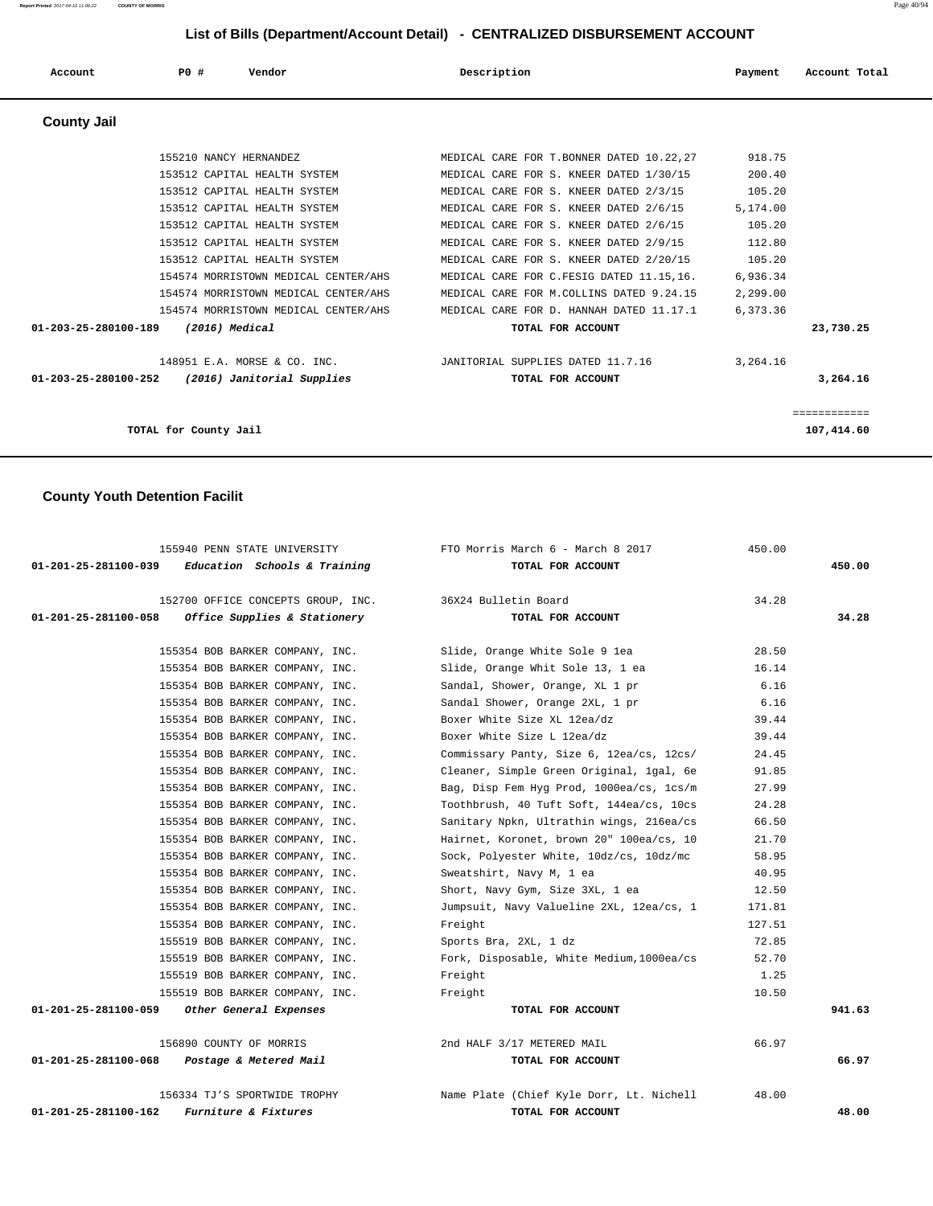# List of Bills (Department/Account Detail) - CENTRALIZED DISBURSEMENT ACCOUNT

| Account | PO # | Vendor | Description | Payment | Account Total |
|---|---|---|---|---|---|

## County Jail

| Account | PO # | Vendor | Description | Payment | Account Total |
|---|---|---|---|---|---|
| | 155210 | NANCY HERNANDEZ | MEDICAL CARE FOR T.BONNER DATED 10.22,27 | 918.75 | |
| | 153512 | CAPITAL HEALTH SYSTEM | MEDICAL CARE FOR S. KNEER DATED 1/30/15 | 200.40 | |
| | 153512 | CAPITAL HEALTH SYSTEM | MEDICAL CARE FOR S. KNEER DATED 2/3/15 | 105.20 | |
| | 153512 | CAPITAL HEALTH SYSTEM | MEDICAL CARE FOR S. KNEER DATED 2/6/15 | 5,174.00 | |
| | 153512 | CAPITAL HEALTH SYSTEM | MEDICAL CARE FOR S. KNEER DATED 2/6/15 | 105.20 | |
| | 153512 | CAPITAL HEALTH SYSTEM | MEDICAL CARE FOR S. KNEER DATED 2/9/15 | 112.80 | |
| | 153512 | CAPITAL HEALTH SYSTEM | MEDICAL CARE FOR S. KNEER DATED 2/20/15 | 105.20 | |
| | 154574 | MORRISTOWN MEDICAL CENTER/AHS | MEDICAL CARE FOR C.FESIG DATED 11.15,16. | 6,936.34 | |
| | 154574 | MORRISTOWN MEDICAL CENTER/AHS | MEDICAL CARE FOR M.COLLINS DATED 9.24.15 | 2,299.00 | |
| | 154574 | MORRISTOWN MEDICAL CENTER/AHS | MEDICAL CARE FOR D. HANNAH DATED 11.17.1 | 6,373.36 | |
| **01-203-25-280100-189** | | ***(2016) Medical*** | **TOTAL FOR ACCOUNT** | | **23,730.25** |
| | 148951 | E.A. MORSE & CO. INC. | JANITORIAL SUPPLIES DATED 11.7.16 | 3,264.16 | |
| **01-203-25-280100-252** | | ***(2016) Janitorial Supplies*** | **TOTAL FOR ACCOUNT** | | **3,264.16** |
| | | | | | ============ |
| **TOTAL for County Jail** | | | | | **107,414.60** |

## County Youth Detention Facilit

| Account | PO # | Vendor | Description | Payment | Account Total |
|---|---|---|---|---|---|
| | 155940 | PENN STATE UNIVERSITY | FTO Morris March 6 - March 8 2017 | 450.00 | |
| **01-201-25-281100-039** | | ***Education Schools & Training*** | **TOTAL FOR ACCOUNT** | | **450.00** |
| | 152700 | OFFICE CONCEPTS GROUP, INC. | 36X24 Bulletin Board | 34.28 | |
| **01-201-25-281100-058** | | ***Office Supplies & Stationery*** | **TOTAL FOR ACCOUNT** | | **34.28** |
| | 155354 | BOB BARKER COMPANY, INC. | Slide, Orange White Sole 9 1ea | 28.50 | |
| | 155354 | BOB BARKER COMPANY, INC. | Slide, Orange Whit Sole 13, 1 ea | 16.14 | |
| | 155354 | BOB BARKER COMPANY, INC. | Sandal, Shower, Orange, XL 1 pr | 6.16 | |
| | 155354 | BOB BARKER COMPANY, INC. | Sandal Shower, Orange 2XL, 1 pr | 6.16 | |
| | 155354 | BOB BARKER COMPANY, INC. | Boxer White Size XL 12ea/dz | 39.44 | |
| | 155354 | BOB BARKER COMPANY, INC. | Boxer White Size L 12ea/dz | 39.44 | |
| | 155354 | BOB BARKER COMPANY, INC. | Commissary Panty, Size 6, 12ea/cs, 12cs/ | 24.45 | |
| | 155354 | BOB BARKER COMPANY, INC. | Cleaner, Simple Green Original, 1gal, 6e | 91.85 | |
| | 155354 | BOB BARKER COMPANY, INC. | Bag, Disp Fem Hyg Prod, 1000ea/cs, 1cs/m | 27.99 | |
| | 155354 | BOB BARKER COMPANY, INC. | Toothbrush, 40 Tuft Soft, 144ea/cs, 10cs | 24.28 | |
| | 155354 | BOB BARKER COMPANY, INC. | Sanitary Npkn, Ultrathin wings, 216ea/cs | 66.50 | |
| | 155354 | BOB BARKER COMPANY, INC. | Hairnet, Koronet, brown 20" 100ea/cs, 10 | 21.70 | |
| | 155354 | BOB BARKER COMPANY, INC. | Sock, Polyester White, 10dz/cs, 10dz/mc | 58.95 | |
| | 155354 | BOB BARKER COMPANY, INC. | Sweatshirt, Navy M, 1 ea | 40.95 | |
| | 155354 | BOB BARKER COMPANY, INC. | Short, Navy Gym, Size 3XL, 1 ea | 12.50 | |
| | 155354 | BOB BARKER COMPANY, INC. | Jumpsuit, Navy Valueline 2XL, 12ea/cs, 1 | 171.81 | |
| | 155354 | BOB BARKER COMPANY, INC. | Freight | 127.51 | |
| | 155519 | BOB BARKER COMPANY, INC. | Sports Bra, 2XL, 1 dz | 72.85 | |
| | 155519 | BOB BARKER COMPANY, INC. | Fork, Disposable, White Medium,1000ea/cs | 52.70 | |
| | 155519 | BOB BARKER COMPANY, INC. | Freight | 1.25 | |
| | 155519 | BOB BARKER COMPANY, INC. | Freight | 10.50 | |
| **01-201-25-281100-059** | | ***Other General Expenses*** | **TOTAL FOR ACCOUNT** | | **941.63** |
| | 156890 | COUNTY OF MORRIS | 2nd HALF 3/17 METERED MAIL | 66.97 | |
| **01-201-25-281100-068** | | ***Postage & Metered Mail*** | **TOTAL FOR ACCOUNT** | | **66.97** |
| | 156334 | TJ'S SPORTWIDE TROPHY | Name Plate (Chief Kyle Dorr, Lt. Nichell | 48.00 | |
| **01-201-25-281100-162** | | ***Furniture & Fixtures*** | **TOTAL FOR ACCOUNT** | | **48.00** |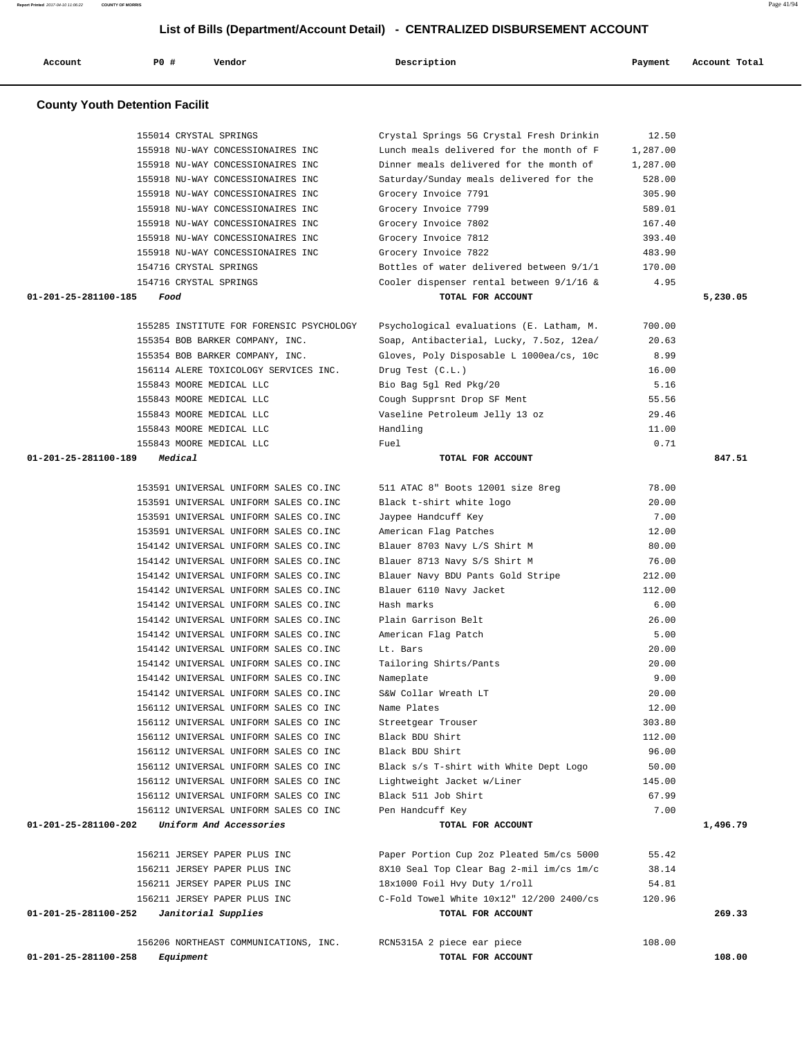# List of Bills (Department/Account Detail) - CENTRALIZED DISBURSEMENT ACCOUNT

| Account | PO # | Vendor | Description | Payment | Account Total |
|---|---|---|---|---|---|

## County Youth Detention Facilit

| Account | PO # | Vendor | Description | Payment | Account Total |
|---|---|---|---|---|---|
| | 155014 | CRYSTAL SPRINGS | Crystal Springs 5G Crystal Fresh Drinkin | 12.50 | |
| | 155918 | NU-WAY CONCESSIONAIRES INC | Lunch meals delivered for the month of F | 1,287.00 | |
| | 155918 | NU-WAY CONCESSIONAIRES INC | Dinner meals delivered for the month of | 1,287.00 | |
| | 155918 | NU-WAY CONCESSIONAIRES INC | Saturday/Sunday meals delivered for the | 528.00 | |
| | 155918 | NU-WAY CONCESSIONAIRES INC | Grocery Invoice 7791 | 305.90 | |
| | 155918 | NU-WAY CONCESSIONAIRES INC | Grocery Invoice 7799 | 589.01 | |
| | 155918 | NU-WAY CONCESSIONAIRES INC | Grocery Invoice 7802 | 167.40 | |
| | 155918 | NU-WAY CONCESSIONAIRES INC | Grocery Invoice 7812 | 393.40 | |
| | 155918 | NU-WAY CONCESSIONAIRES INC | Grocery Invoice 7822 | 483.90 | |
| | 154716 | CRYSTAL SPRINGS | Bottles of water delivered between 9/1/1 | 170.00 | |
| | 154716 | CRYSTAL SPRINGS | Cooler dispenser rental between 9/1/16 & | 4.95 | |
| **01-201-25-281100-185** | | *Food* | **TOTAL FOR ACCOUNT** | | **5,230.05** |
| | 155285 | INSTITUTE FOR FORENSIC PSYCHOLOGY | Psychological evaluations (E. Latham, M. | 700.00 | |
| | 155354 | BOB BARKER COMPANY, INC. | Soap, Antibacterial, Lucky, 7.5oz, 12ea/ | 20.63 | |
| | 155354 | BOB BARKER COMPANY, INC. | Gloves, Poly Disposable L 1000ea/cs, 10c | 8.99 | |
| | 156114 | ALERE TOXICOLOGY SERVICES INC. | Drug Test (C.L.) | 16.00 | |
| | 155843 | MOORE MEDICAL LLC | Bio Bag 5gl Red Pkg/20 | 5.16 | |
| | 155843 | MOORE MEDICAL LLC | Cough Supprsnt Drop SF Ment | 55.56 | |
| | 155843 | MOORE MEDICAL LLC | Vaseline Petroleum Jelly 13 oz | 29.46 | |
| | 155843 | MOORE MEDICAL LLC | Handling | 11.00 | |
| | 155843 | MOORE MEDICAL LLC | Fuel | 0.71 | |
| **01-201-25-281100-189** | | *Medical* | **TOTAL FOR ACCOUNT** | | **847.51** |
| | 153591 | UNIVERSAL UNIFORM SALES CO.INC | 511 ATAC 8" Boots 12001 size 8reg | 78.00 | |
| | 153591 | UNIVERSAL UNIFORM SALES CO.INC | Black t-shirt white logo | 20.00 | |
| | 153591 | UNIVERSAL UNIFORM SALES CO.INC | Jaypee Handcuff Key | 7.00 | |
| | 153591 | UNIVERSAL UNIFORM SALES CO.INC | American Flag Patches | 12.00 | |
| | 154142 | UNIVERSAL UNIFORM SALES CO.INC | Blauer 8703 Navy L/S Shirt M | 80.00 | |
| | 154142 | UNIVERSAL UNIFORM SALES CO.INC | Blauer 8713 Navy S/S Shirt M | 76.00 | |
| | 154142 | UNIVERSAL UNIFORM SALES CO.INC | Blauer Navy BDU Pants Gold Stripe | 212.00 | |
| | 154142 | UNIVERSAL UNIFORM SALES CO.INC | Blauer 6110 Navy Jacket | 112.00 | |
| | 154142 | UNIVERSAL UNIFORM SALES CO.INC | Hash marks | 6.00 | |
| | 154142 | UNIVERSAL UNIFORM SALES CO.INC | Plain Garrison Belt | 26.00 | |
| | 154142 | UNIVERSAL UNIFORM SALES CO.INC | American Flag Patch | 5.00 | |
| | 154142 | UNIVERSAL UNIFORM SALES CO.INC | Lt. Bars | 20.00 | |
| | 154142 | UNIVERSAL UNIFORM SALES CO.INC | Tailoring Shirts/Pants | 20.00 | |
| | 154142 | UNIVERSAL UNIFORM SALES CO.INC | Nameplate | 9.00 | |
| | 154142 | UNIVERSAL UNIFORM SALES CO.INC | S&W Collar Wreath LT | 20.00 | |
| | 156112 | UNIVERSAL UNIFORM SALES CO INC | Name Plates | 12.00 | |
| | 156112 | UNIVERSAL UNIFORM SALES CO INC | Streetgear Trouser | 303.80 | |
| | 156112 | UNIVERSAL UNIFORM SALES CO INC | Black BDU Shirt | 112.00 | |
| | 156112 | UNIVERSAL UNIFORM SALES CO INC | Black BDU Shirt | 96.00 | |
| | 156112 | UNIVERSAL UNIFORM SALES CO INC | Black s/s T-shirt with White Dept Logo | 50.00 | |
| | 156112 | UNIVERSAL UNIFORM SALES CO INC | Lightweight Jacket w/Liner | 145.00 | |
| | 156112 | UNIVERSAL UNIFORM SALES CO INC | Black 511 Job Shirt | 67.99 | |
| | 156112 | UNIVERSAL UNIFORM SALES CO INC | Pen Handcuff Key | 7.00 | |
| **01-201-25-281100-202** | | *Uniform And Accessories* | **TOTAL FOR ACCOUNT** | | **1,496.79** |
| | 156211 | JERSEY PAPER PLUS INC | Paper Portion Cup 2oz Pleated 5m/cs 5000 | 55.42 | |
| | 156211 | JERSEY PAPER PLUS INC | 8X10 Seal Top Clear Bag 2-mil im/cs 1m/c | 38.14 | |
| | 156211 | JERSEY PAPER PLUS INC | 18x1000 Foil Hvy Duty 1/roll | 54.81 | |
| | 156211 | JERSEY PAPER PLUS INC | C-Fold Towel White 10x12" 12/200 2400/cs | 120.96 | |
| **01-201-25-281100-252** | | *Janitorial Supplies* | **TOTAL FOR ACCOUNT** | | **269.33** |
| | 156206 | NORTHEAST COMMUNICATIONS, INC. | RCN5315A 2 piece ear piece | 108.00 | |
| **01-201-25-281100-258** | | *Equipment* | **TOTAL FOR ACCOUNT** | | **108.00** |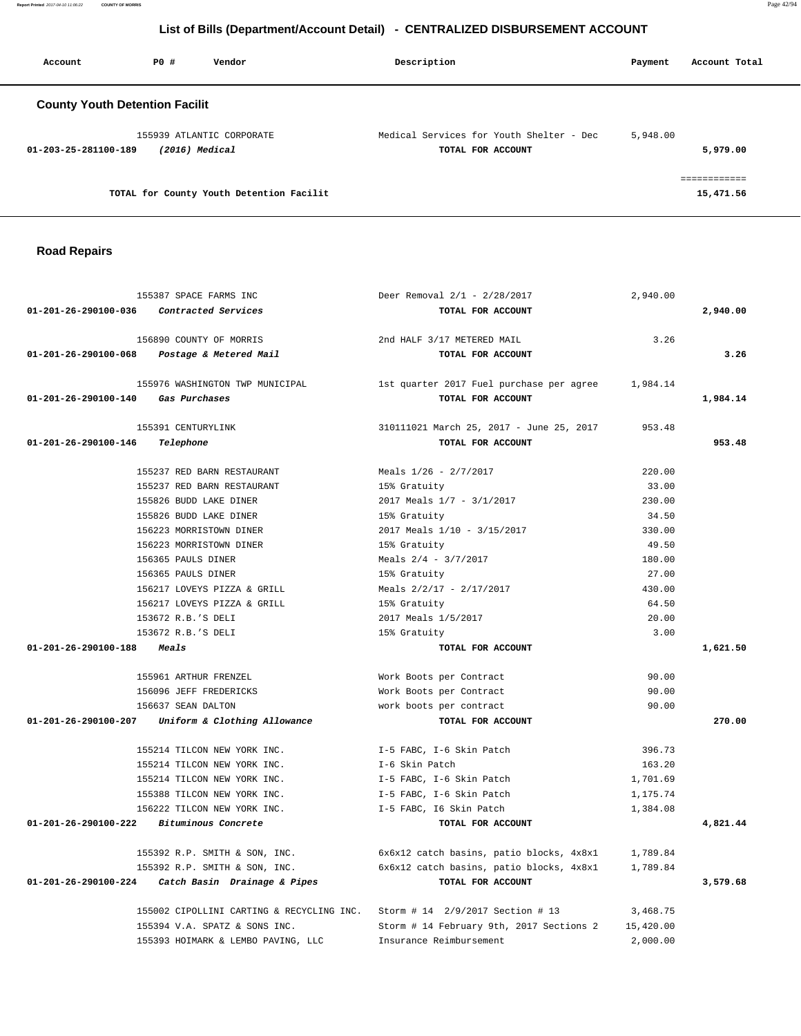## List of Bills (Department/Account Detail) - CENTRALIZED DISBURSEMENT ACCOUNT

| Account | PO # | Vendor | Description | Payment | Account Total |
|---|---|---|---|---|---|

### County Youth Detention Facilit

| Account | PO # | Vendor | Description | Payment | Account Total |
|---|---|---|---|---|---|
| | 155939 | ATLANTIC CORPORATE | Medical Services for Youth Shelter - Dec | 5,948.00 | |
| 01-203-25-281100-189 | | *(2016) Medical* | TOTAL FOR ACCOUNT | | 5,979.00 |
| | | TOTAL for County Youth Detention Facilit | | | 15,471.56 |

### Road Repairs

| Account | PO # | Vendor | Description | Payment | Account Total |
|---|---|---|---|---|---|
| | 155387 | SPACE FARMS INC | Deer Removal 2/1 - 2/28/2017 | 2,940.00 | |
| 01-201-26-290100-036 | | *Contracted Services* | TOTAL FOR ACCOUNT | | 2,940.00 |
| | 156890 | COUNTY OF MORRIS | 2nd HALF 3/17 METERED MAIL | 3.26 | |
| 01-201-26-290100-068 | | *Postage & Metered Mail* | TOTAL FOR ACCOUNT | | 3.26 |
| | 155976 | WASHINGTON TWP MUNICIPAL | 1st quarter 2017 Fuel purchase per agree | 1,984.14 | |
| 01-201-26-290100-140 | | *Gas Purchases* | TOTAL FOR ACCOUNT | | 1,984.14 |
| | 155391 | CENTURYLINK | 310111021 March 25, 2017 - June 25, 2017 | 953.48 | |
| 01-201-26-290100-146 | | *Telephone* | TOTAL FOR ACCOUNT | | 953.48 |
| | 155237 | RED BARN RESTAURANT | Meals 1/26 - 2/7/2017 | 220.00 | |
| | 155237 | RED BARN RESTAURANT | 15% Gratuity | 33.00 | |
| | 155826 | BUDD LAKE DINER | 2017 Meals 1/7 - 3/1/2017 | 230.00 | |
| | 155826 | BUDD LAKE DINER | 15% Gratuity | 34.50 | |
| | 156223 | MORRISTOWN DINER | 2017 Meals 1/10 - 3/15/2017 | 330.00 | |
| | 156223 | MORRISTOWN DINER | 15% Gratuity | 49.50 | |
| | 156365 | PAULS DINER | Meals 2/4 - 3/7/2017 | 180.00 | |
| | 156365 | PAULS DINER | 15% Gratuity | 27.00 | |
| | 156217 | LOVEYS PIZZA & GRILL | Meals 2/2/17 - 2/17/2017 | 430.00 | |
| | 156217 | LOVEYS PIZZA & GRILL | 15% Gratuity | 64.50 | |
| | 153672 | R.B.'S DELI | 2017 Meals 1/5/2017 | 20.00 | |
| | 153672 | R.B.'S DELI | 15% Gratuity | 3.00 | |
| 01-201-26-290100-188 | | *Meals* | TOTAL FOR ACCOUNT | | 1,621.50 |
| | 155961 | ARTHUR FRENZEL | Work Boots per Contract | 90.00 | |
| | 156096 | JEFF FREDERICKS | Work Boots per Contract | 90.00 | |
| | 156637 | SEAN DALTON | work boots per contract | 90.00 | |
| 01-201-26-290100-207 | | *Uniform & Clothing Allowance* | TOTAL FOR ACCOUNT | | 270.00 |
| | 155214 | TILCON NEW YORK INC. | I-5 FABC, I-6 Skin Patch | 396.73 | |
| | 155214 | TILCON NEW YORK INC. | I-6 Skin Patch | 163.20 | |
| | 155214 | TILCON NEW YORK INC. | I-5 FABC, I-6 Skin Patch | 1,701.69 | |
| | 155388 | TILCON NEW YORK INC. | I-5 FABC, I-6 Skin Patch | 1,175.74 | |
| | 156222 | TILCON NEW YORK INC. | I-5 FABC, I6 Skin Patch | 1,384.08 | |
| 01-201-26-290100-222 | | *Bituminous Concrete* | TOTAL FOR ACCOUNT | | 4,821.44 |
| | 155392 | R.P. SMITH & SON, INC. | 6x6x12 catch basins, patio blocks, 4x8x1 | 1,789.84 | |
| | 155392 | R.P. SMITH & SON, INC. | 6x6x12 catch basins, patio blocks, 4x8x1 | 1,789.84 | |
| 01-201-26-290100-224 | | *Catch Basin Drainage & Pipes* | TOTAL FOR ACCOUNT | | 3,579.68 |
| | 155002 | CIPOLLINI CARTING & RECYCLING INC. | Storm # 14 2/9/2017 Section # 13 | 3,468.75 | |
| | 155394 | V.A. SPATZ & SONS INC. | Storm # 14 February 9th, 2017 Sections 2 | 15,420.00 | |
| | 155393 | HOIMARK & LEMBO PAVING, LLC | Insurance Reimbursement | 2,000.00 | |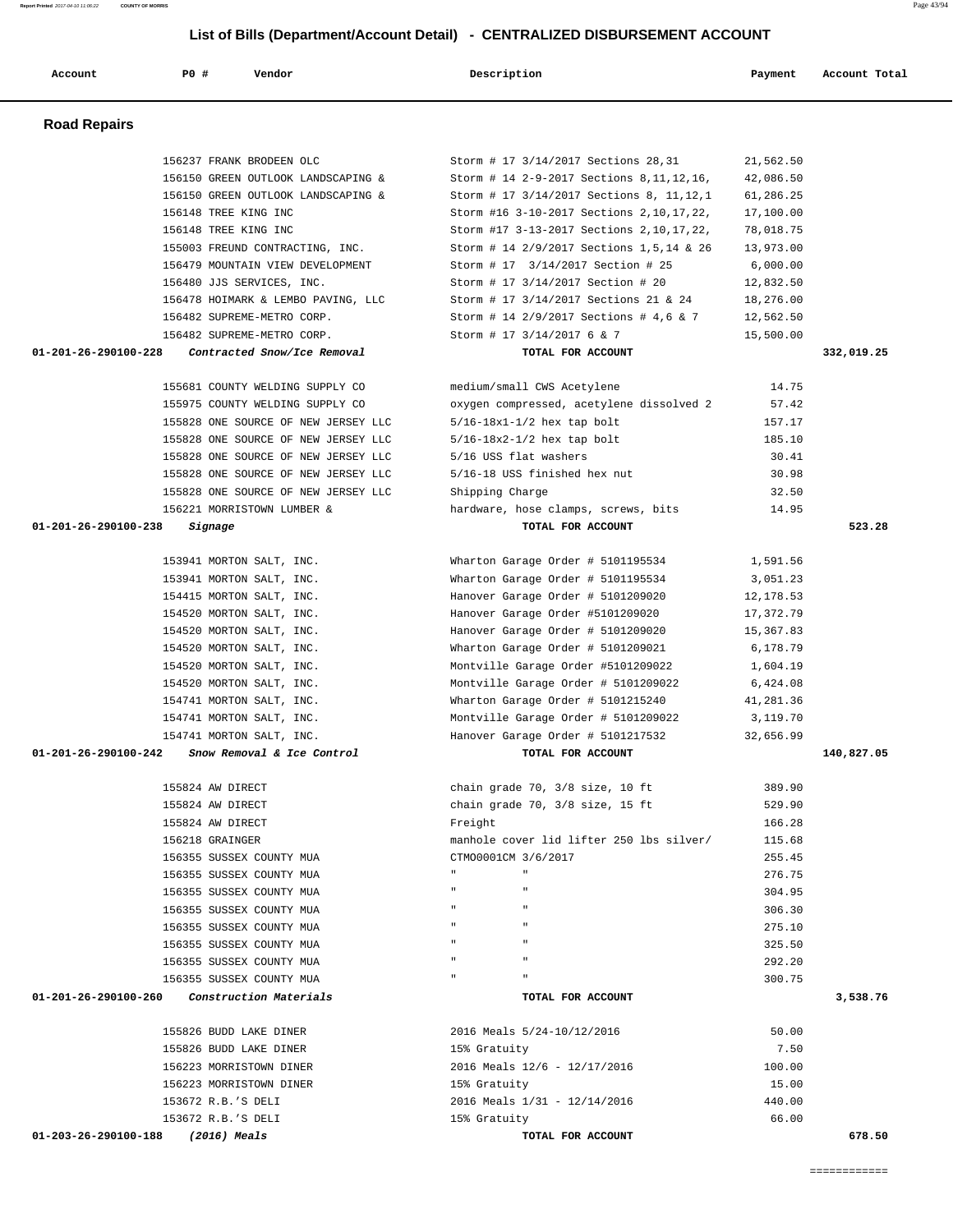# List of Bills (Department/Account Detail) - CENTRALIZED DISBURSEMENT ACCOUNT

| Account | PO # | Vendor | Description | Payment | Account Total |
|---|---|---|---|---|---|

## Road Repairs

| Account | PO # | Vendor | Description | Payment | Account Total |
|---|---|---|---|---|---|
| | 156237 | FRANK BRODEEN OLC | Storm # 17 3/14/2017 Sections 28,31 | 21,562.50 | |
| | 156150 | GREEN OUTLOOK LANDSCAPING & | Storm # 14 2-9-2017 Sections 8,11,12,16, | 42,086.50 | |
| | 156150 | GREEN OUTLOOK LANDSCAPING & | Storm # 17 3/14/2017 Sections 8, 11,12,1 | 61,286.25 | |
| | 156148 | TREE KING INC | Storm #16 3-10-2017 Sections 2,10,17,22, | 17,100.00 | |
| | 156148 | TREE KING INC | Storm #17 3-13-2017 Sections 2,10,17,22, | 78,018.75 | |
| | 155003 | FREUND CONTRACTING, INC. | Storm # 14 2/9/2017 Sections 1,5,14 & 26 | 13,973.00 | |
| | 156479 | MOUNTAIN VIEW DEVELOPMENT | Storm # 17 3/14/2017 Section # 25 | 6,000.00 | |
| | 156480 | JJS SERVICES, INC. | Storm # 17 3/14/2017 Section # 20 | 12,832.50 | |
| | 156478 | HOIMARK & LEMBO PAVING, LLC | Storm # 17 3/14/2017 Sections 21 & 24 | 18,276.00 | |
| | 156482 | SUPREME-METRO CORP. | Storm # 14 2/9/2017 Sections # 4,6 & 7 | 12,562.50 | |
| | 156482 | SUPREME-METRO CORP. | Storm # 17 3/14/2017 6 & 7 | 15,500.00 | |
| **01-201-26-290100-228** | | ***Contracted Snow/Ice Removal*** | **TOTAL FOR ACCOUNT** | | **332,019.25** |
| | 155681 | COUNTY WELDING SUPPLY CO | medium/small CWS Acetylene | 14.75 | |
| | 155975 | COUNTY WELDING SUPPLY CO | oxygen compressed, acetylene dissolved 2 | 57.42 | |
| | 155828 | ONE SOURCE OF NEW JERSEY LLC | 5/16-18x1-1/2 hex tap bolt | 157.17 | |
| | 155828 | ONE SOURCE OF NEW JERSEY LLC | 5/16-18x2-1/2 hex tap bolt | 185.10 | |
| | 155828 | ONE SOURCE OF NEW JERSEY LLC | 5/16 USS flat washers | 30.41 | |
| | 155828 | ONE SOURCE OF NEW JERSEY LLC | 5/16-18 USS finished hex nut | 30.98 | |
| | 155828 | ONE SOURCE OF NEW JERSEY LLC | Shipping Charge | 32.50 | |
| | 156221 | MORRISTOWN LUMBER & | hardware, hose clamps, screws, bits | 14.95 | |
| **01-201-26-290100-238** | | ***Signage*** | **TOTAL FOR ACCOUNT** | | **523.28** |
| | 153941 | MORTON SALT, INC. | Wharton Garage Order # 5101195534 | 1,591.56 | |
| | 153941 | MORTON SALT, INC. | Wharton Garage Order # 5101195534 | 3,051.23 | |
| | 154415 | MORTON SALT, INC. | Hanover Garage Order # 5101209020 | 12,178.53 | |
| | 154520 | MORTON SALT, INC. | Hanover Garage Order #5101209020 | 17,372.79 | |
| | 154520 | MORTON SALT, INC. | Hanover Garage Order # 5101209020 | 15,367.83 | |
| | 154520 | MORTON SALT, INC. | Wharton Garage Order # 5101209021 | 6,178.79 | |
| | 154520 | MORTON SALT, INC. | Montville Garage Order #5101209022 | 1,604.19 | |
| | 154520 | MORTON SALT, INC. | Montville Garage Order # 5101209022 | 6,424.08 | |
| | 154741 | MORTON SALT, INC. | Wharton Garage Order # 5101215240 | 41,281.36 | |
| | 154741 | MORTON SALT, INC. | Montville Garage Order # 5101209022 | 3,119.70 | |
| | 154741 | MORTON SALT, INC. | Hanover Garage Order # 5101217532 | 32,656.99 | |
| **01-201-26-290100-242** | | ***Snow Removal & Ice Control*** | **TOTAL FOR ACCOUNT** | | **140,827.05** |
| | 155824 | AW DIRECT | chain grade 70, 3/8 size, 10 ft | 389.90 | |
| | 155824 | AW DIRECT | chain grade 70, 3/8 size, 15 ft | 529.90 | |
| | 155824 | AW DIRECT | Freight | 166.28 | |
| | 156218 | GRAINGER | manhole cover lid lifter 250 lbs silver/ | 115.68 | |
| | 156355 | SUSSEX COUNTY MUA | CTMO0001CM 3/6/2017 | 255.45 | |
| | 156355 | SUSSEX COUNTY MUA | " " | 276.75 | |
| | 156355 | SUSSEX COUNTY MUA | " " | 304.95 | |
| | 156355 | SUSSEX COUNTY MUA | " " | 306.30 | |
| | 156355 | SUSSEX COUNTY MUA | " " | 275.10 | |
| | 156355 | SUSSEX COUNTY MUA | " " | 325.50 | |
| | 156355 | SUSSEX COUNTY MUA | " " | 292.20 | |
| | 156355 | SUSSEX COUNTY MUA | " " | 300.75 | |
| **01-201-26-290100-260** | | ***Construction Materials*** | **TOTAL FOR ACCOUNT** | | **3,538.76** |
| | 155826 | BUDD LAKE DINER | 2016 Meals 5/24-10/12/2016 | 50.00 | |
| | 155826 | BUDD LAKE DINER | 15% Gratuity | 7.50 | |
| | 156223 | MORRISTOWN DINER | 2016 Meals 12/6 - 12/17/2016 | 100.00 | |
| | 156223 | MORRISTOWN DINER | 15% Gratuity | 15.00 | |
| | 153672 | R.B.'S DELI | 2016 Meals 1/31 - 12/14/2016 | 440.00 | |
| | 153672 | R.B.'S DELI | 15% Gratuity | 66.00 | |
| **01-203-26-290100-188** | | ***(2016) Meals*** | **TOTAL FOR ACCOUNT** | | **678.50** |

============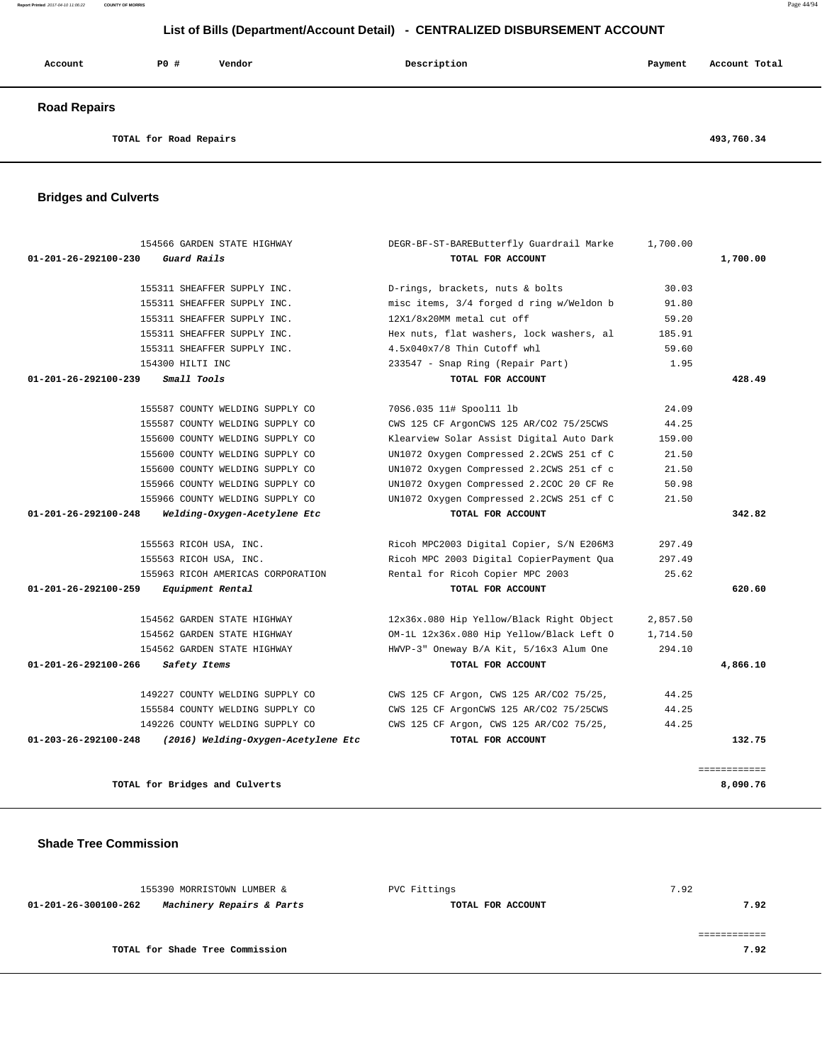# List of Bills (Department/Account Detail) - CENTRALIZED DISBURSEMENT ACCOUNT

| Account | PO # | Vendor | Description | Payment | Account Total |
|---|---|---|---|---|---|

## Road Repairs

| | | | | | |
|---|---|---|---|---|---|
| | TOTAL for Road Repairs | | | | 493,760.34 |

## Bridges and Culverts

| Account | PO # | Vendor | Description | Payment | Account Total |
|---|---|---|---|---|---|
| | 154566 | GARDEN STATE HIGHWAY | DEGR-BF-ST-BAREButterfly Guardrail Marke | 1,700.00 | |
| 01-201-26-292100-230 | *Guard Rails* | | TOTAL FOR ACCOUNT | | 1,700.00 |
| | 155311 | SHEAFFER SUPPLY INC. | D-rings, brackets, nuts & bolts | 30.03 | |
| | 155311 | SHEAFFER SUPPLY INC. | misc items, 3/4 forged d ring w/Weldon b | 91.80 | |
| | 155311 | SHEAFFER SUPPLY INC. | 12X1/8x20MM metal cut off | 59.20 | |
| | 155311 | SHEAFFER SUPPLY INC. | Hex nuts, flat washers, lock washers, al | 185.91 | |
| | 155311 | SHEAFFER SUPPLY INC. | 4.5x040x7/8 Thin Cutoff whl | 59.60 | |
| | 154300 | HILTI INC | 233547 - Snap Ring (Repair Part) | 1.95 | |
| 01-201-26-292100-239 | *Small Tools* | | TOTAL FOR ACCOUNT | | 428.49 |
| | 155587 | COUNTY WELDING SUPPLY CO | 70S6.035 11# Spool11 lb | 24.09 | |
| | 155587 | COUNTY WELDING SUPPLY CO | CWS 125 CF ArgonCWS 125 AR/CO2 75/25CWS | 44.25 | |
| | 155600 | COUNTY WELDING SUPPLY CO | Klearview Solar Assist Digital Auto Dark | 159.00 | |
| | 155600 | COUNTY WELDING SUPPLY CO | UN1072 Oxygen Compressed 2.2CWS 251 cf C | 21.50 | |
| | 155600 | COUNTY WELDING SUPPLY CO | UN1072 Oxygen Compressed 2.2CWS 251 cf c | 21.50 | |
| | 155966 | COUNTY WELDING SUPPLY CO | UN1072 Oxygen Compressed 2.2COC 20 CF Re | 50.98 | |
| | 155966 | COUNTY WELDING SUPPLY CO | UN1072 Oxygen Compressed 2.2CWS 251 cf C | 21.50 | |
| 01-201-26-292100-248 | *Welding-Oxygen-Acetylene Etc* | | TOTAL FOR ACCOUNT | | 342.82 |
| | 155563 | RICOH USA, INC. | Ricoh MPC2003 Digital Copier, S/N E206M3 | 297.49 | |
| | 155563 | RICOH USA, INC. | Ricoh MPC 2003 Digital CopierPayment Qua | 297.49 | |
| | 155963 | RICOH AMERICAS CORPORATION | Rental for Ricoh Copier MPC 2003 | 25.62 | |
| 01-201-26-292100-259 | *Equipment Rental* | | TOTAL FOR ACCOUNT | | 620.60 |
| | 154562 | GARDEN STATE HIGHWAY | 12x36x.080 Hip Yellow/Black Right Object | 2,857.50 | |
| | 154562 | GARDEN STATE HIGHWAY | OM-1L 12x36x.080 Hip Yellow/Black Left O | 1,714.50 | |
| | 154562 | GARDEN STATE HIGHWAY | HWVP-3" Oneway B/A Kit, 5/16x3 Alum One | 294.10 | |
| 01-201-26-292100-266 | *Safety Items* | | TOTAL FOR ACCOUNT | | 4,866.10 |
| | 149227 | COUNTY WELDING SUPPLY CO | CWS 125 CF Argon, CWS 125 AR/CO2 75/25, | 44.25 | |
| | 155584 | COUNTY WELDING SUPPLY CO | CWS 125 CF ArgonCWS 125 AR/CO2 75/25CWS | 44.25 | |
| | 149226 | COUNTY WELDING SUPPLY CO | CWS 125 CF Argon, CWS 125 AR/CO2 75/25, | 44.25 | |
| 01-203-26-292100-248 | *(2016) Welding-Oxygen-Acetylene Etc* | | TOTAL FOR ACCOUNT | | 132.75 |
| | TOTAL for Bridges and Culverts | | | | 8,090.76 |

## Shade Tree Commission

| Account | PO # | Vendor | Description | Payment | Account Total |
|---|---|---|---|---|---|
| | 155390 | MORRISTOWN LUMBER & | PVC Fittings | 7.92 | |
| 01-201-26-300100-262 | *Machinery Repairs & Parts* | | TOTAL FOR ACCOUNT | | 7.92 |
| | TOTAL for Shade Tree Commission | | | | 7.92 |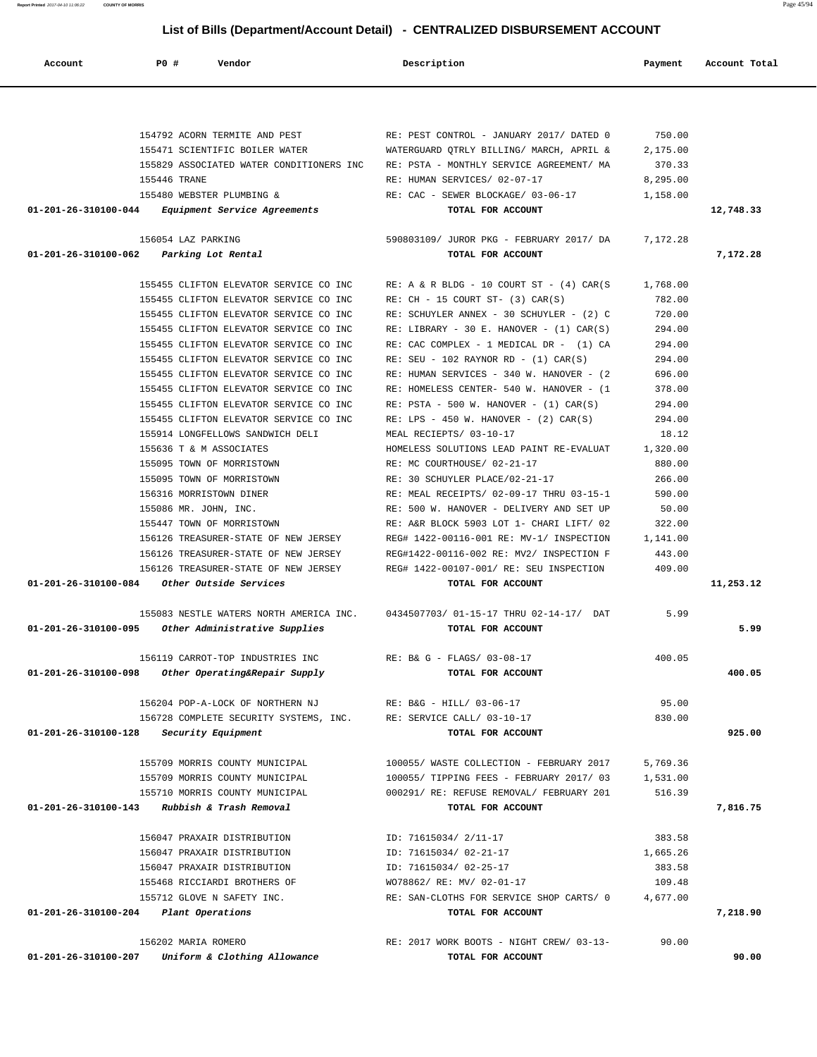## List of Bills (Department/Account Detail) - CENTRALIZED DISBURSEMENT ACCOUNT

| Account | PO # | Vendor | Description | Payment | Account Total |
|---|---|---|---|---|---|
| | 154792 | ACORN TERMITE AND PEST | RE: PEST CONTROL - JANUARY 2017/ DATED 0 | 750.00 | |
| | 155471 | SCIENTIFIC BOILER WATER | WATERGUARD QTRLY BILLING/ MARCH, APRIL & | 2,175.00 | |
| | 155829 | ASSOCIATED WATER CONDITIONERS INC | RE: PSTA - MONTHLY SERVICE AGREEMENT/ MA | 370.33 | |
| | 155446 | TRANE | RE: HUMAN SERVICES/ 02-07-17 | 8,295.00 | |
| | 155480 | WEBSTER PLUMBING & | RE: CAC - SEWER BLOCKAGE/ 03-06-17 | 1,158.00 | |
| **01-201-26-310100-044** | | ***Equipment Service Agreements*** | **TOTAL FOR ACCOUNT** | | **12,748.33** |
| | 156054 | LAZ PARKING | 590803109/ JUROR PKG - FEBRUARY 2017/ DA | 7,172.28 | |
| **01-201-26-310100-062** | | ***Parking Lot Rental*** | **TOTAL FOR ACCOUNT** | | **7,172.28** |
| | 155455 | CLIFTON ELEVATOR SERVICE CO INC | RE: A & R BLDG - 10 COURT ST - (4) CAR(S | 1,768.00 | |
| | 155455 | CLIFTON ELEVATOR SERVICE CO INC | RE: CH - 15 COURT ST- (3) CAR(S) | 782.00 | |
| | 155455 | CLIFTON ELEVATOR SERVICE CO INC | RE: SCHUYLER ANNEX - 30 SCHUYLER - (2) C | 720.00 | |
| | 155455 | CLIFTON ELEVATOR SERVICE CO INC | RE: LIBRARY - 30 E. HANOVER - (1) CAR(S) | 294.00 | |
| | 155455 | CLIFTON ELEVATOR SERVICE CO INC | RE: CAC COMPLEX - 1 MEDICAL DR - (1) CA | 294.00 | |
| | 155455 | CLIFTON ELEVATOR SERVICE CO INC | RE: SEU - 102 RAYNOR RD - (1) CAR(S) | 294.00 | |
| | 155455 | CLIFTON ELEVATOR SERVICE CO INC | RE: HUMAN SERVICES - 340 W. HANOVER - (2 | 696.00 | |
| | 155455 | CLIFTON ELEVATOR SERVICE CO INC | RE: HOMELESS CENTER- 540 W. HANOVER - (1 | 378.00 | |
| | 155455 | CLIFTON ELEVATOR SERVICE CO INC | RE: PSTA - 500 W. HANOVER - (1) CAR(S) | 294.00 | |
| | 155455 | CLIFTON ELEVATOR SERVICE CO INC | RE: LPS - 450 W. HANOVER - (2) CAR(S) | 294.00 | |
| | 155914 | LONGFELLOWS SANDWICH DELI | MEAL RECIEPTS/ 03-10-17 | 18.12 | |
| | 155636 | T & M ASSOCIATES | HOMELESS SOLUTIONS LEAD PAINT RE-EVALUAT | 1,320.00 | |
| | 155095 | TOWN OF MORRISTOWN | RE: MC COURTHOUSE/ 02-21-17 | 880.00 | |
| | 155095 | TOWN OF MORRISTOWN | RE: 30 SCHUYLER PLACE/02-21-17 | 266.00 | |
| | 156316 | MORRISTOWN DINER | RE: MEAL RECEIPTS/ 02-09-17 THRU 03-15-1 | 590.00 | |
| | 155086 | MR. JOHN, INC. | RE: 500 W. HANOVER - DELIVERY AND SET UP | 50.00 | |
| | 155447 | TOWN OF MORRISTOWN | RE: A&R BLOCK 5903 LOT 1- CHARI LIFT/ 02 | 322.00 | |
| | 156126 | TREASURER-STATE OF NEW JERSEY | REG# 1422-00116-001 RE: MV-1/ INSPECTION | 1,141.00 | |
| | 156126 | TREASURER-STATE OF NEW JERSEY | REG#1422-00116-002 RE: MV2/ INSPECTION F | 443.00 | |
| | 156126 | TREASURER-STATE OF NEW JERSEY | REG# 1422-00107-001/ RE: SEU INSPECTION | 409.00 | |
| **01-201-26-310100-084** | | ***Other Outside Services*** | **TOTAL FOR ACCOUNT** | | **11,253.12** |
| | 155083 | NESTLE WATERS NORTH AMERICA INC. | 0434507703/ 01-15-17 THRU 02-14-17/ DAT | 5.99 | |
| **01-201-26-310100-095** | | ***Other Administrative Supplies*** | **TOTAL FOR ACCOUNT** | | **5.99** |
| | 156119 | CARROT-TOP INDUSTRIES INC | RE: B& G - FLAGS/ 03-08-17 | 400.05 | |
| **01-201-26-310100-098** | | ***Other Operating&Repair Supply*** | **TOTAL FOR ACCOUNT** | | **400.05** |
| | 156204 | POP-A-LOCK OF NORTHERN NJ | RE: B&G - HILL/ 03-06-17 | 95.00 | |
| | 156728 | COMPLETE SECURITY SYSTEMS, INC. | RE: SERVICE CALL/ 03-10-17 | 830.00 | |
| **01-201-26-310100-128** | | ***Security Equipment*** | **TOTAL FOR ACCOUNT** | | **925.00** |
| | 155709 | MORRIS COUNTY MUNICIPAL | 100055/ WASTE COLLECTION - FEBRUARY 2017 | 5,769.36 | |
| | 155709 | MORRIS COUNTY MUNICIPAL | 100055/ TIPPING FEES - FEBRUARY 2017/ 03 | 1,531.00 | |
| | 155710 | MORRIS COUNTY MUNICIPAL | 000291/ RE: REFUSE REMOVAL/ FEBRUARY 201 | 516.39 | |
| **01-201-26-310100-143** | | ***Rubbish & Trash Removal*** | **TOTAL FOR ACCOUNT** | | **7,816.75** |
| | 156047 | PRAXAIR DISTRIBUTION | ID: 71615034/ 2/11-17 | 383.58 | |
| | 156047 | PRAXAIR DISTRIBUTION | ID: 71615034/ 02-21-17 | 1,665.26 | |
| | 156047 | PRAXAIR DISTRIBUTION | ID: 71615034/ 02-25-17 | 383.58 | |
| | 155468 | RICCIARDI BROTHERS OF | WO78862/ RE: MV/ 02-01-17 | 109.48 | |
| | 155712 | GLOVE N SAFETY INC. | RE: SAN-CLOTHS FOR SERVICE SHOP CARTS/ 0 | 4,677.00 | |
| **01-201-26-310100-204** | | ***Plant Operations*** | **TOTAL FOR ACCOUNT** | | **7,218.90** |
| | 156202 | MARIA ROMERO | RE: 2017 WORK BOOTS - NIGHT CREW/ 03-13- | 90.00 | |
| **01-201-26-310100-207** | | ***Uniform & Clothing Allowance*** | **TOTAL FOR ACCOUNT** | | **90.00** |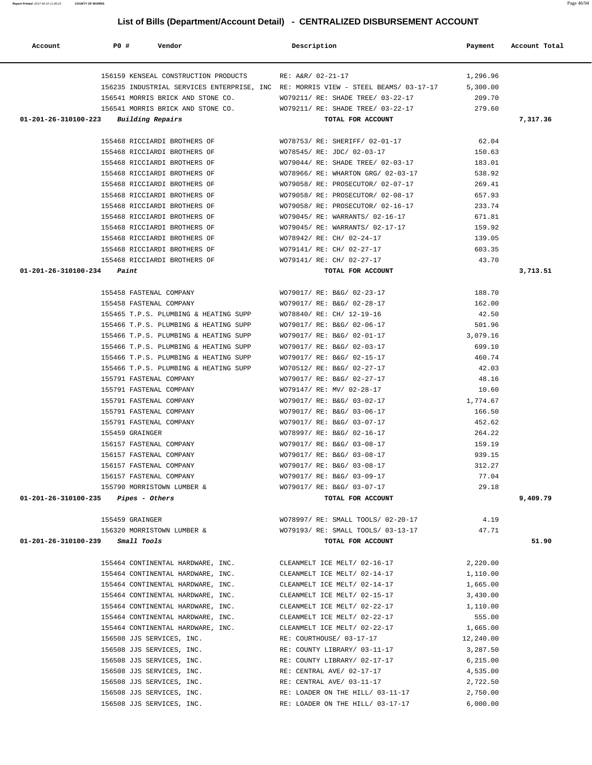## List of Bills (Department/Account Detail) - CENTRALIZED DISBURSEMENT ACCOUNT

| Account | PO # | Vendor | Description | Payment | Account Total |
|---|---|---|---|---|---|
| | 156159 | KENSEAL CONSTRUCTION PRODUCTS | RE: A&R/ 02-21-17 | 1,296.96 | |
| | 156235 | INDUSTRIAL SERVICES ENTERPRISE, INC | RE: MORRIS VIEW - STEEL BEAMS/ 03-17-17 | 5,300.00 | |
| | 156541 | MORRIS BRICK AND STONE CO. | WO79211/ RE: SHADE TREE/ 03-22-17 | 209.70 | |
| | 156541 | MORRIS BRICK AND STONE CO. | WO79211/ RE: SHADE TREE/ 03-22-17 | 279.60 | |
| **01-201-26-310100-223** | | ***Building Repairs*** | **TOTAL FOR ACCOUNT** | | **7,317.36** |
| | 155468 | RICCIARDI BROTHERS OF | WO78753/ RE: SHERIFF/ 02-01-17 | 62.04 | |
| | 155468 | RICCIARDI BROTHERS OF | WO78545/ RE: JDC/ 02-03-17 | 150.63 | |
| | 155468 | RICCIARDI BROTHERS OF | WO79044/ RE: SHADE TREE/ 02-03-17 | 183.01 | |
| | 155468 | RICCIARDI BROTHERS OF | WO78966/ RE: WHARTON GRG/ 02-03-17 | 538.92 | |
| | 155468 | RICCIARDI BROTHERS OF | WO79058/ RE: PROSECUTOR/ 02-07-17 | 269.41 | |
| | 155468 | RICCIARDI BROTHERS OF | WO79058/ RE: PROSECUTOR/ 02-08-17 | 657.93 | |
| | 155468 | RICCIARDI BROTHERS OF | WO79058/ RE: PROSECUTOR/ 02-16-17 | 233.74 | |
| | 155468 | RICCIARDI BROTHERS OF | WO79045/ RE: WARRANTS/ 02-16-17 | 671.81 | |
| | 155468 | RICCIARDI BROTHERS OF | WO79045/ RE: WARRANTS/ 02-17-17 | 159.92 | |
| | 155468 | RICCIARDI BROTHERS OF | WO78942/ RE: CH/ 02-24-17 | 139.05 | |
| | 155468 | RICCIARDI BROTHERS OF | WO79141/ RE: CH/ 02-27-17 | 603.35 | |
| | 155468 | RICCIARDI BROTHERS OF | WO79141/ RE: CH/ 02-27-17 | 43.70 | |
| **01-201-26-310100-234** | | ***Paint*** | **TOTAL FOR ACCOUNT** | | **3,713.51** |
| | 155458 | FASTENAL COMPANY | WO79017/ RE: B&G/ 02-23-17 | 188.70 | |
| | 155458 | FASTENAL COMPANY | WO79017/ RE: B&G/ 02-28-17 | 162.00 | |
| | 155465 | T.P.S. PLUMBING & HEATING SUPP | WO78840/ RE: CH/ 12-19-16 | 42.50 | |
| | 155466 | T.P.S. PLUMBING & HEATING SUPP | WO79017/ RE: B&G/ 02-06-17 | 501.96 | |
| | 155466 | T.P.S. PLUMBING & HEATING SUPP | WO79017/ RE: B&G/ 02-01-17 | 3,079.16 | |
| | 155466 | T.P.S. PLUMBING & HEATING SUPP | WO79017/ RE: B&G/ 02-03-17 | 699.10 | |
| | 155466 | T.P.S. PLUMBING & HEATING SUPP | WO79017/ RE: B&G/ 02-15-17 | 460.74 | |
| | 155466 | T.P.S. PLUMBING & HEATING SUPP | WO70512/ RE: B&G/ 02-27-17 | 42.03 | |
| | 155791 | FASTENAL COMPANY | WO79017/ RE: B&G/ 02-27-17 | 48.16 | |
| | 155791 | FASTENAL COMPANY | WO79147/ RE: MV/ 02-28-17 | 10.60 | |
| | 155791 | FASTENAL COMPANY | WO79017/ RE: B&G/ 03-02-17 | 1,774.67 | |
| | 155791 | FASTENAL COMPANY | WO79017/ RE: B&G/ 03-06-17 | 166.50 | |
| | 155791 | FASTENAL COMPANY | WO79017/ RE: B&G/ 03-07-17 | 452.62 | |
| | 155459 | GRAINGER | WO78997/ RE: B&G/ 02-16-17 | 264.22 | |
| | 156157 | FASTENAL COMPANY | WO79017/ RE: B&G/ 03-08-17 | 159.19 | |
| | 156157 | FASTENAL COMPANY | WO79017/ RE: B&G/ 03-08-17 | 939.15 | |
| | 156157 | FASTENAL COMPANY | WO79017/ RE: B&G/ 03-08-17 | 312.27 | |
| | 156157 | FASTENAL COMPANY | WO79017/ RE: B&G/ 03-09-17 | 77.04 | |
| | 155790 | MORRISTOWN LUMBER & | WO79017/ RE: B&G/ 03-07-17 | 29.18 | |
| **01-201-26-310100-235** | | ***Pipes - Others*** | **TOTAL FOR ACCOUNT** | | **9,409.79** |
| | 155459 | GRAINGER | WO78997/ RE: SMALL TOOLS/ 02-20-17 | 4.19 | |
| | 156320 | MORRISTOWN LUMBER & | WO79193/ RE: SMALL TOOLS/ 03-13-17 | 47.71 | |
| **01-201-26-310100-239** | | ***Small Tools*** | **TOTAL FOR ACCOUNT** | | **51.90** |
| | 155464 | CONTINENTAL HARDWARE, INC. | CLEANMELT ICE MELT/ 02-16-17 | 2,220.00 | |
| | 155464 | CONTINENTAL HARDWARE, INC. | CLEANMELT ICE MELT/ 02-14-17 | 1,110.00 | |
| | 155464 | CONTINENTAL HARDWARE, INC. | CLEANMELT ICE MELT/ 02-14-17 | 1,665.00 | |
| | 155464 | CONTINENTAL HARDWARE, INC. | CLEANMELT ICE MELT/ 02-15-17 | 3,430.00 | |
| | 155464 | CONTINENTAL HARDWARE, INC. | CLEANMELT ICE MELT/ 02-22-17 | 1,110.00 | |
| | 155464 | CONTINENTAL HARDWARE, INC. | CLEANMELT ICE MELT/ 02-22-17 | 555.00 | |
| | 155464 | CONTINENTAL HARDWARE, INC. | CLEANMELT ICE MELT/ 02-22-17 | 1,665.00 | |
| | 156508 | JJS SERVICES, INC. | RE: COURTHOUSE/ 03-17-17 | 12,240.00 | |
| | 156508 | JJS SERVICES, INC. | RE: COUNTY LIBRARY/ 03-11-17 | 3,287.50 | |
| | 156508 | JJS SERVICES, INC. | RE: COUNTY LIBRARY/ 02-17-17 | 6,215.00 | |
| | 156508 | JJS SERVICES, INC. | RE: CENTRAL AVE/ 02-17-17 | 4,535.00 | |
| | 156508 | JJS SERVICES, INC. | RE: CENTRAL AVE/ 03-11-17 | 2,722.50 | |
| | 156508 | JJS SERVICES, INC. | RE: LOADER ON THE HILL/ 03-11-17 | 2,750.00 | |
| | 156508 | JJS SERVICES, INC. | RE: LOADER ON THE HILL/ 03-17-17 | 6,000.00 | |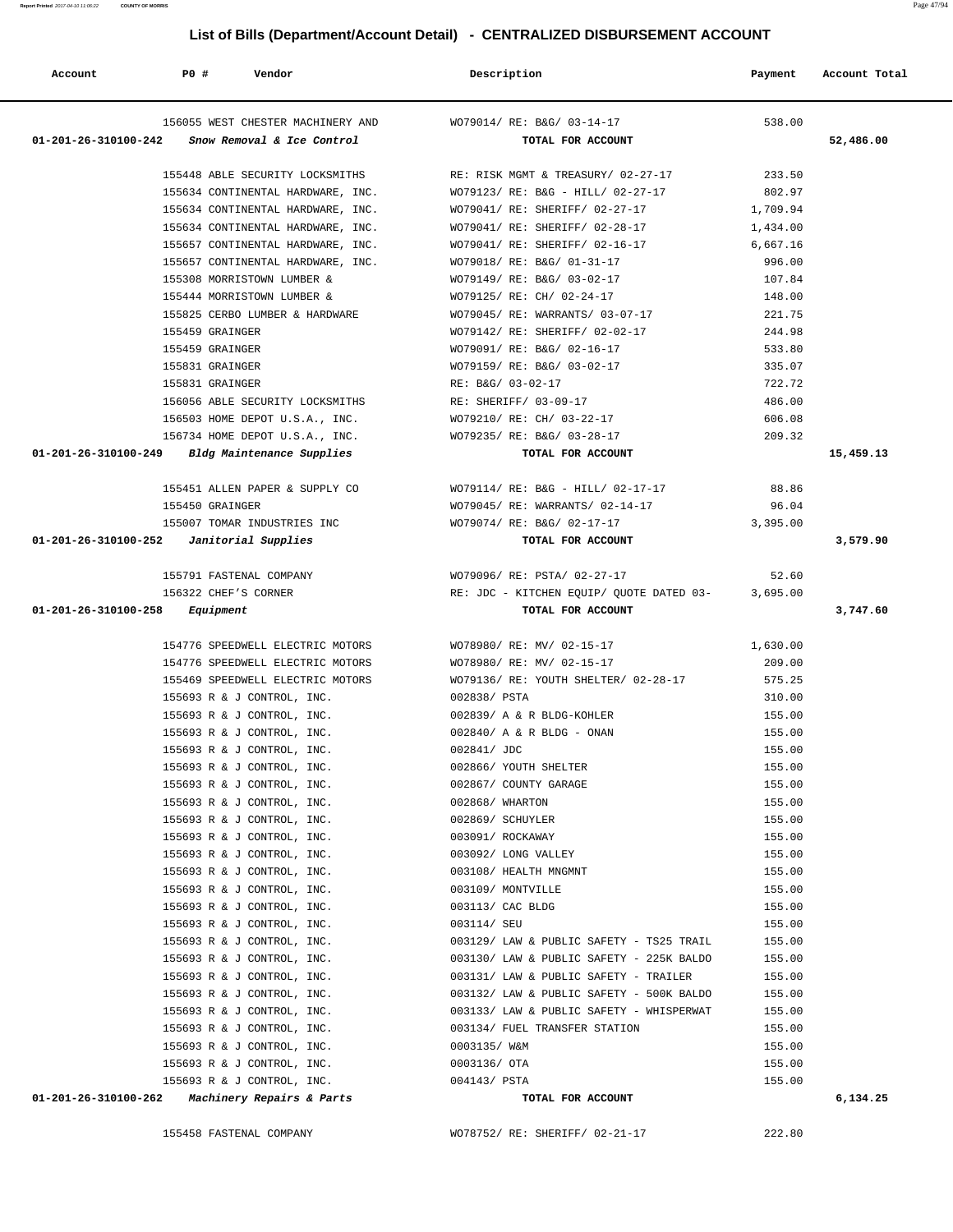## List of Bills (Department/Account Detail) - CENTRALIZED DISBURSEMENT ACCOUNT

| Account | PO # | Vendor | Description | Payment | Account Total |
|---|---|---|---|---|---|
| | 156055 | WEST CHESTER MACHINERY AND | WO79014/ RE: B&G/ 03-14-17 | 538.00 | |
| 01-201-26-310100-242 | | *Snow Removal & Ice Control* | TOTAL FOR ACCOUNT | | 52,486.00 |
| | 155448 | ABLE SECURITY LOCKSMITHS | RE: RISK MGMT & TREASURY/ 02-27-17 | 233.50 | |
| | 155634 | CONTINENTAL HARDWARE, INC. | WO79123/ RE: B&G - HILL/ 02-27-17 | 802.97 | |
| | 155634 | CONTINENTAL HARDWARE, INC. | WO79041/ RE: SHERIFF/ 02-27-17 | 1,709.94 | |
| | 155634 | CONTINENTAL HARDWARE, INC. | WO79041/ RE: SHERIFF/ 02-28-17 | 1,434.00 | |
| | 155657 | CONTINENTAL HARDWARE, INC. | WO79041/ RE: SHERIFF/ 02-16-17 | 6,667.16 | |
| | 155657 | CONTINENTAL HARDWARE, INC. | WO79018/ RE: B&G/ 01-31-17 | 996.00 | |
| | 155308 | MORRISTOWN LUMBER & | WO79149/ RE: B&G/ 03-02-17 | 107.84 | |
| | 155444 | MORRISTOWN LUMBER & | WO79125/ RE: CH/ 02-24-17 | 148.00 | |
| | 155825 | CERBO LUMBER & HARDWARE | WO79045/ RE: WARRANTS/ 03-07-17 | 221.75 | |
| | 155459 | GRAINGER | WO79142/ RE: SHERIFF/ 02-02-17 | 244.98 | |
| | 155459 | GRAINGER | WO79091/ RE: B&G/ 02-16-17 | 533.80 | |
| | 155831 | GRAINGER | WO79159/ RE: B&G/ 03-02-17 | 335.07 | |
| | 155831 | GRAINGER | RE: B&G/ 03-02-17 | 722.72 | |
| | 156056 | ABLE SECURITY LOCKSMITHS | RE: SHERIFF/ 03-09-17 | 486.00 | |
| | 156503 | HOME DEPOT U.S.A., INC. | WO79210/ RE: CH/ 03-22-17 | 606.08 | |
| | 156734 | HOME DEPOT U.S.A., INC. | WO79235/ RE: B&G/ 03-28-17 | 209.32 | |
| 01-201-26-310100-249 | | *Bldg Maintenance Supplies* | TOTAL FOR ACCOUNT | | 15,459.13 |
| | 155451 | ALLEN PAPER & SUPPLY CO | WO79114/ RE: B&G - HILL/ 02-17-17 | 88.86 | |
| | 155450 | GRAINGER | WO79045/ RE: WARRANTS/ 02-14-17 | 96.04 | |
| | 155007 | TOMAR INDUSTRIES INC | WO79074/ RE: B&G/ 02-17-17 | 3,395.00 | |
| 01-201-26-310100-252 | | *Janitorial Supplies* | TOTAL FOR ACCOUNT | | 3,579.90 |
| | 155791 | FASTENAL COMPANY | WO79096/ RE: PSTA/ 02-27-17 | 52.60 | |
| | 156322 | CHEF'S CORNER | RE: JDC - KITCHEN EQUIP/ QUOTE DATED 03- | 3,695.00 | |
| 01-201-26-310100-258 | | *Equipment* | TOTAL FOR ACCOUNT | | 3,747.60 |
| | 154776 | SPEEDWELL ELECTRIC MOTORS | WO78980/ RE: MV/ 02-15-17 | 1,630.00 | |
| | 154776 | SPEEDWELL ELECTRIC MOTORS | WO78980/ RE: MV/ 02-15-17 | 209.00 | |
| | 155469 | SPEEDWELL ELECTRIC MOTORS | WO79136/ RE: YOUTH SHELTER/ 02-28-17 | 575.25 | |
| | 155693 | R & J CONTROL, INC. | 002838/ PSTA | 310.00 | |
| | 155693 | R & J CONTROL, INC. | 002839/ A & R BLDG-KOHLER | 155.00 | |
| | 155693 | R & J CONTROL, INC. | 002840/ A & R BLDG - ONAN | 155.00 | |
| | 155693 | R & J CONTROL, INC. | 002841/ JDC | 155.00 | |
| | 155693 | R & J CONTROL, INC. | 002866/ YOUTH SHELTER | 155.00 | |
| | 155693 | R & J CONTROL, INC. | 002867/ COUNTY GARAGE | 155.00 | |
| | 155693 | R & J CONTROL, INC. | 002868/ WHARTON | 155.00 | |
| | 155693 | R & J CONTROL, INC. | 002869/ SCHUYLER | 155.00 | |
| | 155693 | R & J CONTROL, INC. | 003091/ ROCKAWAY | 155.00 | |
| | 155693 | R & J CONTROL, INC. | 003092/ LONG VALLEY | 155.00 | |
| | 155693 | R & J CONTROL, INC. | 003108/ HEALTH MNGMNT | 155.00 | |
| | 155693 | R & J CONTROL, INC. | 003109/ MONTVILLE | 155.00 | |
| | 155693 | R & J CONTROL, INC. | 003113/ CAC BLDG | 155.00 | |
| | 155693 | R & J CONTROL, INC. | 003114/ SEU | 155.00 | |
| | 155693 | R & J CONTROL, INC. | 003129/ LAW & PUBLIC SAFETY - TS25 TRAIL | 155.00 | |
| | 155693 | R & J CONTROL, INC. | 003130/ LAW & PUBLIC SAFETY - 225K BALDO | 155.00 | |
| | 155693 | R & J CONTROL, INC. | 003131/ LAW & PUBLIC SAFETY - TRAILER | 155.00 | |
| | 155693 | R & J CONTROL, INC. | 003132/ LAW & PUBLIC SAFETY - 500K BALDO | 155.00 | |
| | 155693 | R & J CONTROL, INC. | 003133/ LAW & PUBLIC SAFETY - WHISPERWAT | 155.00 | |
| | 155693 | R & J CONTROL, INC. | 003134/ FUEL TRANSFER STATION | 155.00 | |
| | 155693 | R & J CONTROL, INC. | 0003135/ W&M | 155.00 | |
| | 155693 | R & J CONTROL, INC. | 0003136/ OTA | 155.00 | |
| | 155693 | R & J CONTROL, INC. | 004143/ PSTA | 155.00 | |
| 01-201-26-310100-262 | | *Machinery Repairs & Parts* | TOTAL FOR ACCOUNT | | 6,134.25 |
| | 155458 | FASTENAL COMPANY | WO78752/ RE: SHERIFF/ 02-21-17 | 222.80 | |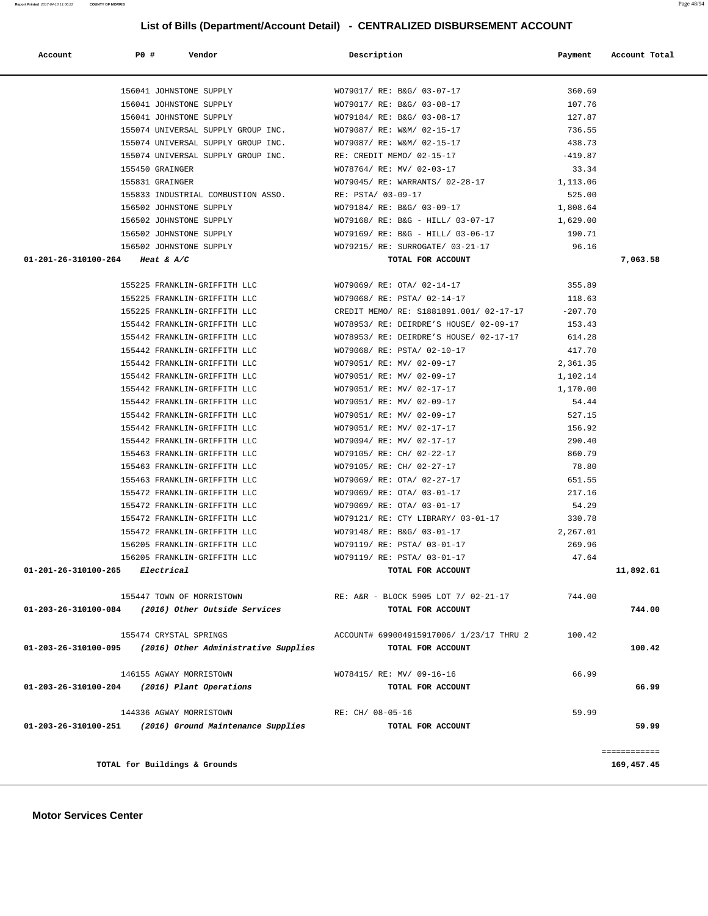## List of Bills (Department/Account Detail) - CENTRALIZED DISBURSEMENT ACCOUNT

| Account | PO # | Vendor | Description | Payment | Account Total |
|---|---|---|---|---|---|
| | 156041 | JOHNSTONE SUPPLY | WO79017/ RE: B&G/ 03-07-17 | 360.69 | |
| | 156041 | JOHNSTONE SUPPLY | WO79017/ RE: B&G/ 03-08-17 | 107.76 | |
| | 156041 | JOHNSTONE SUPPLY | WO79184/ RE: B&G/ 03-08-17 | 127.87 | |
| | 155074 | UNIVERSAL SUPPLY GROUP INC. | WO79087/ RE: W&M/ 02-15-17 | 736.55 | |
| | 155074 | UNIVERSAL SUPPLY GROUP INC. | WO79087/ RE: W&M/ 02-15-17 | 438.73 | |
| | 155074 | UNIVERSAL SUPPLY GROUP INC. | RE: CREDIT MEMO/ 02-15-17 | -419.87 | |
| | 155450 | GRAINGER | WO78764/ RE: MV/ 02-03-17 | 33.34 | |
| | 155831 | GRAINGER | WO79045/ RE: WARRANTS/ 02-28-17 | 1,113.06 | |
| | 155833 | INDUSTRIAL COMBUSTION ASSO. | RE: PSTA/ 03-09-17 | 525.00 | |
| | 156502 | JOHNSTONE SUPPLY | WO79184/ RE: B&G/ 03-09-17 | 1,808.64 | |
| | 156502 | JOHNSTONE SUPPLY | WO79168/ RE: B&G - HILL/ 03-07-17 | 1,629.00 | |
| | 156502 | JOHNSTONE SUPPLY | WO79169/ RE: B&G - HILL/ 03-06-17 | 190.71 | |
| | 156502 | JOHNSTONE SUPPLY | WO79215/ RE: SURROGATE/ 03-21-17 | 96.16 | |
| **01-201-26-310100-264** | | ***Heat & A/C*** | **TOTAL FOR ACCOUNT** | | **7,063.58** |
| | 155225 | FRANKLIN-GRIFFITH LLC | WO79069/ RE: OTA/ 02-14-17 | 355.89 | |
| | 155225 | FRANKLIN-GRIFFITH LLC | WO79068/ RE: PSTA/ 02-14-17 | 118.63 | |
| | 155225 | FRANKLIN-GRIFFITH LLC | CREDIT MEMO/ RE: S1881891.001/ 02-17-17 | -207.70 | |
| | 155442 | FRANKLIN-GRIFFITH LLC | WO78953/ RE: DEIRDRE'S HOUSE/ 02-09-17 | 153.43 | |
| | 155442 | FRANKLIN-GRIFFITH LLC | WO78953/ RE: DEIRDRE'S HOUSE/ 02-17-17 | 614.28 | |
| | 155442 | FRANKLIN-GRIFFITH LLC | WO79068/ RE: PSTA/ 02-10-17 | 417.70 | |
| | 155442 | FRANKLIN-GRIFFITH LLC | WO79051/ RE: MV/ 02-09-17 | 2,361.35 | |
| | 155442 | FRANKLIN-GRIFFITH LLC | WO79051/ RE: MV/ 02-09-17 | 1,102.14 | |
| | 155442 | FRANKLIN-GRIFFITH LLC | WO79051/ RE: MV/ 02-17-17 | 1,170.00 | |
| | 155442 | FRANKLIN-GRIFFITH LLC | WO79051/ RE: MV/ 02-09-17 | 54.44 | |
| | 155442 | FRANKLIN-GRIFFITH LLC | WO79051/ RE: MV/ 02-09-17 | 527.15 | |
| | 155442 | FRANKLIN-GRIFFITH LLC | WO79051/ RE: MV/ 02-17-17 | 156.92 | |
| | 155442 | FRANKLIN-GRIFFITH LLC | WO79094/ RE: MV/ 02-17-17 | 290.40 | |
| | 155463 | FRANKLIN-GRIFFITH LLC | WO79105/ RE: CH/ 02-22-17 | 860.79 | |
| | 155463 | FRANKLIN-GRIFFITH LLC | WO79105/ RE: CH/ 02-27-17 | 78.80 | |
| | 155463 | FRANKLIN-GRIFFITH LLC | WO79069/ RE: OTA/ 02-27-17 | 651.55 | |
| | 155472 | FRANKLIN-GRIFFITH LLC | WO79069/ RE: OTA/ 03-01-17 | 217.16 | |
| | 155472 | FRANKLIN-GRIFFITH LLC | WO79069/ RE: OTA/ 03-01-17 | 54.29 | |
| | 155472 | FRANKLIN-GRIFFITH LLC | WO79121/ RE: CTY LIBRARY/ 03-01-17 | 330.78 | |
| | 155472 | FRANKLIN-GRIFFITH LLC | WO79148/ RE: B&G/ 03-01-17 | 2,267.01 | |
| | 156205 | FRANKLIN-GRIFFITH LLC | WO79119/ RE: PSTA/ 03-01-17 | 269.96 | |
| | 156205 | FRANKLIN-GRIFFITH LLC | WO79119/ RE: PSTA/ 03-01-17 | 47.64 | |
| **01-201-26-310100-265** | | ***Electrical*** | **TOTAL FOR ACCOUNT** | | **11,892.61** |
| | 155447 | TOWN OF MORRISTOWN | RE: A&R - BLOCK 5905 LOT 7/ 02-21-17 | 744.00 | |
| **01-203-26-310100-084** | | ***(2016) Other Outside Services*** | **TOTAL FOR ACCOUNT** | | **744.00** |
| | 155474 | CRYSTAL SPRINGS | ACCOUNT# 699004915917006/ 1/23/17 THRU 2 | 100.42 | |
| **01-203-26-310100-095** | | ***(2016) Other Administrative Supplies*** | **TOTAL FOR ACCOUNT** | | **100.42** |
| | 146155 | AGWAY MORRISTOWN | WO78415/ RE: MV/ 09-16-16 | 66.99 | |
| **01-203-26-310100-204** | | ***(2016) Plant Operations*** | **TOTAL FOR ACCOUNT** | | **66.99** |
| | 144336 | AGWAY MORRISTOWN | RE: CH/ 08-05-16 | 59.99 | |
| **01-203-26-310100-251** | | ***(2016) Ground Maintenance Supplies*** | **TOTAL FOR ACCOUNT** | | **59.99** |
| | | | | | ============ |
| | | **TOTAL for Buildings & Grounds** | | | **169,457.45** |

**Motor Services Center**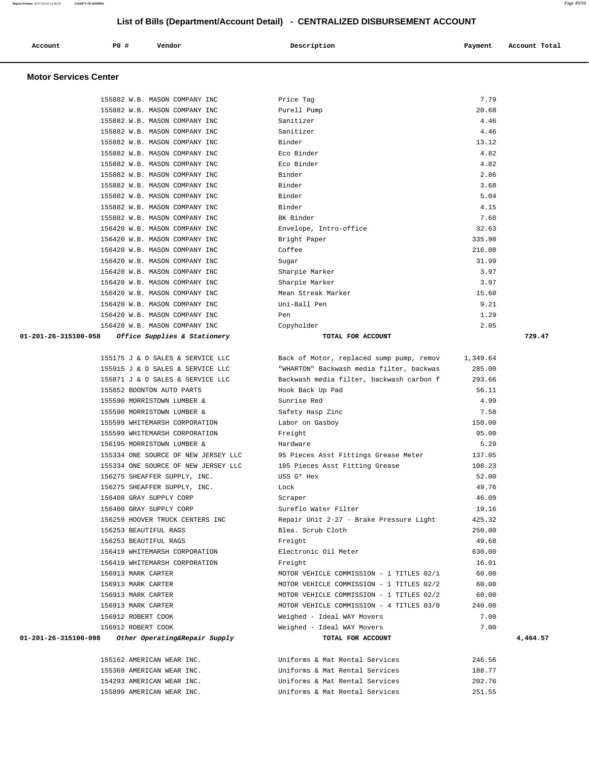# List of Bills (Department/Account Detail) - CENTRALIZED DISBURSEMENT ACCOUNT

| Account | PO # | Vendor | Description | Payment | Account Total |
|---|---|---|---|---|---|

## Motor Services Center

| Account | PO # | Vendor | Description | Payment | Account Total |
|---|---|---|---|---|---|
| | 155882 | W.B. MASON COMPANY INC | Price Tag | 7.79 | |
| | 155882 | W.B. MASON COMPANY INC | Purell Pump | 20.68 | |
| | 155882 | W.B. MASON COMPANY INC | Sanitizer | 4.46 | |
| | 155882 | W.B. MASON COMPANY INC | Sanitizer | 4.46 | |
| | 155882 | W.B. MASON COMPANY INC | Binder | 13.12 | |
| | 155882 | W.B. MASON COMPANY INC | Eco Binder | 4.82 | |
| | 155882 | W.B. MASON COMPANY INC | Eco Binder | 4.82 | |
| | 155882 | W.B. MASON COMPANY INC | Binder | 2.86 | |
| | 155882 | W.B. MASON COMPANY INC | Binder | 3.68 | |
| | 155882 | W.B. MASON COMPANY INC | Binder | 5.04 | |
| | 155882 | W.B. MASON COMPANY INC | Binder | 4.15 | |
| | 155882 | W.B. MASON COMPANY INC | BK Binder | 7.68 | |
| | 156420 | W.B. MASON COMPANY INC | Envelope, Intro-office | 32.63 | |
| | 156420 | W.B. MASON COMPANY INC | Bright Paper | 335.98 | |
| | 156420 | W.B. MASON COMPANY INC | Coffee | 216.08 | |
| | 156420 | W.B. MASON COMPANY INC | Sugar | 31.99 | |
| | 156420 | W.B. MASON COMPANY INC | Sharpie Marker | 3.97 | |
| | 156420 | W.B. MASON COMPANY INC | Sharpie Marker | 3.97 | |
| | 156420 | W.B. MASON COMPANY INC | Mean Streak Marker | 15.60 | |
| | 156420 | W.B. MASON COMPANY INC | Uni-Ball Pen | 9.21 | |
| | 156420 | W.B. MASON COMPANY INC | Pen | 1.29 | |
| | 156420 | W.B. MASON COMPANY INC | Copyholder | 2.05 | |
| **01-201-26-315100-058** | | ***Office Supplies & Stationery*** | **TOTAL FOR ACCOUNT** | | **729.47** |
| | 155175 | J & D SALES & SERVICE LLC | Back of Motor, replaced sump pump, remov | 1,349.64 | |
| | 155915 | J & D SALES & SERVICE LLC | "WHARTON" Backwash media filter, backwas | 285.00 | |
| | 155871 | J & D SALES & SERVICE LLC | Backwash media filter, backwash carbon f | 293.66 | |
| | 155852 | BOONTON AUTO PARTS | Hook Back Up Pad | 56.11 | |
| | 155590 | MORRISTOWN LUMBER & | Sunrise Red | 4.99 | |
| | 155590 | MORRISTOWN LUMBER & | Safety Hasp Zinc | 7.58 | |
| | 155599 | WHITEMARSH CORPORATION | Labor on Gasboy | 150.00 | |
| | 155599 | WHITEMARSH CORPORATION | Freight | 95.00 | |
| | 156195 | MORRISTOWN LUMBER & | Hardware | 5.29 | |
| | 155334 | ONE SOURCE OF NEW JERSEY LLC | 95 Pieces Asst Fittings Grease Meter | 137.05 | |
| | 155334 | ONE SOURCE OF NEW JERSEY LLC | 105 Pieces Asst Fitting Grease | 108.23 | |
| | 156275 | SHEAFFER SUPPLY, INC. | USS G* Hex | 52.00 | |
| | 156275 | SHEAFFER SUPPLY, INC. | Lock | 49.76 | |
| | 156400 | GRAY SUPPLY CORP | Scraper | 46.09 | |
| | 156400 | GRAY SUPPLY CORP | Sureflo Water Filter | 19.16 | |
| | 156259 | HOOVER TRUCK CENTERS INC | Repair Unit 2-27 - Brake Pressure Light | 425.32 | |
| | 156253 | BEAUTIFUL RAGS | Blea. Scrub Cloth | 250.00 | |
| | 156253 | BEAUTIFUL RAGS | Freight | 49.68 | |
| | 156419 | WHITEMARSH CORPORATION | Electronic Oil Meter | 630.00 | |
| | 156419 | WHITEMARSH CORPORATION | Freight | 16.01 | |
| | 156913 | MARK CARTER | MOTOR VEHICLE COMMISSION - 1 TITLES 02/1 | 60.00 | |
| | 156913 | MARK CARTER | MOTOR VEHICLE COMMISSION - 1 TITLES 02/2 | 60.00 | |
| | 156913 | MARK CARTER | MOTOR VEHICLE COMMISSION - 1 TITLES 02/2 | 60.00 | |
| | 156913 | MARK CARTER | MOTOR VEHICLE COMMISSION - 4 TITLES 03/0 | 240.00 | |
| | 156912 | ROBERT COOK | Weighed - Ideal WAY Movers | 7.00 | |
| | 156912 | ROBERT COOK | Weighed - Ideal WAY Movers | 7.00 | |
| **01-201-26-315100-098** | | ***Other Operating&Repair Supply*** | **TOTAL FOR ACCOUNT** | | **4,464.57** |
| | 155162 | AMERICAN WEAR INC. | Uniforms & Mat Rental Services | 246.56 | |
| | 155369 | AMERICAN WEAR INC. | Uniforms & Mat Rental Services | 188.77 | |
| | 154293 | AMERICAN WEAR INC. | Uniforms & Mat Rental Services | 202.76 | |
| | 155899 | AMERICAN WEAR INC. | Uniforms & Mat Rental Services | 251.55 | |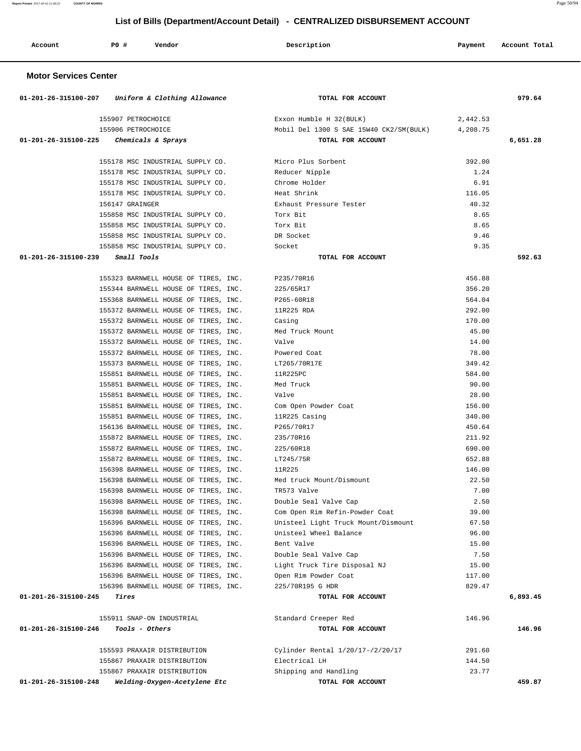## List of Bills (Department/Account Detail) - CENTRALIZED DISBURSEMENT ACCOUNT

| Account | PO # | Vendor | Description | Payment | Account Total |
|---|---|---|---|---|---|

### Motor Services Center

| Account | PO # | Vendor | Description | Payment | Account Total |
|---|---|---|---|---|---|
| 01-201-26-315100-207 | | *Uniform & Clothing Allowance* | **TOTAL FOR ACCOUNT** | | **979.64** |
| | 155907 | PETROCHOICE | Exxon Humble H 32(BULK) | 2,442.53 | |
| | 155906 | PETROCHOICE | Mobil Del 1300 S SAE 15W40 CK2/SM(BULK) | 4,208.75 | |
| 01-201-26-315100-225 | | *Chemicals & Sprays* | **TOTAL FOR ACCOUNT** | | **6,651.28** |
| | 155178 | MSC INDUSTRIAL SUPPLY CO. | Micro Plus Sorbent | 392.00 | |
| | 155178 | MSC INDUSTRIAL SUPPLY CO. | Reducer Nipple | 1.24 | |
| | 155178 | MSC INDUSTRIAL SUPPLY CO. | Chrome Holder | 6.91 | |
| | 155178 | MSC INDUSTRIAL SUPPLY CO. | Heat Shrink | 116.05 | |
| | 156147 | GRAINGER | Exhaust Pressure Tester | 40.32 | |
| | 155858 | MSC INDUSTRIAL SUPPLY CO. | Torx Bit | 8.65 | |
| | 155858 | MSC INDUSTRIAL SUPPLY CO. | Torx Bit | 8.65 | |
| | 155858 | MSC INDUSTRIAL SUPPLY CO. | DR Socket | 9.46 | |
| | 155858 | MSC INDUSTRIAL SUPPLY CO. | Socket | 9.35 | |
| 01-201-26-315100-239 | | *Small Tools* | **TOTAL FOR ACCOUNT** | | **592.63** |
| | 155323 | BARNWELL HOUSE OF TIRES, INC. | P235/70R16 | 456.88 | |
| | 155344 | BARNWELL HOUSE OF TIRES, INC. | 225/65R17 | 356.20 | |
| | 155368 | BARNWELL HOUSE OF TIRES, INC. | P265-60R18 | 564.04 | |
| | 155372 | BARNWELL HOUSE OF TIRES, INC. | 11R225 RDA | 292.00 | |
| | 155372 | BARNWELL HOUSE OF TIRES, INC. | Casing | 170.00 | |
| | 155372 | BARNWELL HOUSE OF TIRES, INC. | Med Truck Mount | 45.00 | |
| | 155372 | BARNWELL HOUSE OF TIRES, INC. | Valve | 14.00 | |
| | 155372 | BARNWELL HOUSE OF TIRES, INC. | Powered Coat | 78.00 | |
| | 155373 | BARNWELL HOUSE OF TIRES, INC. | LT265/70R17E | 349.42 | |
| | 155851 | BARNWELL HOUSE OF TIRES, INC. | 11R225PC | 584.00 | |
| | 155851 | BARNWELL HOUSE OF TIRES, INC. | Med Truck | 90.00 | |
| | 155851 | BARNWELL HOUSE OF TIRES, INC. | Valve | 28.00 | |
| | 155851 | BARNWELL HOUSE OF TIRES, INC. | Com Open Powder Coat | 156.00 | |
| | 155851 | BARNWELL HOUSE OF TIRES, INC. | 11R225 Casing | 340.00 | |
| | 156136 | BARNWELL HOUSE OF TIRES, INC. | P265/70R17 | 450.64 | |
| | 155872 | BARNWELL HOUSE OF TIRES, INC. | 235/70R16 | 211.92 | |
| | 155872 | BARNWELL HOUSE OF TIRES, INC. | 225/60R18 | 690.00 | |
| | 155872 | BARNWELL HOUSE OF TIRES, INC. | LT245/75R | 652.88 | |
| | 156398 | BARNWELL HOUSE OF TIRES, INC. | 11R225 | 146.00 | |
| | 156398 | BARNWELL HOUSE OF TIRES, INC. | Med truck Mount/Dismount | 22.50 | |
| | 156398 | BARNWELL HOUSE OF TIRES, INC. | TR573 Valve | 7.00 | |
| | 156398 | BARNWELL HOUSE OF TIRES, INC. | Double Seal Valve Cap | 2.50 | |
| | 156398 | BARNWELL HOUSE OF TIRES, INC. | Com Open Rim Refin-Powder Coat | 39.00 | |
| | 156396 | BARNWELL HOUSE OF TIRES, INC. | Unisteel Light Truck Mount/Dismount | 67.50 | |
| | 156396 | BARNWELL HOUSE OF TIRES, INC. | Unisteel Wheel Balance | 96.00 | |
| | 156396 | BARNWELL HOUSE OF TIRES, INC. | Bent Valve | 15.00 | |
| | 156396 | BARNWELL HOUSE OF TIRES, INC. | Double Seal Valve Cap | 7.50 | |
| | 156396 | BARNWELL HOUSE OF TIRES, INC. | Light Truck Tire Disposal NJ | 15.00 | |
| | 156396 | BARNWELL HOUSE OF TIRES, INC. | Open Rim Powder Coat | 117.00 | |
| | 156396 | BARNWELL HOUSE OF TIRES, INC. | 225/70R195 G HDR | 829.47 | |
| 01-201-26-315100-245 | | *Tires* | **TOTAL FOR ACCOUNT** | | **6,893.45** |
| | 155911 | SNAP-ON INDUSTRIAL | Standard Creeper Red | 146.96 | |
| 01-201-26-315100-246 | | *Tools - Others* | **TOTAL FOR ACCOUNT** | | **146.96** |
| | 155593 | PRAXAIR DISTRIBUTION | Cylinder Rental 1/20/17-/2/20/17 | 291.60 | |
| | 155867 | PRAXAIR DISTRIBUTION | Electrical LH | 144.50 | |
| | 155867 | PRAXAIR DISTRIBUTION | Shipping and Handling | 23.77 | |
| 01-201-26-315100-248 | | *Welding-Oxygen-Acetylene Etc* | **TOTAL FOR ACCOUNT** | | **459.87** |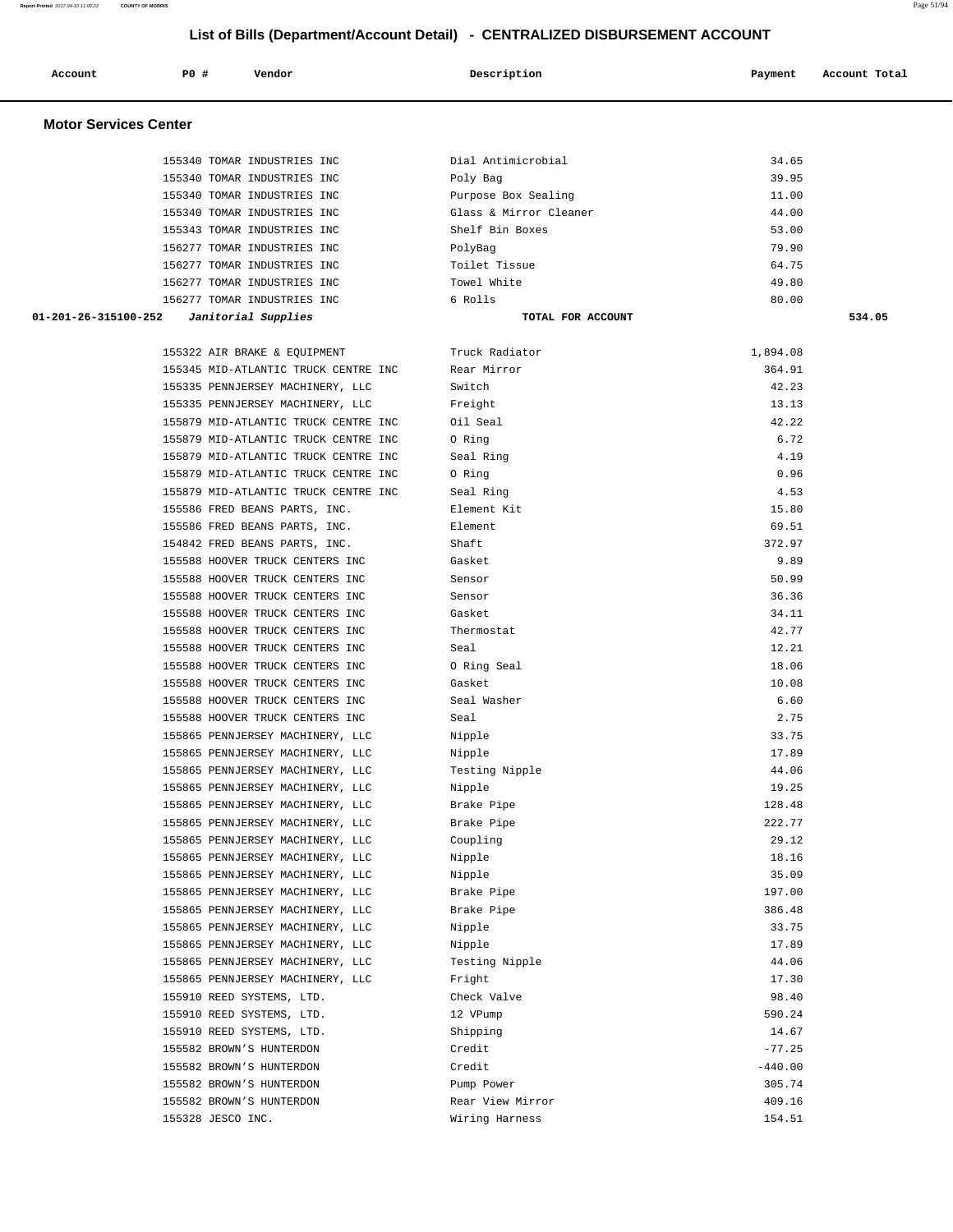## List of Bills (Department/Account Detail) - CENTRALIZED DISBURSEMENT ACCOUNT

| Account | PO # | Vendor | Description | Payment | Account Total |
|---|---|---|---|---|---|

### Motor Services Center

| Account | PO # | Vendor | Description | Payment | Account Total |
|---|---|---|---|---|---|
| | 155340 | TOMAR INDUSTRIES INC | Dial Antimicrobial | 34.65 | |
| | 155340 | TOMAR INDUSTRIES INC | Poly Bag | 39.95 | |
| | 155340 | TOMAR INDUSTRIES INC | Purpose Box Sealing | 11.00 | |
| | 155340 | TOMAR INDUSTRIES INC | Glass & Mirror Cleaner | 44.00 | |
| | 155343 | TOMAR INDUSTRIES INC | Shelf Bin Boxes | 53.00 | |
| | 156277 | TOMAR INDUSTRIES INC | PolyBag | 79.90 | |
| | 156277 | TOMAR INDUSTRIES INC | Toilet Tissue | 64.75 | |
| | 156277 | TOMAR INDUSTRIES INC | Towel White | 49.80 | |
| | 156277 | TOMAR INDUSTRIES INC | 6 Rolls | 80.00 | |
| **01-201-26-315100-252** | | ***Janitorial Supplies*** | **TOTAL FOR ACCOUNT** | | **534.05** |
| | 155322 | AIR BRAKE & EQUIPMENT | Truck Radiator | 1,894.08 | |
| | 155345 | MID-ATLANTIC TRUCK CENTRE INC | Rear Mirror | 364.91 | |
| | 155335 | PENNJERSEY MACHINERY, LLC | Switch | 42.23 | |
| | 155335 | PENNJERSEY MACHINERY, LLC | Freight | 13.13 | |
| | 155879 | MID-ATLANTIC TRUCK CENTRE INC | Oil Seal | 42.22 | |
| | 155879 | MID-ATLANTIC TRUCK CENTRE INC | O Ring | 6.72 | |
| | 155879 | MID-ATLANTIC TRUCK CENTRE INC | Seal Ring | 4.19 | |
| | 155879 | MID-ATLANTIC TRUCK CENTRE INC | O Ring | 0.96 | |
| | 155879 | MID-ATLANTIC TRUCK CENTRE INC | Seal Ring | 4.53 | |
| | 155586 | FRED BEANS PARTS, INC. | Element Kit | 15.80 | |
| | 155586 | FRED BEANS PARTS, INC. | Element | 69.51 | |
| | 154842 | FRED BEANS PARTS, INC. | Shaft | 372.97 | |
| | 155588 | HOOVER TRUCK CENTERS INC | Gasket | 9.89 | |
| | 155588 | HOOVER TRUCK CENTERS INC | Sensor | 50.99 | |
| | 155588 | HOOVER TRUCK CENTERS INC | Sensor | 36.36 | |
| | 155588 | HOOVER TRUCK CENTERS INC | Gasket | 34.11 | |
| | 155588 | HOOVER TRUCK CENTERS INC | Thermostat | 42.77 | |
| | 155588 | HOOVER TRUCK CENTERS INC | Seal | 12.21 | |
| | 155588 | HOOVER TRUCK CENTERS INC | O Ring Seal | 18.06 | |
| | 155588 | HOOVER TRUCK CENTERS INC | Gasket | 10.08 | |
| | 155588 | HOOVER TRUCK CENTERS INC | Seal Washer | 6.60 | |
| | 155588 | HOOVER TRUCK CENTERS INC | Seal | 2.75 | |
| | 155865 | PENNJERSEY MACHINERY, LLC | Nipple | 33.75 | |
| | 155865 | PENNJERSEY MACHINERY, LLC | Nipple | 17.89 | |
| | 155865 | PENNJERSEY MACHINERY, LLC | Testing Nipple | 44.06 | |
| | 155865 | PENNJERSEY MACHINERY, LLC | Nipple | 19.25 | |
| | 155865 | PENNJERSEY MACHINERY, LLC | Brake Pipe | 128.48 | |
| | 155865 | PENNJERSEY MACHINERY, LLC | Brake Pipe | 222.77 | |
| | 155865 | PENNJERSEY MACHINERY, LLC | Coupling | 29.12 | |
| | 155865 | PENNJERSEY MACHINERY, LLC | Nipple | 18.16 | |
| | 155865 | PENNJERSEY MACHINERY, LLC | Nipple | 35.09 | |
| | 155865 | PENNJERSEY MACHINERY, LLC | Brake Pipe | 197.00 | |
| | 155865 | PENNJERSEY MACHINERY, LLC | Brake Pipe | 386.48 | |
| | 155865 | PENNJERSEY MACHINERY, LLC | Nipple | 33.75 | |
| | 155865 | PENNJERSEY MACHINERY, LLC | Nipple | 17.89 | |
| | 155865 | PENNJERSEY MACHINERY, LLC | Testing Nipple | 44.06 | |
| | 155865 | PENNJERSEY MACHINERY, LLC | Fright | 17.30 | |
| | 155910 | REED SYSTEMS, LTD. | Check Valve | 98.40 | |
| | 155910 | REED SYSTEMS, LTD. | 12 VPump | 590.24 | |
| | 155910 | REED SYSTEMS, LTD. | Shipping | 14.67 | |
| | 155582 | BROWN'S HUNTERDON | Credit | -77.25 | |
| | 155582 | BROWN'S HUNTERDON | Credit | -440.00 | |
| | 155582 | BROWN'S HUNTERDON | Pump Power | 305.74 | |
| | 155582 | BROWN'S HUNTERDON | Rear View Mirror | 409.16 | |
| | 155328 | JESCO INC. | Wiring Harness | 154.51 | |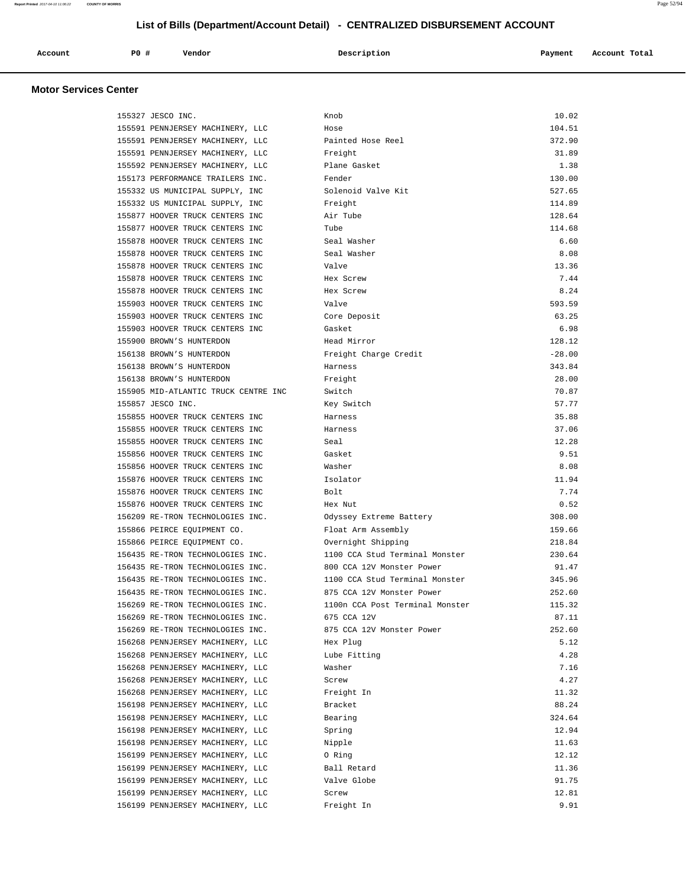## List of Bills (Department/Account Detail) - CENTRALIZED DISBURSEMENT ACCOUNT

| Account | PO # | Vendor | Description | Payment | Account Total |
|---|---|---|---|---|---|

### Motor Services Center

| Account | PO # | Vendor | Description | Payment | Account Total |
|---|---|---|---|---|---|
| | 155327 | JESCO INC. | Knob | 10.02 | |
| | 155591 | PENNJERSEY MACHINERY, LLC | Hose | 104.51 | |
| | 155591 | PENNJERSEY MACHINERY, LLC | Painted Hose Reel | 372.90 | |
| | 155591 | PENNJERSEY MACHINERY, LLC | Freight | 31.89 | |
| | 155592 | PENNJERSEY MACHINERY, LLC | Plane Gasket | 1.38 | |
| | 155173 | PERFORMANCE TRAILERS INC. | Fender | 130.00 | |
| | 155332 | US MUNICIPAL SUPPLY, INC | Solenoid Valve Kit | 527.65 | |
| | 155332 | US MUNICIPAL SUPPLY, INC | Freight | 114.89 | |
| | 155877 | HOOVER TRUCK CENTERS INC | Air Tube | 128.64 | |
| | 155877 | HOOVER TRUCK CENTERS INC | Tube | 114.68 | |
| | 155878 | HOOVER TRUCK CENTERS INC | Seal Washer | 6.60 | |
| | 155878 | HOOVER TRUCK CENTERS INC | Seal Washer | 8.08 | |
| | 155878 | HOOVER TRUCK CENTERS INC | Valve | 13.36 | |
| | 155878 | HOOVER TRUCK CENTERS INC | Hex Screw | 7.44 | |
| | 155878 | HOOVER TRUCK CENTERS INC | Hex Screw | 8.24 | |
| | 155903 | HOOVER TRUCK CENTERS INC | Valve | 593.59 | |
| | 155903 | HOOVER TRUCK CENTERS INC | Core Deposit | 63.25 | |
| | 155903 | HOOVER TRUCK CENTERS INC | Gasket | 6.98 | |
| | 155900 | BROWN'S HUNTERDON | Head Mirror | 128.12 | |
| | 156138 | BROWN'S HUNTERDON | Freight Charge Credit | -28.00 | |
| | 156138 | BROWN'S HUNTERDON | Harness | 343.84 | |
| | 156138 | BROWN'S HUNTERDON | Freight | 28.00 | |
| | 155905 | MID-ATLANTIC TRUCK CENTRE INC | Switch | 70.87 | |
| | 155857 | JESCO INC. | Key Switch | 57.77 | |
| | 155855 | HOOVER TRUCK CENTERS INC | Harness | 35.88 | |
| | 155855 | HOOVER TRUCK CENTERS INC | Harness | 37.06 | |
| | 155855 | HOOVER TRUCK CENTERS INC | Seal | 12.28 | |
| | 155856 | HOOVER TRUCK CENTERS INC | Gasket | 9.51 | |
| | 155856 | HOOVER TRUCK CENTERS INC | Washer | 8.08 | |
| | 155876 | HOOVER TRUCK CENTERS INC | Isolator | 11.94 | |
| | 155876 | HOOVER TRUCK CENTERS INC | Bolt | 7.74 | |
| | 155876 | HOOVER TRUCK CENTERS INC | Hex Nut | 0.52 | |
| | 156209 | RE-TRON TECHNOLOGIES INC. | Odyssey Extreme Battery | 308.00 | |
| | 155866 | PEIRCE EQUIPMENT CO. | Float Arm Assembly | 159.66 | |
| | 155866 | PEIRCE EQUIPMENT CO. | Overnight Shipping | 218.84 | |
| | 156435 | RE-TRON TECHNOLOGIES INC. | 1100 CCA Stud Terminal Monster | 230.64 | |
| | 156435 | RE-TRON TECHNOLOGIES INC. | 800 CCA 12V Monster Power | 91.47 | |
| | 156435 | RE-TRON TECHNOLOGIES INC. | 1100 CCA Stud Terminal Monster | 345.96 | |
| | 156435 | RE-TRON TECHNOLOGIES INC. | 875 CCA 12V Monster Power | 252.60 | |
| | 156269 | RE-TRON TECHNOLOGIES INC. | 1100n CCA Post Terminal Monster | 115.32 | |
| | 156269 | RE-TRON TECHNOLOGIES INC. | 675 CCA 12V | 87.11 | |
| | 156269 | RE-TRON TECHNOLOGIES INC. | 875 CCA 12V Monster Power | 252.60 | |
| | 156268 | PENNJERSEY MACHINERY, LLC | Hex Plug | 5.12 | |
| | 156268 | PENNJERSEY MACHINERY, LLC | Lube Fitting | 4.28 | |
| | 156268 | PENNJERSEY MACHINERY, LLC | Washer | 7.16 | |
| | 156268 | PENNJERSEY MACHINERY, LLC | Screw | 4.27 | |
| | 156268 | PENNJERSEY MACHINERY, LLC | Freight In | 11.32 | |
| | 156198 | PENNJERSEY MACHINERY, LLC | Bracket | 88.24 | |
| | 156198 | PENNJERSEY MACHINERY, LLC | Bearing | 324.64 | |
| | 156198 | PENNJERSEY MACHINERY, LLC | Spring | 12.94 | |
| | 156198 | PENNJERSEY MACHINERY, LLC | Nipple | 11.63 | |
| | 156199 | PENNJERSEY MACHINERY, LLC | O Ring | 12.12 | |
| | 156199 | PENNJERSEY MACHINERY, LLC | Ball Retard | 11.36 | |
| | 156199 | PENNJERSEY MACHINERY, LLC | Valve Globe | 91.75 | |
| | 156199 | PENNJERSEY MACHINERY, LLC | Screw | 12.81 | |
| | 156199 | PENNJERSEY MACHINERY, LLC | Freight In | 9.91 | |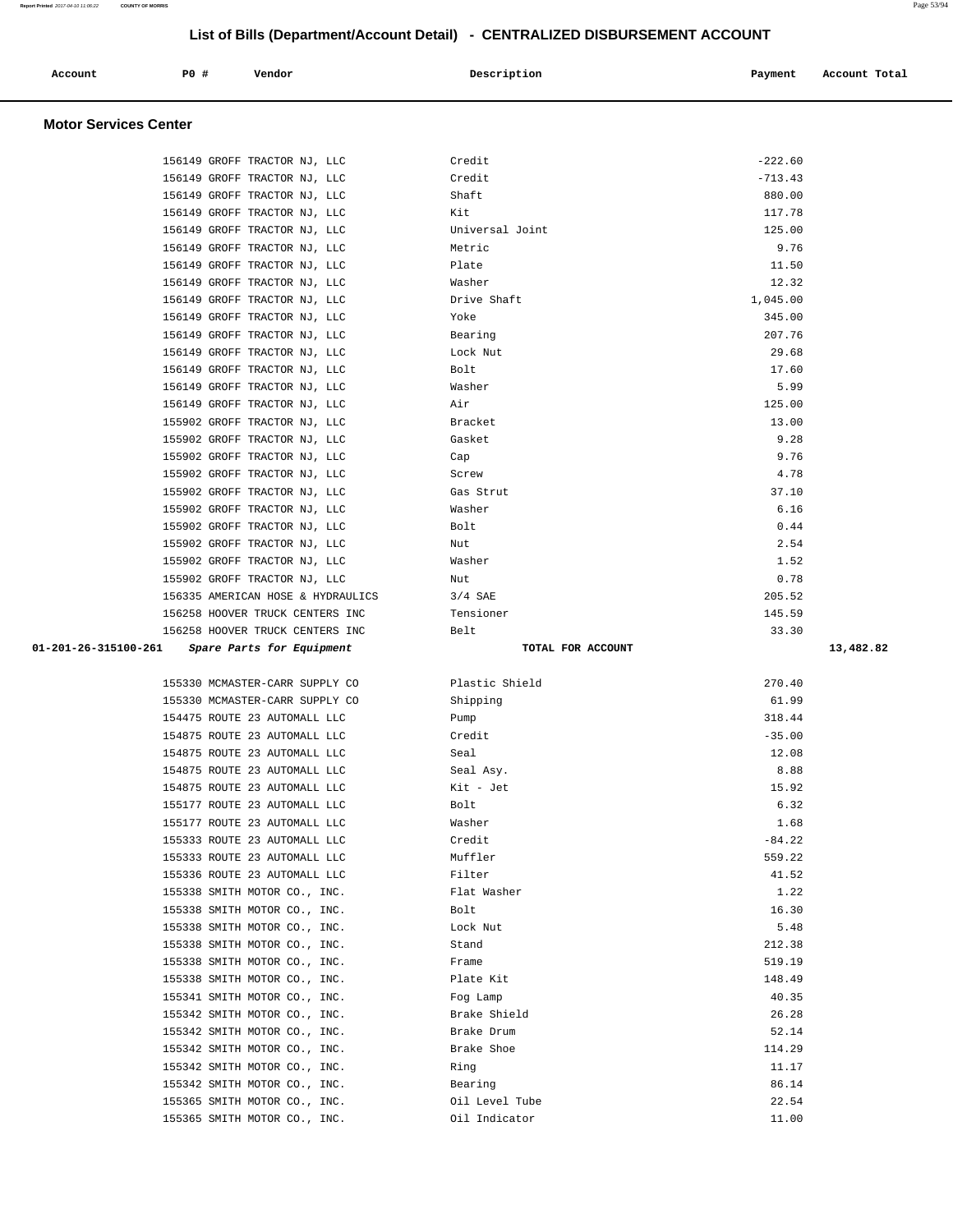## List of Bills (Department/Account Detail) - CENTRALIZED DISBURSEMENT ACCOUNT

| Account | PO # | Vendor | Description | Payment | Account Total |
|---|---|---|---|---|---|

### Motor Services Center

| Account | PO # | Vendor | Description | Payment | Account Total |
|---|---|---|---|---|---|
| | 156149 | GROFF TRACTOR NJ, LLC | Credit | -222.60 | |
| | 156149 | GROFF TRACTOR NJ, LLC | Credit | -713.43 | |
| | 156149 | GROFF TRACTOR NJ, LLC | Shaft | 880.00 | |
| | 156149 | GROFF TRACTOR NJ, LLC | Kit | 117.78 | |
| | 156149 | GROFF TRACTOR NJ, LLC | Universal Joint | 125.00 | |
| | 156149 | GROFF TRACTOR NJ, LLC | Metric | 9.76 | |
| | 156149 | GROFF TRACTOR NJ, LLC | Plate | 11.50 | |
| | 156149 | GROFF TRACTOR NJ, LLC | Washer | 12.32 | |
| | 156149 | GROFF TRACTOR NJ, LLC | Drive Shaft | 1,045.00 | |
| | 156149 | GROFF TRACTOR NJ, LLC | Yoke | 345.00 | |
| | 156149 | GROFF TRACTOR NJ, LLC | Bearing | 207.76 | |
| | 156149 | GROFF TRACTOR NJ, LLC | Lock Nut | 29.68 | |
| | 156149 | GROFF TRACTOR NJ, LLC | Bolt | 17.60 | |
| | 156149 | GROFF TRACTOR NJ, LLC | Washer | 5.99 | |
| | 156149 | GROFF TRACTOR NJ, LLC | Air | 125.00 | |
| | 155902 | GROFF TRACTOR NJ, LLC | Bracket | 13.00 | |
| | 155902 | GROFF TRACTOR NJ, LLC | Gasket | 9.28 | |
| | 155902 | GROFF TRACTOR NJ, LLC | Cap | 9.76 | |
| | 155902 | GROFF TRACTOR NJ, LLC | Screw | 4.78 | |
| | 155902 | GROFF TRACTOR NJ, LLC | Gas Strut | 37.10 | |
| | 155902 | GROFF TRACTOR NJ, LLC | Washer | 6.16 | |
| | 155902 | GROFF TRACTOR NJ, LLC | Bolt | 0.44 | |
| | 155902 | GROFF TRACTOR NJ, LLC | Nut | 2.54 | |
| | 155902 | GROFF TRACTOR NJ, LLC | Washer | 1.52 | |
| | 155902 | GROFF TRACTOR NJ, LLC | Nut | 0.78 | |
| | 156335 | AMERICAN HOSE & HYDRAULICS | 3/4 SAE | 205.52 | |
| | 156258 | HOOVER TRUCK CENTERS INC | Tensioner | 145.59 | |
| | 156258 | HOOVER TRUCK CENTERS INC | Belt | 33.30 | |
| **01-201-26-315100-261** | | *Spare Parts for Equipment* | **TOTAL FOR ACCOUNT** | | **13,482.82** |
| | 155330 | MCMASTER-CARR SUPPLY CO | Plastic Shield | 270.40 | |
| | 155330 | MCMASTER-CARR SUPPLY CO | Shipping | 61.99 | |
| | 154475 | ROUTE 23 AUTOMALL LLC | Pump | 318.44 | |
| | 154875 | ROUTE 23 AUTOMALL LLC | Credit | -35.00 | |
| | 154875 | ROUTE 23 AUTOMALL LLC | Seal | 12.08 | |
| | 154875 | ROUTE 23 AUTOMALL LLC | Seal Asy. | 8.88 | |
| | 154875 | ROUTE 23 AUTOMALL LLC | Kit - Jet | 15.92 | |
| | 155177 | ROUTE 23 AUTOMALL LLC | Bolt | 6.32 | |
| | 155177 | ROUTE 23 AUTOMALL LLC | Washer | 1.68 | |
| | 155333 | ROUTE 23 AUTOMALL LLC | Credit | -84.22 | |
| | 155333 | ROUTE 23 AUTOMALL LLC | Muffler | 559.22 | |
| | 155336 | ROUTE 23 AUTOMALL LLC | Filter | 41.52 | |
| | 155338 | SMITH MOTOR CO., INC. | Flat Washer | 1.22 | |
| | 155338 | SMITH MOTOR CO., INC. | Bolt | 16.30 | |
| | 155338 | SMITH MOTOR CO., INC. | Lock Nut | 5.48 | |
| | 155338 | SMITH MOTOR CO., INC. | Stand | 212.38 | |
| | 155338 | SMITH MOTOR CO., INC. | Frame | 519.19 | |
| | 155338 | SMITH MOTOR CO., INC. | Plate Kit | 148.49 | |
| | 155341 | SMITH MOTOR CO., INC. | Fog Lamp | 40.35 | |
| | 155342 | SMITH MOTOR CO., INC. | Brake Shield | 26.28 | |
| | 155342 | SMITH MOTOR CO., INC. | Brake Drum | 52.14 | |
| | 155342 | SMITH MOTOR CO., INC. | Brake Shoe | 114.29 | |
| | 155342 | SMITH MOTOR CO., INC. | Ring | 11.17 | |
| | 155342 | SMITH MOTOR CO., INC. | Bearing | 86.14 | |
| | 155365 | SMITH MOTOR CO., INC. | Oil Level Tube | 22.54 | |
| | 155365 | SMITH MOTOR CO., INC. | Oil Indicator | 11.00 | |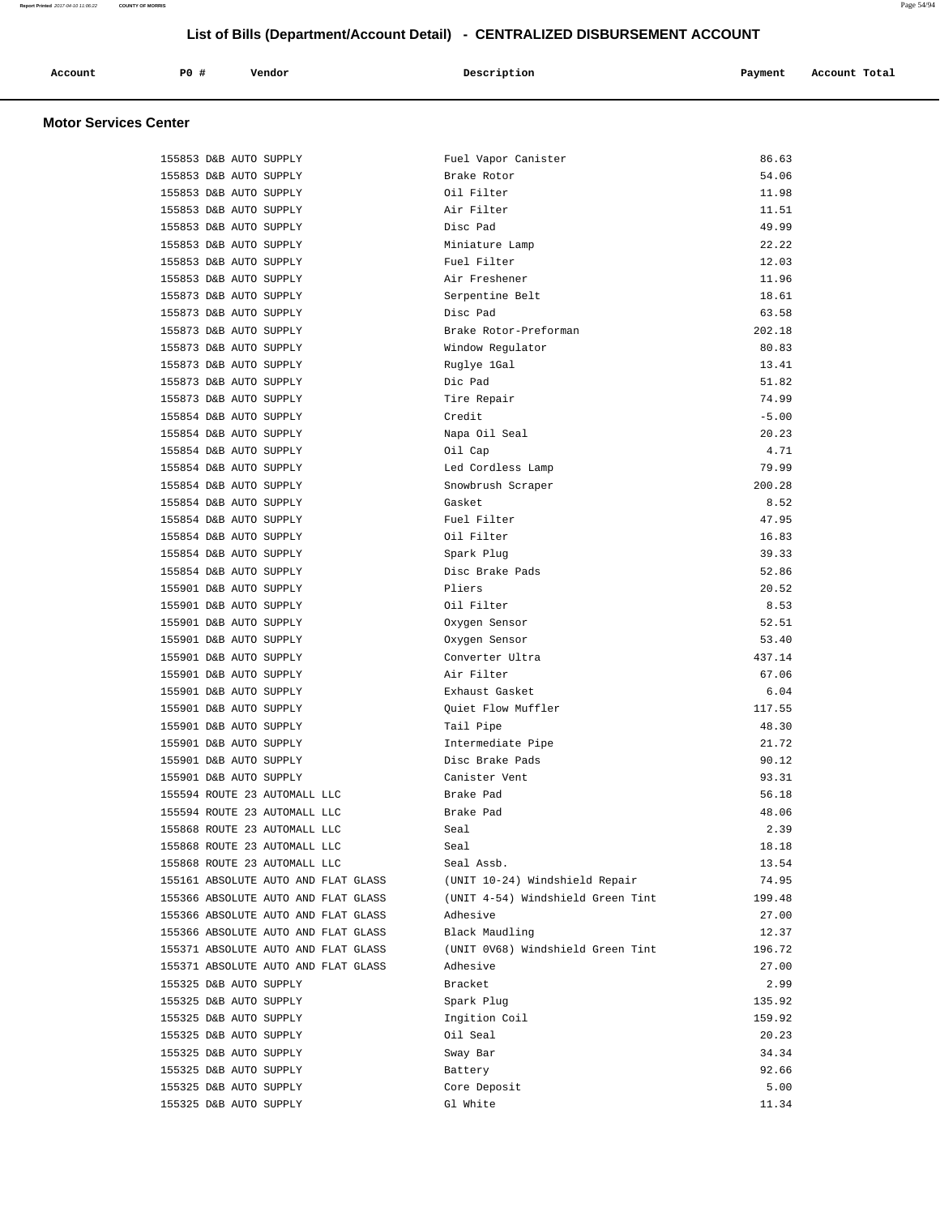## List of Bills (Department/Account Detail) - CENTRALIZED DISBURSEMENT ACCOUNT

### Motor Services Center

| Account | PO # | Vendor | Description | Payment | Account Total |
|---|---|---|---|---|---|
| | 155853 | D&B AUTO SUPPLY | Fuel Vapor Canister | 86.63 | |
| | 155853 | D&B AUTO SUPPLY | Brake Rotor | 54.06 | |
| | 155853 | D&B AUTO SUPPLY | Oil Filter | 11.98 | |
| | 155853 | D&B AUTO SUPPLY | Air Filter | 11.51 | |
| | 155853 | D&B AUTO SUPPLY | Disc Pad | 49.99 | |
| | 155853 | D&B AUTO SUPPLY | Miniature Lamp | 22.22 | |
| | 155853 | D&B AUTO SUPPLY | Fuel Filter | 12.03 | |
| | 155853 | D&B AUTO SUPPLY | Air Freshener | 11.96 | |
| | 155873 | D&B AUTO SUPPLY | Serpentine Belt | 18.61 | |
| | 155873 | D&B AUTO SUPPLY | Disc Pad | 63.58 | |
| | 155873 | D&B AUTO SUPPLY | Brake Rotor-Preforman | 202.18 | |
| | 155873 | D&B AUTO SUPPLY | Window Regulator | 80.83 | |
| | 155873 | D&B AUTO SUPPLY | Ruglye 1Gal | 13.41 | |
| | 155873 | D&B AUTO SUPPLY | Dic Pad | 51.82 | |
| | 155873 | D&B AUTO SUPPLY | Tire Repair | 74.99 | |
| | 155854 | D&B AUTO SUPPLY | Credit | -5.00 | |
| | 155854 | D&B AUTO SUPPLY | Napa Oil Seal | 20.23 | |
| | 155854 | D&B AUTO SUPPLY | Oil Cap | 4.71 | |
| | 155854 | D&B AUTO SUPPLY | Led Cordless Lamp | 79.99 | |
| | 155854 | D&B AUTO SUPPLY | Snowbrush Scraper | 200.28 | |
| | 155854 | D&B AUTO SUPPLY | Gasket | 8.52 | |
| | 155854 | D&B AUTO SUPPLY | Fuel Filter | 47.95 | |
| | 155854 | D&B AUTO SUPPLY | Oil Filter | 16.83 | |
| | 155854 | D&B AUTO SUPPLY | Spark Plug | 39.33 | |
| | 155854 | D&B AUTO SUPPLY | Disc Brake Pads | 52.86 | |
| | 155901 | D&B AUTO SUPPLY | Pliers | 20.52 | |
| | 155901 | D&B AUTO SUPPLY | Oil Filter | 8.53 | |
| | 155901 | D&B AUTO SUPPLY | Oxygen Sensor | 52.51 | |
| | 155901 | D&B AUTO SUPPLY | Oxygen Sensor | 53.40 | |
| | 155901 | D&B AUTO SUPPLY | Converter Ultra | 437.14 | |
| | 155901 | D&B AUTO SUPPLY | Air Filter | 67.06 | |
| | 155901 | D&B AUTO SUPPLY | Exhaust Gasket | 6.04 | |
| | 155901 | D&B AUTO SUPPLY | Quiet Flow Muffler | 117.55 | |
| | 155901 | D&B AUTO SUPPLY | Tail Pipe | 48.30 | |
| | 155901 | D&B AUTO SUPPLY | Intermediate Pipe | 21.72 | |
| | 155901 | D&B AUTO SUPPLY | Disc Brake Pads | 90.12 | |
| | 155901 | D&B AUTO SUPPLY | Canister Vent | 93.31 | |
| | 155594 | ROUTE 23 AUTOMALL LLC | Brake Pad | 56.18 | |
| | 155594 | ROUTE 23 AUTOMALL LLC | Brake Pad | 48.06 | |
| | 155868 | ROUTE 23 AUTOMALL LLC | Seal | 2.39 | |
| | 155868 | ROUTE 23 AUTOMALL LLC | Seal | 18.18 | |
| | 155868 | ROUTE 23 AUTOMALL LLC | Seal Assb. | 13.54 | |
| | 155161 | ABSOLUTE AUTO AND FLAT GLASS | (UNIT 10-24) Windshield Repair | 74.95 | |
| | 155366 | ABSOLUTE AUTO AND FLAT GLASS | (UNIT 4-54) Windshield Green Tint | 199.48 | |
| | 155366 | ABSOLUTE AUTO AND FLAT GLASS | Adhesive | 27.00 | |
| | 155366 | ABSOLUTE AUTO AND FLAT GLASS | Black Maudling | 12.37 | |
| | 155371 | ABSOLUTE AUTO AND FLAT GLASS | (UNIT 0V68) Windshield Green Tint | 196.72 | |
| | 155371 | ABSOLUTE AUTO AND FLAT GLASS | Adhesive | 27.00 | |
| | 155325 | D&B AUTO SUPPLY | Bracket | 2.99 | |
| | 155325 | D&B AUTO SUPPLY | Spark Plug | 135.92 | |
| | 155325 | D&B AUTO SUPPLY | Ingition Coil | 159.92 | |
| | 155325 | D&B AUTO SUPPLY | Oil Seal | 20.23 | |
| | 155325 | D&B AUTO SUPPLY | Sway Bar | 34.34 | |
| | 155325 | D&B AUTO SUPPLY | Battery | 92.66 | |
| | 155325 | D&B AUTO SUPPLY | Core Deposit | 5.00 | |
| | 155325 | D&B AUTO SUPPLY | Gl White | 11.34 | |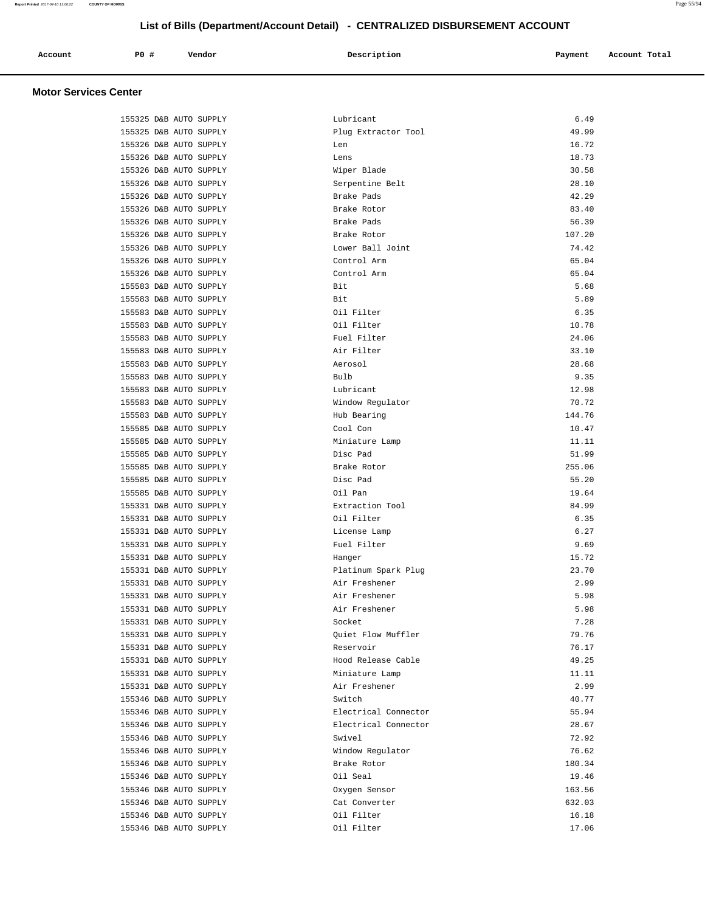# List of Bills (Department/Account Detail) - CENTRALIZED DISBURSEMENT ACCOUNT

## Motor Services Center

| Account | PO # | Vendor | Description | Payment | Account Total |
|---|---|---|---|---|---|
| | 155325 | D&B AUTO SUPPLY | Lubricant | 6.49 | |
| | 155325 | D&B AUTO SUPPLY | Plug Extractor Tool | 49.99 | |
| | 155326 | D&B AUTO SUPPLY | Len | 16.72 | |
| | 155326 | D&B AUTO SUPPLY | Lens | 18.73 | |
| | 155326 | D&B AUTO SUPPLY | Wiper Blade | 30.58 | |
| | 155326 | D&B AUTO SUPPLY | Serpentine Belt | 28.10 | |
| | 155326 | D&B AUTO SUPPLY | Brake Pads | 42.29 | |
| | 155326 | D&B AUTO SUPPLY | Brake Rotor | 83.40 | |
| | 155326 | D&B AUTO SUPPLY | Brake Pads | 56.39 | |
| | 155326 | D&B AUTO SUPPLY | Brake Rotor | 107.20 | |
| | 155326 | D&B AUTO SUPPLY | Lower Ball Joint | 74.42 | |
| | 155326 | D&B AUTO SUPPLY | Control Arm | 65.04 | |
| | 155326 | D&B AUTO SUPPLY | Control Arm | 65.04 | |
| | 155583 | D&B AUTO SUPPLY | Bit | 5.68 | |
| | 155583 | D&B AUTO SUPPLY | Bit | 5.89 | |
| | 155583 | D&B AUTO SUPPLY | Oil Filter | 6.35 | |
| | 155583 | D&B AUTO SUPPLY | Oil Filter | 10.78 | |
| | 155583 | D&B AUTO SUPPLY | Fuel Filter | 24.06 | |
| | 155583 | D&B AUTO SUPPLY | Air Filter | 33.10 | |
| | 155583 | D&B AUTO SUPPLY | Aerosol | 28.68 | |
| | 155583 | D&B AUTO SUPPLY | Bulb | 9.35 | |
| | 155583 | D&B AUTO SUPPLY | Lubricant | 12.98 | |
| | 155583 | D&B AUTO SUPPLY | Window Regulator | 70.72 | |
| | 155583 | D&B AUTO SUPPLY | Hub Bearing | 144.76 | |
| | 155585 | D&B AUTO SUPPLY | Cool Con | 10.47 | |
| | 155585 | D&B AUTO SUPPLY | Miniature Lamp | 11.11 | |
| | 155585 | D&B AUTO SUPPLY | Disc Pad | 51.99 | |
| | 155585 | D&B AUTO SUPPLY | Brake Rotor | 255.06 | |
| | 155585 | D&B AUTO SUPPLY | Disc Pad | 55.20 | |
| | 155585 | D&B AUTO SUPPLY | Oil Pan | 19.64 | |
| | 155331 | D&B AUTO SUPPLY | Extraction Tool | 84.99 | |
| | 155331 | D&B AUTO SUPPLY | Oil Filter | 6.35 | |
| | 155331 | D&B AUTO SUPPLY | License Lamp | 6.27 | |
| | 155331 | D&B AUTO SUPPLY | Fuel Filter | 9.69 | |
| | 155331 | D&B AUTO SUPPLY | Hanger | 15.72 | |
| | 155331 | D&B AUTO SUPPLY | Platinum Spark Plug | 23.70 | |
| | 155331 | D&B AUTO SUPPLY | Air Freshener | 2.99 | |
| | 155331 | D&B AUTO SUPPLY | Air Freshener | 5.98 | |
| | 155331 | D&B AUTO SUPPLY | Air Freshener | 5.98 | |
| | 155331 | D&B AUTO SUPPLY | Socket | 7.28 | |
| | 155331 | D&B AUTO SUPPLY | Quiet Flow Muffler | 79.76 | |
| | 155331 | D&B AUTO SUPPLY | Reservoir | 76.17 | |
| | 155331 | D&B AUTO SUPPLY | Hood Release Cable | 49.25 | |
| | 155331 | D&B AUTO SUPPLY | Miniature Lamp | 11.11 | |
| | 155331 | D&B AUTO SUPPLY | Air Freshener | 2.99 | |
| | 155346 | D&B AUTO SUPPLY | Switch | 40.77 | |
| | 155346 | D&B AUTO SUPPLY | Electrical Connector | 55.94 | |
| | 155346 | D&B AUTO SUPPLY | Electrical Connector | 28.67 | |
| | 155346 | D&B AUTO SUPPLY | Swivel | 72.92 | |
| | 155346 | D&B AUTO SUPPLY | Window Regulator | 76.62 | |
| | 155346 | D&B AUTO SUPPLY | Brake Rotor | 180.34 | |
| | 155346 | D&B AUTO SUPPLY | Oil Seal | 19.46 | |
| | 155346 | D&B AUTO SUPPLY | Oxygen Sensor | 163.56 | |
| | 155346 | D&B AUTO SUPPLY | Cat Converter | 632.03 | |
| | 155346 | D&B AUTO SUPPLY | Oil Filter | 16.18 | |
| | 155346 | D&B AUTO SUPPLY | Oil Filter | 17.06 | |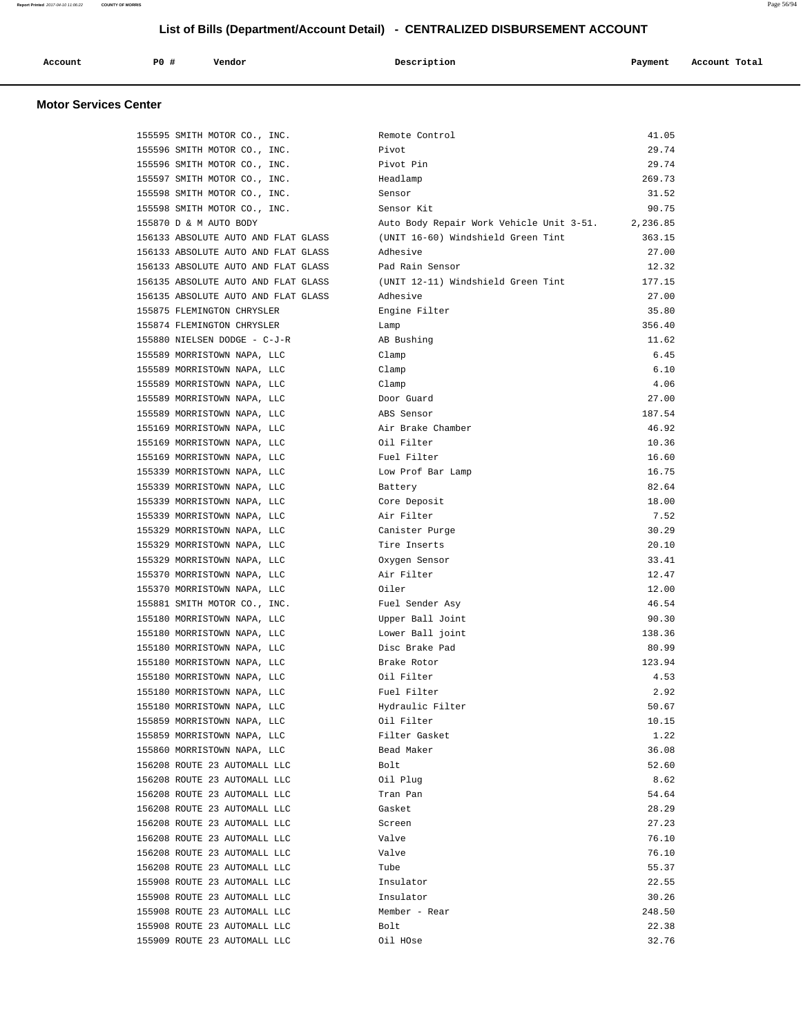## List of Bills (Department/Account Detail) - CENTRALIZED DISBURSEMENT ACCOUNT

### Motor Services Center

| Account | PO # | Vendor | Description | Payment | Account Total |
|---|---|---|---|---|---|
| | 155595 | SMITH MOTOR CO., INC. | Remote Control | 41.05 | |
| | 155596 | SMITH MOTOR CO., INC. | Pivot | 29.74 | |
| | 155596 | SMITH MOTOR CO., INC. | Pivot Pin | 29.74 | |
| | 155597 | SMITH MOTOR CO., INC. | Headlamp | 269.73 | |
| | 155598 | SMITH MOTOR CO., INC. | Sensor | 31.52 | |
| | 155598 | SMITH MOTOR CO., INC. | Sensor Kit | 90.75 | |
| | 155870 | D & M AUTO BODY | Auto Body Repair Work Vehicle Unit 3-51. | 2,236.85 | |
| | 156133 | ABSOLUTE AUTO AND FLAT GLASS | (UNIT 16-60) Windshield Green Tint | 363.15 | |
| | 156133 | ABSOLUTE AUTO AND FLAT GLASS | Adhesive | 27.00 | |
| | 156133 | ABSOLUTE AUTO AND FLAT GLASS | Pad Rain Sensor | 12.32 | |
| | 156135 | ABSOLUTE AUTO AND FLAT GLASS | (UNIT 12-11) Windshield Green Tint | 177.15 | |
| | 156135 | ABSOLUTE AUTO AND FLAT GLASS | Adhesive | 27.00 | |
| | 155875 | FLEMINGTON CHRYSLER | Engine Filter | 35.80 | |
| | 155874 | FLEMINGTON CHRYSLER | Lamp | 356.40 | |
| | 155880 | NIELSEN DODGE - C-J-R | AB Bushing | 11.62 | |
| | 155589 | MORRISTOWN NAPA, LLC | Clamp | 6.45 | |
| | 155589 | MORRISTOWN NAPA, LLC | Clamp | 6.10 | |
| | 155589 | MORRISTOWN NAPA, LLC | Clamp | 4.06 | |
| | 155589 | MORRISTOWN NAPA, LLC | Door Guard | 27.00 | |
| | 155589 | MORRISTOWN NAPA, LLC | ABS Sensor | 187.54 | |
| | 155169 | MORRISTOWN NAPA, LLC | Air Brake Chamber | 46.92 | |
| | 155169 | MORRISTOWN NAPA, LLC | Oil Filter | 10.36 | |
| | 155169 | MORRISTOWN NAPA, LLC | Fuel Filter | 16.60 | |
| | 155339 | MORRISTOWN NAPA, LLC | Low Prof Bar Lamp | 16.75 | |
| | 155339 | MORRISTOWN NAPA, LLC | Battery | 82.64 | |
| | 155339 | MORRISTOWN NAPA, LLC | Core Deposit | 18.00 | |
| | 155339 | MORRISTOWN NAPA, LLC | Air Filter | 7.52 | |
| | 155329 | MORRISTOWN NAPA, LLC | Canister Purge | 30.29 | |
| | 155329 | MORRISTOWN NAPA, LLC | Tire Inserts | 20.10 | |
| | 155329 | MORRISTOWN NAPA, LLC | Oxygen Sensor | 33.41 | |
| | 155370 | MORRISTOWN NAPA, LLC | Air Filter | 12.47 | |
| | 155370 | MORRISTOWN NAPA, LLC | Oiler | 12.00 | |
| | 155881 | SMITH MOTOR CO., INC. | Fuel Sender Asy | 46.54 | |
| | 155180 | MORRISTOWN NAPA, LLC | Upper Ball Joint | 90.30 | |
| | 155180 | MORRISTOWN NAPA, LLC | Lower Ball joint | 138.36 | |
| | 155180 | MORRISTOWN NAPA, LLC | Disc Brake Pad | 80.99 | |
| | 155180 | MORRISTOWN NAPA, LLC | Brake Rotor | 123.94 | |
| | 155180 | MORRISTOWN NAPA, LLC | Oil Filter | 4.53 | |
| | 155180 | MORRISTOWN NAPA, LLC | Fuel Filter | 2.92 | |
| | 155180 | MORRISTOWN NAPA, LLC | Hydraulic Filter | 50.67 | |
| | 155859 | MORRISTOWN NAPA, LLC | Oil Filter | 10.15 | |
| | 155859 | MORRISTOWN NAPA, LLC | Filter Gasket | 1.22 | |
| | 155860 | MORRISTOWN NAPA, LLC | Bead Maker | 36.08 | |
| | 156208 | ROUTE 23 AUTOMALL LLC | Bolt | 52.60 | |
| | 156208 | ROUTE 23 AUTOMALL LLC | Oil Plug | 8.62 | |
| | 156208 | ROUTE 23 AUTOMALL LLC | Tran Pan | 54.64 | |
| | 156208 | ROUTE 23 AUTOMALL LLC | Gasket | 28.29 | |
| | 156208 | ROUTE 23 AUTOMALL LLC | Screen | 27.23 | |
| | 156208 | ROUTE 23 AUTOMALL LLC | Valve | 76.10 | |
| | 156208 | ROUTE 23 AUTOMALL LLC | Valve | 76.10 | |
| | 156208 | ROUTE 23 AUTOMALL LLC | Tube | 55.37 | |
| | 155908 | ROUTE 23 AUTOMALL LLC | Insulator | 22.55 | |
| | 155908 | ROUTE 23 AUTOMALL LLC | Insulator | 30.26 | |
| | 155908 | ROUTE 23 AUTOMALL LLC | Member - Rear | 248.50 | |
| | 155908 | ROUTE 23 AUTOMALL LLC | Bolt | 22.38 | |
| | 155909 | ROUTE 23 AUTOMALL LLC | Oil HOse | 32.76 | |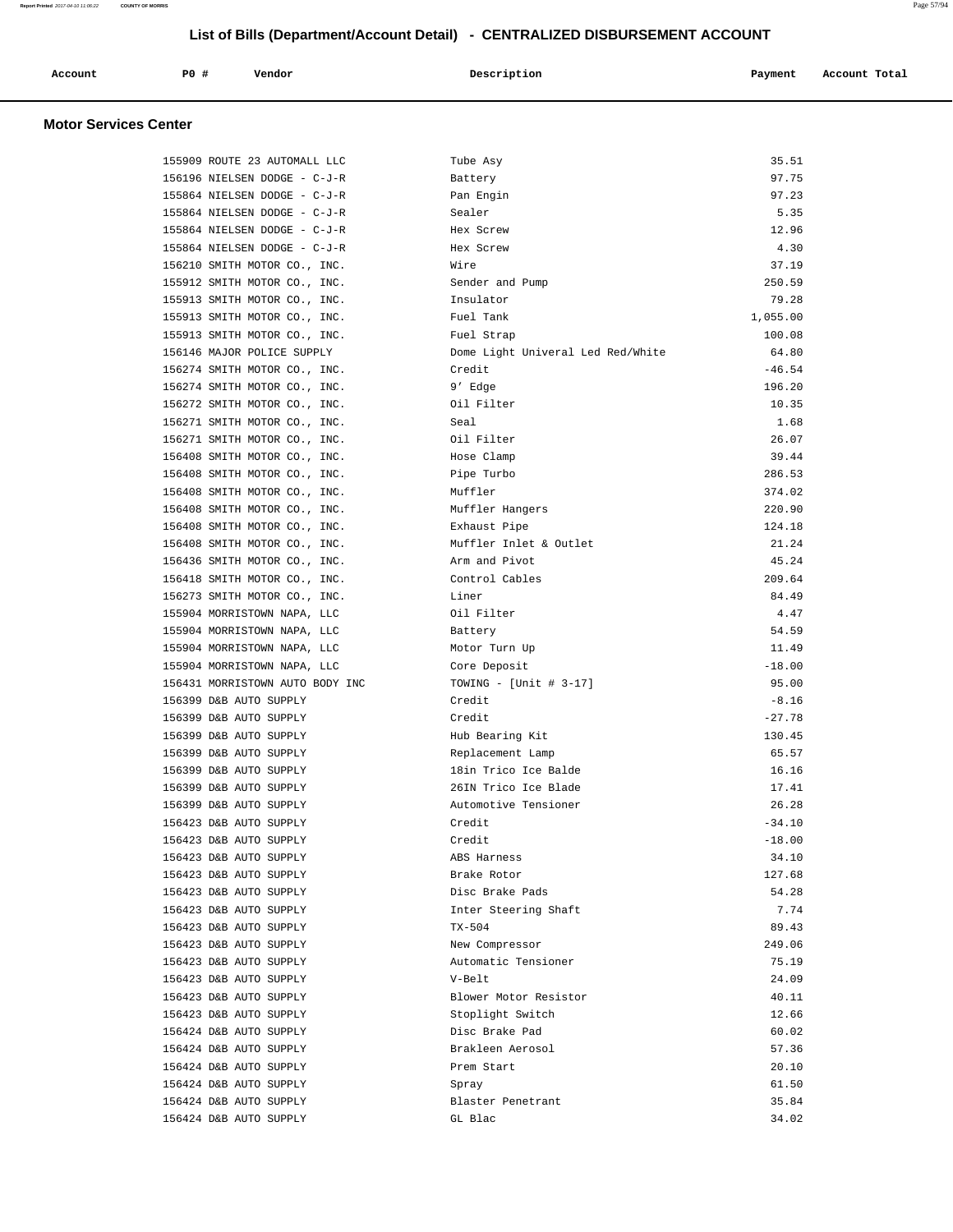## List of Bills (Department/Account Detail) - CENTRALIZED DISBURSEMENT ACCOUNT

### Motor Services Center

| Account | PO # | Vendor | Description | Payment | Account Total |
|---|---|---|---|---|---|
| | 155909 | ROUTE 23 AUTOMALL LLC | Tube Asy | 35.51 | |
| | 156196 | NIELSEN DODGE - C-J-R | Battery | 97.75 | |
| | 155864 | NIELSEN DODGE - C-J-R | Pan Engin | 97.23 | |
| | 155864 | NIELSEN DODGE - C-J-R | Sealer | 5.35 | |
| | 155864 | NIELSEN DODGE - C-J-R | Hex Screw | 12.96 | |
| | 155864 | NIELSEN DODGE - C-J-R | Hex Screw | 4.30 | |
| | 156210 | SMITH MOTOR CO., INC. | Wire | 37.19 | |
| | 155912 | SMITH MOTOR CO., INC. | Sender and Pump | 250.59 | |
| | 155913 | SMITH MOTOR CO., INC. | Insulator | 79.28 | |
| | 155913 | SMITH MOTOR CO., INC. | Fuel Tank | 1,055.00 | |
| | 155913 | SMITH MOTOR CO., INC. | Fuel Strap | 100.08 | |
| | 156146 | MAJOR POLICE SUPPLY | Dome Light Univeral Led Red/White | 64.80 | |
| | 156274 | SMITH MOTOR CO., INC. | Credit | -46.54 | |
| | 156274 | SMITH MOTOR CO., INC. | 9' Edge | 196.20 | |
| | 156272 | SMITH MOTOR CO., INC. | Oil Filter | 10.35 | |
| | 156271 | SMITH MOTOR CO., INC. | Seal | 1.68 | |
| | 156271 | SMITH MOTOR CO., INC. | Oil Filter | 26.07 | |
| | 156408 | SMITH MOTOR CO., INC. | Hose Clamp | 39.44 | |
| | 156408 | SMITH MOTOR CO., INC. | Pipe Turbo | 286.53 | |
| | 156408 | SMITH MOTOR CO., INC. | Muffler | 374.02 | |
| | 156408 | SMITH MOTOR CO., INC. | Muffler Hangers | 220.90 | |
| | 156408 | SMITH MOTOR CO., INC. | Exhaust Pipe | 124.18 | |
| | 156408 | SMITH MOTOR CO., INC. | Muffler Inlet & Outlet | 21.24 | |
| | 156436 | SMITH MOTOR CO., INC. | Arm and Pivot | 45.24 | |
| | 156418 | SMITH MOTOR CO., INC. | Control Cables | 209.64 | |
| | 156273 | SMITH MOTOR CO., INC. | Liner | 84.49 | |
| | 155904 | MORRISTOWN NAPA, LLC | Oil Filter | 4.47 | |
| | 155904 | MORRISTOWN NAPA, LLC | Battery | 54.59 | |
| | 155904 | MORRISTOWN NAPA, LLC | Motor Turn Up | 11.49 | |
| | 155904 | MORRISTOWN NAPA, LLC | Core Deposit | -18.00 | |
| | 156431 | MORRISTOWN AUTO BODY INC | TOWING - [Unit # 3-17] | 95.00 | |
| | 156399 | D&B AUTO SUPPLY | Credit | -8.16 | |
| | 156399 | D&B AUTO SUPPLY | Credit | -27.78 | |
| | 156399 | D&B AUTO SUPPLY | Hub Bearing Kit | 130.45 | |
| | 156399 | D&B AUTO SUPPLY | Replacement Lamp | 65.57 | |
| | 156399 | D&B AUTO SUPPLY | 18in Trico Ice Balde | 16.16 | |
| | 156399 | D&B AUTO SUPPLY | 26IN Trico Ice Blade | 17.41 | |
| | 156399 | D&B AUTO SUPPLY | Automotive Tensioner | 26.28 | |
| | 156423 | D&B AUTO SUPPLY | Credit | -34.10 | |
| | 156423 | D&B AUTO SUPPLY | Credit | -18.00 | |
| | 156423 | D&B AUTO SUPPLY | ABS Harness | 34.10 | |
| | 156423 | D&B AUTO SUPPLY | Brake Rotor | 127.68 | |
| | 156423 | D&B AUTO SUPPLY | Disc Brake Pads | 54.28 | |
| | 156423 | D&B AUTO SUPPLY | Inter Steering Shaft | 7.74 | |
| | 156423 | D&B AUTO SUPPLY | TX-504 | 89.43 | |
| | 156423 | D&B AUTO SUPPLY | New Compressor | 249.06 | |
| | 156423 | D&B AUTO SUPPLY | Automatic Tensioner | 75.19 | |
| | 156423 | D&B AUTO SUPPLY | V-Belt | 24.09 | |
| | 156423 | D&B AUTO SUPPLY | Blower Motor Resistor | 40.11 | |
| | 156423 | D&B AUTO SUPPLY | Stoplight Switch | 12.66 | |
| | 156424 | D&B AUTO SUPPLY | Disc Brake Pad | 60.02 | |
| | 156424 | D&B AUTO SUPPLY | Brakleen Aerosol | 57.36 | |
| | 156424 | D&B AUTO SUPPLY | Prem Start | 20.10 | |
| | 156424 | D&B AUTO SUPPLY | Spray | 61.50 | |
| | 156424 | D&B AUTO SUPPLY | Blaster Penetrant | 35.84 | |
| | 156424 | D&B AUTO SUPPLY | GL Blac | 34.02 | |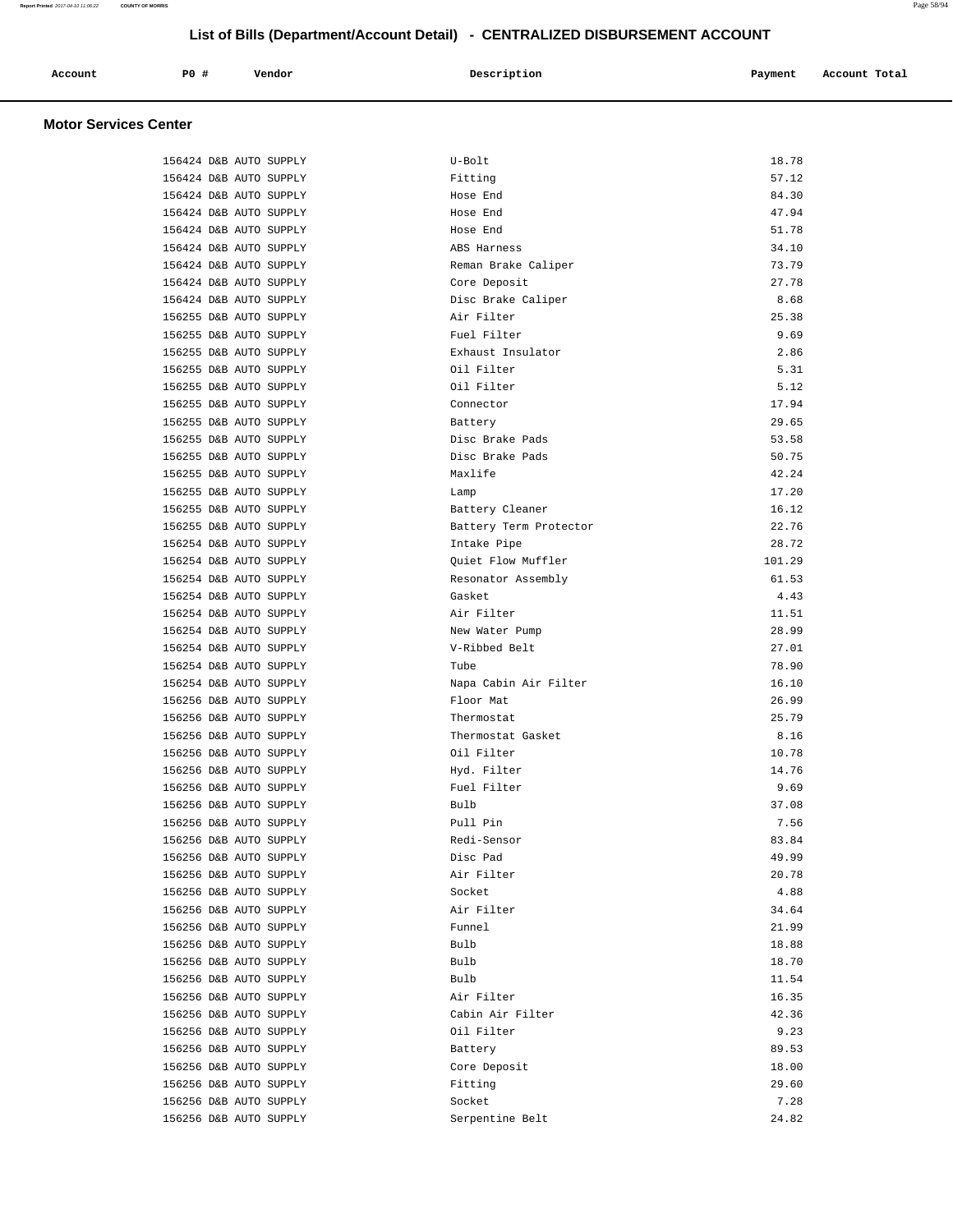# List of Bills (Department/Account Detail) - CENTRALIZED DISBURSEMENT ACCOUNT

## Motor Services Center

| Account | PO # | Vendor | Description | Payment | Account Total |
|---|---|---|---|---|---|
| | 156424 | D&B AUTO SUPPLY | U-Bolt | 18.78 | |
| | 156424 | D&B AUTO SUPPLY | Fitting | 57.12 | |
| | 156424 | D&B AUTO SUPPLY | Hose End | 84.30 | |
| | 156424 | D&B AUTO SUPPLY | Hose End | 47.94 | |
| | 156424 | D&B AUTO SUPPLY | Hose End | 51.78 | |
| | 156424 | D&B AUTO SUPPLY | ABS Harness | 34.10 | |
| | 156424 | D&B AUTO SUPPLY | Reman Brake Caliper | 73.79 | |
| | 156424 | D&B AUTO SUPPLY | Core Deposit | 27.78 | |
| | 156424 | D&B AUTO SUPPLY | Disc Brake Caliper | 8.68 | |
| | 156255 | D&B AUTO SUPPLY | Air Filter | 25.38 | |
| | 156255 | D&B AUTO SUPPLY | Fuel Filter | 9.69 | |
| | 156255 | D&B AUTO SUPPLY | Exhaust Insulator | 2.86 | |
| | 156255 | D&B AUTO SUPPLY | Oil Filter | 5.31 | |
| | 156255 | D&B AUTO SUPPLY | Oil Filter | 5.12 | |
| | 156255 | D&B AUTO SUPPLY | Connector | 17.94 | |
| | 156255 | D&B AUTO SUPPLY | Battery | 29.65 | |
| | 156255 | D&B AUTO SUPPLY | Disc Brake Pads | 53.58 | |
| | 156255 | D&B AUTO SUPPLY | Disc Brake Pads | 50.75 | |
| | 156255 | D&B AUTO SUPPLY | Maxlife | 42.24 | |
| | 156255 | D&B AUTO SUPPLY | Lamp | 17.20 | |
| | 156255 | D&B AUTO SUPPLY | Battery Cleaner | 16.12 | |
| | 156255 | D&B AUTO SUPPLY | Battery Term Protector | 22.76 | |
| | 156254 | D&B AUTO SUPPLY | Intake Pipe | 28.72 | |
| | 156254 | D&B AUTO SUPPLY | Quiet Flow Muffler | 101.29 | |
| | 156254 | D&B AUTO SUPPLY | Resonator Assembly | 61.53 | |
| | 156254 | D&B AUTO SUPPLY | Gasket | 4.43 | |
| | 156254 | D&B AUTO SUPPLY | Air Filter | 11.51 | |
| | 156254 | D&B AUTO SUPPLY | New Water Pump | 28.99 | |
| | 156254 | D&B AUTO SUPPLY | V-Ribbed Belt | 27.01 | |
| | 156254 | D&B AUTO SUPPLY | Tube | 78.90 | |
| | 156254 | D&B AUTO SUPPLY | Napa Cabin Air Filter | 16.10 | |
| | 156256 | D&B AUTO SUPPLY | Floor Mat | 26.99 | |
| | 156256 | D&B AUTO SUPPLY | Thermostat | 25.79 | |
| | 156256 | D&B AUTO SUPPLY | Thermostat Gasket | 8.16 | |
| | 156256 | D&B AUTO SUPPLY | Oil Filter | 10.78 | |
| | 156256 | D&B AUTO SUPPLY | Hyd. Filter | 14.76 | |
| | 156256 | D&B AUTO SUPPLY | Fuel Filter | 9.69 | |
| | 156256 | D&B AUTO SUPPLY | Bulb | 37.08 | |
| | 156256 | D&B AUTO SUPPLY | Pull Pin | 7.56 | |
| | 156256 | D&B AUTO SUPPLY | Redi-Sensor | 83.84 | |
| | 156256 | D&B AUTO SUPPLY | Disc Pad | 49.99 | |
| | 156256 | D&B AUTO SUPPLY | Air Filter | 20.78 | |
| | 156256 | D&B AUTO SUPPLY | Socket | 4.88 | |
| | 156256 | D&B AUTO SUPPLY | Air Filter | 34.64 | |
| | 156256 | D&B AUTO SUPPLY | Funnel | 21.99 | |
| | 156256 | D&B AUTO SUPPLY | Bulb | 18.88 | |
| | 156256 | D&B AUTO SUPPLY | Bulb | 18.70 | |
| | 156256 | D&B AUTO SUPPLY | Bulb | 11.54 | |
| | 156256 | D&B AUTO SUPPLY | Air Filter | 16.35 | |
| | 156256 | D&B AUTO SUPPLY | Cabin Air Filter | 42.36 | |
| | 156256 | D&B AUTO SUPPLY | Oil Filter | 9.23 | |
| | 156256 | D&B AUTO SUPPLY | Battery | 89.53 | |
| | 156256 | D&B AUTO SUPPLY | Core Deposit | 18.00 | |
| | 156256 | D&B AUTO SUPPLY | Fitting | 29.60 | |
| | 156256 | D&B AUTO SUPPLY | Socket | 7.28 | |
| | 156256 | D&B AUTO SUPPLY | Serpentine Belt | 24.82 | |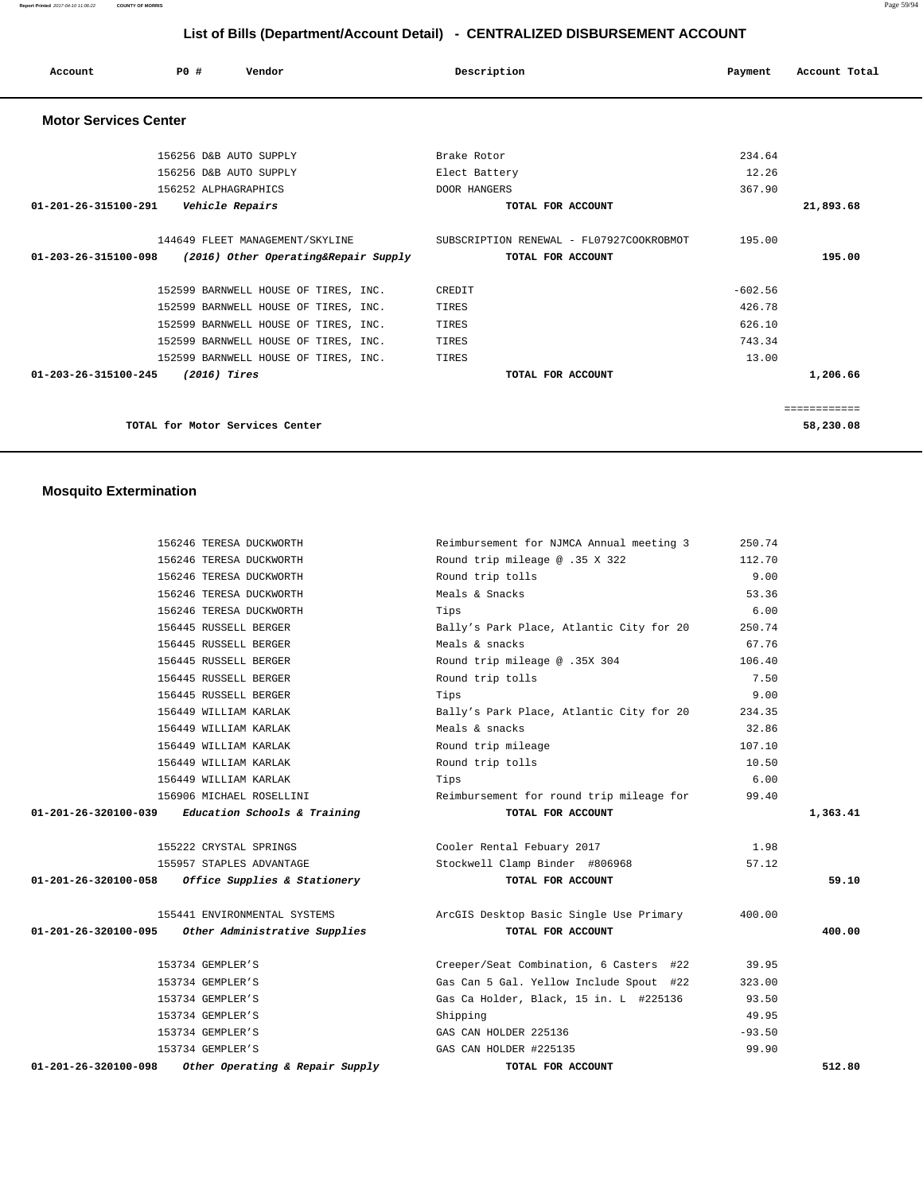## List of Bills (Department/Account Detail) - CENTRALIZED DISBURSEMENT ACCOUNT

| Account | PO # | Vendor | Description | Payment | Account Total |
|---|---|---|---|---|---|

### Motor Services Center

| Account | PO # | Vendor | Description | Payment | Account Total |
|---|---|---|---|---|---|
| | 156256 | D&B AUTO SUPPLY | Brake Rotor | 234.64 | |
| | 156256 | D&B AUTO SUPPLY | Elect Battery | 12.26 | |
| | 156252 | ALPHAGRAPHICS | DOOR HANGERS | 367.90 | |
| **01-201-26-315100-291** | | *Vehicle Repairs* | **TOTAL FOR ACCOUNT** | | **21,893.68** |
| | 144649 | FLEET MANAGEMENT/SKYLINE | SUBSCRIPTION RENEWAL - FL07927COOKROBMOT | 195.00 | |
| **01-203-26-315100-098** | | *(2016) Other Operating&Repair Supply* | **TOTAL FOR ACCOUNT** | | **195.00** |
| | 152599 | BARNWELL HOUSE OF TIRES, INC. | CREDIT | -602.56 | |
| | 152599 | BARNWELL HOUSE OF TIRES, INC. | TIRES | 426.78 | |
| | 152599 | BARNWELL HOUSE OF TIRES, INC. | TIRES | 626.10 | |
| | 152599 | BARNWELL HOUSE OF TIRES, INC. | TIRES | 743.34 | |
| | 152599 | BARNWELL HOUSE OF TIRES, INC. | TIRES | 13.00 | |
| **01-203-26-315100-245** | | *(2016) Tires* | **TOTAL FOR ACCOUNT** | | **1,206.66** |
| | | **TOTAL for Motor Services Center** | | | **58,230.08** |

### Mosquito Extermination

| Account | PO # | Vendor | Description | Payment | Account Total |
|---|---|---|---|---|---|
| | 156246 | TERESA DUCKWORTH | Reimbursement for NJMCA Annual meeting 3 | 250.74 | |
| | 156246 | TERESA DUCKWORTH | Round trip mileage @ .35 X 322 | 112.70 | |
| | 156246 | TERESA DUCKWORTH | Round trip tolls | 9.00 | |
| | 156246 | TERESA DUCKWORTH | Meals & Snacks | 53.36 | |
| | 156246 | TERESA DUCKWORTH | Tips | 6.00 | |
| | 156445 | RUSSELL BERGER | Bally's Park Place, Atlantic City for 20 | 250.74 | |
| | 156445 | RUSSELL BERGER | Meals & snacks | 67.76 | |
| | 156445 | RUSSELL BERGER | Round trip mileage @ .35X 304 | 106.40 | |
| | 156445 | RUSSELL BERGER | Round trip tolls | 7.50 | |
| | 156445 | RUSSELL BERGER | Tips | 9.00 | |
| | 156449 | WILLIAM KARLAK | Bally's Park Place, Atlantic City for 20 | 234.35 | |
| | 156449 | WILLIAM KARLAK | Meals & snacks | 32.86 | |
| | 156449 | WILLIAM KARLAK | Round trip mileage | 107.10 | |
| | 156449 | WILLIAM KARLAK | Round trip tolls | 10.50 | |
| | 156449 | WILLIAM KARLAK | Tips | 6.00 | |
| | 156906 | MICHAEL ROSELLINI | Reimbursement for round trip mileage for | 99.40 | |
| **01-201-26-320100-039** | | *Education Schools & Training* | **TOTAL FOR ACCOUNT** | | **1,363.41** |
| | 155222 | CRYSTAL SPRINGS | Cooler Rental Febuary 2017 | 1.98 | |
| | 155957 | STAPLES ADVANTAGE | Stockwell Clamp Binder #806968 | 57.12 | |
| **01-201-26-320100-058** | | *Office Supplies & Stationery* | **TOTAL FOR ACCOUNT** | | **59.10** |
| | 155441 | ENVIRONMENTAL SYSTEMS | ArcGIS Desktop Basic Single Use Primary | 400.00 | |
| **01-201-26-320100-095** | | *Other Administrative Supplies* | **TOTAL FOR ACCOUNT** | | **400.00** |
| | 153734 | GEMPLER'S | Creeper/Seat Combination, 6 Casters #22 | 39.95 | |
| | 153734 | GEMPLER'S | Gas Can 5 Gal. Yellow Include Spout #22 | 323.00 | |
| | 153734 | GEMPLER'S | Gas Ca Holder, Black, 15 in. L #225136 | 93.50 | |
| | 153734 | GEMPLER'S | Shipping | 49.95 | |
| | 153734 | GEMPLER'S | GAS CAN HOLDER 225136 | -93.50 | |
| | 153734 | GEMPLER'S | GAS CAN HOLDER #225135 | 99.90 | |
| **01-201-26-320100-098** | | *Other Operating & Repair Supply* | **TOTAL FOR ACCOUNT** | | **512.80** |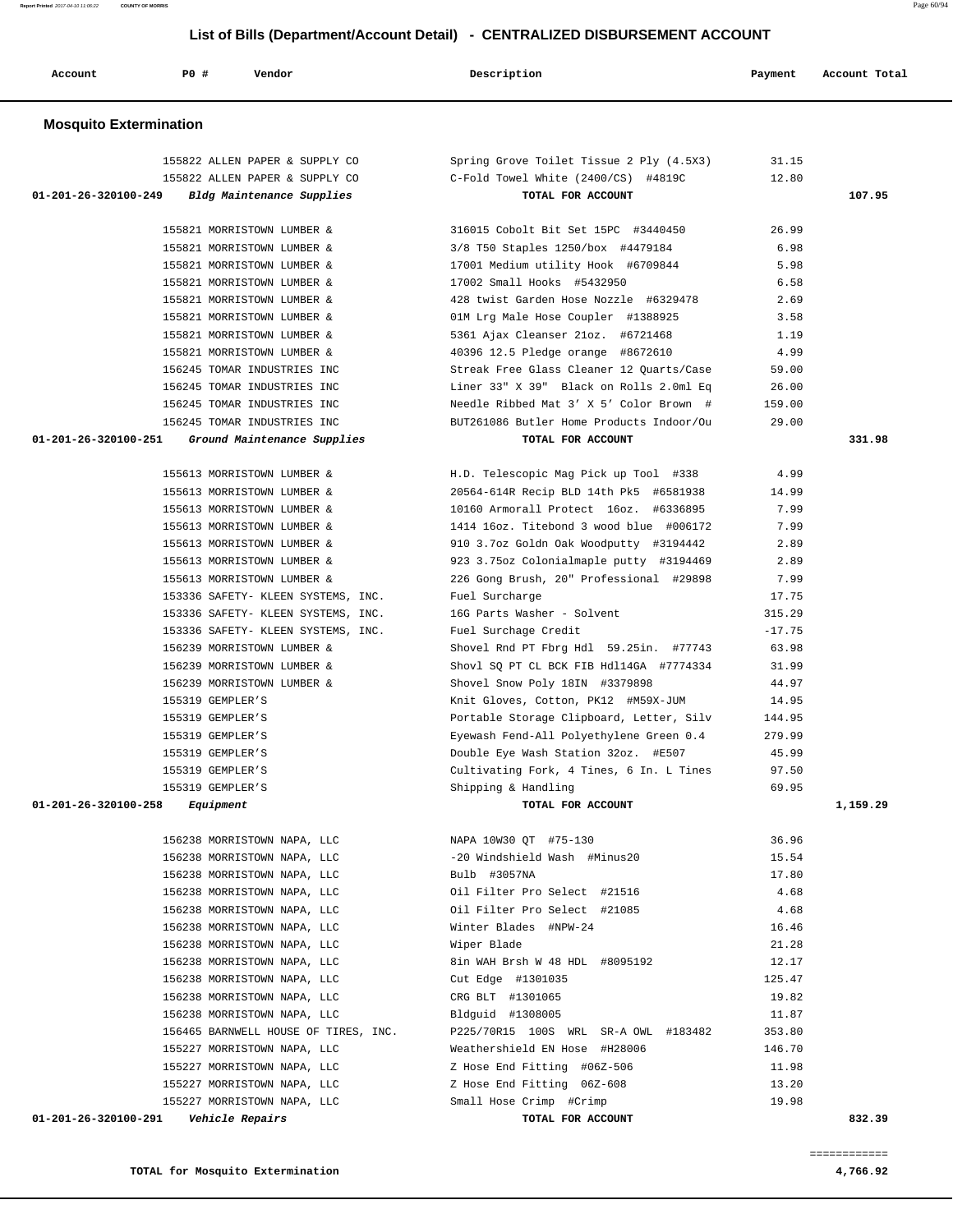## List of Bills (Department/Account Detail) - CENTRALIZED DISBURSEMENT ACCOUNT

| Account | PO # | Vendor | Description | Payment | Account Total |
|---|---|---|---|---|---|

### Mosquito Extermination

| Account | PO # | Vendor | Description | Payment | Account Total |
|---|---|---|---|---|---|
| | 155822 | ALLEN PAPER & SUPPLY CO | Spring Grove Toilet Tissue 2 Ply (4.5X3) | 31.15 | |
| | 155822 | ALLEN PAPER & SUPPLY CO | C-Fold Towel White (2400/CS) #4819C | 12.80 | |
| **01-201-26-320100-249** | | ***Bldg Maintenance Supplies*** | **TOTAL FOR ACCOUNT** | | **107.95** |
| | 155821 | MORRISTOWN LUMBER & | 316015 Cobolt Bit Set 15PC #3440450 | 26.99 | |
| | 155821 | MORRISTOWN LUMBER & | 3/8 T50 Staples 1250/box #4479184 | 6.98 | |
| | 155821 | MORRISTOWN LUMBER & | 17001 Medium utility Hook #6709844 | 5.98 | |
| | 155821 | MORRISTOWN LUMBER & | 17002 Small Hooks #5432950 | 6.58 | |
| | 155821 | MORRISTOWN LUMBER & | 428 twist Garden Hose Nozzle #6329478 | 2.69 | |
| | 155821 | MORRISTOWN LUMBER & | 01M Lrg Male Hose Coupler #1388925 | 3.58 | |
| | 155821 | MORRISTOWN LUMBER & | 5361 Ajax Cleanser 21oz. #6721468 | 1.19 | |
| | 155821 | MORRISTOWN LUMBER & | 40396 12.5 Pledge orange #8672610 | 4.99 | |
| | 156245 | TOMAR INDUSTRIES INC | Streak Free Glass Cleaner 12 Quarts/Case | 59.00 | |
| | 156245 | TOMAR INDUSTRIES INC | Liner 33" X 39" Black on Rolls 2.0ml Eq | 26.00 | |
| | 156245 | TOMAR INDUSTRIES INC | Needle Ribbed Mat 3' X 5' Color Brown # | 159.00 | |
| | 156245 | TOMAR INDUSTRIES INC | BUT261086 Butler Home Products Indoor/Ou | 29.00 | |
| **01-201-26-320100-251** | | ***Ground Maintenance Supplies*** | **TOTAL FOR ACCOUNT** | | **331.98** |
| | 155613 | MORRISTOWN LUMBER & | H.D. Telescopic Mag Pick up Tool #338 | 4.99 | |
| | 155613 | MORRISTOWN LUMBER & | 20564-614R Recip BLD 14th Pk5 #6581938 | 14.99 | |
| | 155613 | MORRISTOWN LUMBER & | 10160 Armorall Protect 16oz. #6336895 | 7.99 | |
| | 155613 | MORRISTOWN LUMBER & | 1414 16oz. Titebond 3 wood blue #006172 | 7.99 | |
| | 155613 | MORRISTOWN LUMBER & | 910 3.7oz Goldn Oak Woodputty #3194442 | 2.89 | |
| | 155613 | MORRISTOWN LUMBER & | 923 3.75oz Colonialmaple putty #3194469 | 2.89 | |
| | 155613 | MORRISTOWN LUMBER & | 226 Gong Brush, 20" Professional #29898 | 7.99 | |
| | 153336 | SAFETY- KLEEN SYSTEMS, INC. | Fuel Surcharge | 17.75 | |
| | 153336 | SAFETY- KLEEN SYSTEMS, INC. | 16G Parts Washer - Solvent | 315.29 | |
| | 153336 | SAFETY- KLEEN SYSTEMS, INC. | Fuel Surchage Credit | -17.75 | |
| | 156239 | MORRISTOWN LUMBER & | Shovel Rnd PT Fbrg Hdl 59.25in. #77743 | 63.98 | |
| | 156239 | MORRISTOWN LUMBER & | Shovl SQ PT CL BCK FIB Hdl14GA #7774334 | 31.99 | |
| | 156239 | MORRISTOWN LUMBER & | Shovel Snow Poly 18IN #3379898 | 44.97 | |
| | 155319 | GEMPLER'S | Knit Gloves, Cotton, PK12 #M59X-JUM | 14.95 | |
| | 155319 | GEMPLER'S | Portable Storage Clipboard, Letter, Silv | 144.95 | |
| | 155319 | GEMPLER'S | Eyewash Fend-All Polyethylene Green 0.4 | 279.99 | |
| | 155319 | GEMPLER'S | Double Eye Wash Station 32oz. #E507 | 45.99 | |
| | 155319 | GEMPLER'S | Cultivating Fork, 4 Tines, 6 In. L Tines | 97.50 | |
| | 155319 | GEMPLER'S | Shipping & Handling | 69.95 | |
| **01-201-26-320100-258** | | ***Equipment*** | **TOTAL FOR ACCOUNT** | | **1,159.29** |
| | 156238 | MORRISTOWN NAPA, LLC | NAPA 10W30 QT #75-130 | 36.96 | |
| | 156238 | MORRISTOWN NAPA, LLC | -20 Windshield Wash #Minus20 | 15.54 | |
| | 156238 | MORRISTOWN NAPA, LLC | Bulb #3057NA | 17.80 | |
| | 156238 | MORRISTOWN NAPA, LLC | Oil Filter Pro Select #21516 | 4.68 | |
| | 156238 | MORRISTOWN NAPA, LLC | Oil Filter Pro Select #21085 | 4.68 | |
| | 156238 | MORRISTOWN NAPA, LLC | Winter Blades #NPW-24 | 16.46 | |
| | 156238 | MORRISTOWN NAPA, LLC | Wiper Blade | 21.28 | |
| | 156238 | MORRISTOWN NAPA, LLC | 8in WAH Brsh W 48 HDL #8095192 | 12.17 | |
| | 156238 | MORRISTOWN NAPA, LLC | Cut Edge #1301035 | 125.47 | |
| | 156238 | MORRISTOWN NAPA, LLC | CRG BLT #1301065 | 19.82 | |
| | 156238 | MORRISTOWN NAPA, LLC | Bldguid #1308005 | 11.87 | |
| | 156465 | BARNWELL HOUSE OF TIRES, INC. | P225/70R15 100S WRL SR-A OWL #183482 | 353.80 | |
| | 155227 | MORRISTOWN NAPA, LLC | Weathershield EN Hose #H28006 | 146.70 | |
| | 155227 | MORRISTOWN NAPA, LLC | Z Hose End Fitting #06Z-506 | 11.98 | |
| | 155227 | MORRISTOWN NAPA, LLC | Z Hose End Fitting 06Z-608 | 13.20 | |
| | 155227 | MORRISTOWN NAPA, LLC | Small Hose Crimp #Crimp | 19.98 | |
| **01-201-26-320100-291** | | ***Vehicle Repairs*** | **TOTAL FOR ACCOUNT** | | **832.39** |

**TOTAL for Mosquito Extermination** **4,766.92**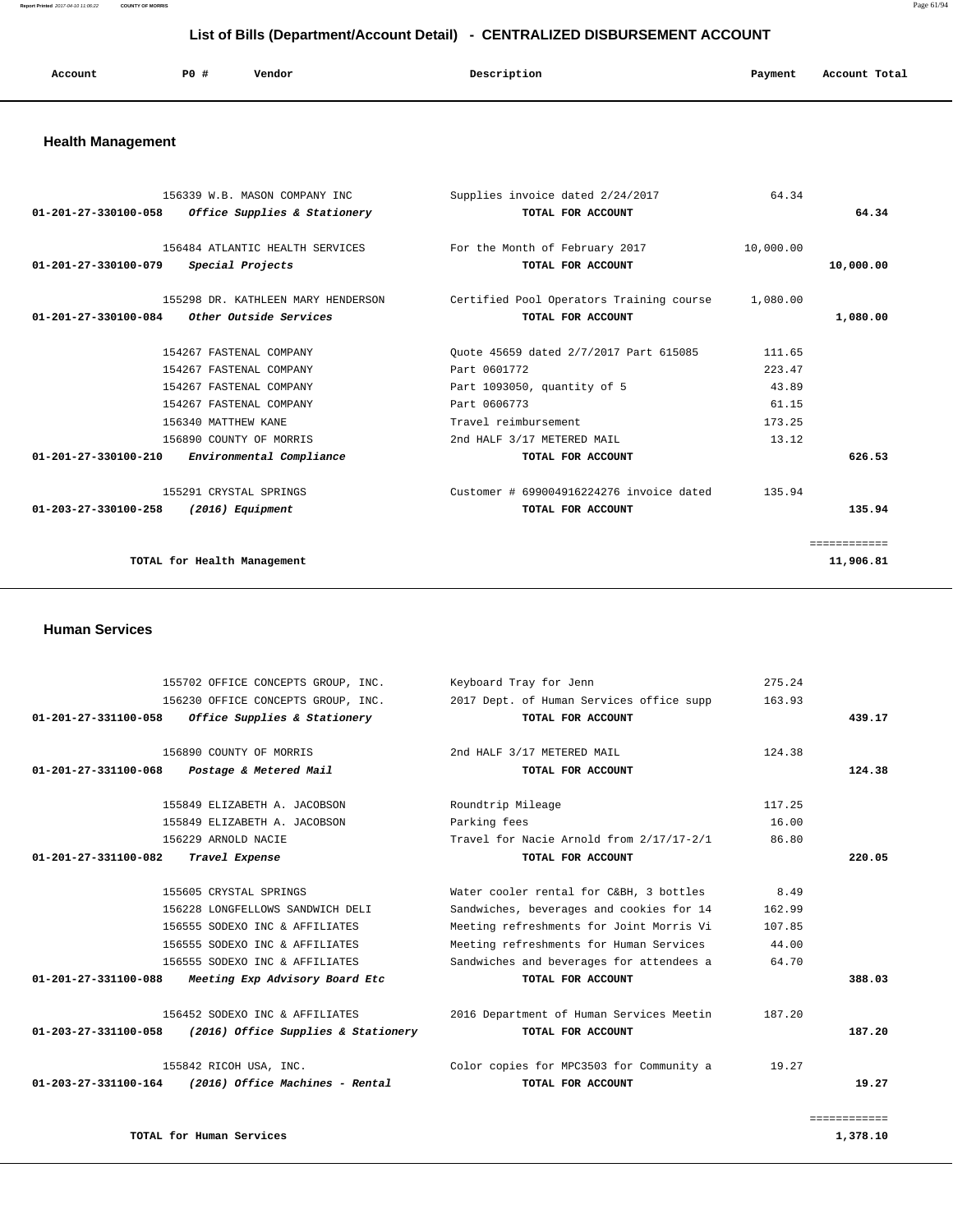## List of Bills (Department/Account Detail) - CENTRALIZED DISBURSEMENT ACCOUNT

| Account | PO # | Vendor | Description | Payment | Account Total |
|---|---|---|---|---|---|

### Health Management

| Account | PO # | Vendor | Description | Payment | Account Total |
|---|---|---|---|---|---|
| | 156339 | W.B. MASON COMPANY INC | Supplies invoice dated 2/24/2017 | 64.34 | |
| **01-201-27-330100-058** | | ***Office Supplies & Stationery*** | **TOTAL FOR ACCOUNT** | | **64.34** |
| | 156484 | ATLANTIC HEALTH SERVICES | For the Month of February 2017 | 10,000.00 | |
| **01-201-27-330100-079** | | ***Special Projects*** | **TOTAL FOR ACCOUNT** | | **10,000.00** |
| | 155298 | DR. KATHLEEN MARY HENDERSON | Certified Pool Operators Training course | 1,080.00 | |
| **01-201-27-330100-084** | | ***Other Outside Services*** | **TOTAL FOR ACCOUNT** | | **1,080.00** |
| | 154267 | FASTENAL COMPANY | Quote 45659 dated 2/7/2017 Part 615085 | 111.65 | |
| | 154267 | FASTENAL COMPANY | Part 0601772 | 223.47 | |
| | 154267 | FASTENAL COMPANY | Part 1093050, quantity of 5 | 43.89 | |
| | 154267 | FASTENAL COMPANY | Part 0606773 | 61.15 | |
| | 156340 | MATTHEW KANE | Travel reimbursement | 173.25 | |
| | 156890 | COUNTY OF MORRIS | 2nd HALF 3/17 METERED MAIL | 13.12 | |
| **01-201-27-330100-210** | | ***Environmental Compliance*** | **TOTAL FOR ACCOUNT** | | **626.53** |
| | 155291 | CRYSTAL SPRINGS | Customer # 699004916224276 invoice dated | 135.94 | |
| **01-203-27-330100-258** | | ***(2016) Equipment*** | **TOTAL FOR ACCOUNT** | | **135.94** |
| | | **TOTAL for Health Management** | | | **11,906.81** |

### Human Services

| Account | PO # | Vendor | Description | Payment | Account Total |
|---|---|---|---|---|---|
| | 155702 | OFFICE CONCEPTS GROUP, INC. | Keyboard Tray for Jenn | 275.24 | |
| | 156230 | OFFICE CONCEPTS GROUP, INC. | 2017 Dept. of Human Services office supp | 163.93 | |
| **01-201-27-331100-058** | | ***Office Supplies & Stationery*** | **TOTAL FOR ACCOUNT** | | **439.17** |
| | 156890 | COUNTY OF MORRIS | 2nd HALF 3/17 METERED MAIL | 124.38 | |
| **01-201-27-331100-068** | | ***Postage & Metered Mail*** | **TOTAL FOR ACCOUNT** | | **124.38** |
| | 155849 | ELIZABETH A. JACOBSON | Roundtrip Mileage | 117.25 | |
| | 155849 | ELIZABETH A. JACOBSON | Parking fees | 16.00 | |
| | 156229 | ARNOLD NACIE | Travel for Nacie Arnold from 2/17/17-2/1 | 86.80 | |
| **01-201-27-331100-082** | | ***Travel Expense*** | **TOTAL FOR ACCOUNT** | | **220.05** |
| | 155605 | CRYSTAL SPRINGS | Water cooler rental for C&BH, 3 bottles | 8.49 | |
| | 156228 | LONGFELLOWS SANDWICH DELI | Sandwiches, beverages and cookies for 14 | 162.99 | |
| | 156555 | SODEXO INC & AFFILIATES | Meeting refreshments for Joint Morris Vi | 107.85 | |
| | 156555 | SODEXO INC & AFFILIATES | Meeting refreshments for Human Services | 44.00 | |
| | 156555 | SODEXO INC & AFFILIATES | Sandwiches and beverages for attendees a | 64.70 | |
| **01-201-27-331100-088** | | ***Meeting Exp Advisory Board Etc*** | **TOTAL FOR ACCOUNT** | | **388.03** |
| | 156452 | SODEXO INC & AFFILIATES | 2016 Department of Human Services Meetin | 187.20 | |
| **01-203-27-331100-058** | | ***(2016) Office Supplies & Stationery*** | **TOTAL FOR ACCOUNT** | | **187.20** |
| | 155842 | RICOH USA, INC. | Color copies for MPC3503 for Community a | 19.27 | |
| **01-203-27-331100-164** | | ***(2016) Office Machines - Rental*** | **TOTAL FOR ACCOUNT** | | **19.27** |
| | | **TOTAL for Human Services** | | | **1,378.10** |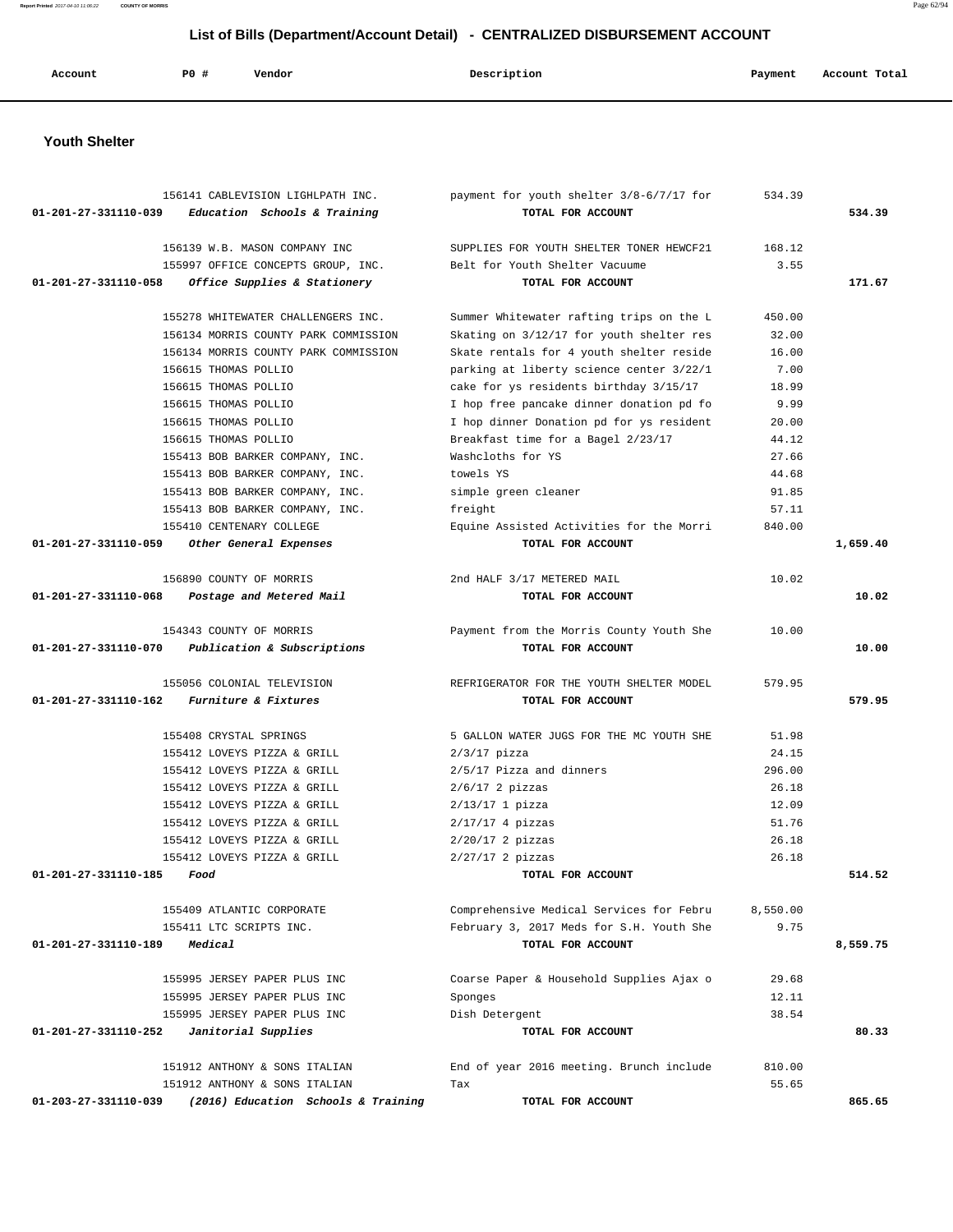## List of Bills (Department/Account Detail) - CENTRALIZED DISBURSEMENT ACCOUNT

| Account | PO # | Vendor | Description | Payment | Account Total |
|---|---|---|---|---|---|

### Youth Shelter

| Account | PO # | Vendor | Description | Payment | Account Total |
|---|---|---|---|---|---|
| | 156141 | CABLEVISION LIGHLPATH INC. | payment for youth shelter 3/8-6/7/17 for | 534.39 | |
| 01-201-27-331110-039 | | *Education Schools & Training* | TOTAL FOR ACCOUNT | | 534.39 |
| | 156139 | W.B. MASON COMPANY INC | SUPPLIES FOR YOUTH SHELTER TONER HEWCF21 | 168.12 | |
| | 155997 | OFFICE CONCEPTS GROUP, INC. | Belt for Youth Shelter Vacuume | 3.55 | |
| 01-201-27-331110-058 | | *Office Supplies & Stationery* | TOTAL FOR ACCOUNT | | 171.67 |
| | 155278 | WHITEWATER CHALLENGERS INC. | Summer Whitewater rafting trips on the L | 450.00 | |
| | 156134 | MORRIS COUNTY PARK COMMISSION | Skating on 3/12/17 for youth shelter res | 32.00 | |
| | 156134 | MORRIS COUNTY PARK COMMISSION | Skate rentals for 4 youth shelter reside | 16.00 | |
| | 156615 | THOMAS POLLIO | parking at liberty science center 3/22/1 | 7.00 | |
| | 156615 | THOMAS POLLIO | cake for ys residents birthday 3/15/17 | 18.99 | |
| | 156615 | THOMAS POLLIO | I hop free pancake dinner donation pd fo | 9.99 | |
| | 156615 | THOMAS POLLIO | I hop dinner Donation pd for ys resident | 20.00 | |
| | 156615 | THOMAS POLLIO | Breakfast time for a Bagel 2/23/17 | 44.12 | |
| | 155413 | BOB BARKER COMPANY, INC. | Washcloths for YS | 27.66 | |
| | 155413 | BOB BARKER COMPANY, INC. | towels YS | 44.68 | |
| | 155413 | BOB BARKER COMPANY, INC. | simple green cleaner | 91.85 | |
| | 155413 | BOB BARKER COMPANY, INC. | freight | 57.11 | |
| | 155410 | CENTENARY COLLEGE | Equine Assisted Activities for the Morri | 840.00 | |
| 01-201-27-331110-059 | | *Other General Expenses* | TOTAL FOR ACCOUNT | | 1,659.40 |
| | 156890 | COUNTY OF MORRIS | 2nd HALF 3/17 METERED MAIL | 10.02 | |
| 01-201-27-331110-068 | | *Postage and Metered Mail* | TOTAL FOR ACCOUNT | | 10.02 |
| | 154343 | COUNTY OF MORRIS | Payment from the Morris County Youth She | 10.00 | |
| 01-201-27-331110-070 | | *Publication & Subscriptions* | TOTAL FOR ACCOUNT | | 10.00 |
| | 155056 | COLONIAL TELEVISION | REFRIGERATOR FOR THE YOUTH SHELTER MODEL | 579.95 | |
| 01-201-27-331110-162 | | *Furniture & Fixtures* | TOTAL FOR ACCOUNT | | 579.95 |
| | 155408 | CRYSTAL SPRINGS | 5 GALLON WATER JUGS FOR THE MC YOUTH SHE | 51.98 | |
| | 155412 | LOVEYS PIZZA & GRILL | 2/3/17 pizza | 24.15 | |
| | 155412 | LOVEYS PIZZA & GRILL | 2/5/17 Pizza and dinners | 296.00 | |
| | 155412 | LOVEYS PIZZA & GRILL | 2/6/17 2 pizzas | 26.18 | |
| | 155412 | LOVEYS PIZZA & GRILL | 2/13/17 1 pizza | 12.09 | |
| | 155412 | LOVEYS PIZZA & GRILL | 2/17/17 4 pizzas | 51.76 | |
| | 155412 | LOVEYS PIZZA & GRILL | 2/20/17 2 pizzas | 26.18 | |
| | 155412 | LOVEYS PIZZA & GRILL | 2/27/17 2 pizzas | 26.18 | |
| 01-201-27-331110-185 | | *Food* | TOTAL FOR ACCOUNT | | 514.52 |
| | 155409 | ATLANTIC CORPORATE | Comprehensive Medical Services for Febru | 8,550.00 | |
| | 155411 | LTC SCRIPTS INC. | February 3, 2017 Meds for S.H. Youth She | 9.75 | |
| 01-201-27-331110-189 | | *Medical* | TOTAL FOR ACCOUNT | | 8,559.75 |
| | 155995 | JERSEY PAPER PLUS INC | Coarse Paper & Household Supplies Ajax o | 29.68 | |
| | 155995 | JERSEY PAPER PLUS INC | Sponges | 12.11 | |
| | 155995 | JERSEY PAPER PLUS INC | Dish Detergent | 38.54 | |
| 01-201-27-331110-252 | | *Janitorial Supplies* | TOTAL FOR ACCOUNT | | 80.33 |
| | 151912 | ANTHONY & SONS ITALIAN | End of year 2016 meeting. Brunch include | 810.00 | |
| | 151912 | ANTHONY & SONS ITALIAN | Tax | 55.65 | |
| 01-203-27-331110-039 | | *(2016) Education Schools & Training* | TOTAL FOR ACCOUNT | | 865.65 |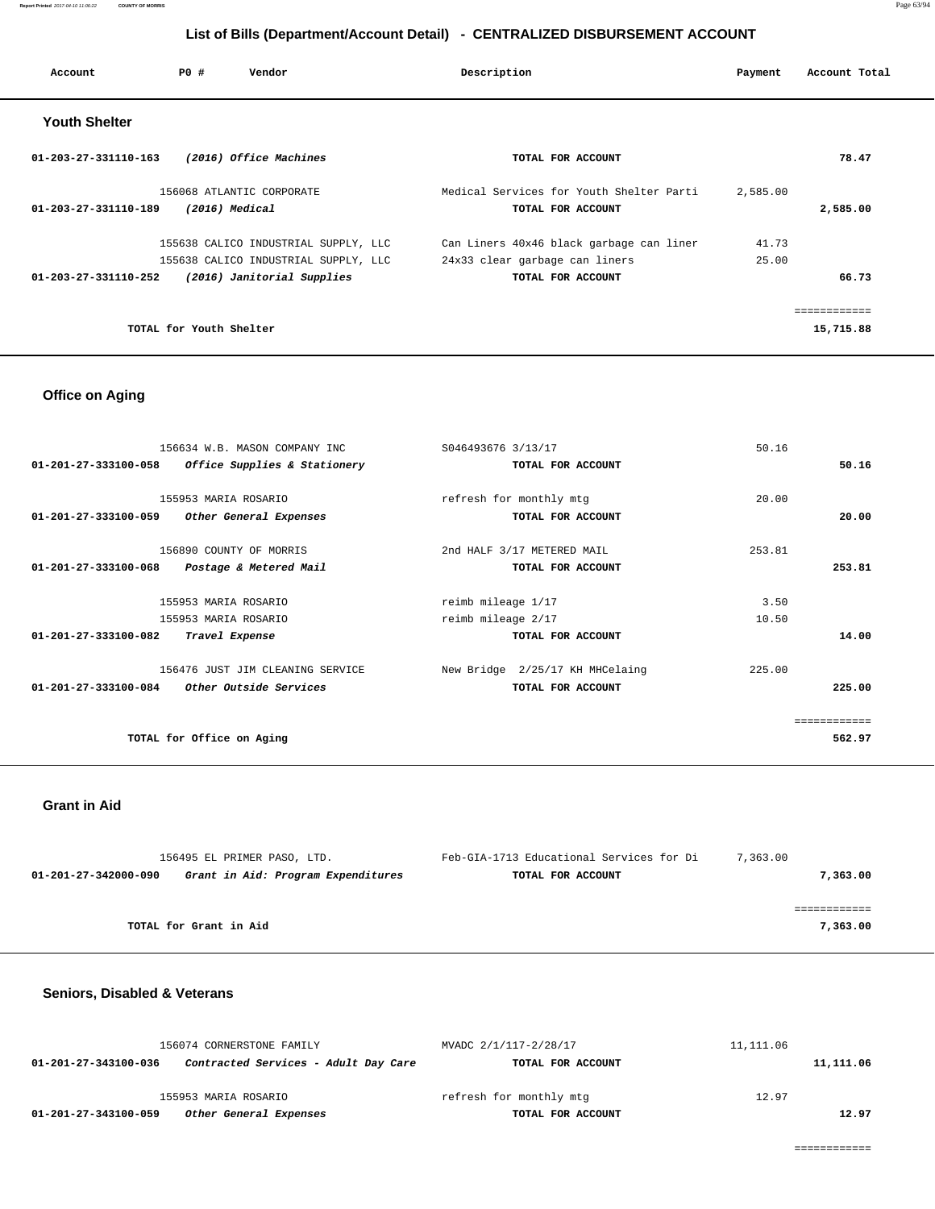## List of Bills (Department/Account Detail) - CENTRALIZED DISBURSEMENT ACCOUNT

| Account | PO # | Vendor | Description | Payment | Account Total |
|---|---|---|---|---|---|

### Youth Shelter

| Account | PO # | Vendor | Description | Payment | Account Total |
|---|---|---|---|---|---|
| 01-203-27-331110-163 | | *(2016) Office Machines* | TOTAL FOR ACCOUNT | | 78.47 |
| | 156068 | ATLANTIC CORPORATE | Medical Services for Youth Shelter Parti | 2,585.00 | |
| 01-203-27-331110-189 | | *(2016) Medical* | TOTAL FOR ACCOUNT | | 2,585.00 |
| | 155638 | CALICO INDUSTRIAL SUPPLY, LLC | Can Liners 40x46 black garbage can liner | 41.73 | |
| | 155638 | CALICO INDUSTRIAL SUPPLY, LLC | 24x33 clear garbage can liners | 25.00 | |
| 01-203-27-331110-252 | | *(2016) Janitorial Supplies* | TOTAL FOR ACCOUNT | | 66.73 |
| | | | | | ============ |
| | | TOTAL for Youth Shelter | | | 15,715.88 |

### Office on Aging

| Account | PO # | Vendor | Description | Payment | Account Total |
|---|---|---|---|---|---|
| | 156634 | W.B. MASON COMPANY INC | S046493676 3/13/17 | 50.16 | |
| 01-201-27-333100-058 | | *Office Supplies & Stationery* | TOTAL FOR ACCOUNT | | 50.16 |
| | 155953 | MARIA ROSARIO | refresh for monthly mtg | 20.00 | |
| 01-201-27-333100-059 | | *Other General Expenses* | TOTAL FOR ACCOUNT | | 20.00 |
| | 156890 | COUNTY OF MORRIS | 2nd HALF 3/17 METERED MAIL | 253.81 | |
| 01-201-27-333100-068 | | *Postage & Metered Mail* | TOTAL FOR ACCOUNT | | 253.81 |
| | 155953 | MARIA ROSARIO | reimb mileage 1/17 | 3.50 | |
| | 155953 | MARIA ROSARIO | reimb mileage 2/17 | 10.50 | |
| 01-201-27-333100-082 | | *Travel Expense* | TOTAL FOR ACCOUNT | | 14.00 |
| | 156476 | JUST JIM CLEANING SERVICE | New Bridge 2/25/17 KH MHCelaing | 225.00 | |
| 01-201-27-333100-084 | | *Other Outside Services* | TOTAL FOR ACCOUNT | | 225.00 |
| | | | | | ============ |
| | | TOTAL for Office on Aging | | | 562.97 |

### Grant in Aid

| Account | PO # | Vendor | Description | Payment | Account Total |
|---|---|---|---|---|---|
| | 156495 | EL PRIMER PASO, LTD. | Feb-GIA-1713 Educational Services for Di | 7,363.00 | |
| 01-201-27-342000-090 | | *Grant in Aid: Program Expenditures* | TOTAL FOR ACCOUNT | | 7,363.00 |
| | | | | | ============ |
| | | TOTAL for Grant in Aid | | | 7,363.00 |

### Seniors, Disabled & Veterans

| Account | PO # | Vendor | Description | Payment | Account Total |
|---|---|---|---|---|---|
| | 156074 | CORNERSTONE FAMILY | MVADC 2/1/117-2/28/17 | 11,111.06 | |
| 01-201-27-343100-036 | | *Contracted Services - Adult Day Care* | TOTAL FOR ACCOUNT | | 11,111.06 |
| | 155953 | MARIA ROSARIO | refresh for monthly mtg | 12.97 | |
| 01-201-27-343100-059 | | *Other General Expenses* | TOTAL FOR ACCOUNT | | 12.97 |
| | | | | | ============ |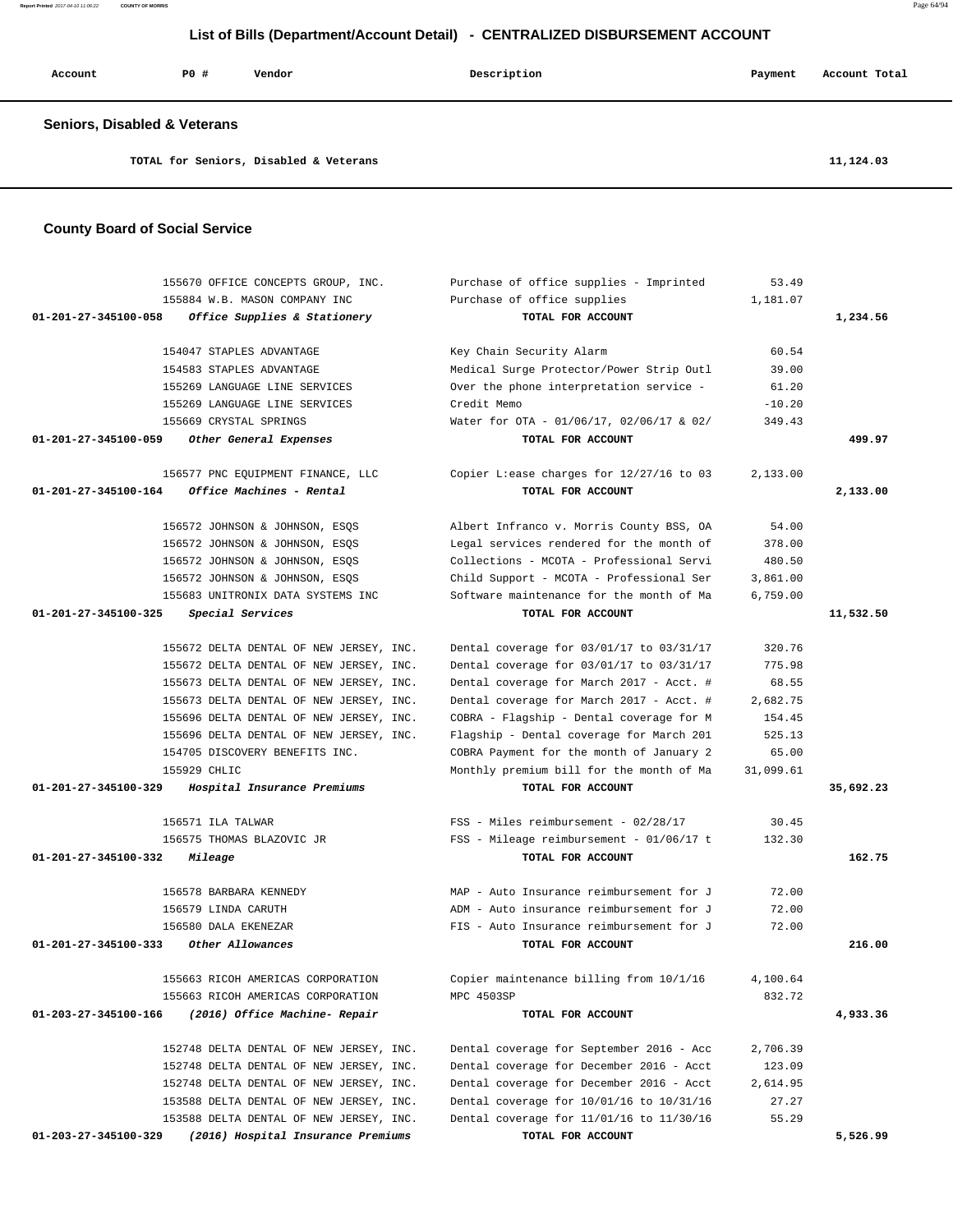# List of Bills (Department/Account Detail) - CENTRALIZED DISBURSEMENT ACCOUNT

| Account | PO # | Vendor | Description | Payment | Account Total |
|---|---|---|---|---|---|

## Seniors, Disabled & Veterans

| | | | | | |
|---|---|---|---|---|---|
| | | TOTAL for Seniors, Disabled & Veterans | | | 11,124.03 |

## County Board of Social Service

| Account | PO # | Vendor | Description | Payment | Account Total |
|---|---|---|---|---|---|
| | 155670 | OFFICE CONCEPTS GROUP, INC. | Purchase of office supplies - Imprinted | 53.49 | |
| | 155884 | W.B. MASON COMPANY INC | Purchase of office supplies | 1,181.07 | |
| 01-201-27-345100-058 | | *Office Supplies & Stationery* | TOTAL FOR ACCOUNT | | 1,234.56 |
| | 154047 | STAPLES ADVANTAGE | Key Chain Security Alarm | 60.54 | |
| | 154583 | STAPLES ADVANTAGE | Medical Surge Protector/Power Strip Outl | 39.00 | |
| | 155269 | LANGUAGE LINE SERVICES | Over the phone interpretation service - | 61.20 | |
| | 155269 | LANGUAGE LINE SERVICES | Credit Memo | -10.20 | |
| | 155669 | CRYSTAL SPRINGS | Water for OTA - 01/06/17, 02/06/17 & 02/ | 349.43 | |
| 01-201-27-345100-059 | | *Other General Expenses* | TOTAL FOR ACCOUNT | | 499.97 |
| | 156577 | PNC EQUIPMENT FINANCE, LLC | Copier L:ease charges for 12/27/16 to 03 | 2,133.00 | |
| 01-201-27-345100-164 | | *Office Machines - Rental* | TOTAL FOR ACCOUNT | | 2,133.00 |
| | 156572 | JOHNSON & JOHNSON, ESQS | Albert Infranco v. Morris County BSS, OA | 54.00 | |
| | 156572 | JOHNSON & JOHNSON, ESQS | Legal services rendered for the month of | 378.00 | |
| | 156572 | JOHNSON & JOHNSON, ESQS | Collections - MCOTA - Professional Servi | 480.50 | |
| | 156572 | JOHNSON & JOHNSON, ESQS | Child Support - MCOTA - Professional Ser | 3,861.00 | |
| | 155683 | UNITRONIX DATA SYSTEMS INC | Software maintenance for the month of Ma | 6,759.00 | |
| 01-201-27-345100-325 | | *Special Services* | TOTAL FOR ACCOUNT | | 11,532.50 |
| | 155672 | DELTA DENTAL OF NEW JERSEY, INC. | Dental coverage for 03/01/17 to 03/31/17 | 320.76 | |
| | 155672 | DELTA DENTAL OF NEW JERSEY, INC. | Dental coverage for 03/01/17 to 03/31/17 | 775.98 | |
| | 155673 | DELTA DENTAL OF NEW JERSEY, INC. | Dental coverage for March 2017 - Acct. # | 68.55 | |
| | 155673 | DELTA DENTAL OF NEW JERSEY, INC. | Dental coverage for March 2017 - Acct. # | 2,682.75 | |
| | 155696 | DELTA DENTAL OF NEW JERSEY, INC. | COBRA - Flagship - Dental coverage for M | 154.45 | |
| | 155696 | DELTA DENTAL OF NEW JERSEY, INC. | Flagship - Dental coverage for March 201 | 525.13 | |
| | 154705 | DISCOVERY BENEFITS INC. | COBRA Payment for the month of January 2 | 65.00 | |
| | 155929 | CHLIC | Monthly premium bill for the month of Ma | 31,099.61 | |
| 01-201-27-345100-329 | | *Hospital Insurance Premiums* | TOTAL FOR ACCOUNT | | 35,692.23 |
| | 156571 | ILA TALWAR | FSS - Miles reimbursement - 02/28/17 | 30.45 | |
| | 156575 | THOMAS BLAZOVIC JR | FSS - Mileage reimbursement - 01/06/17 t | 132.30 | |
| 01-201-27-345100-332 | | *Mileage* | TOTAL FOR ACCOUNT | | 162.75 |
| | 156578 | BARBARA KENNEDY | MAP - Auto Insurance reimbursement for J | 72.00 | |
| | 156579 | LINDA CARUTH | ADM - Auto insurance reimbursement for J | 72.00 | |
| | 156580 | DALA EKENEZAR | FIS - Auto Insurance reimbursement for J | 72.00 | |
| 01-201-27-345100-333 | | *Other Allowances* | TOTAL FOR ACCOUNT | | 216.00 |
| | 155663 | RICOH AMERICAS CORPORATION | Copier maintenance billing from 10/1/16 | 4,100.64 | |
| | 155663 | RICOH AMERICAS CORPORATION | MPC 4503SP | 832.72 | |
| 01-203-27-345100-166 | | *(2016) Office Machine- Repair* | TOTAL FOR ACCOUNT | | 4,933.36 |
| | 152748 | DELTA DENTAL OF NEW JERSEY, INC. | Dental coverage for September 2016 - Acc | 2,706.39 | |
| | 152748 | DELTA DENTAL OF NEW JERSEY, INC. | Dental coverage for December 2016 - Acct | 123.09 | |
| | 152748 | DELTA DENTAL OF NEW JERSEY, INC. | Dental coverage for December 2016 - Acct | 2,614.95 | |
| | 153588 | DELTA DENTAL OF NEW JERSEY, INC. | Dental coverage for 10/01/16 to 10/31/16 | 27.27 | |
| | 153588 | DELTA DENTAL OF NEW JERSEY, INC. | Dental coverage for 11/01/16 to 11/30/16 | 55.29 | |
| 01-203-27-345100-329 | | *(2016) Hospital Insurance Premiums* | TOTAL FOR ACCOUNT | | 5,526.99 |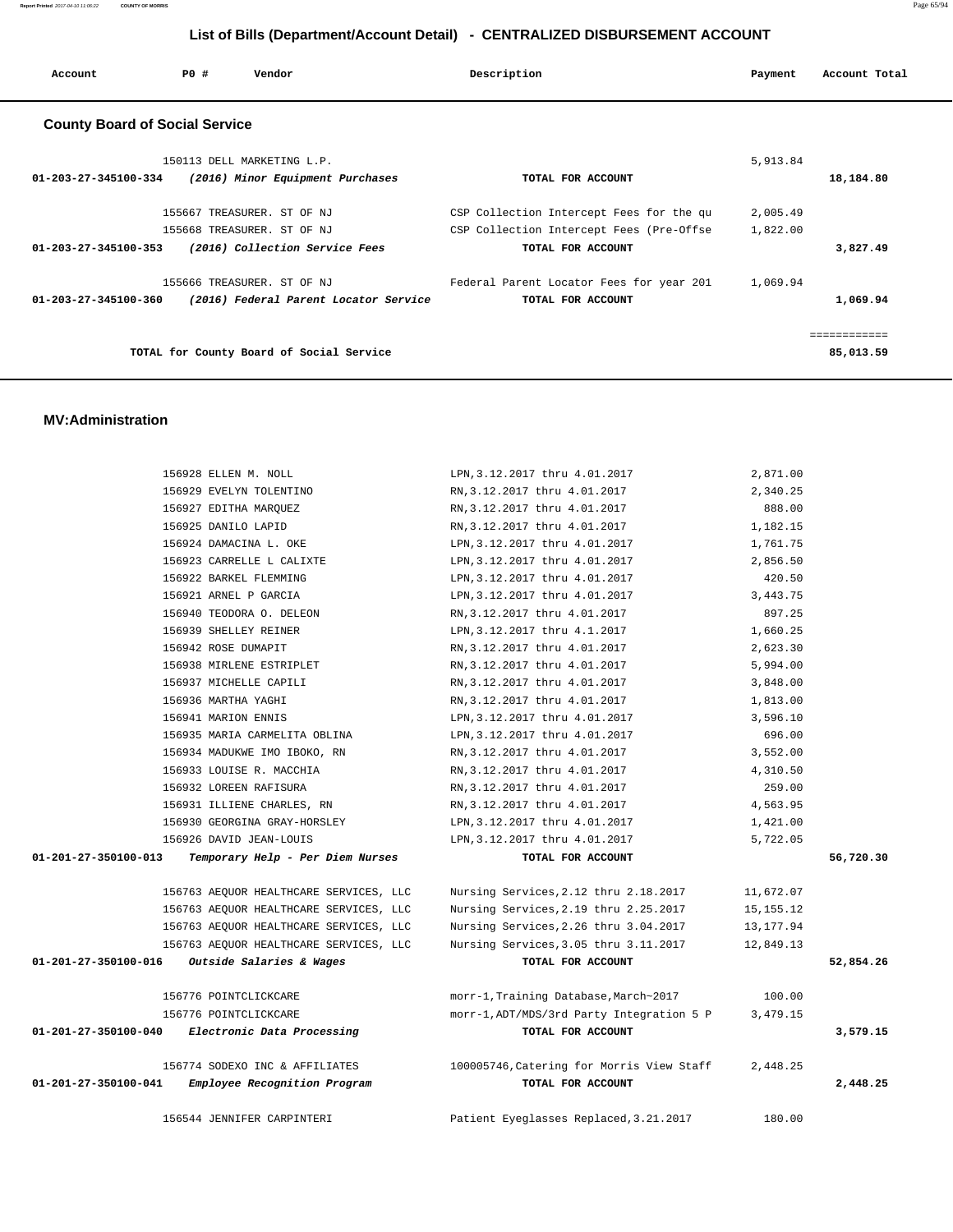## List of Bills (Department/Account Detail) - CENTRALIZED DISBURSEMENT ACCOUNT

| Account | PO # | Vendor | Description | Payment | Account Total |
|---|---|---|---|---|---|

### County Board of Social Service

| Account | PO # | Vendor | Description | Payment | Account Total |
|---|---|---|---|---|---|
| | 150113 | DELL MARKETING L.P. | | 5,913.84 | |
| **01-203-27-345100-334** | | ***(2016) Minor Equipment Purchases*** | **TOTAL FOR ACCOUNT** | | **18,184.80** |
| | 155667 | TREASURER. ST OF NJ | CSP Collection Intercept Fees for the qu | 2,005.49 | |
| | 155668 | TREASURER. ST OF NJ | CSP Collection Intercept Fees (Pre-Offse | 1,822.00 | |
| **01-203-27-345100-353** | | ***(2016) Collection Service Fees*** | **TOTAL FOR ACCOUNT** | | **3,827.49** |
| | 155666 | TREASURER. ST OF NJ | Federal Parent Locator Fees for year 201 | 1,069.94 | |
| **01-203-27-345100-360** | | ***(2016) Federal Parent Locator Service*** | **TOTAL FOR ACCOUNT** | | **1,069.94** |
| | | | | | ============ |
| | | **TOTAL for County Board of Social Service** | | | **85,013.59** |

### MV:Administration

| Account | PO # | Vendor | Description | Payment | Account Total |
|---|---|---|---|---|---|
| | 156928 | ELLEN M. NOLL | LPN,3.12.2017 thru 4.01.2017 | 2,871.00 | |
| | 156929 | EVELYN TOLENTINO | RN,3.12.2017 thru 4.01.2017 | 2,340.25 | |
| | 156927 | EDITHA MARQUEZ | RN,3.12.2017 thru 4.01.2017 | 888.00 | |
| | 156925 | DANILO LAPID | RN,3.12.2017 thru 4.01.2017 | 1,182.15 | |
| | 156924 | DAMACINA L. OKE | LPN,3.12.2017 thru 4.01.2017 | 1,761.75 | |
| | 156923 | CARRELLE L CALIXTE | LPN,3.12.2017 thru 4.01.2017 | 2,856.50 | |
| | 156922 | BARKEL FLEMMING | LPN,3.12.2017 thru 4.01.2017 | 420.50 | |
| | 156921 | ARNEL P GARCIA | LPN,3.12.2017 thru 4.01.2017 | 3,443.75 | |
| | 156940 | TEODORA O. DELEON | RN,3.12.2017 thru 4.01.2017 | 897.25 | |
| | 156939 | SHELLEY REINER | LPN,3.12.2017 thru 4.1.2017 | 1,660.25 | |
| | 156942 | ROSE DUMAPIT | RN,3.12.2017 thru 4.01.2017 | 2,623.30 | |
| | 156938 | MIRLENE ESTRIPLET | RN,3.12.2017 thru 4.01.2017 | 5,994.00 | |
| | 156937 | MICHELLE CAPILI | RN,3.12.2017 thru 4.01.2017 | 3,848.00 | |
| | 156936 | MARTHA YAGHI | RN,3.12.2017 thru 4.01.2017 | 1,813.00 | |
| | 156941 | MARION ENNIS | LPN,3.12.2017 thru 4.01.2017 | 3,596.10 | |
| | 156935 | MARIA CARMELITA OBLINA | LPN,3.12.2017 thru 4.01.2017 | 696.00 | |
| | 156934 | MADUKWE IMO IBOKO, RN | RN,3.12.2017 thru 4.01.2017 | 3,552.00 | |
| | 156933 | LOUISE R. MACCHIA | RN,3.12.2017 thru 4.01.2017 | 4,310.50 | |
| | 156932 | LOREEN RAFISURA | RN,3.12.2017 thru 4.01.2017 | 259.00 | |
| | 156931 | ILLIENE CHARLES, RN | RN,3.12.2017 thru 4.01.2017 | 4,563.95 | |
| | 156930 | GEORGINA GRAY-HORSLEY | LPN,3.12.2017 thru 4.01.2017 | 1,421.00 | |
| | 156926 | DAVID JEAN-LOUIS | LPN,3.12.2017 thru 4.01.2017 | 5,722.05 | |
| **01-201-27-350100-013** | | ***Temporary Help - Per Diem Nurses*** | **TOTAL FOR ACCOUNT** | | **56,720.30** |
| | 156763 | AEQUOR HEALTHCARE SERVICES, LLC | Nursing Services,2.12 thru 2.18.2017 | 11,672.07 | |
| | 156763 | AEQUOR HEALTHCARE SERVICES, LLC | Nursing Services,2.19 thru 2.25.2017 | 15,155.12 | |
| | 156763 | AEQUOR HEALTHCARE SERVICES, LLC | Nursing Services,2.26 thru 3.04.2017 | 13,177.94 | |
| | 156763 | AEQUOR HEALTHCARE SERVICES, LLC | Nursing Services,3.05 thru 3.11.2017 | 12,849.13 | |
| **01-201-27-350100-016** | | ***Outside Salaries & Wages*** | **TOTAL FOR ACCOUNT** | | **52,854.26** |
| | 156776 | POINTCLICKCARE | morr-1,Training Database,March~2017 | 100.00 | |
| | 156776 | POINTCLICKCARE | morr-1,ADT/MDS/3rd Party Integration 5 P | 3,479.15 | |
| **01-201-27-350100-040** | | ***Electronic Data Processing*** | **TOTAL FOR ACCOUNT** | | **3,579.15** |
| | 156774 | SODEXO INC & AFFILIATES | 100005746,Catering for Morris View Staff | 2,448.25 | |
| **01-201-27-350100-041** | | ***Employee Recognition Program*** | **TOTAL FOR ACCOUNT** | | **2,448.25** |
| | 156544 | JENNIFER CARPINTERI | Patient Eyeglasses Replaced,3.21.2017 | 180.00 | |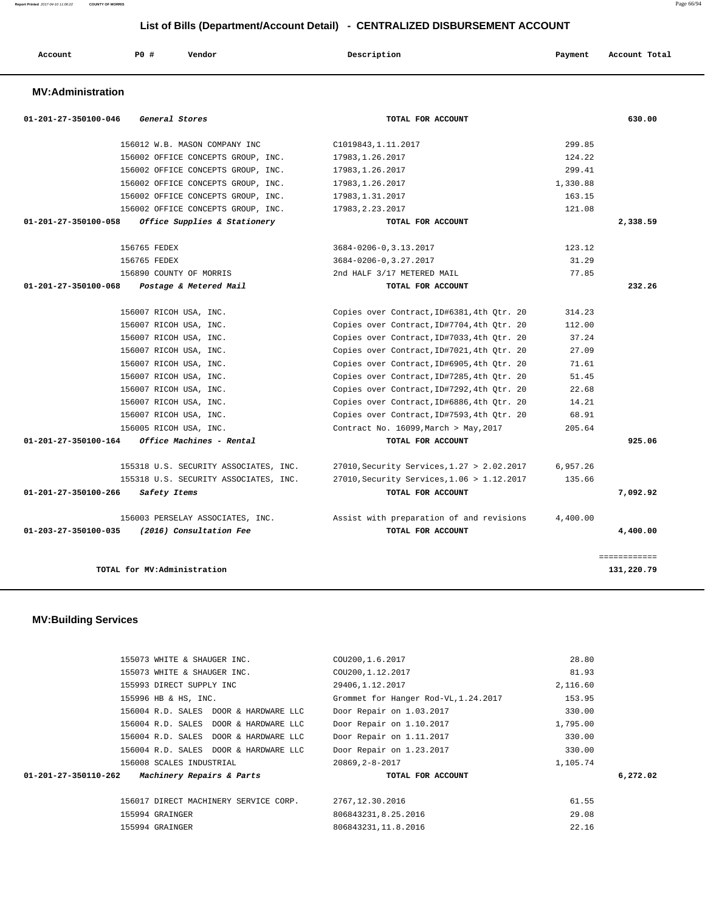## List of Bills (Department/Account Detail) - CENTRALIZED DISBURSEMENT ACCOUNT

| Account | PO # | Vendor | Description | Payment | Account Total |
|---|---|---|---|---|---|

### MV:Administration

| Account | PO # | Vendor | Description | Payment | Account Total |
|---|---|---|---|---|---|
| 01-201-27-350100-046 | | *General Stores* | TOTAL FOR ACCOUNT | | 630.00 |
| | 156012 | W.B. MASON COMPANY INC | C1019843,1.11.2017 | 299.85 | |
| | 156002 | OFFICE CONCEPTS GROUP, INC. | 17983,1.26.2017 | 124.22 | |
| | 156002 | OFFICE CONCEPTS GROUP, INC. | 17983,1.26.2017 | 299.41 | |
| | 156002 | OFFICE CONCEPTS GROUP, INC. | 17983,1.26.2017 | 1,330.88 | |
| | 156002 | OFFICE CONCEPTS GROUP, INC. | 17983,1.31.2017 | 163.15 | |
| | 156002 | OFFICE CONCEPTS GROUP, INC. | 17983,2.23.2017 | 121.08 | |
| 01-201-27-350100-058 | | *Office Supplies & Stationery* | TOTAL FOR ACCOUNT | | 2,338.59 |
| | 156765 | FEDEX | 3684-0206-0,3.13.2017 | 123.12 | |
| | 156765 | FEDEX | 3684-0206-0,3.27.2017 | 31.29 | |
| | 156890 | COUNTY OF MORRIS | 2nd HALF 3/17 METERED MAIL | 77.85 | |
| 01-201-27-350100-068 | | *Postage & Metered Mail* | TOTAL FOR ACCOUNT | | 232.26 |
| | 156007 | RICOH USA, INC. | Copies over Contract,ID#6381,4th Qtr. 20 | 314.23 | |
| | 156007 | RICOH USA, INC. | Copies over Contract,ID#7704,4th Qtr. 20 | 112.00 | |
| | 156007 | RICOH USA, INC. | Copies over Contract,ID#7033,4th Qtr. 20 | 37.24 | |
| | 156007 | RICOH USA, INC. | Copies over Contract,ID#7021,4th Qtr. 20 | 27.09 | |
| | 156007 | RICOH USA, INC. | Copies over Contract,ID#6905,4th Qtr. 20 | 71.61 | |
| | 156007 | RICOH USA, INC. | Copies over Contract,ID#7285,4th Qtr. 20 | 51.45 | |
| | 156007 | RICOH USA, INC. | Copies over Contract,ID#7292,4th Qtr. 20 | 22.68 | |
| | 156007 | RICOH USA, INC. | Copies over Contract,ID#6886,4th Qtr. 20 | 14.21 | |
| | 156007 | RICOH USA, INC. | Copies over Contract,ID#7593,4th Qtr. 20 | 68.91 | |
| | 156005 | RICOH USA, INC. | Contract No. 16099,March > May,2017 | 205.64 | |
| 01-201-27-350100-164 | | *Office Machines - Rental* | TOTAL FOR ACCOUNT | | 925.06 |
| | 155318 | U.S. SECURITY ASSOCIATES, INC. | 27010,Security Services,1.27 > 2.02.2017 | 6,957.26 | |
| | 155318 | U.S. SECURITY ASSOCIATES, INC. | 27010,Security Services,1.06 > 1.12.2017 | 135.66 | |
| 01-201-27-350100-266 | | *Safety Items* | TOTAL FOR ACCOUNT | | 7,092.92 |
| | 156003 | PERSELAY ASSOCIATES, INC. | Assist with preparation of and revisions | 4,400.00 | |
| 01-203-27-350100-035 | | *(2016) Consultation Fee* | TOTAL FOR ACCOUNT | | 4,400.00 |

**TOTAL for MV:Administration** ============ **131,220.79**

### MV:Building Services

| Account | PO # | Vendor | Description | Payment | Account Total |
|---|---|---|---|---|---|
| | 155073 | WHITE & SHAUGER INC. | COU200,1.6.2017 | 28.80 | |
| | 155073 | WHITE & SHAUGER INC. | COU200,1.12.2017 | 81.93 | |
| | 155993 | DIRECT SUPPLY INC | 29406,1.12.2017 | 2,116.60 | |
| | 155996 | HB & HS, INC. | Grommet for Hanger Rod-VL,1.24.2017 | 153.95 | |
| | 156004 | R.D. SALES DOOR & HARDWARE LLC | Door Repair on 1.03.2017 | 330.00 | |
| | 156004 | R.D. SALES DOOR & HARDWARE LLC | Door Repair on 1.10.2017 | 1,795.00 | |
| | 156004 | R.D. SALES DOOR & HARDWARE LLC | Door Repair on 1.11.2017 | 330.00 | |
| | 156004 | R.D. SALES DOOR & HARDWARE LLC | Door Repair on 1.23.2017 | 330.00 | |
| | 156008 | SCALES INDUSTRIAL | 20869,2-8-2017 | 1,105.74 | |
| 01-201-27-350110-262 | | *Machinery Repairs & Parts* | TOTAL FOR ACCOUNT | | 6,272.02 |
| | 156017 | DIRECT MACHINERY SERVICE CORP. | 2767,12.30.2016 | 61.55 | |
| | 155994 | GRAINGER | 806843231,8.25.2016 | 29.08 | |
| | 155994 | GRAINGER | 806843231,11.8.2016 | 22.16 | |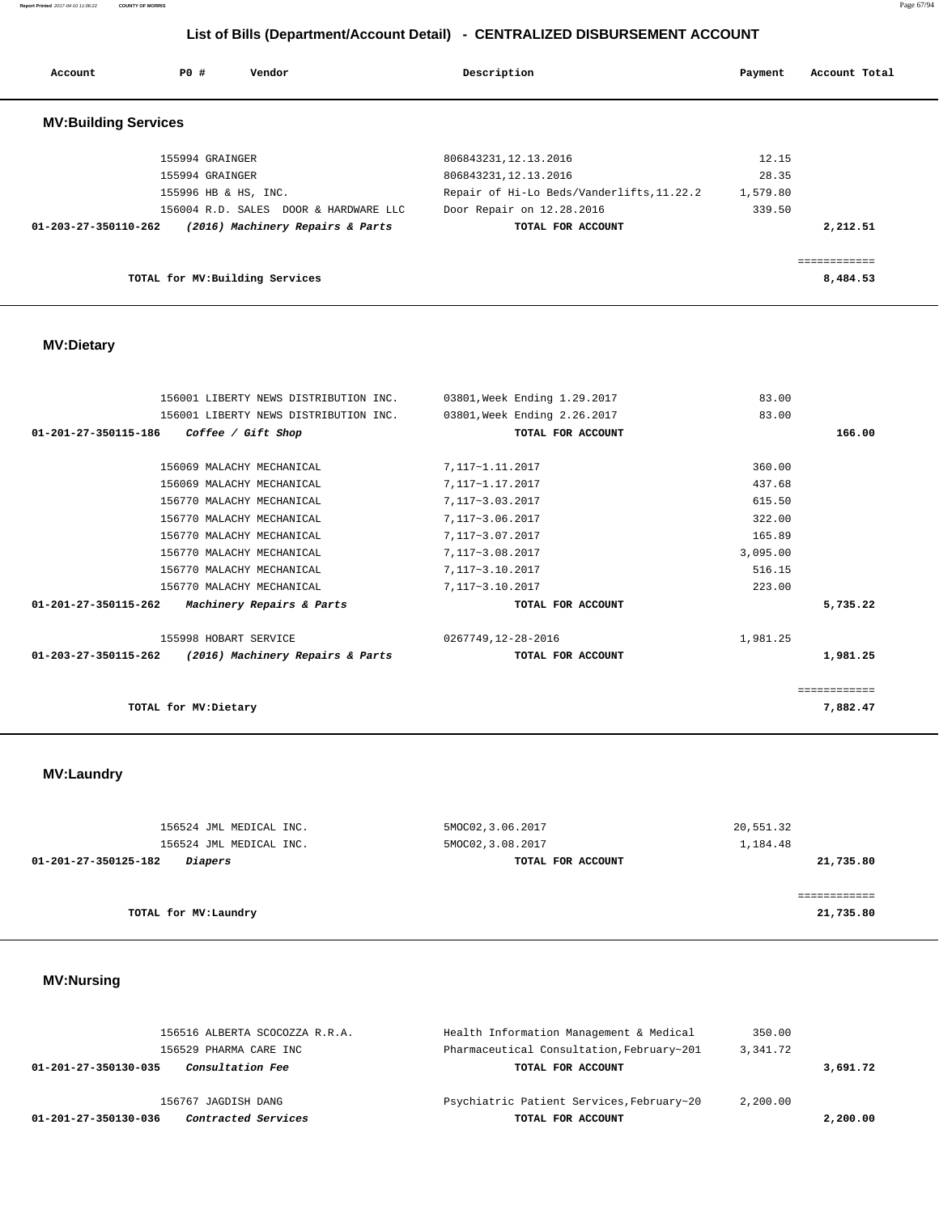## List of Bills (Department/Account Detail) - CENTRALIZED DISBURSEMENT ACCOUNT

| Account | PO # | Vendor | Description | Payment | Account Total |
|---|---|---|---|---|---|

### MV:Building Services

| Account | PO # | Vendor | Description | Payment | Account Total |
|---|---|---|---|---|---|
| | 155994 | GRAINGER | 806843231,12.13.2016 | 12.15 | |
| | 155994 | GRAINGER | 806843231,12.13.2016 | 28.35 | |
| | 155996 | HB & HS, INC. | Repair of Hi-Lo Beds/Vanderlifts,11.22.2 | 1,579.80 | |
| | 156004 | R.D. SALES DOOR & HARDWARE LLC | Door Repair on 12.28.2016 | 339.50 | |
| **01-203-27-350110-262** | | ***(2016) Machinery Repairs & Parts*** | **TOTAL FOR ACCOUNT** | | **2,212.51** |
| | | | | | ============ |
| | | **TOTAL for MV:Building Services** | | | **8,484.53** |

### MV:Dietary

| Account | PO # | Vendor | Description | Payment | Account Total |
|---|---|---|---|---|---|
| | 156001 | LIBERTY NEWS DISTRIBUTION INC. | 03801,Week Ending 1.29.2017 | 83.00 | |
| | 156001 | LIBERTY NEWS DISTRIBUTION INC. | 03801,Week Ending 2.26.2017 | 83.00 | |
| **01-201-27-350115-186** | | ***Coffee / Gift Shop*** | **TOTAL FOR ACCOUNT** | | **166.00** |
| | 156069 | MALACHY MECHANICAL | 7,117~1.11.2017 | 360.00 | |
| | 156069 | MALACHY MECHANICAL | 7,117~1.17.2017 | 437.68 | |
| | 156770 | MALACHY MECHANICAL | 7,117~3.03.2017 | 615.50 | |
| | 156770 | MALACHY MECHANICAL | 7,117~3.06.2017 | 322.00 | |
| | 156770 | MALACHY MECHANICAL | 7,117~3.07.2017 | 165.89 | |
| | 156770 | MALACHY MECHANICAL | 7,117~3.08.2017 | 3,095.00 | |
| | 156770 | MALACHY MECHANICAL | 7,117~3.10.2017 | 516.15 | |
| | 156770 | MALACHY MECHANICAL | 7,117~3.10.2017 | 223.00 | |
| **01-201-27-350115-262** | | ***Machinery Repairs & Parts*** | **TOTAL FOR ACCOUNT** | | **5,735.22** |
| | 155998 | HOBART SERVICE | 0267749,12-28-2016 | 1,981.25 | |
| **01-203-27-350115-262** | | ***(2016) Machinery Repairs & Parts*** | **TOTAL FOR ACCOUNT** | | **1,981.25** |
| | | | | | ============ |
| | | **TOTAL for MV:Dietary** | | | **7,882.47** |

### MV:Laundry

| Account | PO # | Vendor | Description | Payment | Account Total |
|---|---|---|---|---|---|
| | 156524 | JML MEDICAL INC. | 5MOC02,3.06.2017 | 20,551.32 | |
| | 156524 | JML MEDICAL INC. | 5MOC02,3.08.2017 | 1,184.48 | |
| **01-201-27-350125-182** | | ***Diapers*** | **TOTAL FOR ACCOUNT** | | **21,735.80** |
| | | | | | ============ |
| | | **TOTAL for MV:Laundry** | | | **21,735.80** |

### MV:Nursing

| Account | PO # | Vendor | Description | Payment | Account Total |
|---|---|---|---|---|---|
| | 156516 | ALBERTA SCOCOZZA R.R.A. | Health Information Management & Medical | 350.00 | |
| | 156529 | PHARMA CARE INC | Pharmaceutical Consultation,February~201 | 3,341.72 | |
| **01-201-27-350130-035** | | ***Consultation Fee*** | **TOTAL FOR ACCOUNT** | | **3,691.72** |
| | 156767 | JAGDISH DANG | Psychiatric Patient Services,February~20 | 2,200.00 | |
| **01-201-27-350130-036** | | ***Contracted Services*** | **TOTAL FOR ACCOUNT** | | **2,200.00** |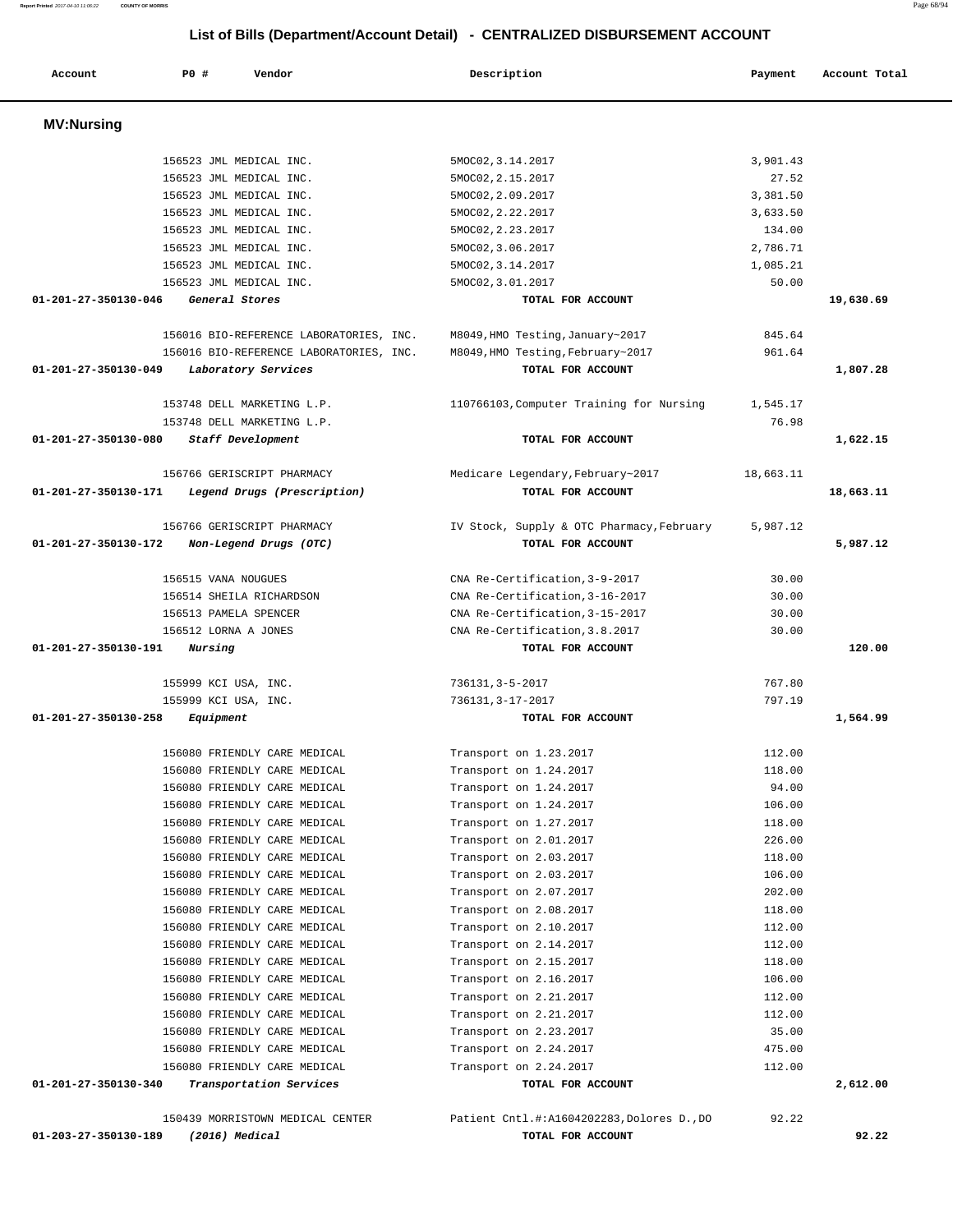## List of Bills (Department/Account Detail) - CENTRALIZED DISBURSEMENT ACCOUNT

| Account | PO # | Vendor | Description | Payment | Account Total |
|---|---|---|---|---|---|

### MV:Nursing

| Account | PO # | Vendor | Description | Payment | Account Total |
|---|---|---|---|---|---|
| | 156523 | JML MEDICAL INC. | 5MOC02,3.14.2017 | 3,901.43 | |
| | 156523 | JML MEDICAL INC. | 5MOC02,2.15.2017 | 27.52 | |
| | 156523 | JML MEDICAL INC. | 5MOC02,2.09.2017 | 3,381.50 | |
| | 156523 | JML MEDICAL INC. | 5MOC02,2.22.2017 | 3,633.50 | |
| | 156523 | JML MEDICAL INC. | 5MOC02,2.23.2017 | 134.00 | |
| | 156523 | JML MEDICAL INC. | 5MOC02,3.06.2017 | 2,786.71 | |
| | 156523 | JML MEDICAL INC. | 5MOC02,3.14.2017 | 1,085.21 | |
| | 156523 | JML MEDICAL INC. | 5MOC02,3.01.2017 | 50.00 | |
| **01-201-27-350130-046** | | *General Stores* | TOTAL FOR ACCOUNT | | **19,630.69** |
| | 156016 | BIO-REFERENCE LABORATORIES, INC. | M8049,HMO Testing,January~2017 | 845.64 | |
| | 156016 | BIO-REFERENCE LABORATORIES, INC. | M8049,HMO Testing,February~2017 | 961.64 | |
| **01-201-27-350130-049** | | *Laboratory Services* | TOTAL FOR ACCOUNT | | **1,807.28** |
| | 153748 | DELL MARKETING L.P. | 110766103,Computer Training for Nursing | 1,545.17 | |
| | 153748 | DELL MARKETING L.P. | | 76.98 | |
| **01-201-27-350130-080** | | *Staff Development* | TOTAL FOR ACCOUNT | | **1,622.15** |
| | 156766 | GERISCRIPT PHARMACY | Medicare Legendary,February~2017 | 18,663.11 | |
| **01-201-27-350130-171** | | *Legend Drugs (Prescription)* | TOTAL FOR ACCOUNT | | **18,663.11** |
| | 156766 | GERISCRIPT PHARMACY | IV Stock, Supply & OTC Pharmacy,February | 5,987.12 | |
| **01-201-27-350130-172** | | *Non-Legend Drugs (OTC)* | TOTAL FOR ACCOUNT | | **5,987.12** |
| | 156515 | VANA NOUGUES | CNA Re-Certification,3-9-2017 | 30.00 | |
| | 156514 | SHEILA RICHARDSON | CNA Re-Certification,3-16-2017 | 30.00 | |
| | 156513 | PAMELA SPENCER | CNA Re-Certification,3-15-2017 | 30.00 | |
| | 156512 | LORNA A JONES | CNA Re-Certification,3.8.2017 | 30.00 | |
| **01-201-27-350130-191** | | *Nursing* | TOTAL FOR ACCOUNT | | **120.00** |
| | 155999 | KCI USA, INC. | 736131,3-5-2017 | 767.80 | |
| | 155999 | KCI USA, INC. | 736131,3-17-2017 | 797.19 | |
| **01-201-27-350130-258** | | *Equipment* | TOTAL FOR ACCOUNT | | **1,564.99** |
| | 156080 | FRIENDLY CARE MEDICAL | Transport on 1.23.2017 | 112.00 | |
| | 156080 | FRIENDLY CARE MEDICAL | Transport on 1.24.2017 | 118.00 | |
| | 156080 | FRIENDLY CARE MEDICAL | Transport on 1.24.2017 | 94.00 | |
| | 156080 | FRIENDLY CARE MEDICAL | Transport on 1.24.2017 | 106.00 | |
| | 156080 | FRIENDLY CARE MEDICAL | Transport on 1.27.2017 | 118.00 | |
| | 156080 | FRIENDLY CARE MEDICAL | Transport on 2.01.2017 | 226.00 | |
| | 156080 | FRIENDLY CARE MEDICAL | Transport on 2.03.2017 | 118.00 | |
| | 156080 | FRIENDLY CARE MEDICAL | Transport on 2.03.2017 | 106.00 | |
| | 156080 | FRIENDLY CARE MEDICAL | Transport on 2.07.2017 | 202.00 | |
| | 156080 | FRIENDLY CARE MEDICAL | Transport on 2.08.2017 | 118.00 | |
| | 156080 | FRIENDLY CARE MEDICAL | Transport on 2.10.2017 | 112.00 | |
| | 156080 | FRIENDLY CARE MEDICAL | Transport on 2.14.2017 | 112.00 | |
| | 156080 | FRIENDLY CARE MEDICAL | Transport on 2.15.2017 | 118.00 | |
| | 156080 | FRIENDLY CARE MEDICAL | Transport on 2.16.2017 | 106.00 | |
| | 156080 | FRIENDLY CARE MEDICAL | Transport on 2.21.2017 | 112.00 | |
| | 156080 | FRIENDLY CARE MEDICAL | Transport on 2.21.2017 | 112.00 | |
| | 156080 | FRIENDLY CARE MEDICAL | Transport on 2.23.2017 | 35.00 | |
| | 156080 | FRIENDLY CARE MEDICAL | Transport on 2.24.2017 | 475.00 | |
| | 156080 | FRIENDLY CARE MEDICAL | Transport on 2.24.2017 | 112.00 | |
| **01-201-27-350130-340** | | *Transportation Services* | TOTAL FOR ACCOUNT | | **2,612.00** |
| | 150439 | MORRISTOWN MEDICAL CENTER | Patient Cntl.#:A1604202283,Dolores D.,DO | 92.22 | |
| **01-203-27-350130-189** | | *(2016) Medical* | TOTAL FOR ACCOUNT | | **92.22** |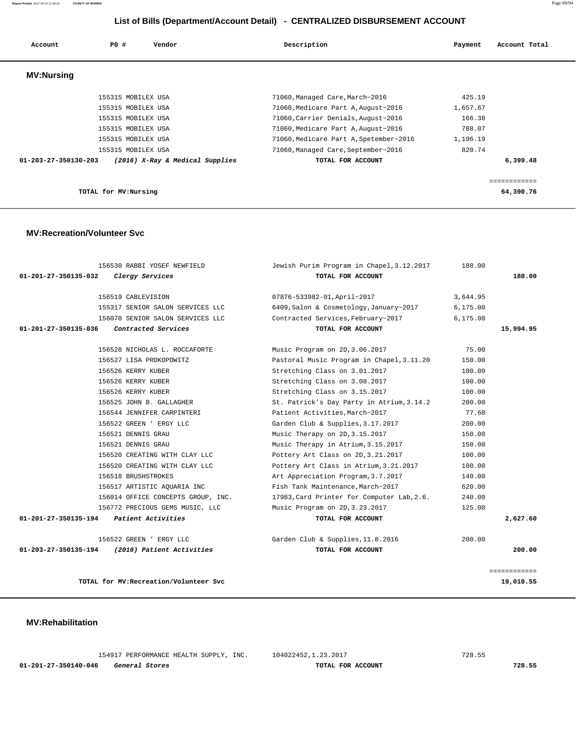## List of Bills (Department/Account Detail) - CENTRALIZED DISBURSEMENT ACCOUNT

| Account | PO # | Vendor | Description | Payment | Account Total |
|---|---|---|---|---|---|

### MV:Nursing

| Account | PO # | Vendor | Description | Payment | Account Total |
|---|---|---|---|---|---|
| | 155315 | MOBILEX USA | 71060,Managed Care,March~2016 | 425.19 | |
| | 155315 | MOBILEX USA | 71060,Medicare Part A,August~2016 | 1,657.67 | |
| | 155315 | MOBILEX USA | 71060,Carrier Denials,August~2016 | 166.38 | |
| | 155315 | MOBILEX USA | 71060,Medicare Part A,August~2016 | 788.07 | |
| | 155315 | MOBILEX USA | 71060,Medicare Part A,Spetember~2016 | 1,196.19 | |
| | 155315 | MOBILEX USA | 71060,Managed Care,September~2016 | 820.74 | |
| 01-203-27-350130-203 | | *(2016) X-Ray & Medical Supplies* | TOTAL FOR ACCOUNT | | 6,399.48 |

TOTAL for MV:Nursing ============ 64,390.76

### MV:Recreation/Volunteer Svc

| Account | PO # | Vendor | Description | Payment | Account Total |
|---|---|---|---|---|---|
| | 156530 | RABBI YOSEF NEWFIELD | Jewish Purim Program in Chapel,3.12.2017 | 188.00 | |
| 01-201-27-350135-032 | | *Clergy Services* | TOTAL FOR ACCOUNT | | 188.00 |
| | 156519 | CABLEVISION | 07876-533982-01,April~2017 | 3,644.95 | |
| | 155317 | SENIOR SALON SERVICES LLC | 6409,Salon & Cosmetology,January~2017 | 6,175.00 | |
| | 156070 | SENIOR SALON SERVICES LLC | Contracted Services,February~2017 | 6,175.00 | |
| 01-201-27-350135-036 | | *Contracted Services* | TOTAL FOR ACCOUNT | | 15,994.95 |
| | 156528 | NICHOLAS L. ROCCAFORTE | Music Program on 2D,3.06.2017 | 75.00 | |
| | 156527 | LISA PROKOPOWITZ | Pastoral Music Program in Chapel,3.11.20 | 150.00 | |
| | 156526 | KERRY KUBER | Stretching Class on 3.01.2017 | 100.00 | |
| | 156526 | KERRY KUBER | Stretching Class on 3.08.2017 | 100.00 | |
| | 156526 | KERRY KUBER | Stretching Class on 3.15.2017 | 100.00 | |
| | 156525 | JOHN B. GALLAGHER | St. Patrick's Day Party in Atrium,3.14.2 | 200.00 | |
| | 156544 | JENNIFER CARPINTERI | Patient Activities,March~2017 | 77.60 | |
| | 156522 | GREEN ' ERGY LLC | Garden Club & Supplies,3.17.2017 | 200.00 | |
| | 156521 | DENNIS GRAU | Music Therapy on 2D,3.15.2017 | 150.00 | |
| | 156521 | DENNIS GRAU | Music Therapy in Atrium,3.15.2017 | 150.00 | |
| | 156520 | CREATING WITH CLAY LLC | Pottery Art Class on 2D,3.21.2017 | 100.00 | |
| | 156520 | CREATING WITH CLAY LLC | Pottery Art Class in Atrium,3.21.2017 | 100.00 | |
| | 156518 | BRUSHSTROKES | Art Appreciation Program,3.7.2017 | 140.00 | |
| | 156517 | ARTISTIC AQUARIA INC | Fish Tank Maintenance,March~2017 | 620.00 | |
| | 156014 | OFFICE CONCEPTS GROUP, INC. | 17983,Card Printer for Computer Lab,2.6. | 240.00 | |
| | 156772 | PRECIOUS GEMS MUSIC, LLC | Music Program on 2D,3.23.2017 | 125.00 | |
| 01-201-27-350135-194 | | *Patient Activities* | TOTAL FOR ACCOUNT | | 2,627.60 |
| | 156522 | GREEN ' ERGY LLC | Garden Club & Supplies,11.8.2016 | 200.00 | |
| 01-203-27-350135-194 | | *(2016) Patient Activities* | TOTAL FOR ACCOUNT | | 200.00 |

TOTAL for MV:Recreation/Volunteer Svc ============ 19,010.55

### MV:Rehabilitation

| Account | PO # | Vendor | Description | Payment | Account Total |
|---|---|---|---|---|---|
| | 154917 | PERFORMANCE HEALTH SUPPLY, INC. | 104022452,1.23.2017 | 728.55 | |
| 01-201-27-350140-046 | | *General Stores* | TOTAL FOR ACCOUNT | | 728.55 |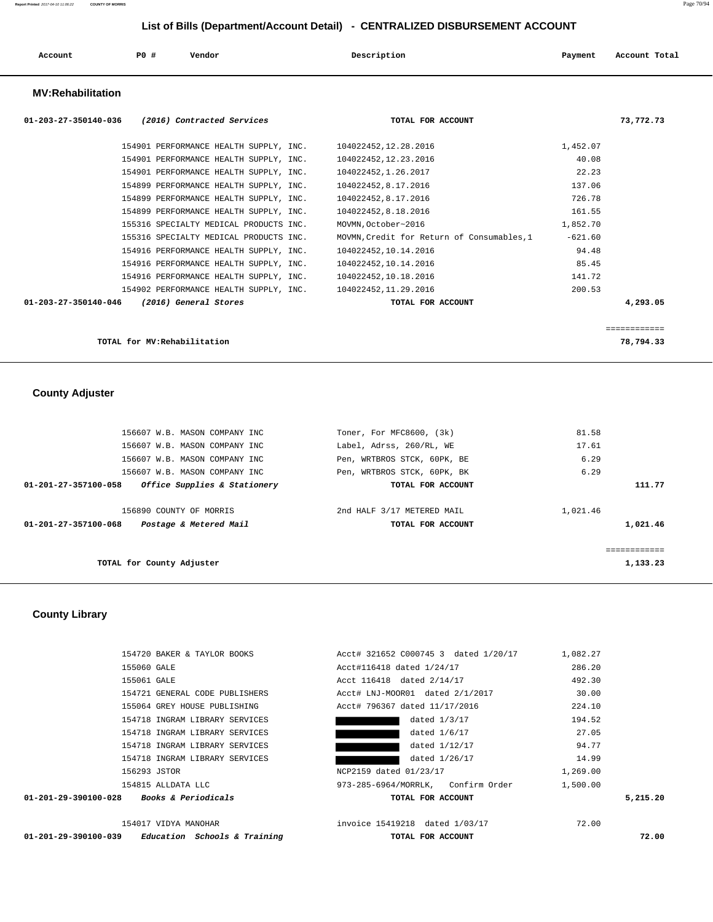## List of Bills (Department/Account Detail) - CENTRALIZED DISBURSEMENT ACCOUNT

| Account | PO # | Vendor | Description | Payment | Account Total |
|---|---|---|---|---|---|

### MV:Rehabilitation

| Account | PO # | Vendor | Description | Payment | Account Total |
|---|---|---|---|---|---|
| 01-203-27-350140-036 | | *(2016) Contracted Services* | TOTAL FOR ACCOUNT | | 73,772.73 |
| | 154901 | PERFORMANCE HEALTH SUPPLY, INC. | 104022452,12.28.2016 | 1,452.07 | |
| | 154901 | PERFORMANCE HEALTH SUPPLY, INC. | 104022452,12.23.2016 | 40.08 | |
| | 154901 | PERFORMANCE HEALTH SUPPLY, INC. | 104022452,1.26.2017 | 22.23 | |
| | 154899 | PERFORMANCE HEALTH SUPPLY, INC. | 104022452,8.17.2016 | 137.06 | |
| | 154899 | PERFORMANCE HEALTH SUPPLY, INC. | 104022452,8.17.2016 | 726.78 | |
| | 154899 | PERFORMANCE HEALTH SUPPLY, INC. | 104022452,8.18.2016 | 161.55 | |
| | 155316 | SPECIALTY MEDICAL PRODUCTS INC. | MOVMN,October~2016 | 1,852.70 | |
| | 155316 | SPECIALTY MEDICAL PRODUCTS INC. | MOVMN,Credit for Return of Consumables,1 | -621.60 | |
| | 154916 | PERFORMANCE HEALTH SUPPLY, INC. | 104022452,10.14.2016 | 94.48 | |
| | 154916 | PERFORMANCE HEALTH SUPPLY, INC. | 104022452,10.14.2016 | 85.45 | |
| | 154916 | PERFORMANCE HEALTH SUPPLY, INC. | 104022452,10.18.2016 | 141.72 | |
| | 154902 | PERFORMANCE HEALTH SUPPLY, INC. | 104022452,11.29.2016 | 200.53 | |
| 01-203-27-350140-046 | | *(2016) General Stores* | TOTAL FOR ACCOUNT | | 4,293.05 |
| | | | | | ============ |
| | | TOTAL for MV:Rehabilitation | | | 78,794.33 |

### County Adjuster

| Account | PO # | Vendor | Description | Payment | Account Total |
|---|---|---|---|---|---|
| | 156607 | W.B. MASON COMPANY INC | Toner, For MFC8600, (3k) | 81.58 | |
| | 156607 | W.B. MASON COMPANY INC | Label, Adrss, 260/RL, WE | 17.61 | |
| | 156607 | W.B. MASON COMPANY INC | Pen, WRTBROS STCK, 60PK, BE | 6.29 | |
| | 156607 | W.B. MASON COMPANY INC | Pen, WRTBROS STCK, 60PK, BK | 6.29 | |
| 01-201-27-357100-058 | | *Office Supplies & Stationery* | TOTAL FOR ACCOUNT | | 111.77 |
| | 156890 | COUNTY OF MORRIS | 2nd HALF 3/17 METERED MAIL | 1,021.46 | |
| 01-201-27-357100-068 | | *Postage & Metered Mail* | TOTAL FOR ACCOUNT | | 1,021.46 |
| | | | | | ============ |
| | | TOTAL for County Adjuster | | | 1,133.23 |

### County Library

| Account | PO # | Vendor | Description | Payment | Account Total |
|---|---|---|---|---|---|
| | 154720 | BAKER & TAYLOR BOOKS | Acct# 321652 C000745 3 dated 1/20/17 | 1,082.27 | |
| | 155060 | GALE | Acct#116418 dated 1/24/17 | 286.20 | |
| | 155061 | GALE | Acct 116418 dated 2/14/17 | 492.30 | |
| | 154721 | GENERAL CODE PUBLISHERS | Acct# LNJ-MOOR01 dated 2/1/2017 | 30.00 | |
| | 155064 | GREY HOUSE PUBLISHING | Acct# 796367 dated 11/17/2016 | 224.10 | |
| | 154718 | INGRAM LIBRARY SERVICES | dated 1/3/17 | 194.52 | |
| | 154718 | INGRAM LIBRARY SERVICES | dated 1/6/17 | 27.05 | |
| | 154718 | INGRAM LIBRARY SERVICES | dated 1/12/17 | 94.77 | |
| | 154718 | INGRAM LIBRARY SERVICES | dated 1/26/17 | 14.99 | |
| | 156293 | JSTOR | NCP2159 dated 01/23/17 | 1,269.00 | |
| | 154815 | ALLDATA LLC | 973-285-6964/MORRLK, Confirm Order | 1,500.00 | |
| 01-201-29-390100-028 | | *Books & Periodicals* | TOTAL FOR ACCOUNT | | 5,215.20 |
| | 154017 | VIDYA MANOHAR | invoice 15419218 dated 1/03/17 | 72.00 | |
| 01-201-29-390100-039 | | *Education Schools & Training* | TOTAL FOR ACCOUNT | | 72.00 |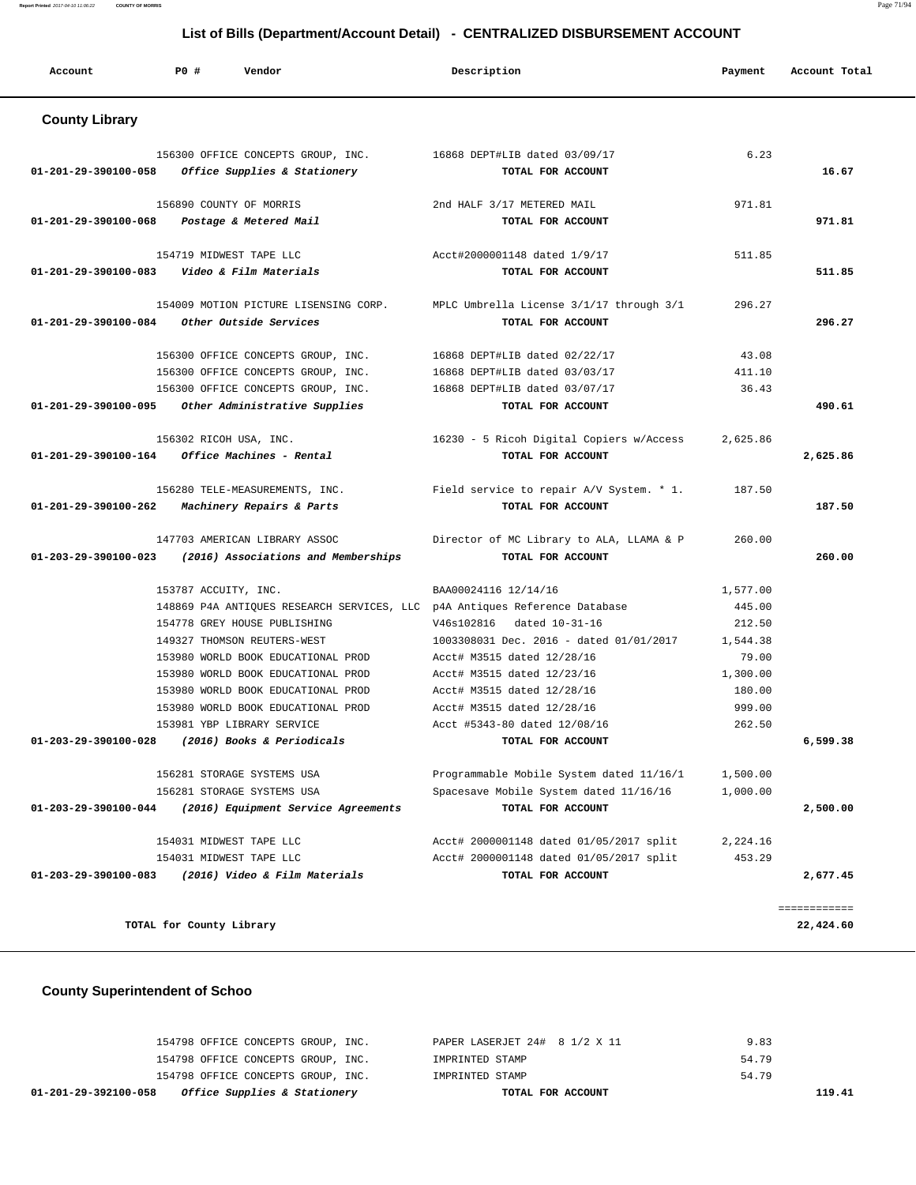## List of Bills (Department/Account Detail) - CENTRALIZED DISBURSEMENT ACCOUNT

| Account | PO # | Vendor | Description | Payment | Account Total |
|---|---|---|---|---|---|

### County Library

| Account | PO # | Vendor | Description | Payment | Account Total |
|---|---|---|---|---|---|
| | 156300 | OFFICE CONCEPTS GROUP, INC. | 16868 DEPT#LIB dated 03/09/17 | 6.23 | |
| 01-201-29-390100-058 | | *Office Supplies & Stationery* | TOTAL FOR ACCOUNT | | 16.67 |
| | 156890 | COUNTY OF MORRIS | 2nd HALF 3/17 METERED MAIL | 971.81 | |
| 01-201-29-390100-068 | | *Postage & Metered Mail* | TOTAL FOR ACCOUNT | | 971.81 |
| | 154719 | MIDWEST TAPE LLC | Acct#2000001148 dated 1/9/17 | 511.85 | |
| 01-201-29-390100-083 | | *Video & Film Materials* | TOTAL FOR ACCOUNT | | 511.85 |
| | 154009 | MOTION PICTURE LISENSING CORP. | MPLC Umbrella License 3/1/17 through 3/1 | 296.27 | |
| 01-201-29-390100-084 | | *Other Outside Services* | TOTAL FOR ACCOUNT | | 296.27 |
| | 156300 | OFFICE CONCEPTS GROUP, INC. | 16868 DEPT#LIB dated 02/22/17 | 43.08 | |
| | 156300 | OFFICE CONCEPTS GROUP, INC. | 16868 DEPT#LIB dated 03/03/17 | 411.10 | |
| | 156300 | OFFICE CONCEPTS GROUP, INC. | 16868 DEPT#LIB dated 03/07/17 | 36.43 | |
| 01-201-29-390100-095 | | *Other Administrative Supplies* | TOTAL FOR ACCOUNT | | 490.61 |
| | 156302 | RICOH USA, INC. | 16230 - 5 Ricoh Digital Copiers w/Access | 2,625.86 | |
| 01-201-29-390100-164 | | *Office Machines - Rental* | TOTAL FOR ACCOUNT | | 2,625.86 |
| | 156280 | TELE-MEASUREMENTS, INC. | Field service to repair A/V System. * 1. | 187.50 | |
| 01-201-29-390100-262 | | *Machinery Repairs & Parts* | TOTAL FOR ACCOUNT | | 187.50 |
| | 147703 | AMERICAN LIBRARY ASSOC | Director of MC Library to ALA, LLAMA & P | 260.00 | |
| 01-203-29-390100-023 | | *(2016) Associations and Memberships* | TOTAL FOR ACCOUNT | | 260.00 |
| | 153787 | ACCUITY, INC. | BAA00024116 12/14/16 | 1,577.00 | |
| | 148869 | P4A ANTIQUES RESEARCH SERVICES, LLC | p4A Antiques Reference Database | 445.00 | |
| | 154778 | GREY HOUSE PUBLISHING | V46s102816 dated 10-31-16 | 212.50 | |
| | 149327 | THOMSON REUTERS-WEST | 1003308031 Dec. 2016 - dated 01/01/2017 | 1,544.38 | |
| | 153980 | WORLD BOOK EDUCATIONAL PROD | Acct# M3515 dated 12/28/16 | 79.00 | |
| | 153980 | WORLD BOOK EDUCATIONAL PROD | Acct# M3515 dated 12/23/16 | 1,300.00 | |
| | 153980 | WORLD BOOK EDUCATIONAL PROD | Acct# M3515 dated 12/28/16 | 180.00 | |
| | 153980 | WORLD BOOK EDUCATIONAL PROD | Acct# M3515 dated 12/28/16 | 999.00 | |
| | 153981 | YBP LIBRARY SERVICE | Acct #5343-80 dated 12/08/16 | 262.50 | |
| 01-203-29-390100-028 | | *(2016) Books & Periodicals* | TOTAL FOR ACCOUNT | | 6,599.38 |
| | 156281 | STORAGE SYSTEMS USA | Programmable Mobile System dated 11/16/1 | 1,500.00 | |
| | 156281 | STORAGE SYSTEMS USA | Spacesave Mobile System dated 11/16/16 | 1,000.00 | |
| 01-203-29-390100-044 | | *(2016) Equipment Service Agreements* | TOTAL FOR ACCOUNT | | 2,500.00 |
| | 154031 | MIDWEST TAPE LLC | Acct# 2000001148 dated 01/05/2017 split | 2,224.16 | |
| | 154031 | MIDWEST TAPE LLC | Acct# 2000001148 dated 01/05/2017 split | 453.29 | |
| 01-203-29-390100-083 | | *(2016) Video & Film Materials* | TOTAL FOR ACCOUNT | | 2,677.45 |
| | | | | | ============ |
| | | TOTAL for County Library | | | 22,424.60 |

### County Superintendent of Schoo

| Account | PO # | Vendor | Description | Payment | Account Total |
|---|---|---|---|---|---|
| | 154798 | OFFICE CONCEPTS GROUP, INC. | PAPER LASERJET 24# 8 1/2 X 11 | 9.83 | |
| | 154798 | OFFICE CONCEPTS GROUP, INC. | IMPRINTED STAMP | 54.79 | |
| | 154798 | OFFICE CONCEPTS GROUP, INC. | IMPRINTED STAMP | 54.79 | |
| 01-201-29-392100-058 | | *Office Supplies & Stationery* | TOTAL FOR ACCOUNT | | 119.41 |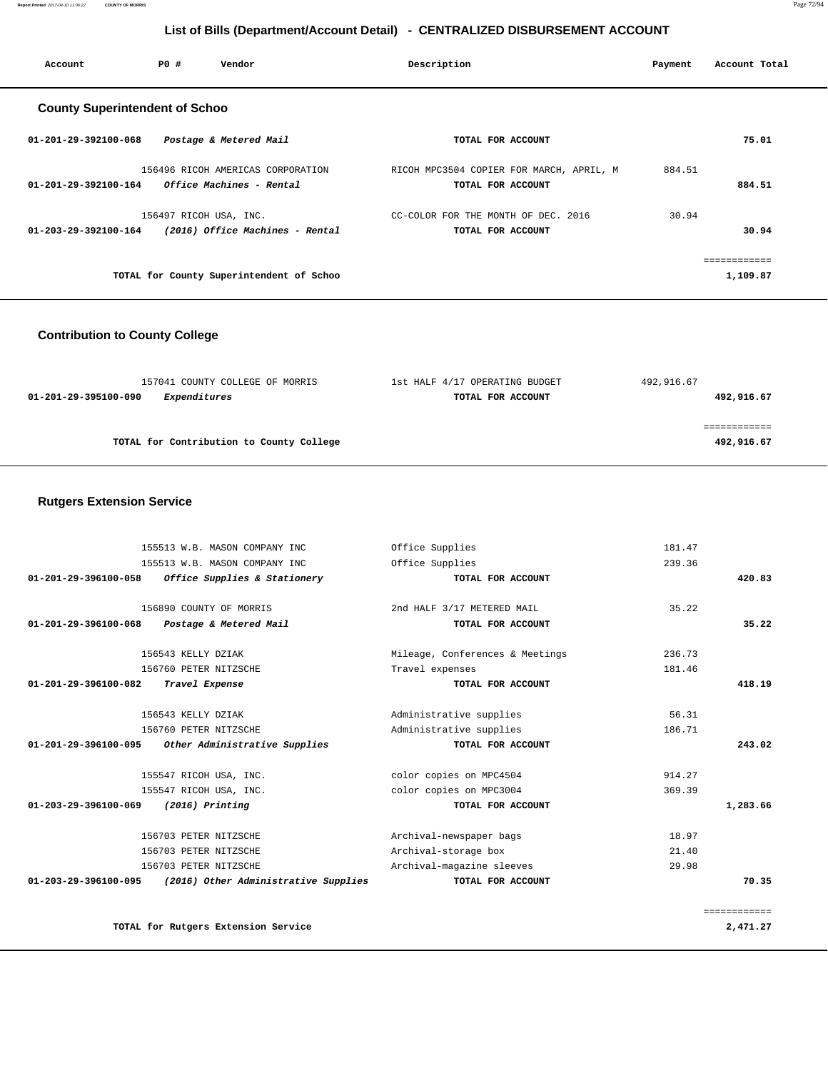# List of Bills (Department/Account Detail) - CENTRALIZED DISBURSEMENT ACCOUNT

| Account | PO # | Vendor | Description | Payment | Account Total |
|---|---|---|---|---|---|

## County Superintendent of Schoo

| Account | PO # | Vendor | Description | Payment | Account Total |
|---|---|---|---|---|---|
| **01-201-29-392100-068** | | ***Postage & Metered Mail*** | **TOTAL FOR ACCOUNT** | | **75.01** |
| | 156496 | RICOH AMERICAS CORPORATION | RICOH MPC3504 COPIER FOR MARCH, APRIL, M | 884.51 | |
| **01-201-29-392100-164** | | ***Office Machines - Rental*** | **TOTAL FOR ACCOUNT** | | **884.51** |
| | 156497 | RICOH USA, INC. | CC-COLOR FOR THE MONTH OF DEC. 2016 | 30.94 | |
| **01-203-29-392100-164** | | ***(2016) Office Machines - Rental*** | **TOTAL FOR ACCOUNT** | | **30.94** |
| | | | | | ============ |
| | | **TOTAL for County Superintendent of Schoo** | | | **1,109.87** |

## Contribution to County College

| Account | PO # | Vendor | Description | Payment | Account Total |
|---|---|---|---|---|---|
| | 157041 | COUNTY COLLEGE OF MORRIS | 1st HALF 4/17 OPERATING BUDGET | 492,916.67 | |
| **01-201-29-395100-090** | | ***Expenditures*** | **TOTAL FOR ACCOUNT** | | **492,916.67** |
| | | | | | ============ |
| | | **TOTAL for Contribution to County College** | | | **492,916.67** |

## Rutgers Extension Service

| Account | PO # | Vendor | Description | Payment | Account Total |
|---|---|---|---|---|---|
| | 155513 | W.B. MASON COMPANY INC | Office Supplies | 181.47 | |
| | 155513 | W.B. MASON COMPANY INC | Office Supplies | 239.36 | |
| **01-201-29-396100-058** | | ***Office Supplies & Stationery*** | **TOTAL FOR ACCOUNT** | | **420.83** |
| | 156890 | COUNTY OF MORRIS | 2nd HALF 3/17 METERED MAIL | 35.22 | |
| **01-201-29-396100-068** | | ***Postage & Metered Mail*** | **TOTAL FOR ACCOUNT** | | **35.22** |
| | 156543 | KELLY DZIAK | Mileage, Conferences & Meetings | 236.73 | |
| | 156760 | PETER NITZSCHE | Travel expenses | 181.46 | |
| **01-201-29-396100-082** | | ***Travel Expense*** | **TOTAL FOR ACCOUNT** | | **418.19** |
| | 156543 | KELLY DZIAK | Administrative supplies | 56.31 | |
| | 156760 | PETER NITZSCHE | Administrative supplies | 186.71 | |
| **01-201-29-396100-095** | | ***Other Administrative Supplies*** | **TOTAL FOR ACCOUNT** | | **243.02** |
| | 155547 | RICOH USA, INC. | color copies on MPC4504 | 914.27 | |
| | 155547 | RICOH USA, INC. | color copies on MPC3004 | 369.39 | |
| **01-203-29-396100-069** | | ***(2016) Printing*** | **TOTAL FOR ACCOUNT** | | **1,283.66** |
| | 156703 | PETER NITZSCHE | Archival-newspaper bags | 18.97 | |
| | 156703 | PETER NITZSCHE | Archival-storage box | 21.40 | |
| | 156703 | PETER NITZSCHE | Archival-magazine sleeves | 29.98 | |
| **01-203-29-396100-095** | | ***(2016) Other Administrative Supplies*** | **TOTAL FOR ACCOUNT** | | **70.35** |
| | | | | | ============ |
| | | **TOTAL for Rutgers Extension Service** | | | **2,471.27** |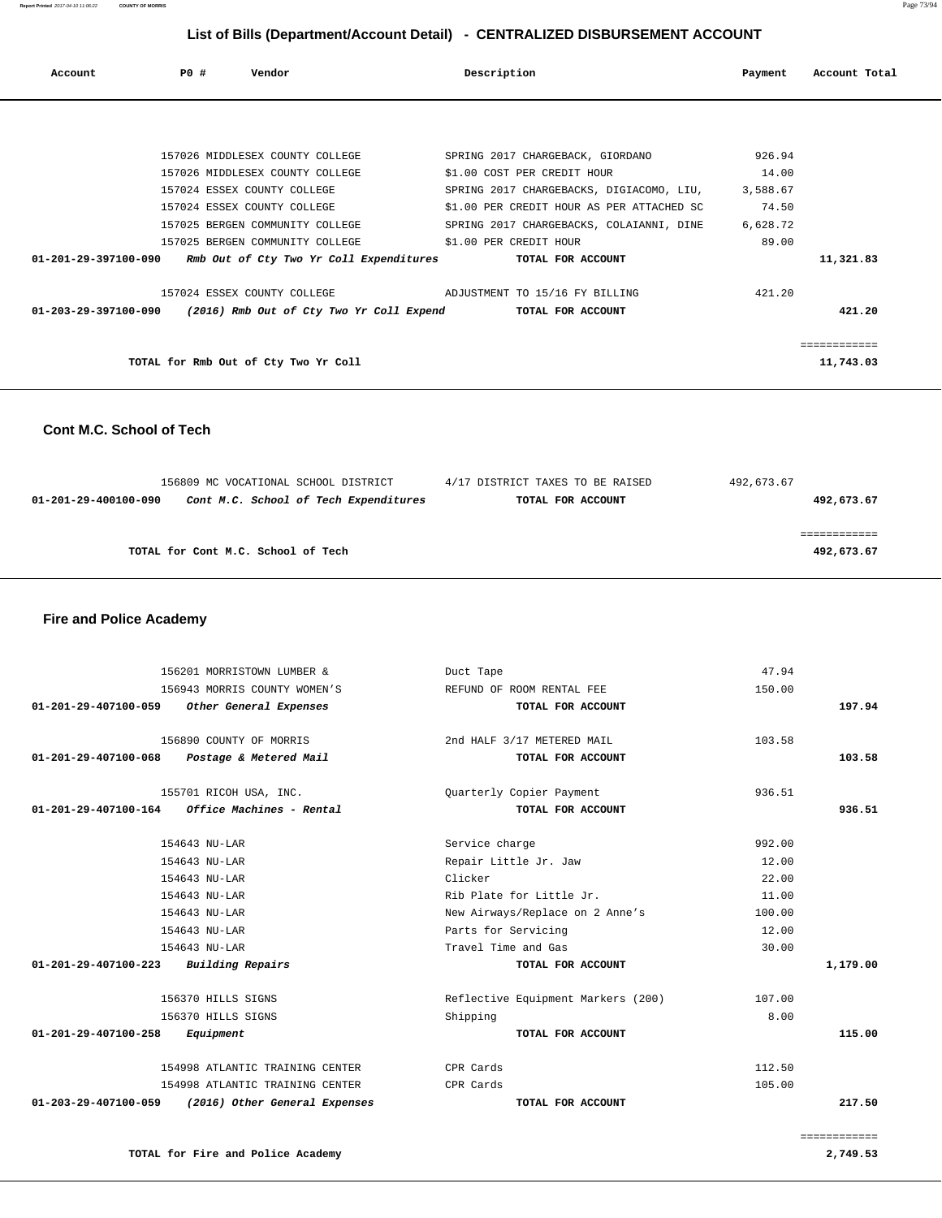## List of Bills (Department/Account Detail) - CENTRALIZED DISBURSEMENT ACCOUNT

| Account | PO # | Vendor | Description | Payment | Account Total |
|---|---|---|---|---|---|
| | 157026 | MIDDLESEX COUNTY COLLEGE | SPRING 2017 CHARGEBACK, GIORDANO | 926.94 | |
| | 157026 | MIDDLESEX COUNTY COLLEGE | $1.00 COST PER CREDIT HOUR | 14.00 | |
| | 157024 | ESSEX COUNTY COLLEGE | SPRING 2017 CHARGEBACKS, DIGIACOMO, LIU, | 3,588.67 | |
| | 157024 | ESSEX COUNTY COLLEGE | $1.00 PER CREDIT HOUR AS PER ATTACHED SC | 74.50 | |
| | 157025 | BERGEN COMMUNITY COLLEGE | SPRING 2017 CHARGEBACKS, COLAIANNI, DINE | 6,628.72 | |
| | 157025 | BERGEN COMMUNITY COLLEGE | $1.00 PER CREDIT HOUR | 89.00 | |
| **01-201-29-397100-090** | | ***Rmb Out of Cty Two Yr Coll Expenditures*** | **TOTAL FOR ACCOUNT** | | **11,321.83** |
| | 157024 | ESSEX COUNTY COLLEGE | ADJUSTMENT TO 15/16 FY BILLING | 421.20 | |
| **01-203-29-397100-090** | | ***(2016) Rmb Out of Cty Two Yr Coll Expend*** | **TOTAL FOR ACCOUNT** | | **421.20** |
| | | **TOTAL for Rmb Out of Cty Two Yr Coll** | | | **11,743.03** |

### Cont M.C. School of Tech

| Account | PO # | Vendor | Description | Payment | Account Total |
|---|---|---|---|---|---|
| | 156809 | MC VOCATIONAL SCHOOL DISTRICT | 4/17 DISTRICT TAXES TO BE RAISED | 492,673.67 | |
| **01-201-29-400100-090** | | ***Cont M.C. School of Tech Expenditures*** | **TOTAL FOR ACCOUNT** | | **492,673.67** |
| | | **TOTAL for Cont M.C. School of Tech** | | | **492,673.67** |

### Fire and Police Academy

| Account | PO # | Vendor | Description | Payment | Account Total |
|---|---|---|---|---|---|
| | 156201 | MORRISTOWN LUMBER & | Duct Tape | 47.94 | |
| | 156943 | MORRIS COUNTY WOMEN'S | REFUND OF ROOM RENTAL FEE | 150.00 | |
| **01-201-29-407100-059** | | ***Other General Expenses*** | **TOTAL FOR ACCOUNT** | | **197.94** |
| | 156890 | COUNTY OF MORRIS | 2nd HALF 3/17 METERED MAIL | 103.58 | |
| **01-201-29-407100-068** | | ***Postage & Metered Mail*** | **TOTAL FOR ACCOUNT** | | **103.58** |
| | 155701 | RICOH USA, INC. | Quarterly Copier Payment | 936.51 | |
| **01-201-29-407100-164** | | ***Office Machines - Rental*** | **TOTAL FOR ACCOUNT** | | **936.51** |
| | 154643 | NU-LAR | Service charge | 992.00 | |
| | 154643 | NU-LAR | Repair Little Jr. Jaw | 12.00 | |
| | 154643 | NU-LAR | Clicker | 22.00 | |
| | 154643 | NU-LAR | Rib Plate for Little Jr. | 11.00 | |
| | 154643 | NU-LAR | New Airways/Replace on 2 Anne's | 100.00 | |
| | 154643 | NU-LAR | Parts for Servicing | 12.00 | |
| | 154643 | NU-LAR | Travel Time and Gas | 30.00 | |
| **01-201-29-407100-223** | | ***Building Repairs*** | **TOTAL FOR ACCOUNT** | | **1,179.00** |
| | 156370 | HILLS SIGNS | Reflective Equipment Markers (200) | 107.00 | |
| | 156370 | HILLS SIGNS | Shipping | 8.00 | |
| **01-201-29-407100-258** | | ***Equipment*** | **TOTAL FOR ACCOUNT** | | **115.00** |
| | 154998 | ATLANTIC TRAINING CENTER | CPR Cards | 112.50 | |
| | 154998 | ATLANTIC TRAINING CENTER | CPR Cards | 105.00 | |
| **01-203-29-407100-059** | | ***(2016) Other General Expenses*** | **TOTAL FOR ACCOUNT** | | **217.50** |
| | | **TOTAL for Fire and Police Academy** | | | **2,749.53** |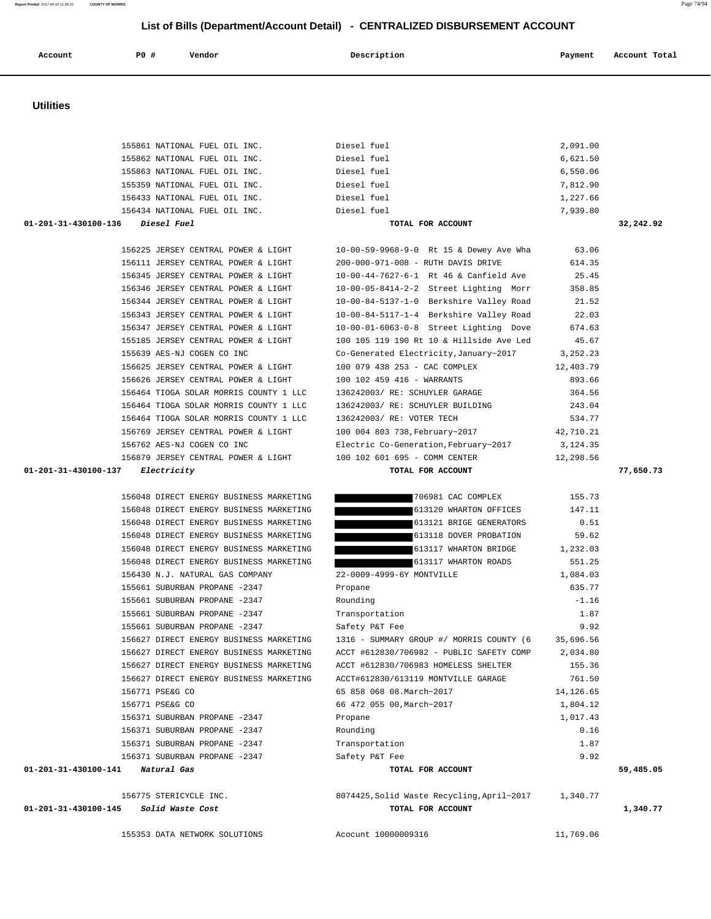## List of Bills (Department/Account Detail) - CENTRALIZED DISBURSEMENT ACCOUNT

| Account | PO # | Vendor | Description | Payment | Account Total |
|---|---|---|---|---|---|

### Utilities

| Account | PO # | Vendor | Description | Payment | Account Total |
|---|---|---|---|---|---|
| | 155861 | NATIONAL FUEL OIL INC. | Diesel fuel | 2,091.00 | |
| | 155862 | NATIONAL FUEL OIL INC. | Diesel fuel | 6,621.50 | |
| | 155863 | NATIONAL FUEL OIL INC. | Diesel fuel | 6,550.06 | |
| | 155359 | NATIONAL FUEL OIL INC. | Diesel fuel | 7,812.90 | |
| | 156433 | NATIONAL FUEL OIL INC. | Diesel fuel | 1,227.66 | |
| | 156434 | NATIONAL FUEL OIL INC. | Diesel fuel | 7,939.80 | |
| 01-201-31-430100-136 | *Diesel Fuel* | | TOTAL FOR ACCOUNT | | 32,242.92 |
| | 156225 | JERSEY CENTRAL POWER & LIGHT | 10-00-59-9968-9-0 Rt 15 & Dewey Ave Wha | 63.06 | |
| | 156111 | JERSEY CENTRAL POWER & LIGHT | 200-000-971-008 - RUTH DAVIS DRIVE | 614.35 | |
| | 156345 | JERSEY CENTRAL POWER & LIGHT | 10-00-44-7627-6-1 Rt 46 & Canfield Ave | 25.45 | |
| | 156346 | JERSEY CENTRAL POWER & LIGHT | 10-00-05-8414-2-2 Street Lighting Morr | 358.85 | |
| | 156344 | JERSEY CENTRAL POWER & LIGHT | 10-00-84-5137-1-0 Berkshire Valley Road | 21.52 | |
| | 156343 | JERSEY CENTRAL POWER & LIGHT | 10-00-84-5117-1-4 Berkshire Valley Road | 22.03 | |
| | 156347 | JERSEY CENTRAL POWER & LIGHT | 10-00-01-6063-0-8 Street Lighting Dove | 674.63 | |
| | 155185 | JERSEY CENTRAL POWER & LIGHT | 100 105 119 190 Rt 10 & Hillside Ave Led | 45.67 | |
| | 155639 | AES-NJ COGEN CO INC | Co-Generated Electricity,January~2017 | 3,252.23 | |
| | 156625 | JERSEY CENTRAL POWER & LIGHT | 100 079 438 253 - CAC COMPLEX | 12,403.79 | |
| | 156626 | JERSEY CENTRAL POWER & LIGHT | 100 102 459 416 - WARRANTS | 893.66 | |
| | 156464 | TIOGA SOLAR MORRIS COUNTY 1 LLC | 136242003/ RE: SCHUYLER GARAGE | 364.56 | |
| | 156464 | TIOGA SOLAR MORRIS COUNTY 1 LLC | 136242003/ RE: SCHUYLER BUILDING | 243.04 | |
| | 156464 | TIOGA SOLAR MORRIS COUNTY 1 LLC | 136242003/ RE: VOTER TECH | 534.77 | |
| | 156769 | JERSEY CENTRAL POWER & LIGHT | 100 004 803 738,February~2017 | 42,710.21 | |
| | 156762 | AES-NJ COGEN CO INC | Electric Co-Generation,February~2017 | 3,124.35 | |
| | 156879 | JERSEY CENTRAL POWER & LIGHT | 100 102 601 695 - COMM CENTER | 12,298.56 | |
| 01-201-31-430100-137 | *Electricity* | | TOTAL FOR ACCOUNT | | 77,650.73 |
| | 156048 | DIRECT ENERGY BUSINESS MARKETING | ███ 706981 CAC COMPLEX | 155.73 | |
| | 156048 | DIRECT ENERGY BUSINESS MARKETING | ███ 613120 WHARTON OFFICES | 147.11 | |
| | 156048 | DIRECT ENERGY BUSINESS MARKETING | ███ 613121 BRIGE GENERATORS | 0.51 | |
| | 156048 | DIRECT ENERGY BUSINESS MARKETING | ███ 613118 DOVER PROBATION | 59.62 | |
| | 156048 | DIRECT ENERGY BUSINESS MARKETING | ███ 613117 WHARTON BRIDGE | 1,232.03 | |
| | 156048 | DIRECT ENERGY BUSINESS MARKETING | ███ 613117 WHARTON ROADS | 551.25 | |
| | 156430 | N.J. NATURAL GAS COMPANY | 22-0009-4999-6Y MONTVILLE | 1,084.03 | |
| | 155661 | SUBURBAN PROPANE -2347 | Propane | 635.77 | |
| | 155661 | SUBURBAN PROPANE -2347 | Rounding | -1.16 | |
| | 155661 | SUBURBAN PROPANE -2347 | Transportation | 1.87 | |
| | 155661 | SUBURBAN PROPANE -2347 | Safety P&T Fee | 9.92 | |
| | 156627 | DIRECT ENERGY BUSINESS MARKETING | 1316 - SUMMARY GROUP #/ MORRIS COUNTY (6 | 35,696.56 | |
| | 156627 | DIRECT ENERGY BUSINESS MARKETING | ACCT #612830/706982 - PUBLIC SAFETY COMP | 2,034.80 | |
| | 156627 | DIRECT ENERGY BUSINESS MARKETING | ACCT #612830/706983 HOMELESS SHELTER | 155.36 | |
| | 156627 | DIRECT ENERGY BUSINESS MARKETING | ACCT#612830/613119 MONTVILLE GARAGE | 761.50 | |
| | 156771 | PSE&G CO | 65 858 068 08.March~2017 | 14,126.65 | |
| | 156771 | PSE&G CO | 66 472 055 00,March~2017 | 1,804.12 | |
| | 156371 | SUBURBAN PROPANE -2347 | Propane | 1,017.43 | |
| | 156371 | SUBURBAN PROPANE -2347 | Rounding | 0.16 | |
| | 156371 | SUBURBAN PROPANE -2347 | Transportation | 1.87 | |
| | 156371 | SUBURBAN PROPANE -2347 | Safety P&T Fee | 9.92 | |
| 01-201-31-430100-141 | *Natural Gas* | | TOTAL FOR ACCOUNT | | 59,485.05 |
| | 156775 | STERICYCLE INC. | 8074425,Solid Waste Recycling,April~2017 | 1,340.77 | |
| 01-201-31-430100-145 | *Solid Waste Cost* | | TOTAL FOR ACCOUNT | | 1,340.77 |
| | 155353 | DATA NETWORK SOLUTIONS | Acocunt 10000009316 | 11,769.06 | |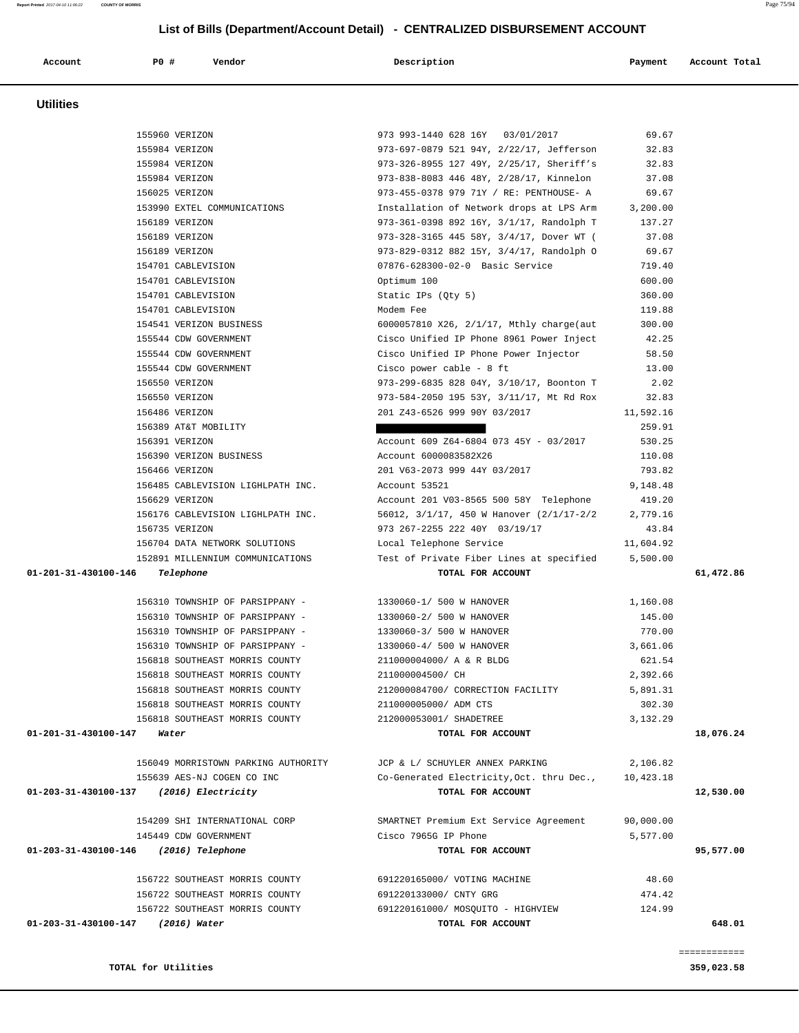## List of Bills (Department/Account Detail) - CENTRALIZED DISBURSEMENT ACCOUNT

| Account | PO # | Vendor | Description | Payment | Account Total |
|---|---|---|---|---|---|

### Utilities

| Account | PO # | Vendor | Description | Payment | Account Total |
|---|---|---|---|---|---|
| | 155960 | VERIZON | 973 993-1440 628 16Y 03/01/2017 | 69.67 | |
| | 155984 | VERIZON | 973-697-0879 521 94Y, 2/22/17, Jefferson | 32.83 | |
| | 155984 | VERIZON | 973-326-8955 127 49Y, 2/25/17, Sheriff's | 32.83 | |
| | 155984 | VERIZON | 973-838-8083 446 48Y, 2/28/17, Kinnelon | 37.08 | |
| | 156025 | VERIZON | 973-455-0378 979 71Y / RE: PENTHOUSE- A | 69.67 | |
| | 153990 | EXTEL COMMUNICATIONS | Installation of Network drops at LPS Arm | 3,200.00 | |
| | 156189 | VERIZON | 973-361-0398 892 16Y, 3/1/17, Randolph T | 137.27 | |
| | 156189 | VERIZON | 973-328-3165 445 58Y, 3/4/17, Dover WT ( | 37.08 | |
| | 156189 | VERIZON | 973-829-0312 882 15Y, 3/4/17, Randolph O | 69.67 | |
| | 154701 | CABLEVISION | 07876-628300-02-0 Basic Service | 719.40 | |
| | 154701 | CABLEVISION | Optimum 100 | 600.00 | |
| | 154701 | CABLEVISION | Static IPs (Qty 5) | 360.00 | |
| | 154701 | CABLEVISION | Modem Fee | 119.88 | |
| | 154541 | VERIZON BUSINESS | 6000057810 X26, 2/1/17, Mthly charge(aut | 300.00 | |
| | 155544 | CDW GOVERNMENT | Cisco Unified IP Phone 8961 Power Inject | 42.25 | |
| | 155544 | CDW GOVERNMENT | Cisco Unified IP Phone Power Injector | 58.50 | |
| | 155544 | CDW GOVERNMENT | Cisco power cable - 8 ft | 13.00 | |
| | 156550 | VERIZON | 973-299-6835 828 04Y, 3/10/17, Boonton T | 2.02 | |
| | 156550 | VERIZON | 973-584-2050 195 53Y, 3/11/17, Mt Rd Rox | 32.83 | |
| | 156486 | VERIZON | 201 Z43-6526 999 90Y 03/2017 | 11,592.16 | |
| | 156389 | AT&T MOBILITY | | 259.91 | |
| | 156391 | VERIZON | Account 609 Z64-6804 073 45Y - 03/2017 | 530.25 | |
| | 156390 | VERIZON BUSINESS | Account 6000083582X26 | 110.08 | |
| | 156466 | VERIZON | 201 V63-2073 999 44Y 03/2017 | 793.82 | |
| | 156485 | CABLEVISION LIGHLPATH INC. | Account 53521 | 9,148.48 | |
| | 156629 | VERIZON | Account 201 V03-8565 500 58Y Telephone | 419.20 | |
| | 156176 | CABLEVISION LIGHLPATH INC. | 56012, 3/1/17, 450 W Hanover (2/1/17-2/2 | 2,779.16 | |
| | 156735 | VERIZON | 973 267-2255 222 40Y 03/19/17 | 43.84 | |
| | 156704 | DATA NETWORK SOLUTIONS | Local Telephone Service | 11,604.92 | |
| | 152891 | MILLENNIUM COMMUNICATIONS | Test of Private Fiber Lines at specified | 5,500.00 | |
| **01-201-31-430100-146** | | ***Telephone*** | **TOTAL FOR ACCOUNT** | | **61,472.86** |
| | 156310 | TOWNSHIP OF PARSIPPANY - | 1330060-1/ 500 W HANOVER | 1,160.08 | |
| | 156310 | TOWNSHIP OF PARSIPPANY - | 1330060-2/ 500 W HANOVER | 145.00 | |
| | 156310 | TOWNSHIP OF PARSIPPANY - | 1330060-3/ 500 W HANOVER | 770.00 | |
| | 156310 | TOWNSHIP OF PARSIPPANY - | 1330060-4/ 500 W HANOVER | 3,661.06 | |
| | 156818 | SOUTHEAST MORRIS COUNTY | 211000004000/ A & R BLDG | 621.54 | |
| | 156818 | SOUTHEAST MORRIS COUNTY | 211000004500/ CH | 2,392.66 | |
| | 156818 | SOUTHEAST MORRIS COUNTY | 212000084700/ CORRECTION FACILITY | 5,891.31 | |
| | 156818 | SOUTHEAST MORRIS COUNTY | 211000005000/ ADM CTS | 302.30 | |
| | 156818 | SOUTHEAST MORRIS COUNTY | 212000053001/ SHADETREE | 3,132.29 | |
| **01-201-31-430100-147** | | ***Water*** | **TOTAL FOR ACCOUNT** | | **18,076.24** |
| | 156049 | MORRISTOWN PARKING AUTHORITY | JCP & L/ SCHUYLER ANNEX PARKING | 2,106.82 | |
| | 155639 | AES-NJ COGEN CO INC | Co-Generated Electricity,Oct. thru Dec., | 10,423.18 | |
| **01-203-31-430100-137** | | ***(2016) Electricity*** | **TOTAL FOR ACCOUNT** | | **12,530.00** |
| | 154209 | SHI INTERNATIONAL CORP | SMARTNET Premium Ext Service Agreement | 90,000.00 | |
| | 145449 | CDW GOVERNMENT | Cisco 7965G IP Phone | 5,577.00 | |
| **01-203-31-430100-146** | | ***(2016) Telephone*** | **TOTAL FOR ACCOUNT** | | **95,577.00** |
| | 156722 | SOUTHEAST MORRIS COUNTY | 691220165000/ VOTING MACHINE | 48.60 | |
| | 156722 | SOUTHEAST MORRIS COUNTY | 691220133000/ CNTY GRG | 474.42 | |
| | 156722 | SOUTHEAST MORRIS COUNTY | 691220161000/ MOSQUITO - HIGHVIEW | 124.99 | |
| **01-203-31-430100-147** | | ***(2016) Water*** | **TOTAL FOR ACCOUNT** | | **648.01** |

**TOTAL for Utilities** **359,023.58**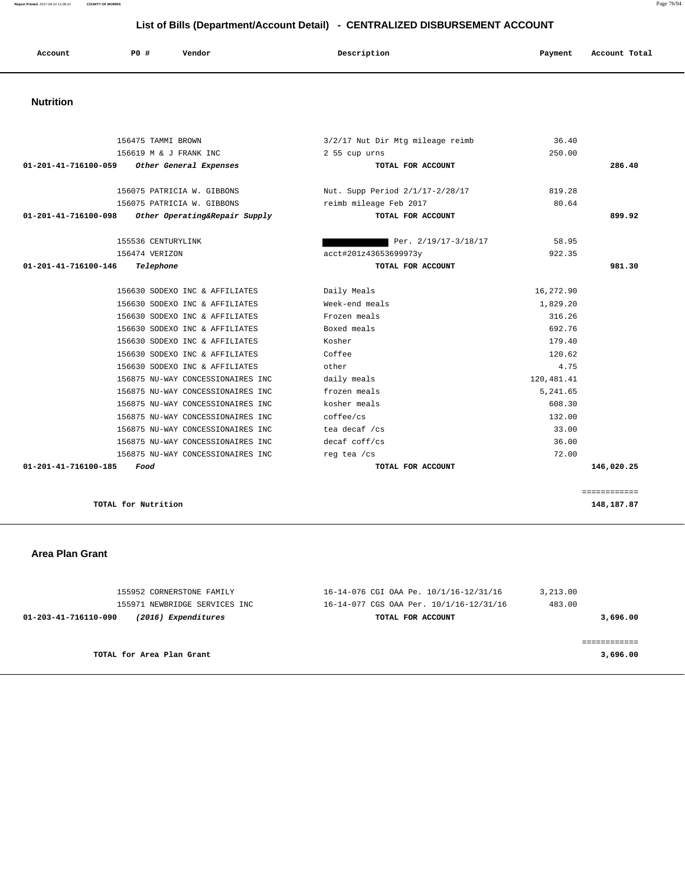# List of Bills (Department/Account Detail) - CENTRALIZED DISBURSEMENT ACCOUNT

| Account | PO # | Vendor | Description | Payment | Account Total |
|---|---|---|---|---|---|

## Nutrition

| Account | PO # | Vendor | Description | Payment | Account Total |
|---|---|---|---|---|---|
| | 156475 | TAMMI BROWN | 3/2/17 Nut Dir Mtg mileage reimb | 36.40 | |
| | 156619 | M & J FRANK INC | 2 55 cup urns | 250.00 | |
| **01-201-41-716100-059** | | ***Other General Expenses*** | **TOTAL FOR ACCOUNT** | | **286.40** |
| | 156075 | PATRICIA W. GIBBONS | Nut. Supp Period 2/1/17-2/28/17 | 819.28 | |
| | 156075 | PATRICIA W. GIBBONS | reimb mileage Feb 2017 | 80.64 | |
| **01-201-41-716100-098** | | ***Other Operating&Repair Supply*** | **TOTAL FOR ACCOUNT** | | **899.92** |
| | 155536 | CENTURYLINK | Per. 2/19/17-3/18/17 | 58.95 | |
| | 156474 | VERIZON | acct#201z43653699973y | 922.35 | |
| **01-201-41-716100-146** | | ***Telephone*** | **TOTAL FOR ACCOUNT** | | **981.30** |
| | 156630 | SODEXO INC & AFFILIATES | Daily Meals | 16,272.90 | |
| | 156630 | SODEXO INC & AFFILIATES | Week-end meals | 1,829.20 | |
| | 156630 | SODEXO INC & AFFILIATES | Frozen meals | 316.26 | |
| | 156630 | SODEXO INC & AFFILIATES | Boxed meals | 692.76 | |
| | 156630 | SODEXO INC & AFFILIATES | Kosher | 179.40 | |
| | 156630 | SODEXO INC & AFFILIATES | Coffee | 120.62 | |
| | 156630 | SODEXO INC & AFFILIATES | other | 4.75 | |
| | 156875 | NU-WAY CONCESSIONAIRES INC | daily meals | 120,481.41 | |
| | 156875 | NU-WAY CONCESSIONAIRES INC | frozen meals | 5,241.65 | |
| | 156875 | NU-WAY CONCESSIONAIRES INC | kosher meals | 608.30 | |
| | 156875 | NU-WAY CONCESSIONAIRES INC | coffee/cs | 132.00 | |
| | 156875 | NU-WAY CONCESSIONAIRES INC | tea decaf /cs | 33.00 | |
| | 156875 | NU-WAY CONCESSIONAIRES INC | decaf coff/cs | 36.00 | |
| | 156875 | NU-WAY CONCESSIONAIRES INC | reg tea /cs | 72.00 | |
| **01-201-41-716100-185** | | ***Food*** | **TOTAL FOR ACCOUNT** | | **146,020.25** |
| | | | | | ============ |
| **TOTAL for Nutrition** | | | | | **148,187.87** |

## Area Plan Grant

| Account | PO # | Vendor | Description | Payment | Account Total |
|---|---|---|---|---|---|
| | 155952 | CORNERSTONE FAMILY | 16-14-076 CGI OAA Pe. 10/1/16-12/31/16 | 3,213.00 | |
| | 155971 | NEWBRIDGE SERVICES INC | 16-14-077 CGS OAA Per. 10/1/16-12/31/16 | 483.00 | |
| **01-203-41-716110-090** | | ***(2016) Expenditures*** | **TOTAL FOR ACCOUNT** | | **3,696.00** |
| | | | | | ============ |
| **TOTAL for Area Plan Grant** | | | | | **3,696.00** |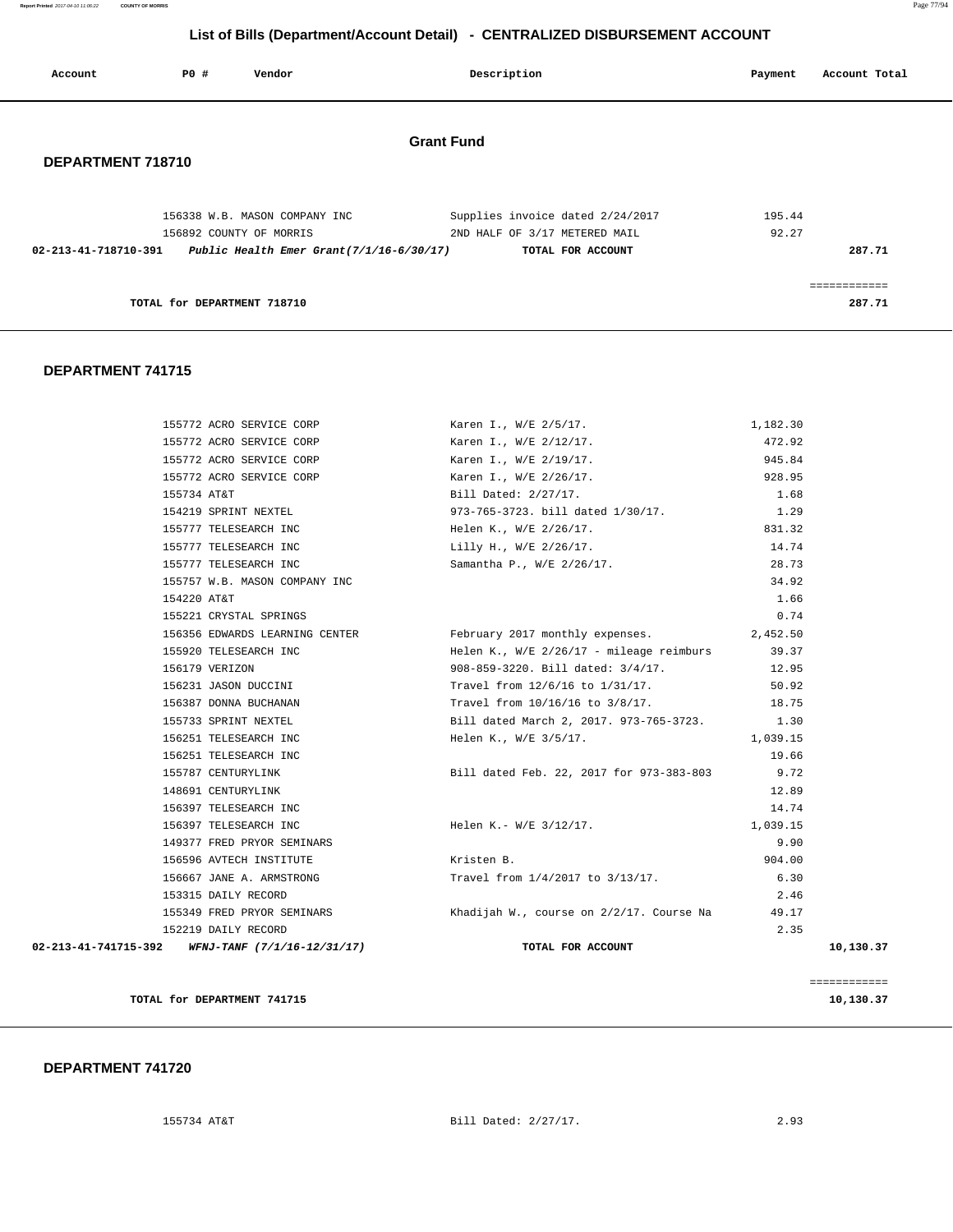## List of Bills (Department/Account Detail) - CENTRALIZED DISBURSEMENT ACCOUNT

| Account | P0 # | Vendor | Description | Payment | Account Total |
|---|---|---|---|---|---|

### Grant Fund

**DEPARTMENT 718710**

| Account | P0 # | Vendor | Description | Payment | Account Total |
|---|---|---|---|---|---|
| | 156338 | W.B. MASON COMPANY INC | Supplies invoice dated 2/24/2017 | 195.44 | |
| | 156892 | COUNTY OF MORRIS | 2ND HALF OF 3/17 METERED MAIL | 92.27 | |
| **02-213-41-718710-391** | | ***Public Health Emer Grant(7/1/16-6/30/17)*** | **TOTAL FOR ACCOUNT** | | **287.71** |

**TOTAL for DEPARTMENT 718710** ============ **287.71**

**DEPARTMENT 741715**

| Account | P0 # | Vendor | Description | Payment | Account Total |
|---|---|---|---|---|---|
| | 155772 | ACRO SERVICE CORP | Karen I., W/E 2/5/17. | 1,182.30 | |
| | 155772 | ACRO SERVICE CORP | Karen I., W/E 2/12/17. | 472.92 | |
| | 155772 | ACRO SERVICE CORP | Karen I., W/E 2/19/17. | 945.84 | |
| | 155772 | ACRO SERVICE CORP | Karen I., W/E 2/26/17. | 928.95 | |
| | 155734 | AT&T | Bill Dated: 2/27/17. | 1.68 | |
| | 154219 | SPRINT NEXTEL | 973-765-3723. bill dated 1/30/17. | 1.29 | |
| | 155777 | TELESEARCH INC | Helen K., W/E 2/26/17. | 831.32 | |
| | 155777 | TELESEARCH INC | Lilly H., W/E 2/26/17. | 14.74 | |
| | 155777 | TELESEARCH INC | Samantha P., W/E 2/26/17. | 28.73 | |
| | 155757 | W.B. MASON COMPANY INC | | 34.92 | |
| | 154220 | AT&T | | 1.66 | |
| | 155221 | CRYSTAL SPRINGS | | 0.74 | |
| | 156356 | EDWARDS LEARNING CENTER | February 2017 monthly expenses. | 2,452.50 | |
| | 155920 | TELESEARCH INC | Helen K., W/E 2/26/17 - mileage reimburs | 39.37 | |
| | 156179 | VERIZON | 908-859-3220. Bill dated: 3/4/17. | 12.95 | |
| | 156231 | JASON DUCCINI | Travel from 12/6/16 to 1/31/17. | 50.92 | |
| | 156387 | DONNA BUCHANAN | Travel from 10/16/16 to 3/8/17. | 18.75 | |
| | 155733 | SPRINT NEXTEL | Bill dated March 2, 2017. 973-765-3723. | 1.30 | |
| | 156251 | TELESEARCH INC | Helen K., W/E 3/5/17. | 1,039.15 | |
| | 156251 | TELESEARCH INC | | 19.66 | |
| | 155787 | CENTURYLINK | Bill dated Feb. 22, 2017 for 973-383-803 | 9.72 | |
| | 148691 | CENTURYLINK | | 12.89 | |
| | 156397 | TELESEARCH INC | | 14.74 | |
| | 156397 | TELESEARCH INC | Helen K.- W/E 3/12/17. | 1,039.15 | |
| | 149377 | FRED PRYOR SEMINARS | | 9.90 | |
| | 156596 | AVTECH INSTITUTE | Kristen B. | 904.00 | |
| | 156667 | JANE A. ARMSTRONG | Travel from 1/4/2017 to 3/13/17. | 6.30 | |
| | 153315 | DAILY RECORD | | 2.46 | |
| | 155349 | FRED PRYOR SEMINARS | Khadijah W., course on 2/2/17. Course Na | 49.17 | |
| | 152219 | DAILY RECORD | | 2.35 | |
| **02-213-41-741715-392** | | ***WFNJ-TANF (7/1/16-12/31/17)*** | **TOTAL FOR ACCOUNT** | | **10,130.37** |

**TOTAL for DEPARTMENT 741715** ============ **10,130.37**

**DEPARTMENT 741720**

| Account | P0 # | Vendor | Description | Payment | Account Total |
|---|---|---|---|---|---|
| | 155734 | AT&T | Bill Dated: 2/27/17. | 2.93 | |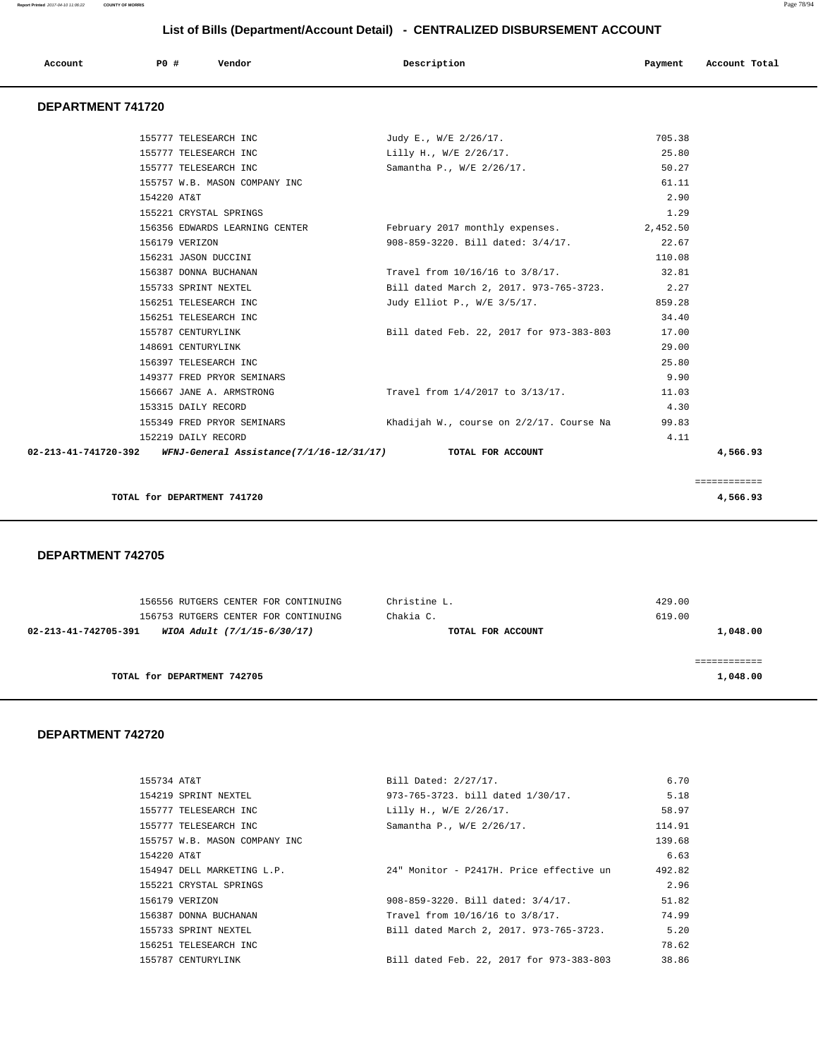## List of Bills (Department/Account Detail) - CENTRALIZED DISBURSEMENT ACCOUNT

| Account | PO # | Vendor | Description | Payment | Account Total |
|---|---|---|---|---|---|

### DEPARTMENT 741720

| Account | PO # | Vendor | Description | Payment | Account Total |
|---|---|---|---|---|---|
| | 155777 | TELESEARCH INC | Judy E., W/E 2/26/17. | 705.38 | |
| | 155777 | TELESEARCH INC | Lilly H., W/E 2/26/17. | 25.80 | |
| | 155777 | TELESEARCH INC | Samantha P., W/E 2/26/17. | 50.27 | |
| | 155757 | W.B. MASON COMPANY INC | | 61.11 | |
| | 154220 | AT&T | | 2.90 | |
| | 155221 | CRYSTAL SPRINGS | | 1.29 | |
| | 156356 | EDWARDS LEARNING CENTER | February 2017 monthly expenses. | 2,452.50 | |
| | 156179 | VERIZON | 908-859-3220. Bill dated: 3/4/17. | 22.67 | |
| | 156231 | JASON DUCCINI | | 110.08 | |
| | 156387 | DONNA BUCHANAN | Travel from 10/16/16 to 3/8/17. | 32.81 | |
| | 155733 | SPRINT NEXTEL | Bill dated March 2, 2017. 973-765-3723. | 2.27 | |
| | 156251 | TELESEARCH INC | Judy Elliot P., W/E 3/5/17. | 859.28 | |
| | 156251 | TELESEARCH INC | | 34.40 | |
| | 155787 | CENTURYLINK | Bill dated Feb. 22, 2017 for 973-383-803 | 17.00 | |
| | 148691 | CENTURYLINK | | 29.00 | |
| | 156397 | TELESEARCH INC | | 25.80 | |
| | 149377 | FRED PRYOR SEMINARS | | 9.90 | |
| | 156667 | JANE A. ARMSTRONG | Travel from 1/4/2017 to 3/13/17. | 11.03 | |
| | 153315 | DAILY RECORD | | 4.30 | |
| | 155349 | FRED PRYOR SEMINARS | Khadijah W., course on 2/2/17. Course Na | 99.83 | |
| | 152219 | DAILY RECORD | | 4.11 | |
| 02-213-41-741720-392 | | *WFNJ-General Assistance(7/1/16-12/31/17)* | TOTAL FOR ACCOUNT | | 4,566.93 |

TOTAL for DEPARTMENT 741720: 4,566.93

### DEPARTMENT 742705

| Account | PO # | Vendor | Description | Payment | Account Total |
|---|---|---|---|---|---|
| | 156556 | RUTGERS CENTER FOR CONTINUING | Christine L. | 429.00 | |
| | 156753 | RUTGERS CENTER FOR CONTINUING | Chakia C. | 619.00 | |
| 02-213-41-742705-391 | | *WIOA Adult (7/1/15-6/30/17)* | TOTAL FOR ACCOUNT | | 1,048.00 |

TOTAL for DEPARTMENT 742705: 1,048.00

### DEPARTMENT 742720

| Account | PO # | Vendor | Description | Payment | Account Total |
|---|---|---|---|---|---|
| | 155734 | AT&T | Bill Dated: 2/27/17. | 6.70 | |
| | 154219 | SPRINT NEXTEL | 973-765-3723. bill dated 1/30/17. | 5.18 | |
| | 155777 | TELESEARCH INC | Lilly H., W/E 2/26/17. | 58.97 | |
| | 155777 | TELESEARCH INC | Samantha P., W/E 2/26/17. | 114.91 | |
| | 155757 | W.B. MASON COMPANY INC | | 139.68 | |
| | 154220 | AT&T | | 6.63 | |
| | 154947 | DELL MARKETING L.P. | 24" Monitor - P2417H. Price effective un | 492.82 | |
| | 155221 | CRYSTAL SPRINGS | | 2.96 | |
| | 156179 | VERIZON | 908-859-3220. Bill dated: 3/4/17. | 51.82 | |
| | 156387 | DONNA BUCHANAN | Travel from 10/16/16 to 3/8/17. | 74.99 | |
| | 155733 | SPRINT NEXTEL | Bill dated March 2, 2017. 973-765-3723. | 5.20 | |
| | 156251 | TELESEARCH INC | | 78.62 | |
| | 155787 | CENTURYLINK | Bill dated Feb. 22, 2017 for 973-383-803 | 38.86 | |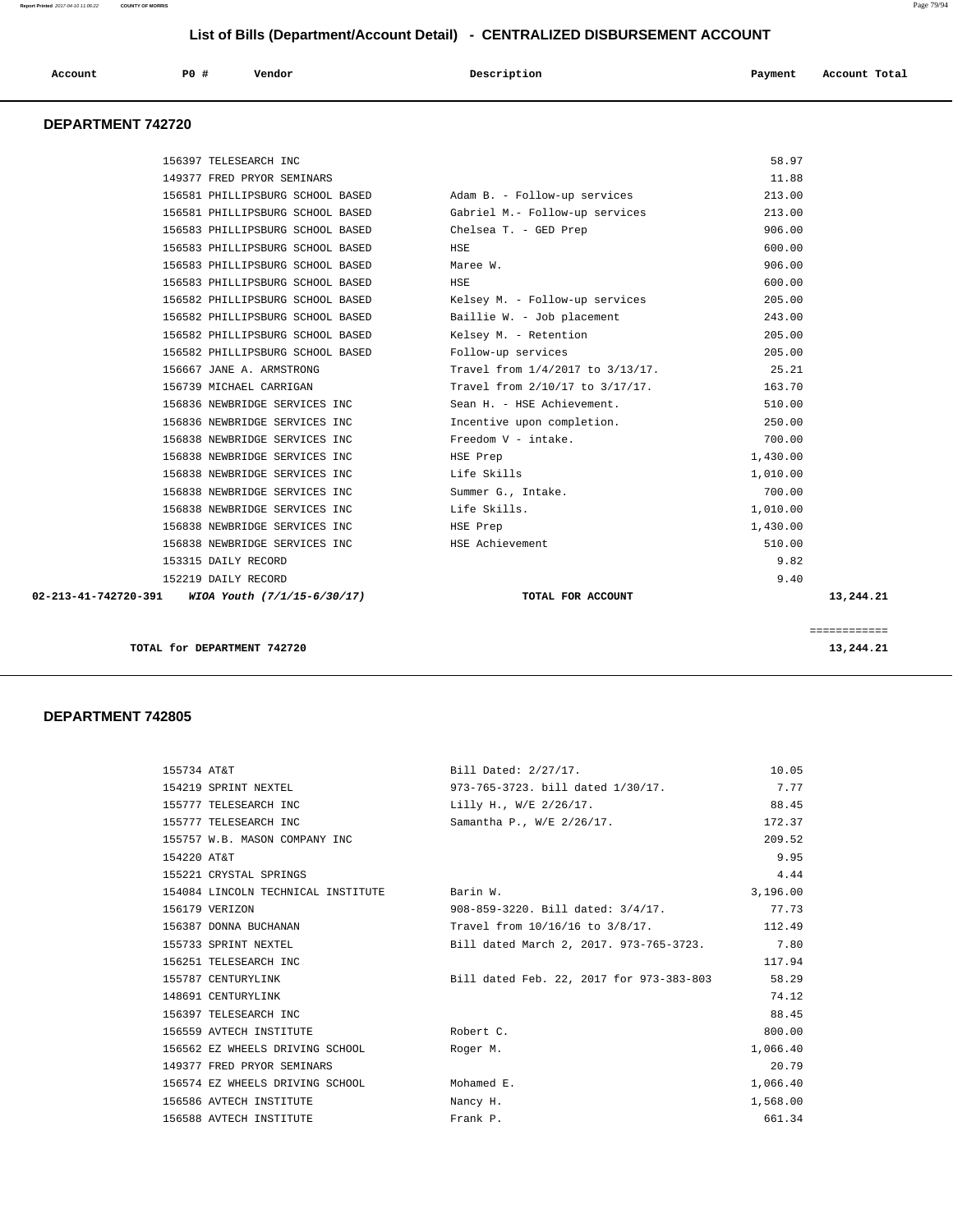# List of Bills (Department/Account Detail) - CENTRALIZED DISBURSEMENT ACCOUNT

| Account | PO # | Vendor | Description | Payment | Account Total |
|---|---|---|---|---|---|

## DEPARTMENT 742720

| Account | PO # | Vendor | Description | Payment | Account Total |
|---|---|---|---|---|---|
| | 156397 | TELESEARCH INC | | 58.97 | |
| | 149377 | FRED PRYOR SEMINARS | | 11.88 | |
| | 156581 | PHILLIPSBURG SCHOOL BASED | Adam B. - Follow-up services | 213.00 | |
| | 156581 | PHILLIPSBURG SCHOOL BASED | Gabriel M.- Follow-up services | 213.00 | |
| | 156583 | PHILLIPSBURG SCHOOL BASED | Chelsea T. - GED Prep | 906.00 | |
| | 156583 | PHILLIPSBURG SCHOOL BASED | HSE | 600.00 | |
| | 156583 | PHILLIPSBURG SCHOOL BASED | Maree W. | 906.00 | |
| | 156583 | PHILLIPSBURG SCHOOL BASED | HSE | 600.00 | |
| | 156582 | PHILLIPSBURG SCHOOL BASED | Kelsey M. - Follow-up services | 205.00 | |
| | 156582 | PHILLIPSBURG SCHOOL BASED | Baillie W. - Job placement | 243.00 | |
| | 156582 | PHILLIPSBURG SCHOOL BASED | Kelsey M. - Retention | 205.00 | |
| | 156582 | PHILLIPSBURG SCHOOL BASED | Follow-up services | 205.00 | |
| | 156667 | JANE A. ARMSTRONG | Travel from 1/4/2017 to 3/13/17. | 25.21 | |
| | 156739 | MICHAEL CARRIGAN | Travel from 2/10/17 to 3/17/17. | 163.70 | |
| | 156836 | NEWBRIDGE SERVICES INC | Sean H. - HSE Achievement. | 510.00 | |
| | 156836 | NEWBRIDGE SERVICES INC | Incentive upon completion. | 250.00 | |
| | 156838 | NEWBRIDGE SERVICES INC | Freedom V - intake. | 700.00 | |
| | 156838 | NEWBRIDGE SERVICES INC | HSE Prep | 1,430.00 | |
| | 156838 | NEWBRIDGE SERVICES INC | Life Skills | 1,010.00 | |
| | 156838 | NEWBRIDGE SERVICES INC | Summer G., Intake. | 700.00 | |
| | 156838 | NEWBRIDGE SERVICES INC | Life Skills. | 1,010.00 | |
| | 156838 | NEWBRIDGE SERVICES INC | HSE Prep | 1,430.00 | |
| | 156838 | NEWBRIDGE SERVICES INC | HSE Achievement | 510.00 | |
| | 153315 | DAILY RECORD | | 9.82 | |
| | 152219 | DAILY RECORD | | 9.40 | |
| **02-213-41-742720-391** | | ***WIOA Youth (7/1/15-6/30/17)*** | **TOTAL FOR ACCOUNT** | | **13,244.21** |

============

**TOTAL for DEPARTMENT 742720** **13,244.21**

## DEPARTMENT 742805

| Account | PO # | Vendor | Description | Payment | Account Total |
|---|---|---|---|---|---|
| | 155734 | AT&T | Bill Dated: 2/27/17. | 10.05 | |
| | 154219 | SPRINT NEXTEL | 973-765-3723. bill dated 1/30/17. | 7.77 | |
| | 155777 | TELESEARCH INC | Lilly H., W/E 2/26/17. | 88.45 | |
| | 155777 | TELESEARCH INC | Samantha P., W/E 2/26/17. | 172.37 | |
| | 155757 | W.B. MASON COMPANY INC | | 209.52 | |
| | 154220 | AT&T | | 9.95 | |
| | 155221 | CRYSTAL SPRINGS | | 4.44 | |
| | 154084 | LINCOLN TECHNICAL INSTITUTE | Barin W. | 3,196.00 | |
| | 156179 | VERIZON | 908-859-3220. Bill dated: 3/4/17. | 77.73 | |
| | 156387 | DONNA BUCHANAN | Travel from 10/16/16 to 3/8/17. | 112.49 | |
| | 155733 | SPRINT NEXTEL | Bill dated March 2, 2017. 973-765-3723. | 7.80 | |
| | 156251 | TELESEARCH INC | | 117.94 | |
| | 155787 | CENTURYLINK | Bill dated Feb. 22, 2017 for 973-383-803 | 58.29 | |
| | 148691 | CENTURYLINK | | 74.12 | |
| | 156397 | TELESEARCH INC | | 88.45 | |
| | 156559 | AVTECH INSTITUTE | Robert C. | 800.00 | |
| | 156562 | EZ WHEELS DRIVING SCHOOL | Roger M. | 1,066.40 | |
| | 149377 | FRED PRYOR SEMINARS | | 20.79 | |
| | 156574 | EZ WHEELS DRIVING SCHOOL | Mohamed E. | 1,066.40 | |
| | 156586 | AVTECH INSTITUTE | Nancy H. | 1,568.00 | |
| | 156588 | AVTECH INSTITUTE | Frank P. | 661.34 | |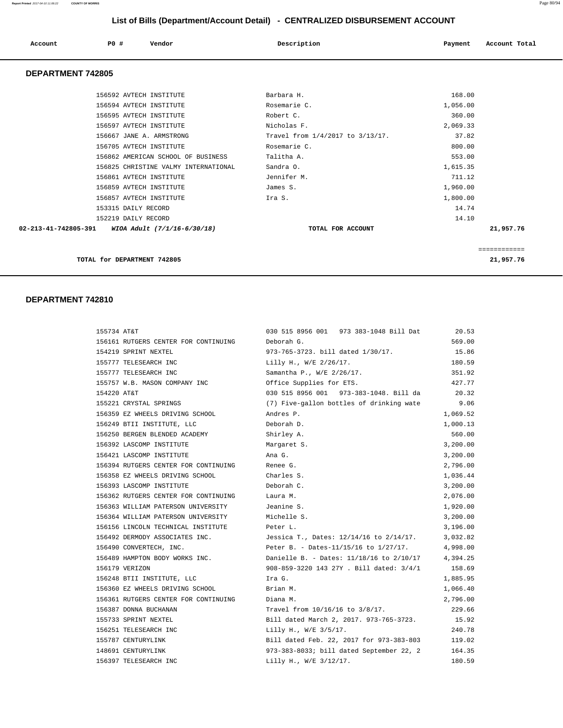## List of Bills (Department/Account Detail) - CENTRALIZED DISBURSEMENT ACCOUNT

| Account | PO # | Vendor | Description | Payment | Account Total |
|---|---|---|---|---|---|

### DEPARTMENT 742805

| Account | PO # | Vendor | Description | Payment | Account Total |
|---|---|---|---|---|---|
| | 156592 | AVTECH INSTITUTE | Barbara H. | 168.00 | |
| | 156594 | AVTECH INSTITUTE | Rosemarie C. | 1,056.00 | |
| | 156595 | AVTECH INSTITUTE | Robert C. | 360.00 | |
| | 156597 | AVTECH INSTITUTE | Nicholas F. | 2,069.33 | |
| | 156667 | JANE A. ARMSTRONG | Travel from 1/4/2017 to 3/13/17. | 37.82 | |
| | 156705 | AVTECH INSTITUTE | Rosemarie C. | 800.00 | |
| | 156862 | AMERICAN SCHOOL OF BUSINESS | Talitha A. | 553.00 | |
| | 156825 | CHRISTINE VALMY INTERNATIONAL | Sandra O. | 1,615.35 | |
| | 156861 | AVTECH INSTITUTE | Jennifer M. | 711.12 | |
| | 156859 | AVTECH INSTITUTE | James S. | 1,960.00 | |
| | 156857 | AVTECH INSTITUTE | Ira S. | 1,800.00 | |
| | 153315 | DAILY RECORD | | 14.74 | |
| | 152219 | DAILY RECORD | | 14.10 | |
| **02-213-41-742805-391** | | ***WIOA Adult (7/1/16-6/30/18)*** | **TOTAL FOR ACCOUNT** | | **21,957.76** |

**TOTAL for DEPARTMENT 742805** ============ **21,957.76**

### DEPARTMENT 742810

| Account | PO # | Vendor | Description | Payment | Account Total |
|---|---|---|---|---|---|
| | 155734 | AT&T | 030 515 8956 001 973 383-1048 Bill Dat | 20.53 | |
| | 156161 | RUTGERS CENTER FOR CONTINUING | Deborah G. | 569.00 | |
| | 154219 | SPRINT NEXTEL | 973-765-3723. bill dated 1/30/17. | 15.86 | |
| | 155777 | TELESEARCH INC | Lilly H., W/E 2/26/17. | 180.59 | |
| | 155777 | TELESEARCH INC | Samantha P., W/E 2/26/17. | 351.92 | |
| | 155757 | W.B. MASON COMPANY INC | Office Supplies for ETS. | 427.77 | |
| | 154220 | AT&T | 030 515 8956 001 973-383-1048. Bill da | 20.32 | |
| | 155221 | CRYSTAL SPRINGS | (7) Five-gallon bottles of drinking wate | 9.06 | |
| | 156359 | EZ WHEELS DRIVING SCHOOL | Andres P. | 1,069.52 | |
| | 156249 | BTII INSTITUTE, LLC | Deborah D. | 1,000.13 | |
| | 156250 | BERGEN BLENDED ACADEMY | Shirley A. | 560.00 | |
| | 156392 | LASCOMP INSTITUTE | Margaret S. | 3,200.00 | |
| | 156421 | LASCOMP INSTITUTE | Ana G. | 3,200.00 | |
| | 156394 | RUTGERS CENTER FOR CONTINUING | Renee G. | 2,796.00 | |
| | 156358 | EZ WHEELS DRIVING SCHOOL | Charles S. | 1,036.44 | |
| | 156393 | LASCOMP INSTITUTE | Deborah C. | 3,200.00 | |
| | 156362 | RUTGERS CENTER FOR CONTINUING | Laura M. | 2,076.00 | |
| | 156363 | WILLIAM PATERSON UNIVERSITY | Jeanine S. | 1,920.00 | |
| | 156364 | WILLIAM PATERSON UNIVERSITY | Michelle S. | 3,200.00 | |
| | 156156 | LINCOLN TECHNICAL INSTITUTE | Peter L. | 3,196.00 | |
| | 156492 | DERMODY ASSOCIATES INC. | Jessica T., Dates: 12/14/16 to 2/14/17. | 3,032.82 | |
| | 156490 | CONVERTECH, INC. | Peter B. - Dates-11/15/16 to 1/27/17. | 4,998.00 | |
| | 156489 | HAMPTON BODY WORKS INC. | Danielle B. - Dates: 11/18/16 to 2/10/17 | 4,394.25 | |
| | 156179 | VERIZON | 908-859-3220 143 27Y . Bill dated: 3/4/1 | 158.69 | |
| | 156248 | BTII INSTITUTE, LLC | Ira G. | 1,885.95 | |
| | 156360 | EZ WHEELS DRIVING SCHOOL | Brian M. | 1,066.40 | |
| | 156361 | RUTGERS CENTER FOR CONTINUING | Diana M. | 2,796.00 | |
| | 156387 | DONNA BUCHANAN | Travel from 10/16/16 to 3/8/17. | 229.66 | |
| | 155733 | SPRINT NEXTEL | Bill dated March 2, 2017. 973-765-3723. | 15.92 | |
| | 156251 | TELESEARCH INC | Lilly H., W/E 3/5/17. | 240.78 | |
| | 155787 | CENTURYLINK | Bill dated Feb. 22, 2017 for 973-383-803 | 119.02 | |
| | 148691 | CENTURYLINK | 973-383-8033; bill dated September 22, 2 | 164.35 | |
| | 156397 | TELESEARCH INC | Lilly H., W/E 3/12/17. | 180.59 | |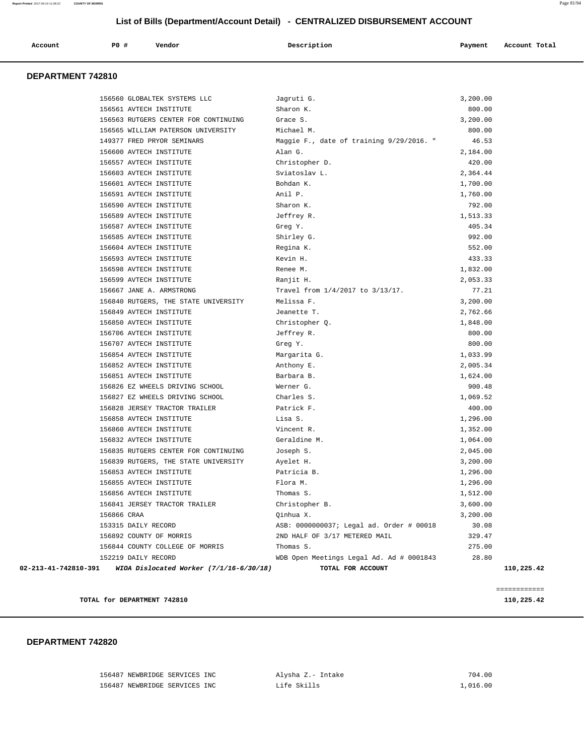## List of Bills (Department/Account Detail) - CENTRALIZED DISBURSEMENT ACCOUNT

| Account | PO # | Vendor | Description | Payment | Account Total |
|---|---|---|---|---|---|

### DEPARTMENT 742810

| Account | PO # | Vendor | Description | Payment | Account Total |
|---|---|---|---|---|---|
| | 156560 | GLOBALTEK SYSTEMS LLC | Jagruti G. | 3,200.00 | |
| | 156561 | AVTECH INSTITUTE | Sharon K. | 800.00 | |
| | 156563 | RUTGERS CENTER FOR CONTINUING | Grace S. | 3,200.00 | |
| | 156565 | WILLIAM PATERSON UNIVERSITY | Michael M. | 800.00 | |
| | 149377 | FRED PRYOR SEMINARS | Maggie F., date of training 9/29/2016. " | 46.53 | |
| | 156600 | AVTECH INSTITUTE | Alan G. | 2,184.00 | |
| | 156557 | AVTECH INSTITUTE | Christopher D. | 420.00 | |
| | 156603 | AVTECH INSTITUTE | Sviatoslav L. | 2,364.44 | |
| | 156601 | AVTECH INSTITUTE | Bohdan K. | 1,700.00 | |
| | 156591 | AVTECH INSTITUTE | Anil P. | 1,760.00 | |
| | 156590 | AVTECH INSTITUTE | Sharon K. | 792.00 | |
| | 156589 | AVTECH INSTITUTE | Jeffrey R. | 1,513.33 | |
| | 156587 | AVTECH INSTITUTE | Greg Y. | 405.34 | |
| | 156585 | AVTECH INSTITUTE | Shirley G. | 992.00 | |
| | 156604 | AVTECH INSTITUTE | Regina K. | 552.00 | |
| | 156593 | AVTECH INSTITUTE | Kevin H. | 433.33 | |
| | 156598 | AVTECH INSTITUTE | Renee M. | 1,832.00 | |
| | 156599 | AVTECH INSTITUTE | Ranjit H. | 2,053.33 | |
| | 156667 | JANE A. ARMSTRONG | Travel from 1/4/2017 to 3/13/17. | 77.21 | |
| | 156840 | RUTGERS, THE STATE UNIVERSITY | Melissa F. | 3,200.00 | |
| | 156849 | AVTECH INSTITUTE | Jeanette T. | 2,762.66 | |
| | 156850 | AVTECH INSTITUTE | Christopher Q. | 1,848.00 | |
| | 156706 | AVTECH INSTITUTE | Jeffrey R. | 800.00 | |
| | 156707 | AVTECH INSTITUTE | Greg Y. | 800.00 | |
| | 156854 | AVTECH INSTITUTE | Margarita G. | 1,033.99 | |
| | 156852 | AVTECH INSTITUTE | Anthony E. | 2,005.34 | |
| | 156851 | AVTECH INSTITUTE | Barbara B. | 1,624.00 | |
| | 156826 | EZ WHEELS DRIVING SCHOOL | Werner G. | 900.48 | |
| | 156827 | EZ WHEELS DRIVING SCHOOL | Charles S. | 1,069.52 | |
| | 156828 | JERSEY TRACTOR TRAILER | Patrick F. | 400.00 | |
| | 156858 | AVTECH INSTITUTE | Lisa S. | 1,296.00 | |
| | 156860 | AVTECH INSTITUTE | Vincent R. | 1,352.00 | |
| | 156832 | AVTECH INSTITUTE | Geraldine M. | 1,064.00 | |
| | 156835 | RUTGERS CENTER FOR CONTINUING | Joseph S. | 2,045.00 | |
| | 156839 | RUTGERS, THE STATE UNIVERSITY | Ayelet H. | 3,200.00 | |
| | 156853 | AVTECH INSTITUTE | Patricia B. | 1,296.00 | |
| | 156855 | AVTECH INSTITUTE | Flora M. | 1,296.00 | |
| | 156856 | AVTECH INSTITUTE | Thomas S. | 1,512.00 | |
| | 156841 | JERSEY TRACTOR TRAILER | Christopher B. | 3,600.00 | |
| | 156866 | CRAA | Qinhua X. | 3,200.00 | |
| | 153315 | DAILY RECORD | ASB: 0000000037; Legal ad. Order # 00018 | 30.08 | |
| | 156892 | COUNTY OF MORRIS | 2ND HALF OF 3/17 METERED MAIL | 329.47 | |
| | 156844 | COUNTY COLLEGE OF MORRIS | Thomas S. | 275.00 | |
| | 152219 | DAILY RECORD | WDB Open Meetings Legal Ad. Ad # 0001843 | 28.80 | |
| **02-213-41-742810-391** | | ***WIOA Dislocated Worker (7/1/16-6/30/18)*** | **TOTAL FOR ACCOUNT** | | **110,225.42** |

============

**TOTAL for DEPARTMENT 742810** **110,225.42**

### DEPARTMENT 742820

| Account | PO # | Vendor | Description | Payment | Account Total |
|---|---|---|---|---|---|
| | 156487 | NEWBRIDGE SERVICES INC | Alysha Z.- Intake | 704.00 | |
| | 156487 | NEWBRIDGE SERVICES INC | Life Skills | 1,016.00 | |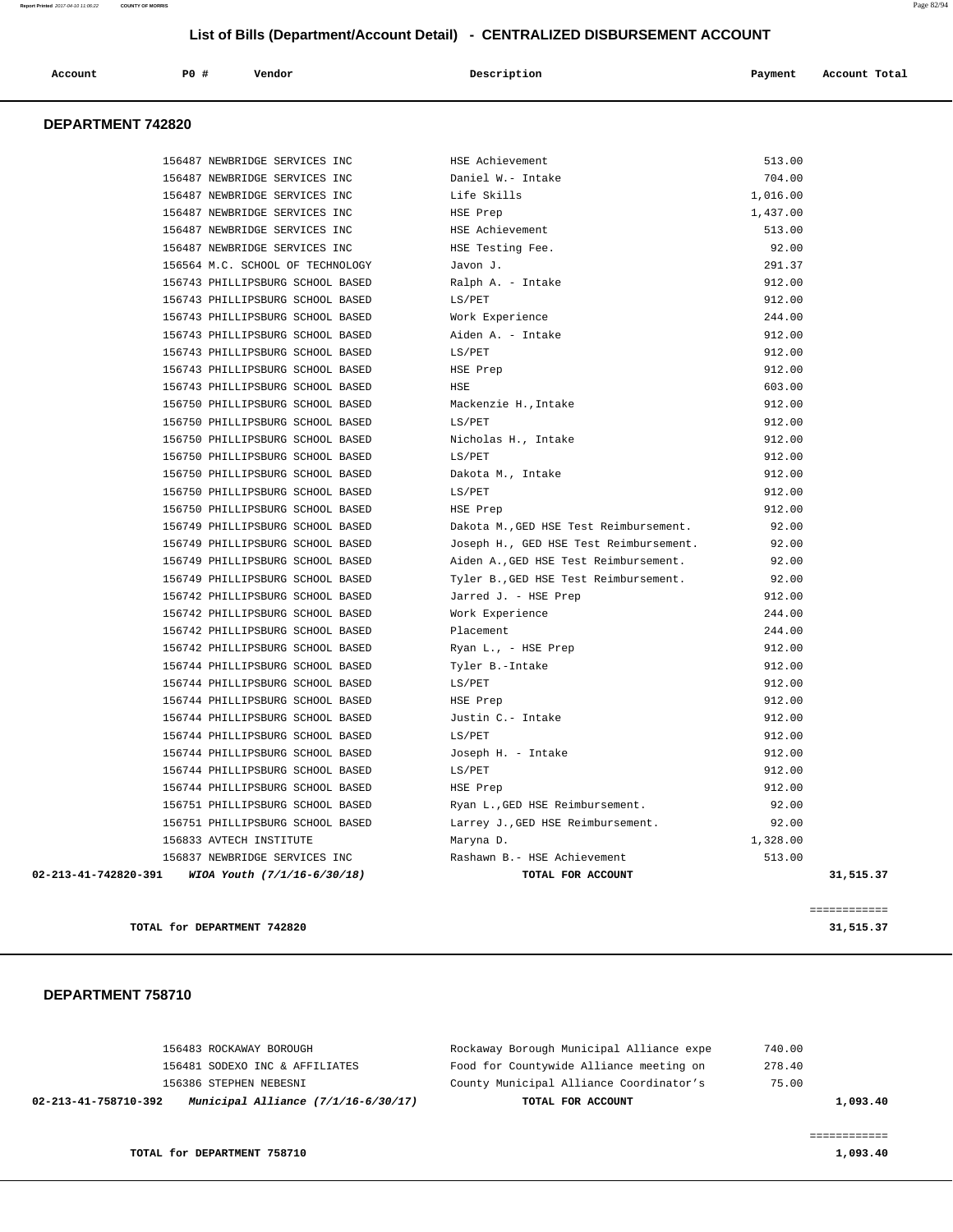# List of Bills (Department/Account Detail) - CENTRALIZED DISBURSEMENT ACCOUNT

| Account | PO # | Vendor | Description | Payment | Account Total |
|---|---|---|---|---|---|

## DEPARTMENT 742820

| Account | PO # | Vendor | Description | Payment | Account Total |
|---|---|---|---|---|---|
| | 156487 | NEWBRIDGE SERVICES INC | HSE Achievement | 513.00 | |
| | 156487 | NEWBRIDGE SERVICES INC | Daniel W.- Intake | 704.00 | |
| | 156487 | NEWBRIDGE SERVICES INC | Life Skills | 1,016.00 | |
| | 156487 | NEWBRIDGE SERVICES INC | HSE Prep | 1,437.00 | |
| | 156487 | NEWBRIDGE SERVICES INC | HSE Achievement | 513.00 | |
| | 156487 | NEWBRIDGE SERVICES INC | HSE Testing Fee. | 92.00 | |
| | 156564 | M.C. SCHOOL OF TECHNOLOGY | Javon J. | 291.37 | |
| | 156743 | PHILLIPSBURG SCHOOL BASED | Ralph A. - Intake | 912.00 | |
| | 156743 | PHILLIPSBURG SCHOOL BASED | LS/PET | 912.00 | |
| | 156743 | PHILLIPSBURG SCHOOL BASED | Work Experience | 244.00 | |
| | 156743 | PHILLIPSBURG SCHOOL BASED | Aiden A. - Intake | 912.00 | |
| | 156743 | PHILLIPSBURG SCHOOL BASED | LS/PET | 912.00 | |
| | 156743 | PHILLIPSBURG SCHOOL BASED | HSE Prep | 912.00 | |
| | 156743 | PHILLIPSBURG SCHOOL BASED | HSE | 603.00 | |
| | 156750 | PHILLIPSBURG SCHOOL BASED | Mackenzie H.,Intake | 912.00 | |
| | 156750 | PHILLIPSBURG SCHOOL BASED | LS/PET | 912.00 | |
| | 156750 | PHILLIPSBURG SCHOOL BASED | Nicholas H., Intake | 912.00 | |
| | 156750 | PHILLIPSBURG SCHOOL BASED | LS/PET | 912.00 | |
| | 156750 | PHILLIPSBURG SCHOOL BASED | Dakota M., Intake | 912.00 | |
| | 156750 | PHILLIPSBURG SCHOOL BASED | LS/PET | 912.00 | |
| | 156750 | PHILLIPSBURG SCHOOL BASED | HSE Prep | 912.00 | |
| | 156749 | PHILLIPSBURG SCHOOL BASED | Dakota M.,GED HSE Test Reimbursement. | 92.00 | |
| | 156749 | PHILLIPSBURG SCHOOL BASED | Joseph H., GED HSE Test Reimbursement. | 92.00 | |
| | 156749 | PHILLIPSBURG SCHOOL BASED | Aiden A.,GED HSE Test Reimbursement. | 92.00 | |
| | 156749 | PHILLIPSBURG SCHOOL BASED | Tyler B.,GED HSE Test Reimbursement. | 92.00 | |
| | 156742 | PHILLIPSBURG SCHOOL BASED | Jarred J. - HSE Prep | 912.00 | |
| | 156742 | PHILLIPSBURG SCHOOL BASED | Work Experience | 244.00 | |
| | 156742 | PHILLIPSBURG SCHOOL BASED | Placement | 244.00 | |
| | 156742 | PHILLIPSBURG SCHOOL BASED | Ryan L., - HSE Prep | 912.00 | |
| | 156744 | PHILLIPSBURG SCHOOL BASED | Tyler B.-Intake | 912.00 | |
| | 156744 | PHILLIPSBURG SCHOOL BASED | LS/PET | 912.00 | |
| | 156744 | PHILLIPSBURG SCHOOL BASED | HSE Prep | 912.00 | |
| | 156744 | PHILLIPSBURG SCHOOL BASED | Justin C.- Intake | 912.00 | |
| | 156744 | PHILLIPSBURG SCHOOL BASED | LS/PET | 912.00 | |
| | 156744 | PHILLIPSBURG SCHOOL BASED | Joseph H. - Intake | 912.00 | |
| | 156744 | PHILLIPSBURG SCHOOL BASED | LS/PET | 912.00 | |
| | 156744 | PHILLIPSBURG SCHOOL BASED | HSE Prep | 912.00 | |
| | 156751 | PHILLIPSBURG SCHOOL BASED | Ryan L.,GED HSE Reimbursement. | 92.00 | |
| | 156751 | PHILLIPSBURG SCHOOL BASED | Larrey J.,GED HSE Reimbursement. | 92.00 | |
| | 156833 | AVTECH INSTITUTE | Maryna D. | 1,328.00 | |
| | 156837 | NEWBRIDGE SERVICES INC | Rashawn B.- HSE Achievement | 513.00 | |
| **02-213-41-742820-391** | | ***WIOA Youth (7/1/16-6/30/18)*** | **TOTAL FOR ACCOUNT** | | **31,515.37** |

**TOTAL for DEPARTMENT 742820** — ============ **31,515.37**

## DEPARTMENT 758710

| Account | PO # | Vendor | Description | Payment | Account Total |
|---|---|---|---|---|---|
| | 156483 | ROCKAWAY BOROUGH | Rockaway Borough Municipal Alliance expe | 740.00 | |
| | 156481 | SODEXO INC & AFFILIATES | Food for Countywide Alliance meeting on | 278.40 | |
| | 156386 | STEPHEN NEBESNI | County Municipal Alliance Coordinator's | 75.00 | |
| **02-213-41-758710-392** | | ***Municipal Alliance (7/1/16-6/30/17)*** | **TOTAL FOR ACCOUNT** | | **1,093.40** |

**TOTAL for DEPARTMENT 758710** — ============ **1,093.40**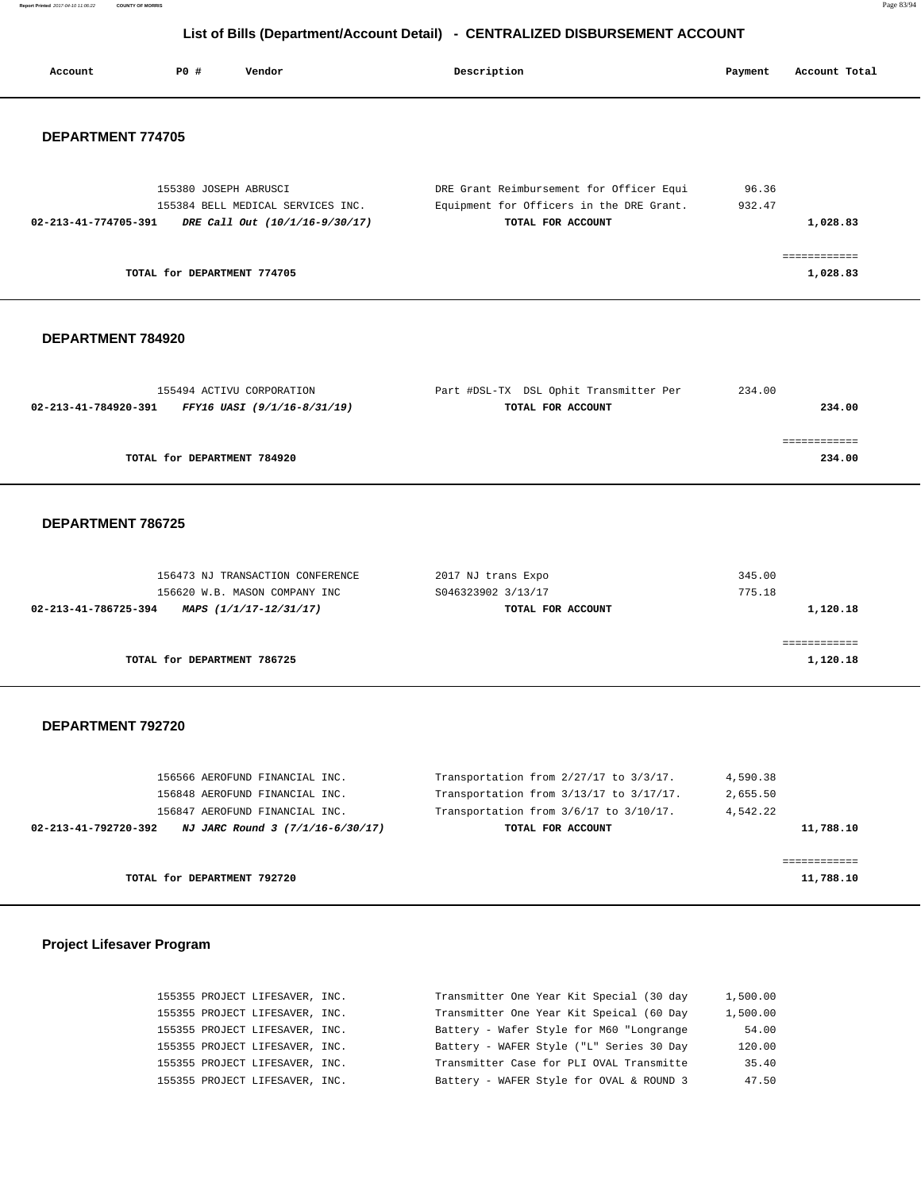## List of Bills (Department/Account Detail) - CENTRALIZED DISBURSEMENT ACCOUNT

| Account | PO # | Vendor | Description | Payment | Account Total |
|---|---|---|---|---|---|

### DEPARTMENT 774705

| Account | PO # | Vendor | Description | Payment | Account Total |
|---|---|---|---|---|---|
| | 155380 | JOSEPH ABRUSCI | DRE Grant Reimbursement for Officer Equi | 96.36 | |
| | 155384 | BELL MEDICAL SERVICES INC. | Equipment for Officers in the DRE Grant. | 932.47 | |
| **02-213-41-774705-391** | | ***DRE Call Out (10/1/16-9/30/17)*** | **TOTAL FOR ACCOUNT** | | **1,028.83** |

**TOTAL for DEPARTMENT 774705** ============ **1,028.83**

### DEPARTMENT 784920

| Account | PO # | Vendor | Description | Payment | Account Total |
|---|---|---|---|---|---|
| | 155494 | ACTIVU CORPORATION | Part #DSL-TX DSL Ophit Transmitter Per | 234.00 | |
| **02-213-41-784920-391** | | ***FFY16 UASI (9/1/16-8/31/19)*** | **TOTAL FOR ACCOUNT** | | **234.00** |

**TOTAL for DEPARTMENT 784920** ============ **234.00**

### DEPARTMENT 786725

| Account | PO # | Vendor | Description | Payment | Account Total |
|---|---|---|---|---|---|
| | 156473 | NJ TRANSACTION CONFERENCE | 2017 NJ trans Expo | 345.00 | |
| | 156620 | W.B. MASON COMPANY INC | S046323902 3/13/17 | 775.18 | |
| **02-213-41-786725-394** | | ***MAPS (1/1/17-12/31/17)*** | **TOTAL FOR ACCOUNT** | | **1,120.18** |

**TOTAL for DEPARTMENT 786725** ============ **1,120.18**

### DEPARTMENT 792720

| Account | PO # | Vendor | Description | Payment | Account Total |
|---|---|---|---|---|---|
| | 156566 | AEROFUND FINANCIAL INC. | Transportation from 2/27/17 to 3/3/17. | 4,590.38 | |
| | 156848 | AEROFUND FINANCIAL INC. | Transportation from 3/13/17 to 3/17/17. | 2,655.50 | |
| | 156847 | AEROFUND FINANCIAL INC. | Transportation from 3/6/17 to 3/10/17. | 4,542.22 | |
| **02-213-41-792720-392** | | ***NJ JARC Round 3 (7/1/16-6/30/17)*** | **TOTAL FOR ACCOUNT** | | **11,788.10** |

**TOTAL for DEPARTMENT 792720** ============ **11,788.10**

### Project Lifesaver Program

| Account | PO # | Vendor | Description | Payment | Account Total |
|---|---|---|---|---|---|
| | 155355 | PROJECT LIFESAVER, INC. | Transmitter One Year Kit Special (30 day | 1,500.00 | |
| | 155355 | PROJECT LIFESAVER, INC. | Transmitter One Year Kit Speical (60 Day | 1,500.00 | |
| | 155355 | PROJECT LIFESAVER, INC. | Battery - Wafer Style for M60 "Longrange | 54.00 | |
| | 155355 | PROJECT LIFESAVER, INC. | Battery - WAFER Style ("L" Series 30 Day | 120.00 | |
| | 155355 | PROJECT LIFESAVER, INC. | Transmitter Case for PLI OVAL Transmitte | 35.40 | |
| | 155355 | PROJECT LIFESAVER, INC. | Battery - WAFER Style for OVAL & ROUND 3 | 47.50 | |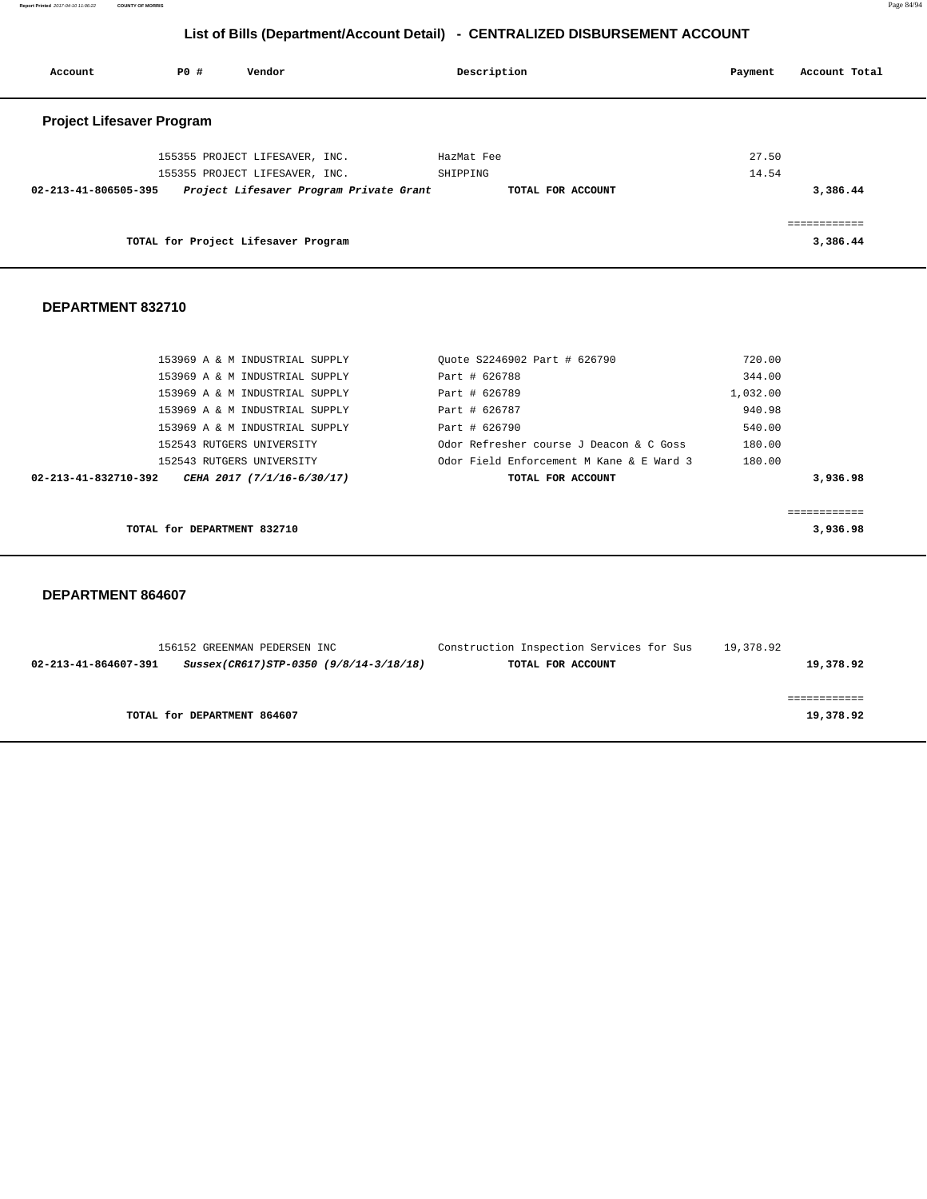# List of Bills (Department/Account Detail) - CENTRALIZED DISBURSEMENT ACCOUNT

| Account | PO # | Vendor | Description | Payment | Account Total |
|---|---|---|---|---|---|

## Project Lifesaver Program

| Account | PO # | Vendor | Description | Payment | Account Total |
|---|---|---|---|---|---|
| | 155355 | PROJECT LIFESAVER, INC. | HazMat Fee | 27.50 | |
| | 155355 | PROJECT LIFESAVER, INC. | SHIPPING | 14.54 | |
| **02-213-41-806505-395** | | ***Project Lifesaver Program Private Grant*** | **TOTAL FOR ACCOUNT** | | **3,386.44** |

============

**TOTAL for Project Lifesaver Program** **3,386.44**

## DEPARTMENT 832710

| Account | PO # | Vendor | Description | Payment | Account Total |
|---|---|---|---|---|---|
| | 153969 | A & M INDUSTRIAL SUPPLY | Quote S2246902 Part # 626790 | 720.00 | |
| | 153969 | A & M INDUSTRIAL SUPPLY | Part # 626788 | 344.00 | |
| | 153969 | A & M INDUSTRIAL SUPPLY | Part # 626789 | 1,032.00 | |
| | 153969 | A & M INDUSTRIAL SUPPLY | Part # 626787 | 940.98 | |
| | 153969 | A & M INDUSTRIAL SUPPLY | Part # 626790 | 540.00 | |
| | 152543 | RUTGERS UNIVERSITY | Odor Refresher course J Deacon & C Goss | 180.00 | |
| | 152543 | RUTGERS UNIVERSITY | Odor Field Enforcement M Kane & E Ward 3 | 180.00 | |
| **02-213-41-832710-392** | | ***CEHA 2017 (7/1/16-6/30/17)*** | **TOTAL FOR ACCOUNT** | | **3,936.98** |

============

**TOTAL for DEPARTMENT 832710** **3,936.98**

## DEPARTMENT 864607

| Account | PO # | Vendor | Description | Payment | Account Total |
|---|---|---|---|---|---|
| | 156152 | GREENMAN PEDERSEN INC | Construction Inspection Services for Sus | 19,378.92 | |
| **02-213-41-864607-391** | | ***Sussex(CR617)STP-0350 (9/8/14-3/18/18)*** | **TOTAL FOR ACCOUNT** | | **19,378.92** |

============

**TOTAL for DEPARTMENT 864607** **19,378.92**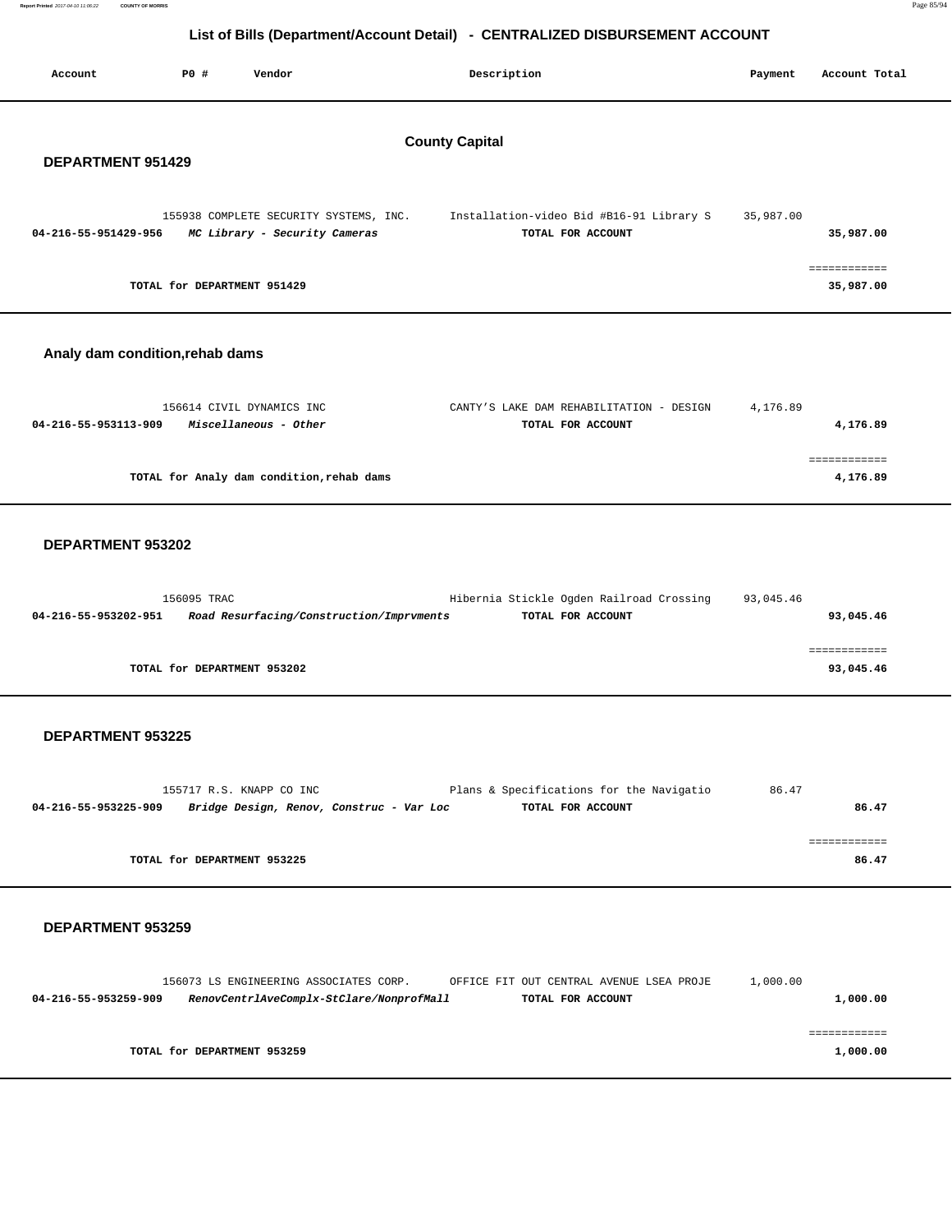# List of Bills (Department/Account Detail) - CENTRALIZED DISBURSEMENT ACCOUNT

| Account | PO # | Vendor | Description | Payment | Account Total |
|---|---|---|---|---|---|

## County Capital

### DEPARTMENT 951429

| Account | PO # | Vendor | Description | Payment | Account Total |
|---|---|---|---|---|---|
| | 155938 | COMPLETE SECURITY SYSTEMS, INC. | Installation-video Bid #B16-91 Library S | 35,987.00 | |
| **04-216-55-951429-956** | | ***MC Library - Security Cameras*** | **TOTAL FOR ACCOUNT** | | **35,987.00** |

**TOTAL for DEPARTMENT 951429** ============ **35,987.00**

### Analy dam condition,rehab dams

| Account | PO # | Vendor | Description | Payment | Account Total |
|---|---|---|---|---|---|
| | 156614 | CIVIL DYNAMICS INC | CANTY'S LAKE DAM REHABILITATION - DESIGN | 4,176.89 | |
| **04-216-55-953113-909** | | ***Miscellaneous - Other*** | **TOTAL FOR ACCOUNT** | | **4,176.89** |

**TOTAL for Analy dam condition,rehab dams** ============ **4,176.89**

### DEPARTMENT 953202

| Account | PO # | Vendor | Description | Payment | Account Total |
|---|---|---|---|---|---|
| | 156095 | TRAC | Hibernia Stickle Ogden Railroad Crossing | 93,045.46 | |
| **04-216-55-953202-951** | | ***Road Resurfacing/Construction/Imprvments*** | **TOTAL FOR ACCOUNT** | | **93,045.46** |

**TOTAL for DEPARTMENT 953202** ============ **93,045.46**

### DEPARTMENT 953225

| Account | PO # | Vendor | Description | Payment | Account Total |
|---|---|---|---|---|---|
| | 155717 | R.S. KNAPP CO INC | Plans & Specifications for the Navigatio | 86.47 | |
| **04-216-55-953225-909** | | ***Bridge Design, Renov, Construc - Var Loc*** | **TOTAL FOR ACCOUNT** | | **86.47** |

**TOTAL for DEPARTMENT 953225** ============ **86.47**

### DEPARTMENT 953259

| Account | PO # | Vendor | Description | Payment | Account Total |
|---|---|---|---|---|---|
| | 156073 | LS ENGINEERING ASSOCIATES CORP. | OFFICE FIT OUT CENTRAL AVENUE LSEA PROJE | 1,000.00 | |
| **04-216-55-953259-909** | | ***RenovCentrlAveComplx-StClare/NonprofMall*** | **TOTAL FOR ACCOUNT** | | **1,000.00** |

**TOTAL for DEPARTMENT 953259** ============ **1,000.00**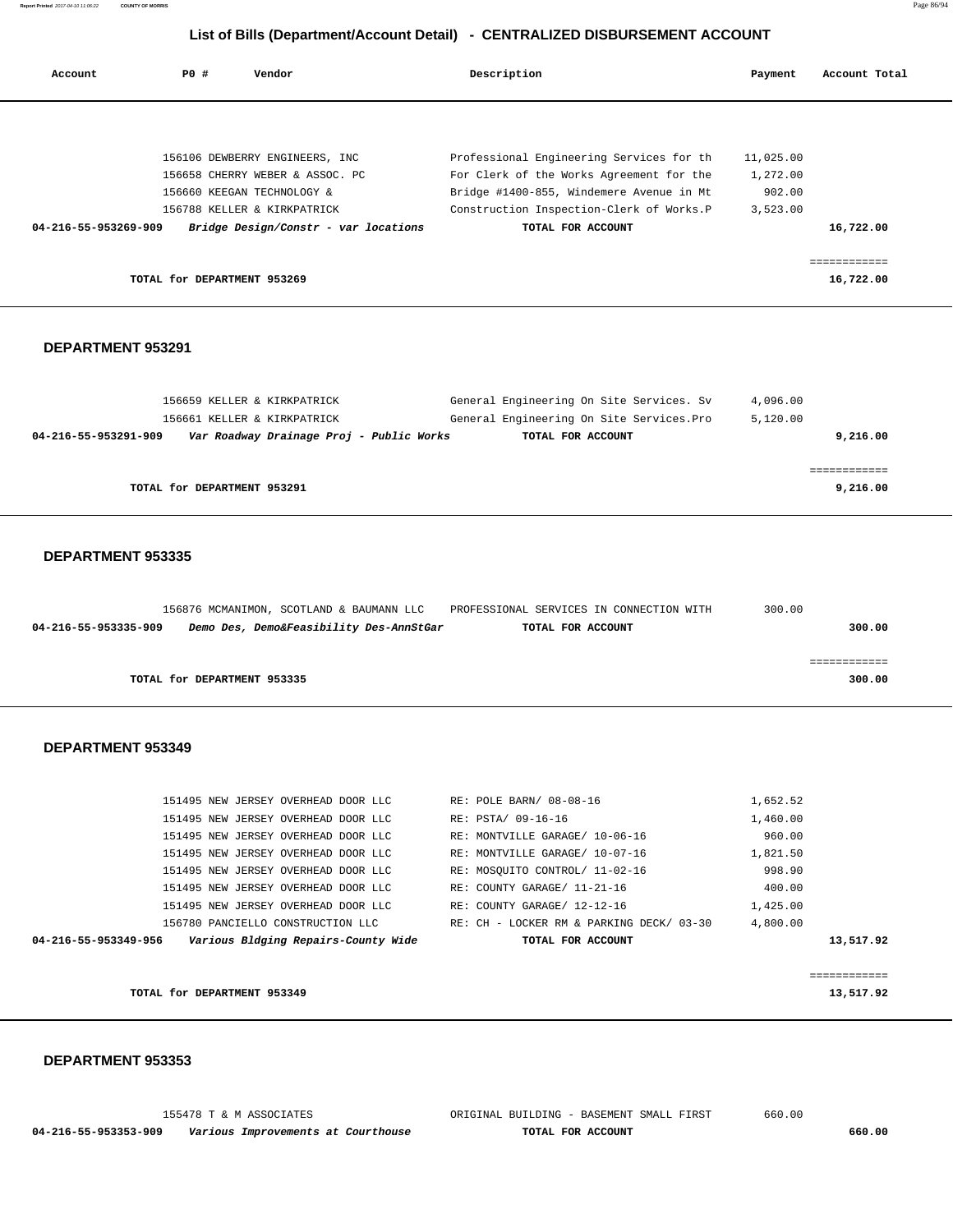## List of Bills (Department/Account Detail) - CENTRALIZED DISBURSEMENT ACCOUNT

| Account | PO # | Vendor | Description | Payment | Account Total |
|---|---|---|---|---|---|
| | 156106 | DEWBERRY ENGINEERS, INC | Professional Engineering Services for th | 11,025.00 | |
| | 156658 | CHERRY WEBER & ASSOC. PC | For Clerk of the Works Agreement for the | 1,272.00 | |
| | 156660 | KEEGAN TECHNOLOGY & | Bridge #1400-855, Windemere Avenue in Mt | 902.00 | |
| | 156788 | KELLER & KIRKPATRICK | Construction Inspection-Clerk of Works.P | 3,523.00 | |
| **04-216-55-953269-909** | | ***Bridge Design/Constr - var locations*** | **TOTAL FOR ACCOUNT** | | **16,722.00** |

TOTAL for DEPARTMENT 953269 — **16,722.00**

### DEPARTMENT 953291

| Account | PO # | Vendor | Description | Payment | Account Total |
|---|---|---|---|---|---|
| | 156659 | KELLER & KIRKPATRICK | General Engineering On Site Services. Sv | 4,096.00 | |
| | 156661 | KELLER & KIRKPATRICK | General Engineering On Site Services.Pro | 5,120.00 | |
| **04-216-55-953291-909** | | ***Var Roadway Drainage Proj - Public Works*** | **TOTAL FOR ACCOUNT** | | **9,216.00** |

TOTAL for DEPARTMENT 953291 — **9,216.00**

### DEPARTMENT 953335

| Account | PO # | Vendor | Description | Payment | Account Total |
|---|---|---|---|---|---|
| | 156876 | MCMANIMON, SCOTLAND & BAUMANN LLC | PROFESSIONAL SERVICES IN CONNECTION WITH | 300.00 | |
| **04-216-55-953335-909** | | ***Demo Des, Demo&Feasibility Des-AnnStGar*** | **TOTAL FOR ACCOUNT** | | **300.00** |

TOTAL for DEPARTMENT 953335 — **300.00**

### DEPARTMENT 953349

| Account | PO # | Vendor | Description | Payment | Account Total |
|---|---|---|---|---|---|
| | 151495 | NEW JERSEY OVERHEAD DOOR LLC | RE: POLE BARN/ 08-08-16 | 1,652.52 | |
| | 151495 | NEW JERSEY OVERHEAD DOOR LLC | RE: PSTA/ 09-16-16 | 1,460.00 | |
| | 151495 | NEW JERSEY OVERHEAD DOOR LLC | RE: MONTVILLE GARAGE/ 10-06-16 | 960.00 | |
| | 151495 | NEW JERSEY OVERHEAD DOOR LLC | RE: MONTVILLE GARAGE/ 10-07-16 | 1,821.50 | |
| | 151495 | NEW JERSEY OVERHEAD DOOR LLC | RE: MOSQUITO CONTROL/ 11-02-16 | 998.90 | |
| | 151495 | NEW JERSEY OVERHEAD DOOR LLC | RE: COUNTY GARAGE/ 11-21-16 | 400.00 | |
| | 151495 | NEW JERSEY OVERHEAD DOOR LLC | RE: COUNTY GARAGE/ 12-12-16 | 1,425.00 | |
| | 156780 | PANCIELLO CONSTRUCTION LLC | RE: CH - LOCKER RM & PARKING DECK/ 03-30 | 4,800.00 | |
| **04-216-55-953349-956** | | ***Various Bldging Repairs-County Wide*** | **TOTAL FOR ACCOUNT** | | **13,517.92** |

TOTAL for DEPARTMENT 953349 — **13,517.92**

### DEPARTMENT 953353

| Account | PO # | Vendor | Description | Payment | Account Total |
|---|---|---|---|---|---|
| | 155478 | T & M ASSOCIATES | ORIGINAL BUILDING - BASEMENT SMALL FIRST | 660.00 | |
| **04-216-55-953353-909** | | ***Various Improvements at Courthouse*** | **TOTAL FOR ACCOUNT** | | **660.00** |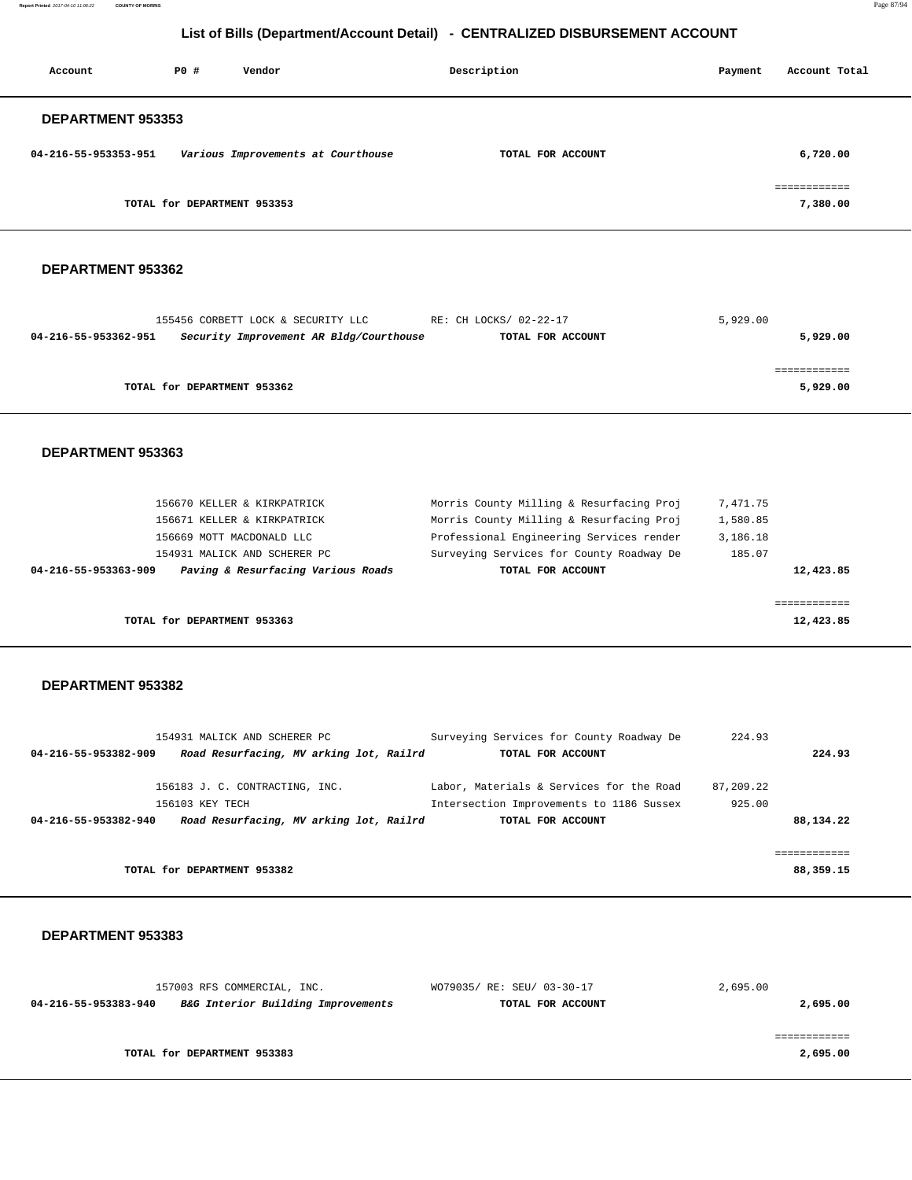## List of Bills (Department/Account Detail) - CENTRALIZED DISBURSEMENT ACCOUNT

| Account | PO # | Vendor | Description | Payment | Account Total |
|---|---|---|---|---|---|

### DEPARTMENT 953353

| Account | PO # | Vendor | Description | Payment | Account Total |
|---|---|---|---|---|---|
| **04-216-55-953353-951** | | ***Various Improvements at Courthouse*** | **TOTAL FOR ACCOUNT** | | **6,720.00** |
| | | | | | ============ |
| | **TOTAL for DEPARTMENT 953353** | | | | **7,380.00** |

### DEPARTMENT 953362

| Account | PO # | Vendor | Description | Payment | Account Total |
|---|---|---|---|---|---|
| | 155456 | CORBETT LOCK & SECURITY LLC | RE: CH LOCKS/ 02-22-17 | 5,929.00 | |
| **04-216-55-953362-951** | | ***Security Improvement AR Bldg/Courthouse*** | **TOTAL FOR ACCOUNT** | | **5,929.00** |
| | | | | | ============ |
| | **TOTAL for DEPARTMENT 953362** | | | | **5,929.00** |

### DEPARTMENT 953363

| Account | PO # | Vendor | Description | Payment | Account Total |
|---|---|---|---|---|---|
| | 156670 | KELLER & KIRKPATRICK | Morris County Milling & Resurfacing Proj | 7,471.75 | |
| | 156671 | KELLER & KIRKPATRICK | Morris County Milling & Resurfacing Proj | 1,580.85 | |
| | 156669 | MOTT MACDONALD LLC | Professional Engineering Services render | 3,186.18 | |
| | 154931 | MALICK AND SCHERER PC | Surveying Services for County Roadway De | 185.07 | |
| **04-216-55-953363-909** | | ***Paving & Resurfacing Various Roads*** | **TOTAL FOR ACCOUNT** | | **12,423.85** |
| | | | | | ============ |
| | **TOTAL for DEPARTMENT 953363** | | | | **12,423.85** |

### DEPARTMENT 953382

| Account | PO # | Vendor | Description | Payment | Account Total |
|---|---|---|---|---|---|
| | 154931 | MALICK AND SCHERER PC | Surveying Services for County Roadway De | 224.93 | |
| **04-216-55-953382-909** | | ***Road Resurfacing, MV arking lot, Railrd*** | **TOTAL FOR ACCOUNT** | | **224.93** |
| | 156183 | J. C. CONTRACTING, INC. | Labor, Materials & Services for the Road | 87,209.22 | |
| | 156103 | KEY TECH | Intersection Improvements to 1186 Sussex | 925.00 | |
| **04-216-55-953382-940** | | ***Road Resurfacing, MV arking lot, Railrd*** | **TOTAL FOR ACCOUNT** | | **88,134.22** |
| | | | | | ============ |
| | **TOTAL for DEPARTMENT 953382** | | | | **88,359.15** |

### DEPARTMENT 953383

| Account | PO # | Vendor | Description | Payment | Account Total |
|---|---|---|---|---|---|
| | 157003 | RFS COMMERCIAL, INC. | WO79035/ RE: SEU/ 03-30-17 | 2,695.00 | |
| **04-216-55-953383-940** | | ***B&G Interior Building Improvements*** | **TOTAL FOR ACCOUNT** | | **2,695.00** |
| | | | | | ============ |
| | **TOTAL for DEPARTMENT 953383** | | | | **2,695.00** |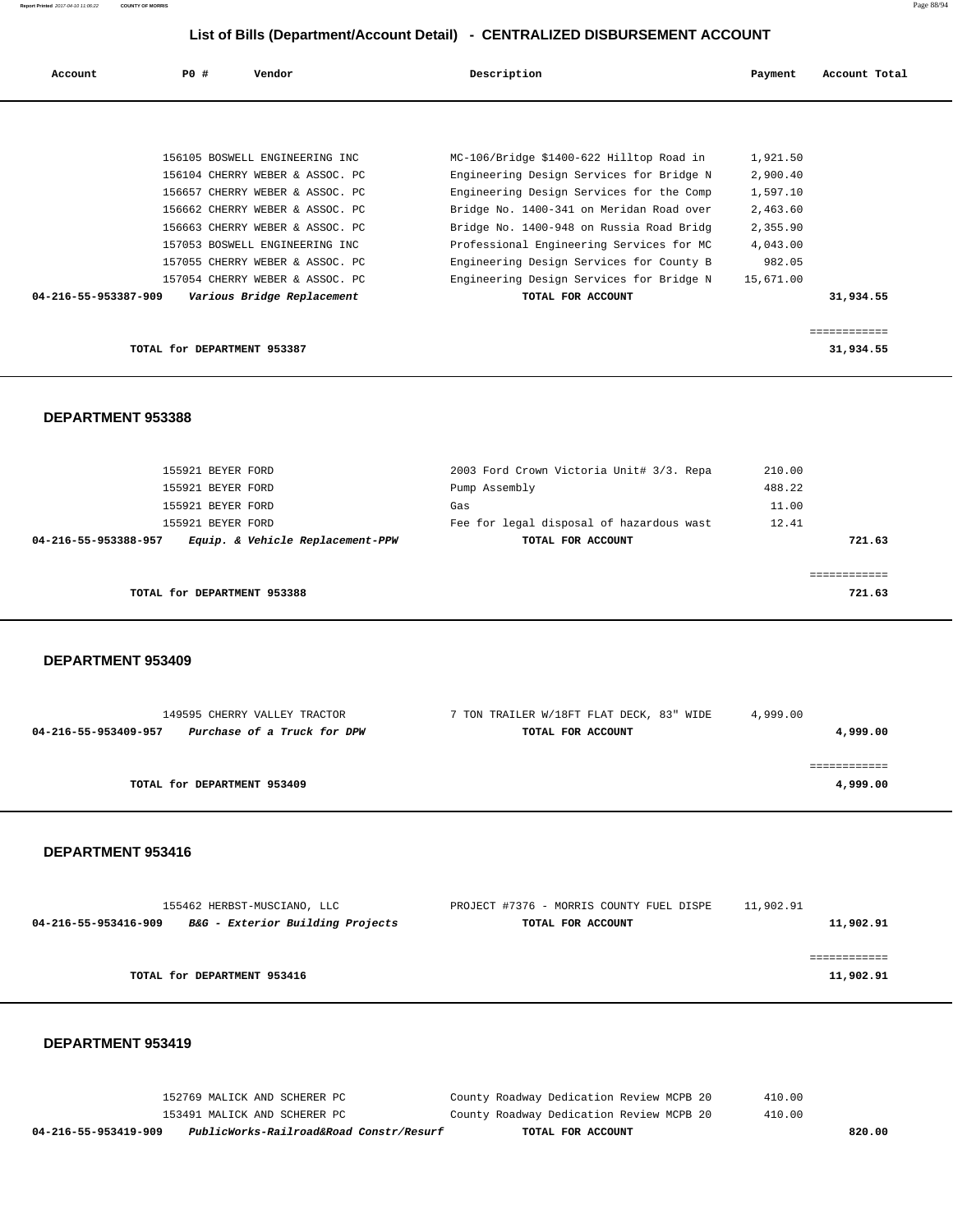## List of Bills (Department/Account Detail) - CENTRALIZED DISBURSEMENT ACCOUNT

| Account | PO # | Vendor | Description | Payment | Account Total |
|---|---|---|---|---|---|
| | 156105 | BOSWELL ENGINEERING INC | MC-106/Bridge $1400-622 Hilltop Road in | 1,921.50 | |
| | 156104 | CHERRY WEBER & ASSOC. PC | Engineering Design Services for Bridge N | 2,900.40 | |
| | 156657 | CHERRY WEBER & ASSOC. PC | Engineering Design Services for the Comp | 1,597.10 | |
| | 156662 | CHERRY WEBER & ASSOC. PC | Bridge No. 1400-341 on Meridan Road over | 2,463.60 | |
| | 156663 | CHERRY WEBER & ASSOC. PC | Bridge No. 1400-948 on Russia Road Bridg | 2,355.90 | |
| | 157053 | BOSWELL ENGINEERING INC | Professional Engineering Services for MC | 4,043.00 | |
| | 157055 | CHERRY WEBER & ASSOC. PC | Engineering Design Services for County B | 982.05 | |
| | 157054 | CHERRY WEBER & ASSOC. PC | Engineering Design Services for Bridge N | 15,671.00 | |
| **04-216-55-953387-909** | | ***Various Bridge Replacement*** | **TOTAL FOR ACCOUNT** | | **31,934.55** |

**TOTAL for DEPARTMENT 953387** ............ **31,934.55**

### DEPARTMENT 953388

| Account | PO # | Vendor | Description | Payment | Account Total |
|---|---|---|---|---|---|
| | 155921 | BEYER FORD | 2003 Ford Crown Victoria Unit# 3/3. Repa | 210.00 | |
| | 155921 | BEYER FORD | Pump Assembly | 488.22 | |
| | 155921 | BEYER FORD | Gas | 11.00 | |
| | 155921 | BEYER FORD | Fee for legal disposal of hazardous wast | 12.41 | |
| **04-216-55-953388-957** | | ***Equip. & Vehicle Replacement-PPW*** | **TOTAL FOR ACCOUNT** | | **721.63** |

**TOTAL for DEPARTMENT 953388** ............ **721.63**

### DEPARTMENT 953409

| Account | PO # | Vendor | Description | Payment | Account Total |
|---|---|---|---|---|---|
| | 149595 | CHERRY VALLEY TRACTOR | 7 TON TRAILER W/18FT FLAT DECK, 83" WIDE | 4,999.00 | |
| **04-216-55-953409-957** | | ***Purchase of a Truck for DPW*** | **TOTAL FOR ACCOUNT** | | **4,999.00** |

**TOTAL for DEPARTMENT 953409** ............ **4,999.00**

### DEPARTMENT 953416

| Account | PO # | Vendor | Description | Payment | Account Total |
|---|---|---|---|---|---|
| | 155462 | HERBST-MUSCIANO, LLC | PROJECT #7376 - MORRIS COUNTY FUEL DISPE | 11,902.91 | |
| **04-216-55-953416-909** | | ***B&G - Exterior Building Projects*** | **TOTAL FOR ACCOUNT** | | **11,902.91** |

**TOTAL for DEPARTMENT 953416** ............ **11,902.91**

### DEPARTMENT 953419

| Account | PO # | Vendor | Description | Payment | Account Total |
|---|---|---|---|---|---|
| | 152769 | MALICK AND SCHERER PC | County Roadway Dedication Review MCPB 20 | 410.00 | |
| | 153491 | MALICK AND SCHERER PC | County Roadway Dedication Review MCPB 20 | 410.00 | |
| **04-216-55-953419-909** | | ***PublicWorks-Railroad&Road Constr/Resurf*** | **TOTAL FOR ACCOUNT** | | **820.00** |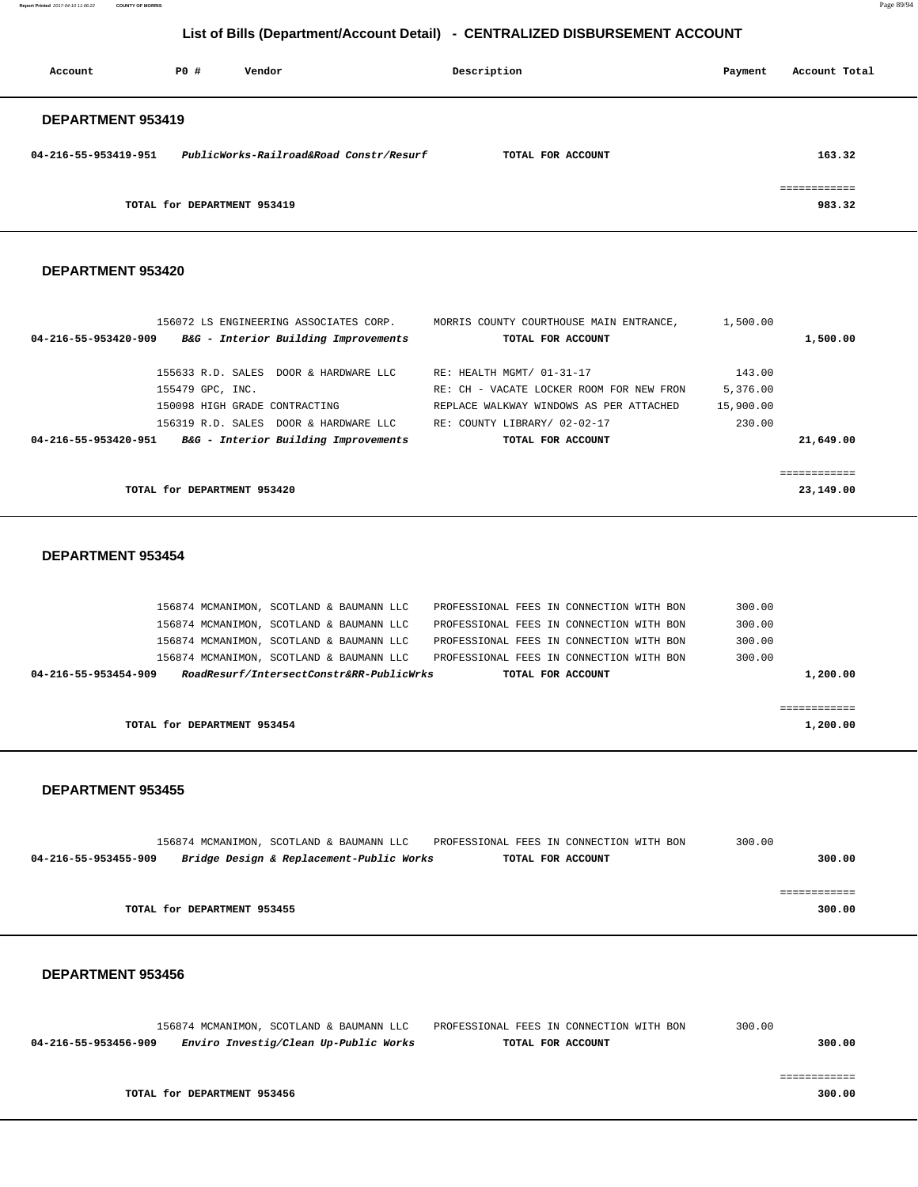## List of Bills (Department/Account Detail) - CENTRALIZED DISBURSEMENT ACCOUNT

| Account | PO # | Vendor | Description | Payment | Account Total |
|---|---|---|---|---|---|

### DEPARTMENT 953419

| Account | PO # | Vendor | Description | Payment | Account Total |
|---|---|---|---|---|---|
| 04-216-55-953419-951 | | *PublicWorks-Railroad&Road Constr/Resurf* | **TOTAL FOR ACCOUNT** | | 163.32 |
| | | | | | ============ |
| | | **TOTAL for DEPARTMENT 953419** | | | 983.32 |

### DEPARTMENT 953420

| Account | PO # | Vendor | Description | Payment | Account Total |
|---|---|---|---|---|---|
| | 156072 | LS ENGINEERING ASSOCIATES CORP. | MORRIS COUNTY COURTHOUSE MAIN ENTRANCE, | 1,500.00 | |
| 04-216-55-953420-909 | | *B&G - Interior Building Improvements* | **TOTAL FOR ACCOUNT** | | 1,500.00 |
| | 155633 | R.D. SALES DOOR & HARDWARE LLC | RE: HEALTH MGMT/ 01-31-17 | 143.00 | |
| | 155479 | GPC, INC. | RE: CH - VACATE LOCKER ROOM FOR NEW FRON | 5,376.00 | |
| | 150098 | HIGH GRADE CONTRACTING | REPLACE WALKWAY WINDOWS AS PER ATTACHED | 15,900.00 | |
| | 156319 | R.D. SALES DOOR & HARDWARE LLC | RE: COUNTY LIBRARY/ 02-02-17 | 230.00 | |
| 04-216-55-953420-951 | | *B&G - Interior Building Improvements* | **TOTAL FOR ACCOUNT** | | 21,649.00 |
| | | | | | ============ |
| | | **TOTAL for DEPARTMENT 953420** | | | 23,149.00 |

### DEPARTMENT 953454

| Account | PO # | Vendor | Description | Payment | Account Total |
|---|---|---|---|---|---|
| | 156874 | MCMANIMON, SCOTLAND & BAUMANN LLC | PROFESSIONAL FEES IN CONNECTION WITH BON | 300.00 | |
| | 156874 | MCMANIMON, SCOTLAND & BAUMANN LLC | PROFESSIONAL FEES IN CONNECTION WITH BON | 300.00 | |
| | 156874 | MCMANIMON, SCOTLAND & BAUMANN LLC | PROFESSIONAL FEES IN CONNECTION WITH BON | 300.00 | |
| | 156874 | MCMANIMON, SCOTLAND & BAUMANN LLC | PROFESSIONAL FEES IN CONNECTION WITH BON | 300.00 | |
| 04-216-55-953454-909 | | *RoadResurf/IntersectConstr&RR-PublicWrks* | **TOTAL FOR ACCOUNT** | | 1,200.00 |
| | | | | | ============ |
| | | **TOTAL for DEPARTMENT 953454** | | | 1,200.00 |

### DEPARTMENT 953455

| Account | PO # | Vendor | Description | Payment | Account Total |
|---|---|---|---|---|---|
| | 156874 | MCMANIMON, SCOTLAND & BAUMANN LLC | PROFESSIONAL FEES IN CONNECTION WITH BON | 300.00 | |
| 04-216-55-953455-909 | | *Bridge Design & Replacement-Public Works* | **TOTAL FOR ACCOUNT** | | 300.00 |
| | | | | | ============ |
| | | **TOTAL for DEPARTMENT 953455** | | | 300.00 |

### DEPARTMENT 953456

| Account | PO # | Vendor | Description | Payment | Account Total |
|---|---|---|---|---|---|
| | 156874 | MCMANIMON, SCOTLAND & BAUMANN LLC | PROFESSIONAL FEES IN CONNECTION WITH BON | 300.00 | |
| 04-216-55-953456-909 | | *Enviro Investig/Clean Up-Public Works* | **TOTAL FOR ACCOUNT** | | 300.00 |
| | | | | | ============ |
| | | **TOTAL for DEPARTMENT 953456** | | | 300.00 |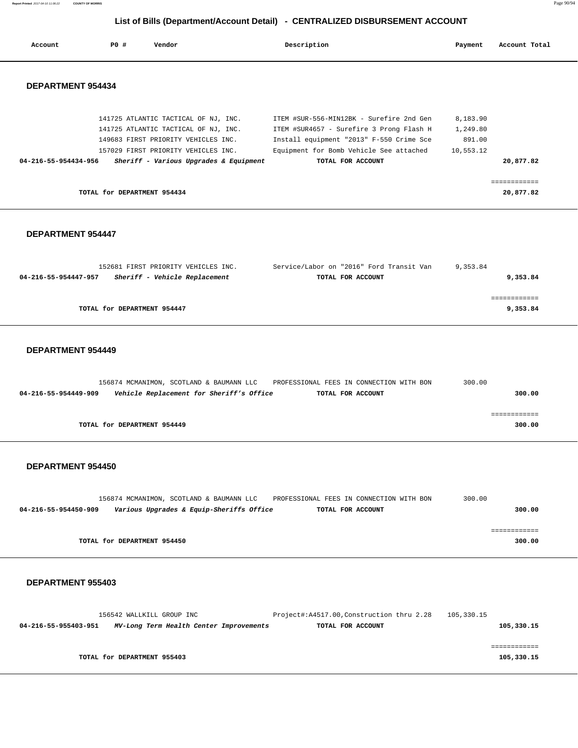## List of Bills (Department/Account Detail) - CENTRALIZED DISBURSEMENT ACCOUNT

| Account | PO # | Vendor | Description | Payment | Account Total |
|---|---|---|---|---|---|

### DEPARTMENT 954434

| Account | PO # | Vendor | Description | Payment | Account Total |
|---|---|---|---|---|---|
| | 141725 | ATLANTIC TACTICAL OF NJ, INC. | ITEM #SUR-556-MIN12BK - Surefire 2nd Gen | 8,183.90 | |
| | 141725 | ATLANTIC TACTICAL OF NJ, INC. | ITEM #SUR4657 - Surefire 3 Prong Flash H | 1,249.80 | |
| | 149683 | FIRST PRIORITY VEHICLES INC. | Install equipment "2013" F-550 Crime Sce | 891.00 | |
| | 157029 | FIRST PRIORITY VEHICLES INC. | Equipment for Bomb Vehicle See attached | 10,553.12 | |
| **04-216-55-954434-956** | | ***Sheriff - Various Upgrades & Equipment*** | **TOTAL FOR ACCOUNT** | | **20,877.82** |

**TOTAL for DEPARTMENT 954434** — **20,877.82**

### DEPARTMENT 954447

| Account | PO # | Vendor | Description | Payment | Account Total |
|---|---|---|---|---|---|
| | 152681 | FIRST PRIORITY VEHICLES INC. | Service/Labor on "2016" Ford Transit Van | 9,353.84 | |
| **04-216-55-954447-957** | | ***Sheriff - Vehicle Replacement*** | **TOTAL FOR ACCOUNT** | | **9,353.84** |

**TOTAL for DEPARTMENT 954447** — **9,353.84**

### DEPARTMENT 954449

| Account | PO # | Vendor | Description | Payment | Account Total |
|---|---|---|---|---|---|
| | 156874 | MCMANIMON, SCOTLAND & BAUMANN LLC | PROFESSIONAL FEES IN CONNECTION WITH BON | 300.00 | |
| **04-216-55-954449-909** | | ***Vehicle Replacement for Sheriff's Office*** | **TOTAL FOR ACCOUNT** | | **300.00** |

**TOTAL for DEPARTMENT 954449** — **300.00**

### DEPARTMENT 954450

| Account | PO # | Vendor | Description | Payment | Account Total |
|---|---|---|---|---|---|
| | 156874 | MCMANIMON, SCOTLAND & BAUMANN LLC | PROFESSIONAL FEES IN CONNECTION WITH BON | 300.00 | |
| **04-216-55-954450-909** | | ***Various Upgrades & Equip-Sheriffs Office*** | **TOTAL FOR ACCOUNT** | | **300.00** |

**TOTAL for DEPARTMENT 954450** — **300.00**

### DEPARTMENT 955403

| Account | PO # | Vendor | Description | Payment | Account Total |
|---|---|---|---|---|---|
| | 156542 | WALLKILL GROUP INC | Project#:A4517.00,Construction thru 2.28 | 105,330.15 | |
| **04-216-55-955403-951** | | ***MV-Long Term Health Center Improvements*** | **TOTAL FOR ACCOUNT** | | **105,330.15** |

**TOTAL for DEPARTMENT 955403** — **105,330.15**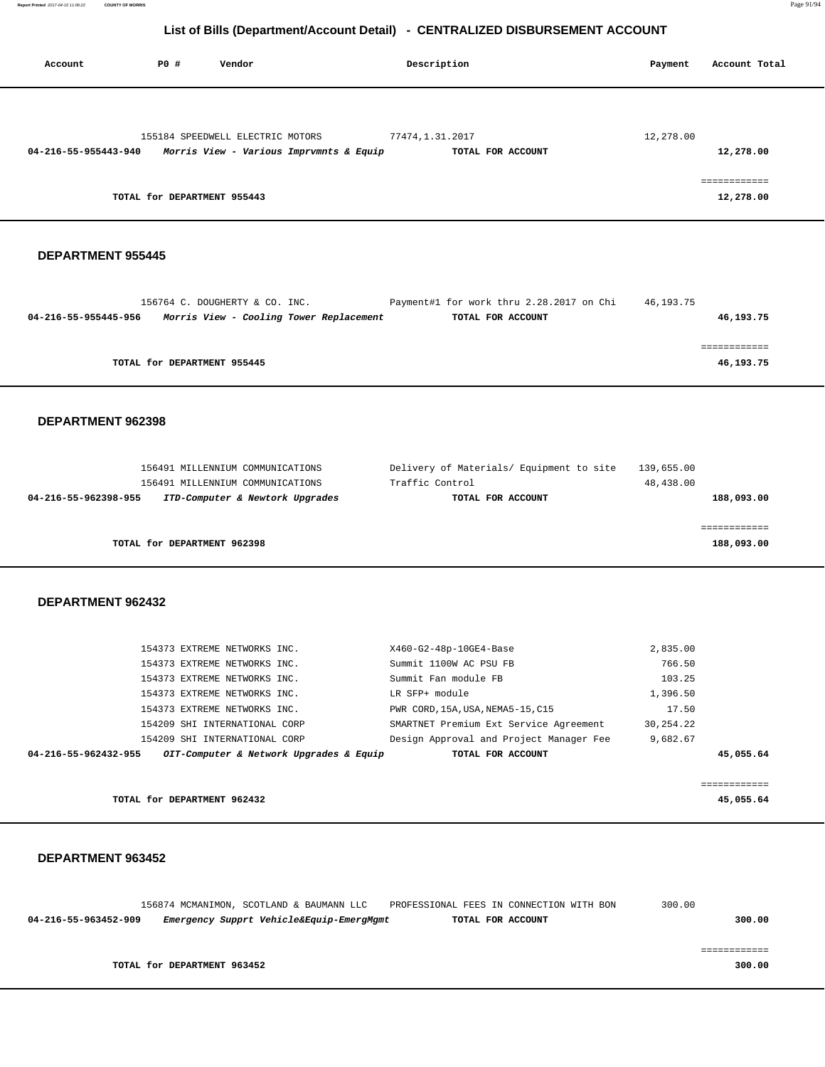## List of Bills (Department/Account Detail) - CENTRALIZED DISBURSEMENT ACCOUNT

| Account | PO # | Vendor | Description | Payment | Account Total |
|---|---|---|---|---|---|
| | 155184 | SPEEDWELL ELECTRIC MOTORS | 77474,1.31.2017 | 12,278.00 | |
| **04-216-55-955443-940** | | ***Morris View - Various Imprvmnts & Equip*** | **TOTAL FOR ACCOUNT** | | **12,278.00** |
| | | | | | ============ |
| | | **TOTAL for DEPARTMENT 955443** | | | **12,278.00** |

### DEPARTMENT 955445

| Account | PO # | Vendor | Description | Payment | Account Total |
|---|---|---|---|---|---|
| | 156764 | C. DOUGHERTY & CO. INC. | Payment#1 for work thru 2.28.2017 on Chi | 46,193.75 | |
| **04-216-55-955445-956** | | ***Morris View - Cooling Tower Replacement*** | **TOTAL FOR ACCOUNT** | | **46,193.75** |
| | | | | | ============ |
| | | **TOTAL for DEPARTMENT 955445** | | | **46,193.75** |

### DEPARTMENT 962398

| Account | PO # | Vendor | Description | Payment | Account Total |
|---|---|---|---|---|---|
| | 156491 | MILLENNIUM COMMUNICATIONS | Delivery of Materials/ Equipment to site | 139,655.00 | |
| | 156491 | MILLENNIUM COMMUNICATIONS | Traffic Control | 48,438.00 | |
| **04-216-55-962398-955** | | ***ITD-Computer & Newtork Upgrades*** | **TOTAL FOR ACCOUNT** | | **188,093.00** |
| | | | | | ============ |
| | | **TOTAL for DEPARTMENT 962398** | | | **188,093.00** |

### DEPARTMENT 962432

| Account | PO # | Vendor | Description | Payment | Account Total |
|---|---|---|---|---|---|
| | 154373 | EXTREME NETWORKS INC. | X460-G2-48p-10GE4-Base | 2,835.00 | |
| | 154373 | EXTREME NETWORKS INC. | Summit 1100W AC PSU FB | 766.50 | |
| | 154373 | EXTREME NETWORKS INC. | Summit Fan module FB | 103.25 | |
| | 154373 | EXTREME NETWORKS INC. | LR SFP+ module | 1,396.50 | |
| | 154373 | EXTREME NETWORKS INC. | PWR CORD,15A,USA,NEMA5-15,C15 | 17.50 | |
| | 154209 | SHI INTERNATIONAL CORP | SMARTNET Premium Ext Service Agreement | 30,254.22 | |
| | 154209 | SHI INTERNATIONAL CORP | Design Approval and Project Manager Fee | 9,682.67 | |
| **04-216-55-962432-955** | | ***OIT-Computer & Network Upgrades & Equip*** | **TOTAL FOR ACCOUNT** | | **45,055.64** |
| | | | | | ============ |
| | | **TOTAL for DEPARTMENT 962432** | | | **45,055.64** |

### DEPARTMENT 963452

| Account | PO # | Vendor | Description | Payment | Account Total |
|---|---|---|---|---|---|
| | 156874 | MCMANIMON, SCOTLAND & BAUMANN LLC | PROFESSIONAL FEES IN CONNECTION WITH BON | 300.00 | |
| **04-216-55-963452-909** | | ***Emergency Supprt Vehicle&Equip-EmergMgmt*** | **TOTAL FOR ACCOUNT** | | **300.00** |
| | | | | | ============ |
| | | **TOTAL for DEPARTMENT 963452** | | | **300.00** |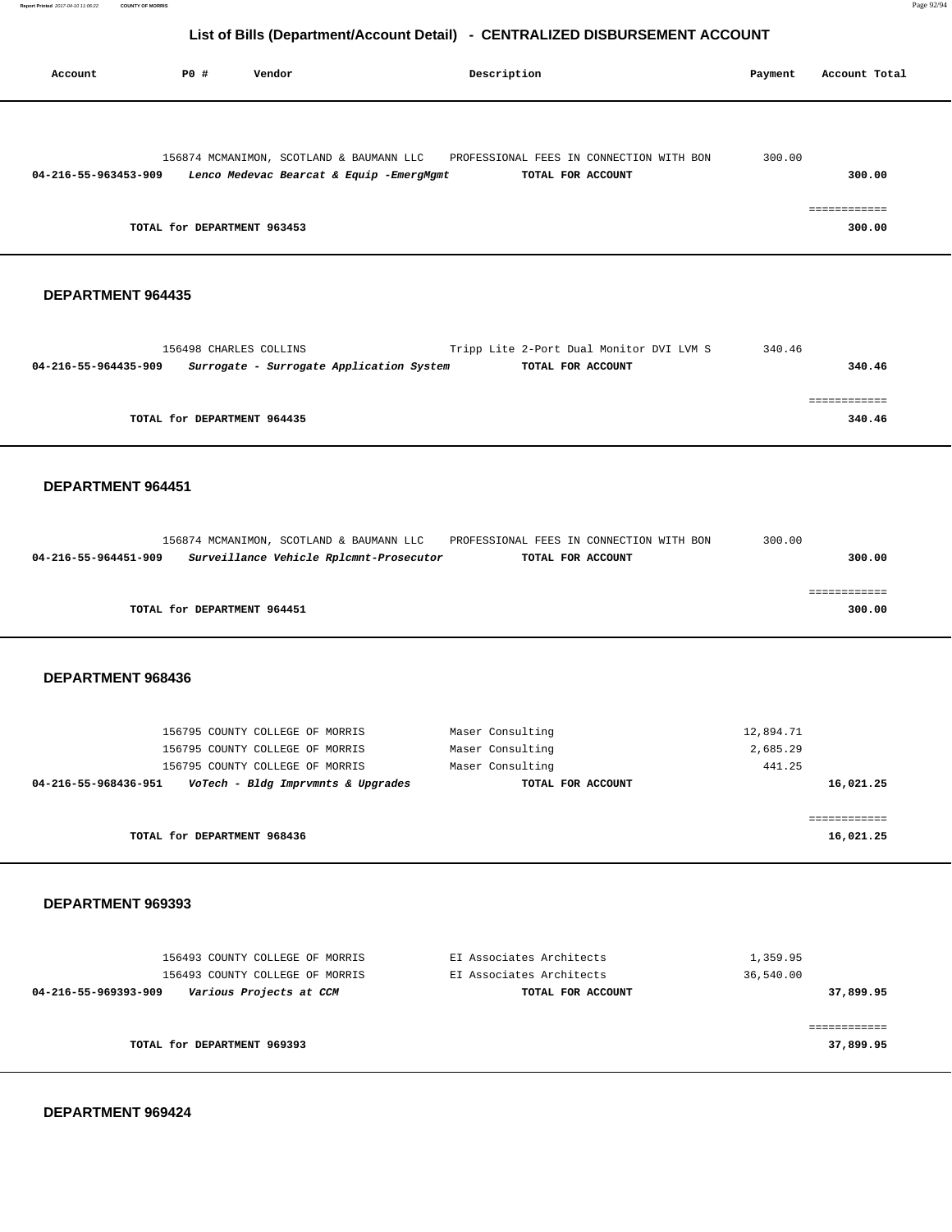## List of Bills (Department/Account Detail) - CENTRALIZED DISBURSEMENT ACCOUNT

| Account | PO # | Vendor | Description | Payment | Account Total |
|---|---|---|---|---|---|
| | 156874 | MCMANIMON, SCOTLAND & BAUMANN LLC | PROFESSIONAL FEES IN CONNECTION WITH BON | 300.00 | |
| **04-216-55-963453-909** | | ***Lenco Medevac Bearcat & Equip -EmergMgmt*** | **TOTAL FOR ACCOUNT** | | **300.00** |
| | | | | | ============ |
| | **TOTAL for DEPARTMENT 963453** | | | | **300.00** |

### DEPARTMENT 964435

| Account | PO # | Vendor | Description | Payment | Account Total |
|---|---|---|---|---|---|
| | 156498 | CHARLES COLLINS | Tripp Lite 2-Port Dual Monitor DVI LVM S | 340.46 | |
| **04-216-55-964435-909** | | ***Surrogate - Surrogate Application System*** | **TOTAL FOR ACCOUNT** | | **340.46** |
| | | | | | ============ |
| | **TOTAL for DEPARTMENT 964435** | | | | **340.46** |

### DEPARTMENT 964451

| Account | PO # | Vendor | Description | Payment | Account Total |
|---|---|---|---|---|---|
| | 156874 | MCMANIMON, SCOTLAND & BAUMANN LLC | PROFESSIONAL FEES IN CONNECTION WITH BON | 300.00 | |
| **04-216-55-964451-909** | | ***Surveillance Vehicle Rplcmnt-Prosecutor*** | **TOTAL FOR ACCOUNT** | | **300.00** |
| | | | | | ============ |
| | **TOTAL for DEPARTMENT 964451** | | | | **300.00** |

### DEPARTMENT 968436

| Account | PO # | Vendor | Description | Payment | Account Total |
|---|---|---|---|---|---|
| | 156795 | COUNTY COLLEGE OF MORRIS | Maser Consulting | 12,894.71 | |
| | 156795 | COUNTY COLLEGE OF MORRIS | Maser Consulting | 2,685.29 | |
| | 156795 | COUNTY COLLEGE OF MORRIS | Maser Consulting | 441.25 | |
| **04-216-55-968436-951** | | ***VoTech - Bldg Imprvmnts & Upgrades*** | **TOTAL FOR ACCOUNT** | | **16,021.25** |
| | | | | | ============ |
| | **TOTAL for DEPARTMENT 968436** | | | | **16,021.25** |

### DEPARTMENT 969393

| Account | PO # | Vendor | Description | Payment | Account Total |
|---|---|---|---|---|---|
| | 156493 | COUNTY COLLEGE OF MORRIS | EI Associates Architects | 1,359.95 | |
| | 156493 | COUNTY COLLEGE OF MORRIS | EI Associates Architects | 36,540.00 | |
| **04-216-55-969393-909** | | ***Various Projects at CCM*** | **TOTAL FOR ACCOUNT** | | **37,899.95** |
| | | | | | ============ |
| | **TOTAL for DEPARTMENT 969393** | | | | **37,899.95** |

### DEPARTMENT 969424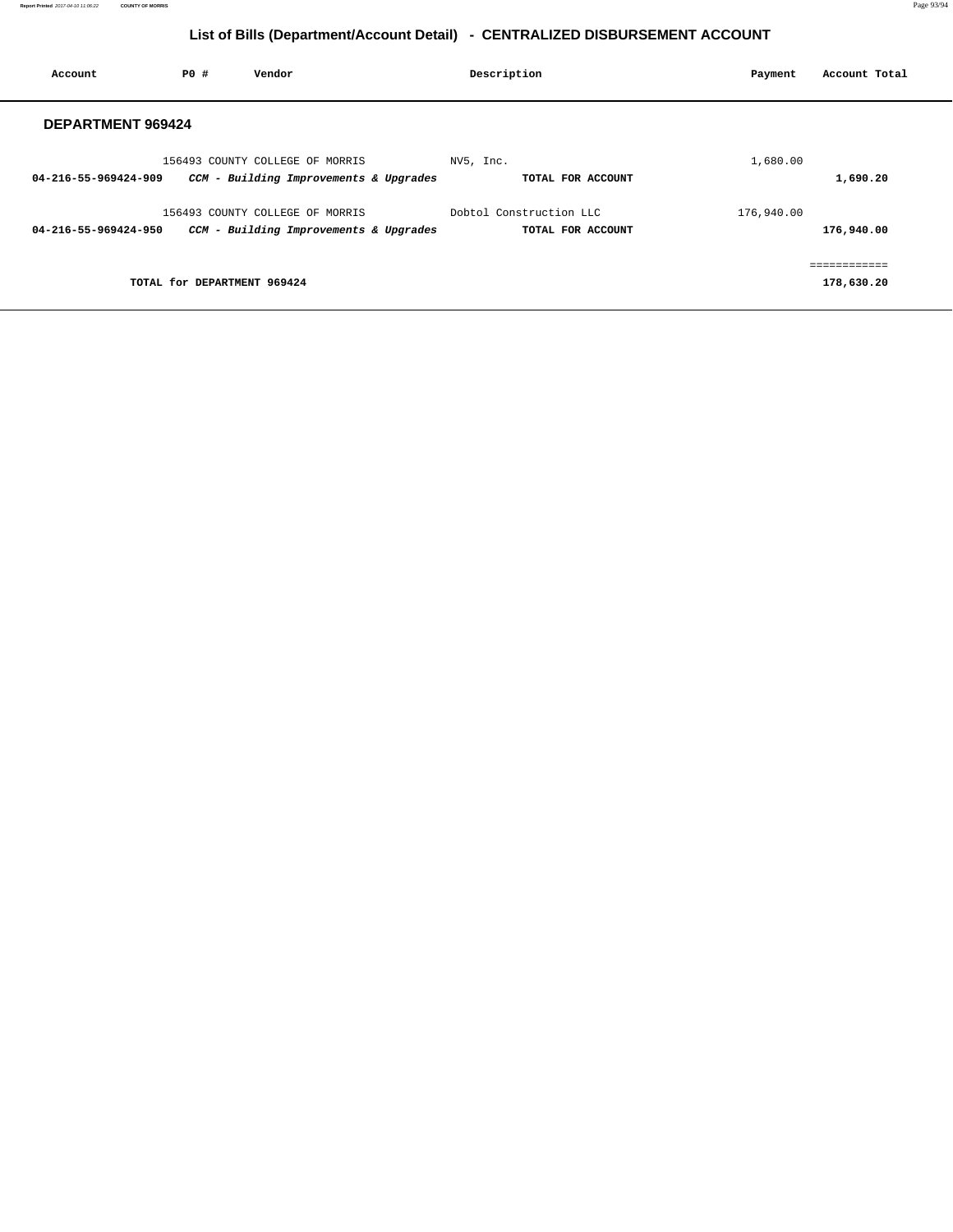# List of Bills (Department/Account Detail) - CENTRALIZED DISBURSEMENT ACCOUNT

| Account | PO # | Vendor | Description | Payment | Account Total |
|---|---|---|---|---|---|

## DEPARTMENT 969424

| Account | PO # | Vendor | Description | Payment | Account Total |
|---|---|---|---|---|---|
| | 156493 | COUNTY COLLEGE OF MORRIS | NV5, Inc. | 1,680.00 | |
| **04-216-55-969424-909** | | ***CCM - Building Improvements & Upgrades*** | **TOTAL FOR ACCOUNT** | | **1,690.20** |
| | 156493 | COUNTY COLLEGE OF MORRIS | Dobtol Construction LLC | 176,940.00 | |
| **04-216-55-969424-950** | | ***CCM - Building Improvements & Upgrades*** | **TOTAL FOR ACCOUNT** | | **176,940.00** |
| | | | | | ============ |
| | **TOTAL for DEPARTMENT 969424** | | | | **178,630.20** |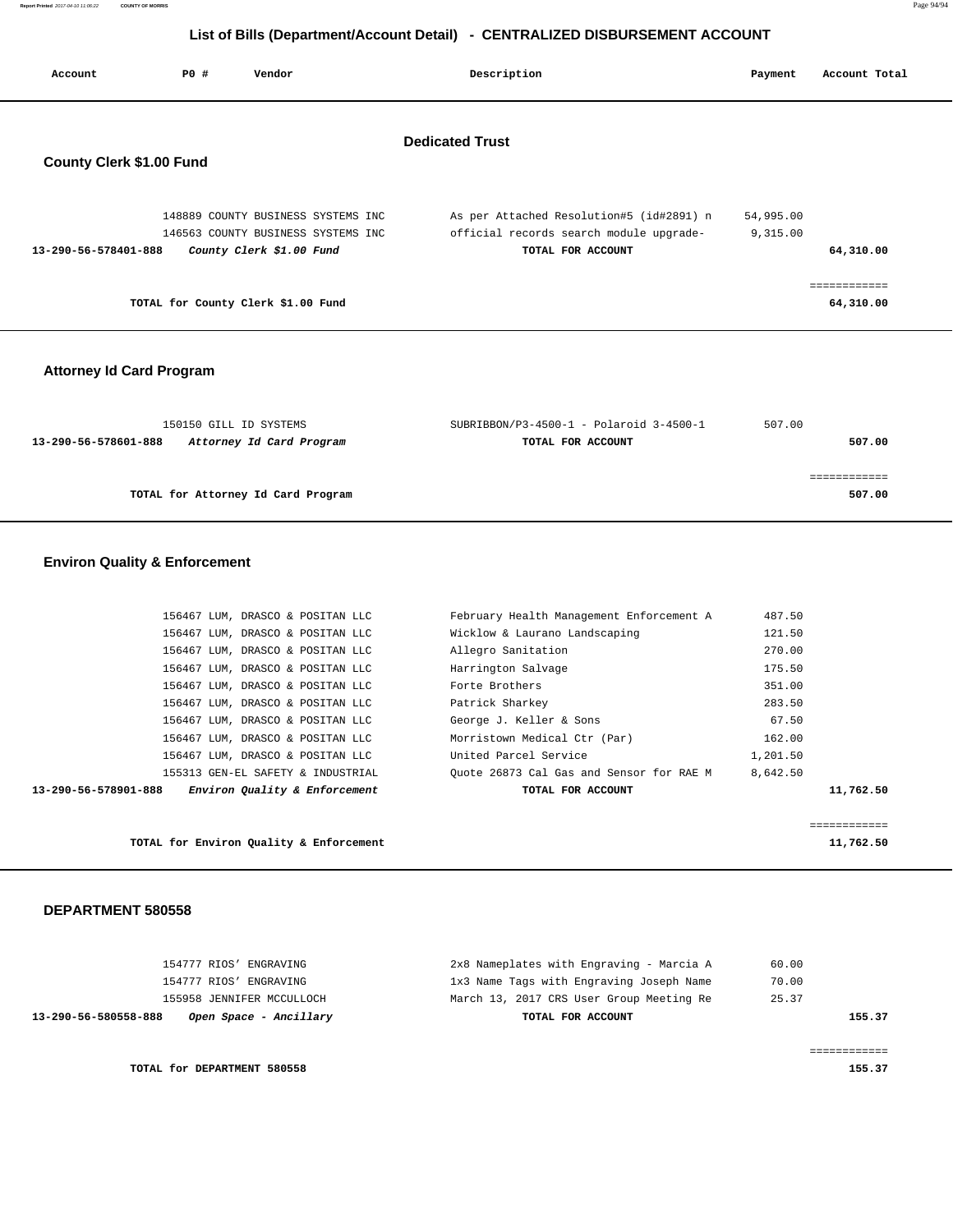# List of Bills (Department/Account Detail) - CENTRALIZED DISBURSEMENT ACCOUNT

| Account | PO # | Vendor | Description | Payment | Account Total |
|---|---|---|---|---|---|

## Dedicated Trust

### County Clerk $1.00 Fund

| Account | PO # | Vendor | Description | Payment | Account Total |
|---|---|---|---|---|---|
| | 148889 | COUNTY BUSINESS SYSTEMS INC | As per Attached Resolution#5 (id#2891) n | 54,995.00 | |
| | 146563 | COUNTY BUSINESS SYSTEMS INC | official records search module upgrade- | 9,315.00 | |
| **13-290-56-578401-888** | | ***County Clerk $1.00 Fund*** | **TOTAL FOR ACCOUNT** | | **64,310.00** |

**TOTAL for County Clerk $1.00 Fund** — **64,310.00**

### Attorney Id Card Program

| Account | PO # | Vendor | Description | Payment | Account Total |
|---|---|---|---|---|---|
| | 150150 | GILL ID SYSTEMS | SUBRIBBON/P3-4500-1 - Polaroid 3-4500-1 | 507.00 | |
| **13-290-56-578601-888** | | ***Attorney Id Card Program*** | **TOTAL FOR ACCOUNT** | | **507.00** |

**TOTAL for Attorney Id Card Program** — **507.00**

### Environ Quality & Enforcement

| Account | PO # | Vendor | Description | Payment | Account Total |
|---|---|---|---|---|---|
| | 156467 | LUM, DRASCO & POSITAN LLC | February Health Management Enforcement A | 487.50 | |
| | 156467 | LUM, DRASCO & POSITAN LLC | Wicklow & Laurano Landscaping | 121.50 | |
| | 156467 | LUM, DRASCO & POSITAN LLC | Allegro Sanitation | 270.00 | |
| | 156467 | LUM, DRASCO & POSITAN LLC | Harrington Salvage | 175.50 | |
| | 156467 | LUM, DRASCO & POSITAN LLC | Forte Brothers | 351.00 | |
| | 156467 | LUM, DRASCO & POSITAN LLC | Patrick Sharkey | 283.50 | |
| | 156467 | LUM, DRASCO & POSITAN LLC | George J. Keller & Sons | 67.50 | |
| | 156467 | LUM, DRASCO & POSITAN LLC | Morristown Medical Ctr (Par) | 162.00 | |
| | 156467 | LUM, DRASCO & POSITAN LLC | United Parcel Service | 1,201.50 | |
| | 155313 | GEN-EL SAFETY & INDUSTRIAL | Quote 26873 Cal Gas and Sensor for RAE M | 8,642.50 | |
| **13-290-56-578901-888** | | ***Environ Quality & Enforcement*** | **TOTAL FOR ACCOUNT** | | **11,762.50** |

**TOTAL for Environ Quality & Enforcement** — **11,762.50**

### DEPARTMENT 580558

| Account | PO # | Vendor | Description | Payment | Account Total |
|---|---|---|---|---|---|
| | 154777 | RIOS' ENGRAVING | 2x8 Nameplates with Engraving - Marcia A | 60.00 | |
| | 154777 | RIOS' ENGRAVING | 1x3 Name Tags with Engraving Joseph Name | 70.00 | |
| | 155958 | JENNIFER MCCULLOCH | March 13, 2017 CRS User Group Meeting Re | 25.37 | |
| **13-290-56-580558-888** | | ***Open Space - Ancillary*** | **TOTAL FOR ACCOUNT** | | **155.37** |

**TOTAL for DEPARTMENT 580558** — **155.37**